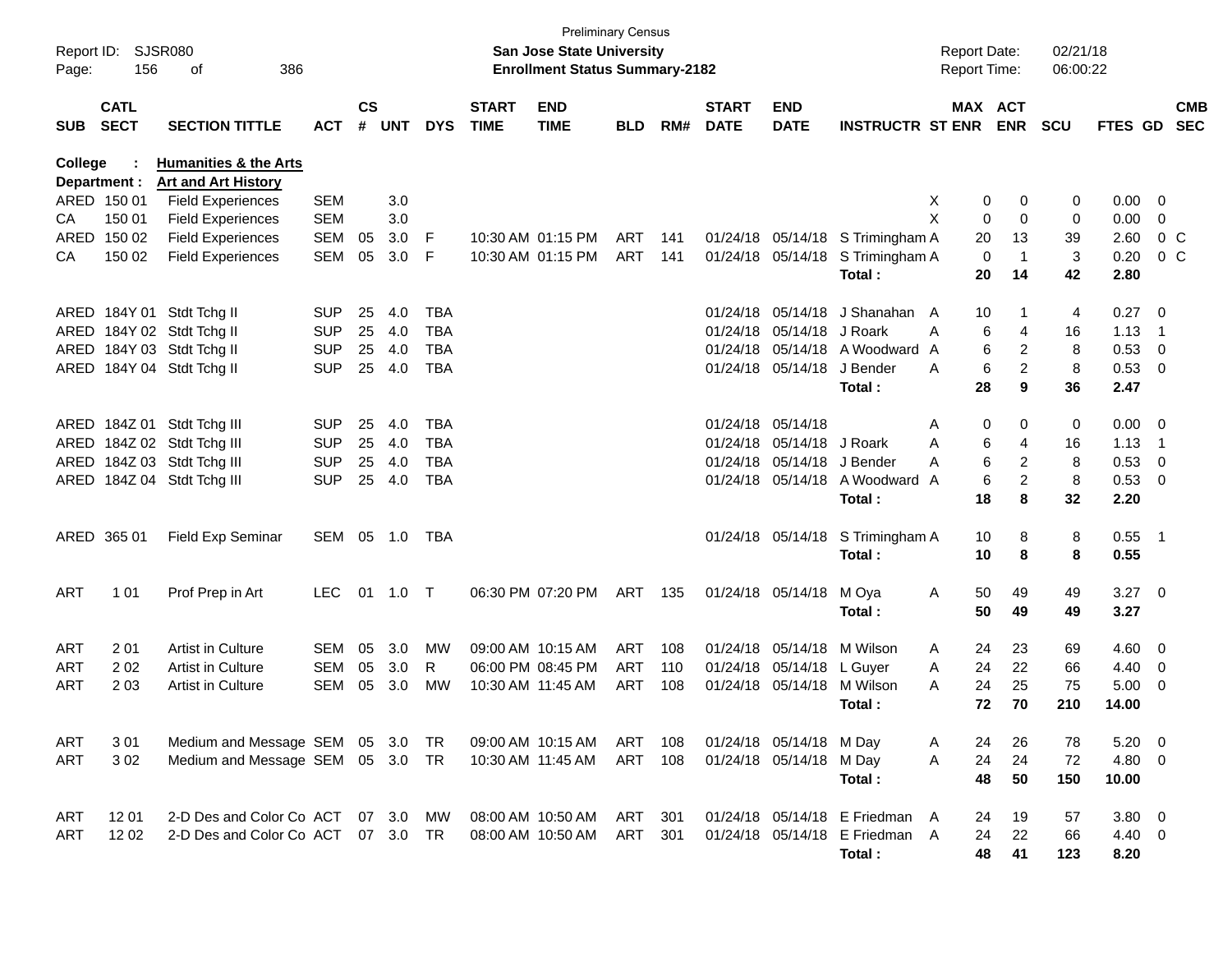Preliminary Census

**San Jose State University**

**Enrollment Status Summary-2182**

Report ID: SJSR080

Report Date: 02/21/18
Report Time: 06:00:22

**College : Humanities & the Arts**
**Department : Art and Art History**

| SUB | CATL SECT | SECTION TITTLE | ACT | CS # | UNT | DYS | START TIME | END TIME | BLD | RM# | START DATE | END DATE | INSTRUCTR | ST | MAX ENR | ACT ENR | SCU | FTES | GD | CMB SEC |
|---|---|---|---|---|---|---|---|---|---|---|---|---|---|---|---|---|---|---|---|---|
| ARED | 150 01 | Field Experiences | SEM | | 3.0 | | | | | | | | | X | 0 | 0 | 0 | 0.00 | 0 | |
| CA | 150 01 | Field Experiences | SEM | | 3.0 | | | | | | | | | X | 0 | 0 | 0 | 0.00 | 0 | |
| ARED | 150 02 | Field Experiences | SEM | 05 | 3.0 | F | 10:30 AM | 01:15 PM | ART | 141 | 01/24/18 | 05/14/18 | S Trimingham | A | 20 | 13 | 39 | 2.60 | 0 | C |
| CA | 150 02 | Field Experiences | SEM | 05 | 3.0 | F | 10:30 AM | 01:15 PM | ART | 141 | 01/24/18 | 05/14/18 | S Trimingham | A | 0 | 1 | 3 | 0.20 | 0 | C |
| | | | | | | | | | | | | | **Total :** | | **20** | **14** | **42** | **2.80** | | |
| ARED | 184Y 01 | Stdt Tchg II | SUP | 25 | 4.0 | TBA | | | | | 01/24/18 | 05/14/18 | J Shanahan | A | 10 | 1 | 4 | 0.27 | 0 | |
| ARED | 184Y 02 | Stdt Tchg II | SUP | 25 | 4.0 | TBA | | | | | 01/24/18 | 05/14/18 | J Roark | A | 6 | 4 | 16 | 1.13 | 1 | |
| ARED | 184Y 03 | Stdt Tchg II | SUP | 25 | 4.0 | TBA | | | | | 01/24/18 | 05/14/18 | A Woodward | A | 6 | 2 | 8 | 0.53 | 0 | |
| ARED | 184Y 04 | Stdt Tchg II | SUP | 25 | 4.0 | TBA | | | | | 01/24/18 | 05/14/18 | J Bender | A | 6 | 2 | 8 | 0.53 | 0 | |
| | | | | | | | | | | | | | **Total :** | | **28** | **9** | **36** | **2.47** | | |
| ARED | 184Z 01 | Stdt Tchg III | SUP | 25 | 4.0 | TBA | | | | | 01/24/18 | 05/14/18 | | A | 0 | 0 | 0 | 0.00 | 0 | |
| ARED | 184Z 02 | Stdt Tchg III | SUP | 25 | 4.0 | TBA | | | | | 01/24/18 | 05/14/18 | J Roark | A | 6 | 4 | 16 | 1.13 | 1 | |
| ARED | 184Z 03 | Stdt Tchg III | SUP | 25 | 4.0 | TBA | | | | | 01/24/18 | 05/14/18 | J Bender | A | 6 | 2 | 8 | 0.53 | 0 | |
| ARED | 184Z 04 | Stdt Tchg III | SUP | 25 | 4.0 | TBA | | | | | 01/24/18 | 05/14/18 | A Woodward | A | 6 | 2 | 8 | 0.53 | 0 | |
| | | | | | | | | | | | | | **Total :** | | **18** | **8** | **32** | **2.20** | | |
| ARED | 365 01 | Field Exp Seminar | SEM | 05 | 1.0 | TBA | | | | | 01/24/18 | 05/14/18 | S Trimingham | A | 10 | 8 | 8 | 0.55 | 1 | |
| | | | | | | | | | | | | | **Total :** | | **10** | **8** | **8** | **0.55** | | |
| ART | 1 01 | Prof Prep in Art | LEC | 01 | 1.0 | T | 06:30 PM | 07:20 PM | ART | 135 | 01/24/18 | 05/14/18 | M Oya | A | 50 | 49 | 49 | 3.27 | 0 | |
| | | | | | | | | | | | | | **Total :** | | **50** | **49** | **49** | **3.27** | | |
| ART | 2 01 | Artist in Culture | SEM | 05 | 3.0 | MW | 09:00 AM | 10:15 AM | ART | 108 | 01/24/18 | 05/14/18 | M Wilson | A | 24 | 23 | 69 | 4.60 | 0 | |
| ART | 2 02 | Artist in Culture | SEM | 05 | 3.0 | R | 06:00 PM | 08:45 PM | ART | 110 | 01/24/18 | 05/14/18 | L Guyer | A | 24 | 22 | 66 | 4.40 | 0 | |
| ART | 2 03 | Artist in Culture | SEM | 05 | 3.0 | MW | 10:30 AM | 11:45 AM | ART | 108 | 01/24/18 | 05/14/18 | M Wilson | A | 24 | 25 | 75 | 5.00 | 0 | |
| | | | | | | | | | | | | | **Total :** | | **72** | **70** | **210** | **14.00** | | |
| ART | 3 01 | Medium and Message | SEM | 05 | 3.0 | TR | 09:00 AM | 10:15 AM | ART | 108 | 01/24/18 | 05/14/18 | M Day | A | 24 | 26 | 78 | 5.20 | 0 | |
| ART | 3 02 | Medium and Message | SEM | 05 | 3.0 | TR | 10:30 AM | 11:45 AM | ART | 108 | 01/24/18 | 05/14/18 | M Day | A | 24 | 24 | 72 | 4.80 | 0 | |
| | | | | | | | | | | | | | **Total :** | | **48** | **50** | **150** | **10.00** | | |
| ART | 12 01 | 2-D Des and Color Co | ACT | 07 | 3.0 | MW | 08:00 AM | 10:50 AM | ART | 301 | 01/24/18 | 05/14/18 | E Friedman | A | 24 | 19 | 57 | 3.80 | 0 | |
| ART | 12 02 | 2-D Des and Color Co | ACT | 07 | 3.0 | TR | 08:00 AM | 10:50 AM | ART | 301 | 01/24/18 | 05/14/18 | E Friedman | A | 24 | 22 | 66 | 4.40 | 0 | |
| | | | | | | | | | | | | | **Total :** | | **48** | **41** | **123** | **8.20** | | |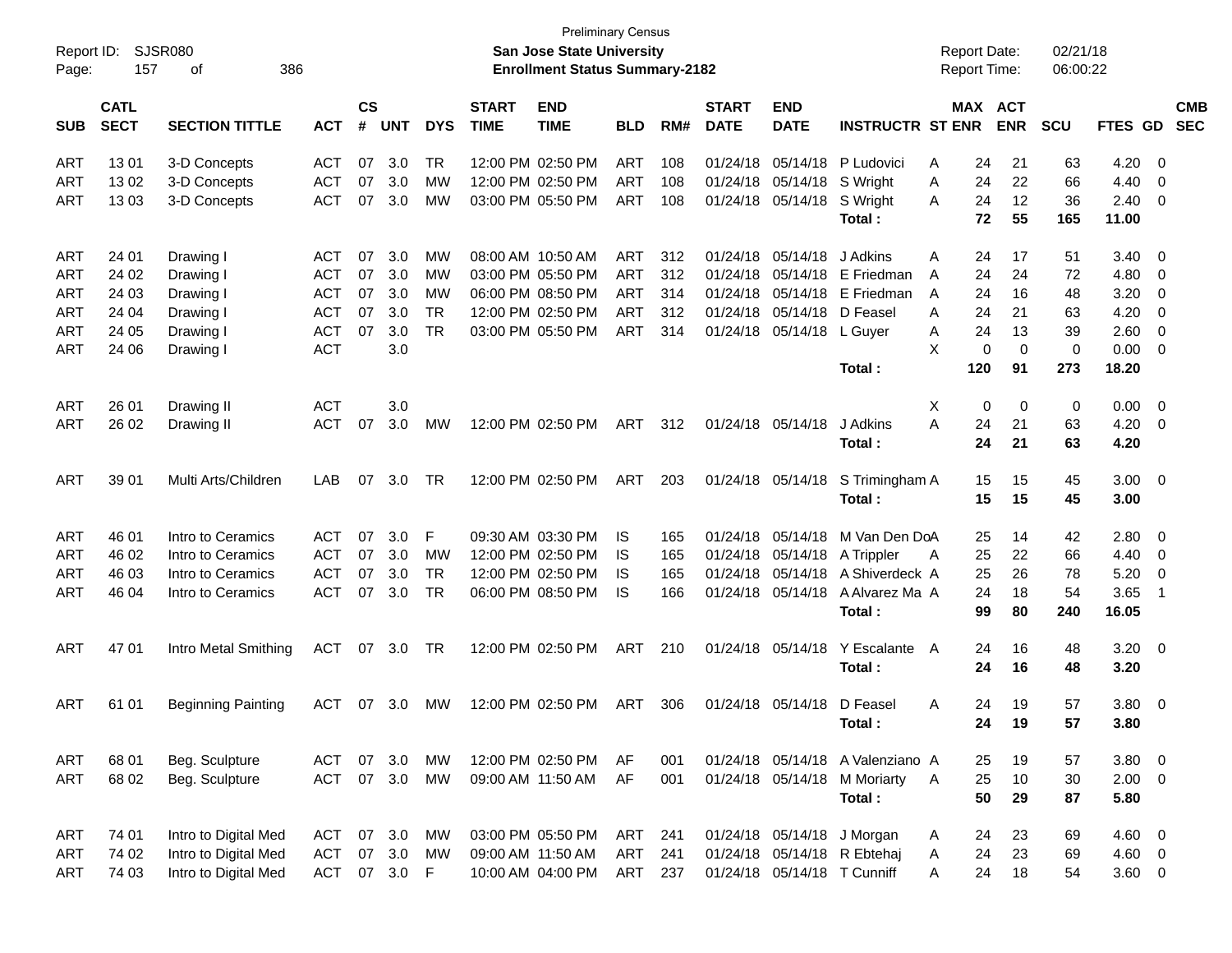Preliminary Census

**San Jose State University**

**Enrollment Status Summary-2182**

Report ID: SJSR080

Report Date: 02/21/18

Report Time: 06:00:22

| SUB | CATL SECT | SECTION TITTLE | ACT | CS # | UNT | DYS | START TIME | END TIME | BLD | RM# | START DATE | END DATE | INSTRUCTR | ST | MAX ENR | ACT ENR | SCU | FTES | GD | CMB SEC |
|---|---|---|---|---|---|---|---|---|---|---|---|---|---|---|---|---|---|---|---|---|
| ART | 13 01 | 3-D Concepts | ACT | 07 | 3.0 | TR | 12:00 PM | 02:50 PM | ART | 108 | 01/24/18 | 05/14/18 | P Ludovici | A | 24 | 21 | 63 | 4.20 | 0 | |
| ART | 13 02 | 3-D Concepts | ACT | 07 | 3.0 | MW | 12:00 PM | 02:50 PM | ART | 108 | 01/24/18 | 05/14/18 | S Wright | A | 24 | 22 | 66 | 4.40 | 0 | |
| ART | 13 03 | 3-D Concepts | ACT | 07 | 3.0 | MW | 03:00 PM | 05:50 PM | ART | 108 | 01/24/18 | 05/14/18 | S Wright | A | 24 | 12 | 36 | 2.40 | 0 | |
| | | | | | | | | | | | | | **Total :** | | **72** | **55** | **165** | **11.00** | | |
| ART | 24 01 | Drawing I | ACT | 07 | 3.0 | MW | 08:00 AM | 10:50 AM | ART | 312 | 01/24/18 | 05/14/18 | J Adkins | A | 24 | 17 | 51 | 3.40 | 0 | |
| ART | 24 02 | Drawing I | ACT | 07 | 3.0 | MW | 03:00 PM | 05:50 PM | ART | 312 | 01/24/18 | 05/14/18 | E Friedman | A | 24 | 24 | 72 | 4.80 | 0 | |
| ART | 24 03 | Drawing I | ACT | 07 | 3.0 | MW | 06:00 PM | 08:50 PM | ART | 314 | 01/24/18 | 05/14/18 | E Friedman | A | 24 | 16 | 48 | 3.20 | 0 | |
| ART | 24 04 | Drawing I | ACT | 07 | 3.0 | TR | 12:00 PM | 02:50 PM | ART | 312 | 01/24/18 | 05/14/18 | D Feasel | A | 24 | 21 | 63 | 4.20 | 0 | |
| ART | 24 05 | Drawing I | ACT | 07 | 3.0 | TR | 03:00 PM | 05:50 PM | ART | 314 | 01/24/18 | 05/14/18 | L Guyer | A | 24 | 13 | 39 | 2.60 | 0 | |
| ART | 24 06 | Drawing I | ACT | | 3.0 | | | | | | | | | X | 0 | 0 | 0 | 0.00 | 0 | |
| | | | | | | | | | | | | | **Total :** | | **120** | **91** | **273** | **18.20** | | |
| ART | 26 01 | Drawing II | ACT | | 3.0 | | | | | | | | | X | 0 | 0 | 0 | 0.00 | 0 | |
| ART | 26 02 | Drawing II | ACT | 07 | 3.0 | MW | 12:00 PM | 02:50 PM | ART | 312 | 01/24/18 | 05/14/18 | J Adkins | A | 24 | 21 | 63 | 4.20 | 0 | |
| | | | | | | | | | | | | | **Total :** | | **24** | **21** | **63** | **4.20** | | |
| ART | 39 01 | Multi Arts/Children | LAB | 07 | 3.0 | TR | 12:00 PM | 02:50 PM | ART | 203 | 01/24/18 | 05/14/18 | S Trimingham | A | 15 | 15 | 45 | 3.00 | 0 | |
| | | | | | | | | | | | | | **Total :** | | **15** | **15** | **45** | **3.00** | | |
| ART | 46 01 | Intro to Ceramics | ACT | 07 | 3.0 | F | 09:30 AM | 03:30 PM | IS | 165 | 01/24/18 | 05/14/18 | M Van Den Do | A | 25 | 14 | 42 | 2.80 | 0 | |
| ART | 46 02 | Intro to Ceramics | ACT | 07 | 3.0 | MW | 12:00 PM | 02:50 PM | IS | 165 | 01/24/18 | 05/14/18 | A Trippler | A | 25 | 22 | 66 | 4.40 | 0 | |
| ART | 46 03 | Intro to Ceramics | ACT | 07 | 3.0 | TR | 12:00 PM | 02:50 PM | IS | 165 | 01/24/18 | 05/14/18 | A Shiverdeck | A | 25 | 26 | 78 | 5.20 | 0 | |
| ART | 46 04 | Intro to Ceramics | ACT | 07 | 3.0 | TR | 06:00 PM | 08:50 PM | IS | 166 | 01/24/18 | 05/14/18 | A Alvarez Ma | A | 24 | 18 | 54 | 3.65 | 1 | |
| | | | | | | | | | | | | | **Total :** | | **99** | **80** | **240** | **16.05** | | |
| ART | 47 01 | Intro Metal Smithing | ACT | 07 | 3.0 | TR | 12:00 PM | 02:50 PM | ART | 210 | 01/24/18 | 05/14/18 | Y Escalante | A | 24 | 16 | 48 | 3.20 | 0 | |
| | | | | | | | | | | | | | **Total :** | | **24** | **16** | **48** | **3.20** | | |
| ART | 61 01 | Beginning Painting | ACT | 07 | 3.0 | MW | 12:00 PM | 02:50 PM | ART | 306 | 01/24/18 | 05/14/18 | D Feasel | A | 24 | 19 | 57 | 3.80 | 0 | |
| | | | | | | | | | | | | | **Total :** | | **24** | **19** | **57** | **3.80** | | |
| ART | 68 01 | Beg. Sculpture | ACT | 07 | 3.0 | MW | 12:00 PM | 02:50 PM | AF | 001 | 01/24/18 | 05/14/18 | A Valenziano | A | 25 | 19 | 57 | 3.80 | 0 | |
| ART | 68 02 | Beg. Sculpture | ACT | 07 | 3.0 | MW | 09:00 AM | 11:50 AM | AF | 001 | 01/24/18 | 05/14/18 | M Moriarty | A | 25 | 10 | 30 | 2.00 | 0 | |
| | | | | | | | | | | | | | **Total :** | | **50** | **29** | **87** | **5.80** | | |
| ART | 74 01 | Intro to Digital Med | ACT | 07 | 3.0 | MW | 03:00 PM | 05:50 PM | ART | 241 | 01/24/18 | 05/14/18 | J Morgan | A | 24 | 23 | 69 | 4.60 | 0 | |
| ART | 74 02 | Intro to Digital Med | ACT | 07 | 3.0 | MW | 09:00 AM | 11:50 AM | ART | 241 | 01/24/18 | 05/14/18 | R Ebtehaj | A | 24 | 23 | 69 | 4.60 | 0 | |
| ART | 74 03 | Intro to Digital Med | ACT | 07 | 3.0 | F | 10:00 AM | 04:00 PM | ART | 237 | 01/24/18 | 05/14/18 | T Cunniff | A | 24 | 18 | 54 | 3.60 | 0 | |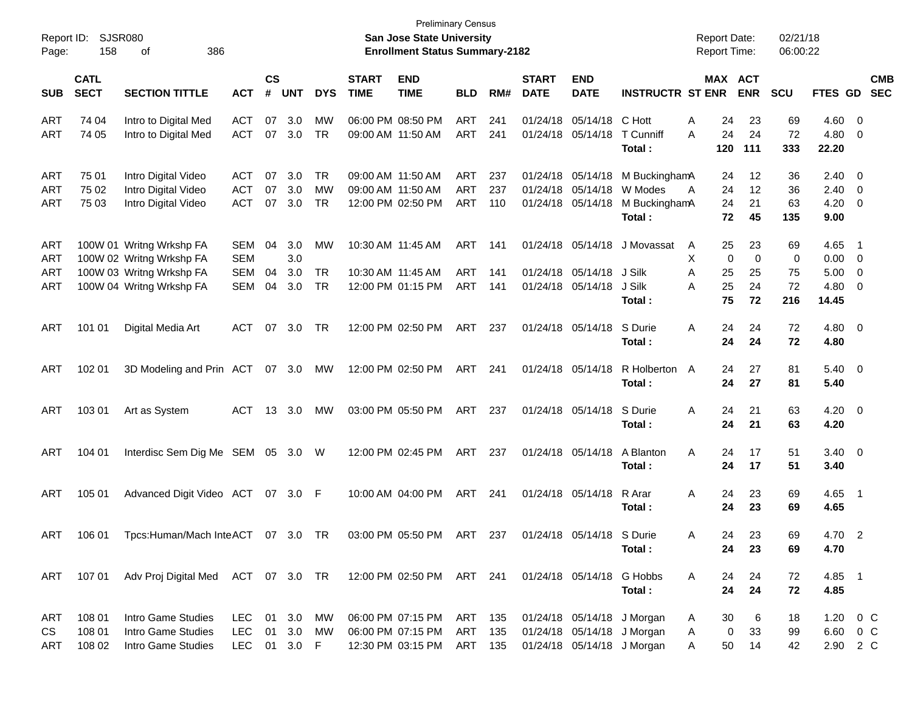Preliminary Census

**San Jose State University**

**Enrollment Status Summary-2182**

Report ID: SJSR080

Report Date: 02/21/18

Report Time: 06:00:22

| SUB | CATL SECT | SECTION TITTLE | ACT | CS # | UNT | DYS | START TIME | END TIME | BLD | RM# | START DATE | END DATE | INSTRUCTR | ST | MAX ENR | ACT ENR | SCU | FTES | GD | CMB SEC |
|---|---|---|---|---|---|---|---|---|---|---|---|---|---|---|---|---|---|---|---|---|
| ART | 74 04 | Intro to Digital Med | ACT | 07 | 3.0 | MW | 06:00 PM | 08:50 PM | ART | 241 | 01/24/18 | 05/14/18 | C Hott | A | 24 | 23 | 69 | 4.60 | 0 | |
| ART | 74 05 | Intro to Digital Med | ACT | 07 | 3.0 | TR | 09:00 AM | 11:50 AM | ART | 241 | 01/24/18 | 05/14/18 | T Cunniff | A | 24 | 24 | 72 | 4.80 | 0 | |
| | | | | | | | | | | | | | **Total :** | | **120** | **111** | **333** | **22.20** | | |
| ART | 75 01 | Intro Digital Video | ACT | 07 | 3.0 | TR | 09:00 AM | 11:50 AM | ART | 237 | 01/24/18 | 05/14/18 | M Buckingham | A | 24 | 12 | 36 | 2.40 | 0 | |
| ART | 75 02 | Intro Digital Video | ACT | 07 | 3.0 | MW | 09:00 AM | 11:50 AM | ART | 237 | 01/24/18 | 05/14/18 | W Modes | A | 24 | 12 | 36 | 2.40 | 0 | |
| ART | 75 03 | Intro Digital Video | ACT | 07 | 3.0 | TR | 12:00 PM | 02:50 PM | ART | 110 | 01/24/18 | 05/14/18 | M Buckingham | A | 24 | 21 | 63 | 4.20 | 0 | |
| | | | | | | | | | | | | | **Total :** | | **72** | **45** | **135** | **9.00** | | |
| ART | 100W 01 | Writng Wrkshp FA | SEM | 04 | 3.0 | MW | 10:30 AM | 11:45 AM | ART | 141 | 01/24/18 | 05/14/18 | J Movassat | A | 25 | 23 | 69 | 4.65 | 1 | |
| ART | 100W 02 | Writng Wrkshp FA | SEM | | 3.0 | | | | | | | | | X | 0 | 0 | 0 | 0.00 | 0 | |
| ART | 100W 03 | Writng Wrkshp FA | SEM | 04 | 3.0 | TR | 10:30 AM | 11:45 AM | ART | 141 | 01/24/18 | 05/14/18 | J Silk | A | 25 | 25 | 75 | 5.00 | 0 | |
| ART | 100W 04 | Writng Wrkshp FA | SEM | 04 | 3.0 | TR | 12:00 PM | 01:15 PM | ART | 141 | 01/24/18 | 05/14/18 | J Silk | A | 25 | 24 | 72 | 4.80 | 0 | |
| | | | | | | | | | | | | | **Total :** | | **75** | **72** | **216** | **14.45** | | |
| ART | 101 01 | Digital Media Art | ACT | 07 | 3.0 | TR | 12:00 PM | 02:50 PM | ART | 237 | 01/24/18 | 05/14/18 | S Durie | A | 24 | 24 | 72 | 4.80 | 0 | |
| | | | | | | | | | | | | | **Total :** | | **24** | **24** | **72** | **4.80** | | |
| ART | 102 01 | 3D Modeling and Prin | ACT | 07 | 3.0 | MW | 12:00 PM | 02:50 PM | ART | 241 | 01/24/18 | 05/14/18 | R Holberton | A | 24 | 27 | 81 | 5.40 | 0 | |
| | | | | | | | | | | | | | **Total :** | | **24** | **27** | **81** | **5.40** | | |
| ART | 103 01 | Art as System | ACT | 13 | 3.0 | MW | 03:00 PM | 05:50 PM | ART | 237 | 01/24/18 | 05/14/18 | S Durie | A | 24 | 21 | 63 | 4.20 | 0 | |
| | | | | | | | | | | | | | **Total :** | | **24** | **21** | **63** | **4.20** | | |
| ART | 104 01 | Interdisc Sem Dig Me | SEM | 05 | 3.0 | W | 12:00 PM | 02:45 PM | ART | 237 | 01/24/18 | 05/14/18 | A Blanton | A | 24 | 17 | 51 | 3.40 | 0 | |
| | | | | | | | | | | | | | **Total :** | | **24** | **17** | **51** | **3.40** | | |
| ART | 105 01 | Advanced Digit Video | ACT | 07 | 3.0 | F | 10:00 AM | 04:00 PM | ART | 241 | 01/24/18 | 05/14/18 | R Arar | A | 24 | 23 | 69 | 4.65 | 1 | |
| | | | | | | | | | | | | | **Total :** | | **24** | **23** | **69** | **4.65** | | |
| ART | 106 01 | Tpcs:Human/Mach Inte | ACT | 07 | 3.0 | TR | 03:00 PM | 05:50 PM | ART | 237 | 01/24/18 | 05/14/18 | S Durie | A | 24 | 23 | 69 | 4.70 | 2 | |
| | | | | | | | | | | | | | **Total :** | | **24** | **23** | **69** | **4.70** | | |
| ART | 107 01 | Adv Proj Digital Med | ACT | 07 | 3.0 | TR | 12:00 PM | 02:50 PM | ART | 241 | 01/24/18 | 05/14/18 | G Hobbs | A | 24 | 24 | 72 | 4.85 | 1 | |
| | | | | | | | | | | | | | **Total :** | | **24** | **24** | **72** | **4.85** | | |
| ART | 108 01 | Intro Game Studies | LEC | 01 | 3.0 | MW | 06:00 PM | 07:15 PM | ART | 135 | 01/24/18 | 05/14/18 | J Morgan | A | 30 | 6 | 18 | 1.20 | 0 | C |
| CS | 108 01 | Intro Game Studies | LEC | 01 | 3.0 | MW | 06:00 PM | 07:15 PM | ART | 135 | 01/24/18 | 05/14/18 | J Morgan | A | 0 | 33 | 99 | 6.60 | 0 | C |
| ART | 108 02 | Intro Game Studies | LEC | 01 | 3.0 | F | 12:30 PM | 03:15 PM | ART | 135 | 01/24/18 | 05/14/18 | J Morgan | A | 50 | 14 | 42 | 2.90 | 2 | C |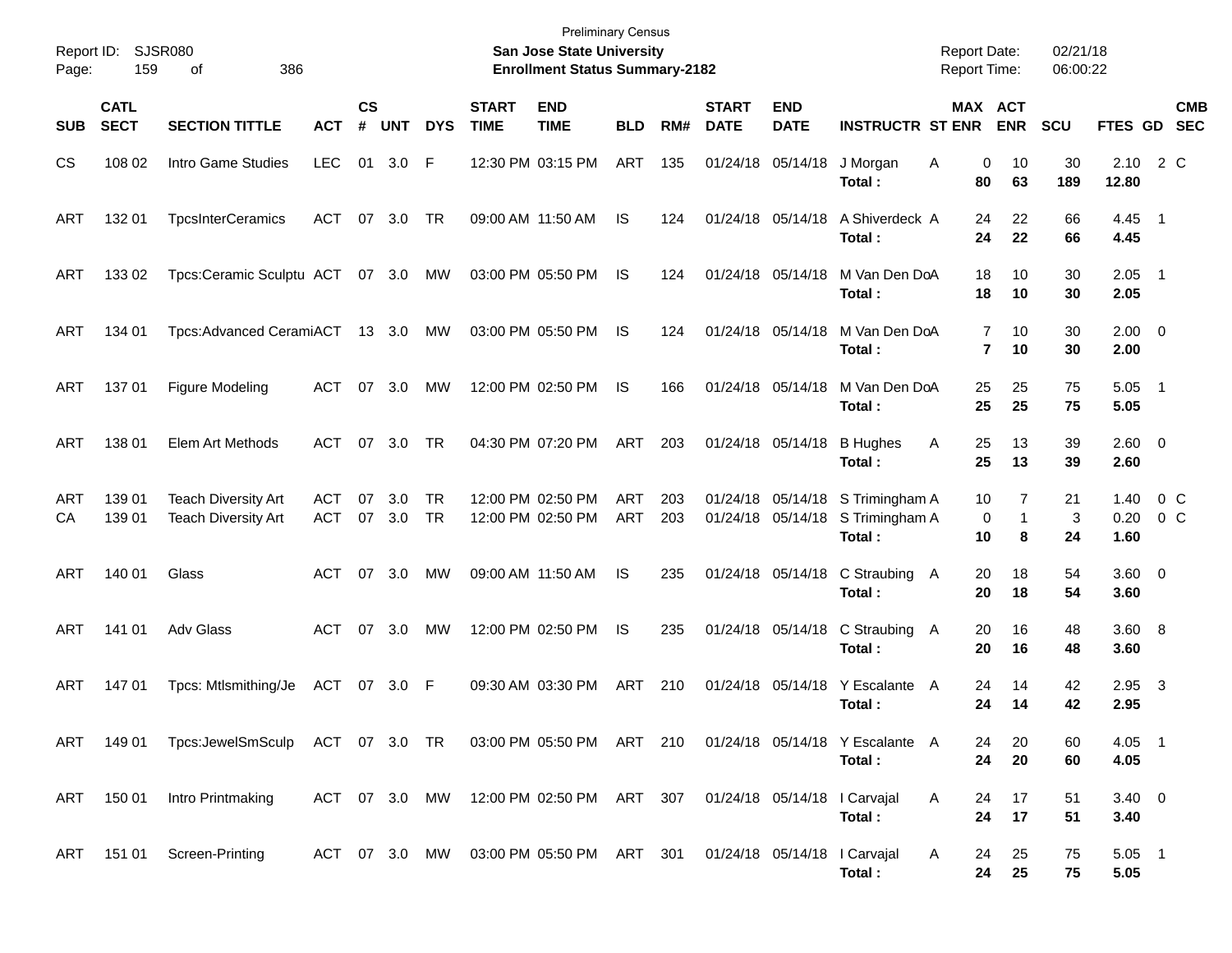Preliminary Census

**San Jose State University**

**Enrollment Status Summary-2182**

Report ID: SJSR080

Report Date: 02/21/18

Report Time: 06:00:22

| SUB | CATL SECT | SECTION TITTLE | ACT | CS # | UNT | DYS | START TIME | END TIME | BLD | RM# | START DATE | END DATE | INSTRUCTR | ST | MAX ENR | ACT ENR | SCU | FTES | GD | CMB SEC |
|---|---|---|---|---|---|---|---|---|---|---|---|---|---|---|---|---|---|---|---|---|
| CS | 108 02 | Intro Game Studies | LEC | 01 | 3.0 | F | 12:30 PM | 03:15 PM | ART | 135 | 01/24/18 | 05/14/18 | J Morgan | A | 0 | 10 | 30 | 2.10 | 2 | C |
| | | | | | | | | | | | | | **Total :** | | **80** | **63** | **189** | **12.80** | | |
| ART | 132 01 | TpcsInterCeramics | ACT | 07 | 3.0 | TR | 09:00 AM | 11:50 AM | IS | 124 | 01/24/18 | 05/14/18 | A Shiverdeck | A | 24 | 22 | 66 | 4.45 | 1 | |
| | | | | | | | | | | | | | **Total :** | | **24** | **22** | **66** | **4.45** | | |
| ART | 133 02 | Tpcs:Ceramic Sculptu | ACT | 07 | 3.0 | MW | 03:00 PM | 05:50 PM | IS | 124 | 01/24/18 | 05/14/18 | M Van Den Do | A | 18 | 10 | 30 | 2.05 | 1 | |
| | | | | | | | | | | | | | **Total :** | | **18** | **10** | **30** | **2.05** | | |
| ART | 134 01 | Tpcs:Advanced Cerami | ACT | 13 | 3.0 | MW | 03:00 PM | 05:50 PM | IS | 124 | 01/24/18 | 05/14/18 | M Van Den Do | A | 7 | 10 | 30 | 2.00 | 0 | |
| | | | | | | | | | | | | | **Total :** | | **7** | **10** | **30** | **2.00** | | |
| ART | 137 01 | Figure Modeling | ACT | 07 | 3.0 | MW | 12:00 PM | 02:50 PM | IS | 166 | 01/24/18 | 05/14/18 | M Van Den Do | A | 25 | 25 | 75 | 5.05 | 1 | |
| | | | | | | | | | | | | | **Total :** | | **25** | **25** | **75** | **5.05** | | |
| ART | 138 01 | Elem Art Methods | ACT | 07 | 3.0 | TR | 04:30 PM | 07:20 PM | ART | 203 | 01/24/18 | 05/14/18 | B Hughes | A | 25 | 13 | 39 | 2.60 | 0 | |
| | | | | | | | | | | | | | **Total :** | | **25** | **13** | **39** | **2.60** | | |
| ART | 139 01 | Teach Diversity Art | ACT | 07 | 3.0 | TR | 12:00 PM | 02:50 PM | ART | 203 | 01/24/18 | 05/14/18 | S Trimingham | A | 10 | 7 | 21 | 1.40 | 0 | C |
| CA | 139 01 | Teach Diversity Art | ACT | 07 | 3.0 | TR | 12:00 PM | 02:50 PM | ART | 203 | 01/24/18 | 05/14/18 | S Trimingham | A | 0 | 1 | 3 | 0.20 | 0 | C |
| | | | | | | | | | | | | | **Total :** | | **10** | **8** | **24** | **1.60** | | |
| ART | 140 01 | Glass | ACT | 07 | 3.0 | MW | 09:00 AM | 11:50 AM | IS | 235 | 01/24/18 | 05/14/18 | C Straubing | A | 20 | 18 | 54 | 3.60 | 0 | |
| | | | | | | | | | | | | | **Total :** | | **20** | **18** | **54** | **3.60** | | |
| ART | 141 01 | Adv Glass | ACT | 07 | 3.0 | MW | 12:00 PM | 02:50 PM | IS | 235 | 01/24/18 | 05/14/18 | C Straubing | A | 20 | 16 | 48 | 3.60 | 8 | |
| | | | | | | | | | | | | | **Total :** | | **20** | **16** | **48** | **3.60** | | |
| ART | 147 01 | Tpcs: Mtlsmithing/Je | ACT | 07 | 3.0 | F | 09:30 AM | 03:30 PM | ART | 210 | 01/24/18 | 05/14/18 | Y Escalante | A | 24 | 14 | 42 | 2.95 | 3 | |
| | | | | | | | | | | | | | **Total :** | | **24** | **14** | **42** | **2.95** | | |
| ART | 149 01 | Tpcs:JewelSmSculp | ACT | 07 | 3.0 | TR | 03:00 PM | 05:50 PM | ART | 210 | 01/24/18 | 05/14/18 | Y Escalante | A | 24 | 20 | 60 | 4.05 | 1 | |
| | | | | | | | | | | | | | **Total :** | | **24** | **20** | **60** | **4.05** | | |
| ART | 150 01 | Intro Printmaking | ACT | 07 | 3.0 | MW | 12:00 PM | 02:50 PM | ART | 307 | 01/24/18 | 05/14/18 | I Carvajal | A | 24 | 17 | 51 | 3.40 | 0 | |
| | | | | | | | | | | | | | **Total :** | | **24** | **17** | **51** | **3.40** | | |
| ART | 151 01 | Screen-Printing | ACT | 07 | 3.0 | MW | 03:00 PM | 05:50 PM | ART | 301 | 01/24/18 | 05/14/18 | I Carvajal | A | 24 | 25 | 75 | 5.05 | 1 | |
| | | | | | | | | | | | | | **Total :** | | **24** | **25** | **75** | **5.05** | | |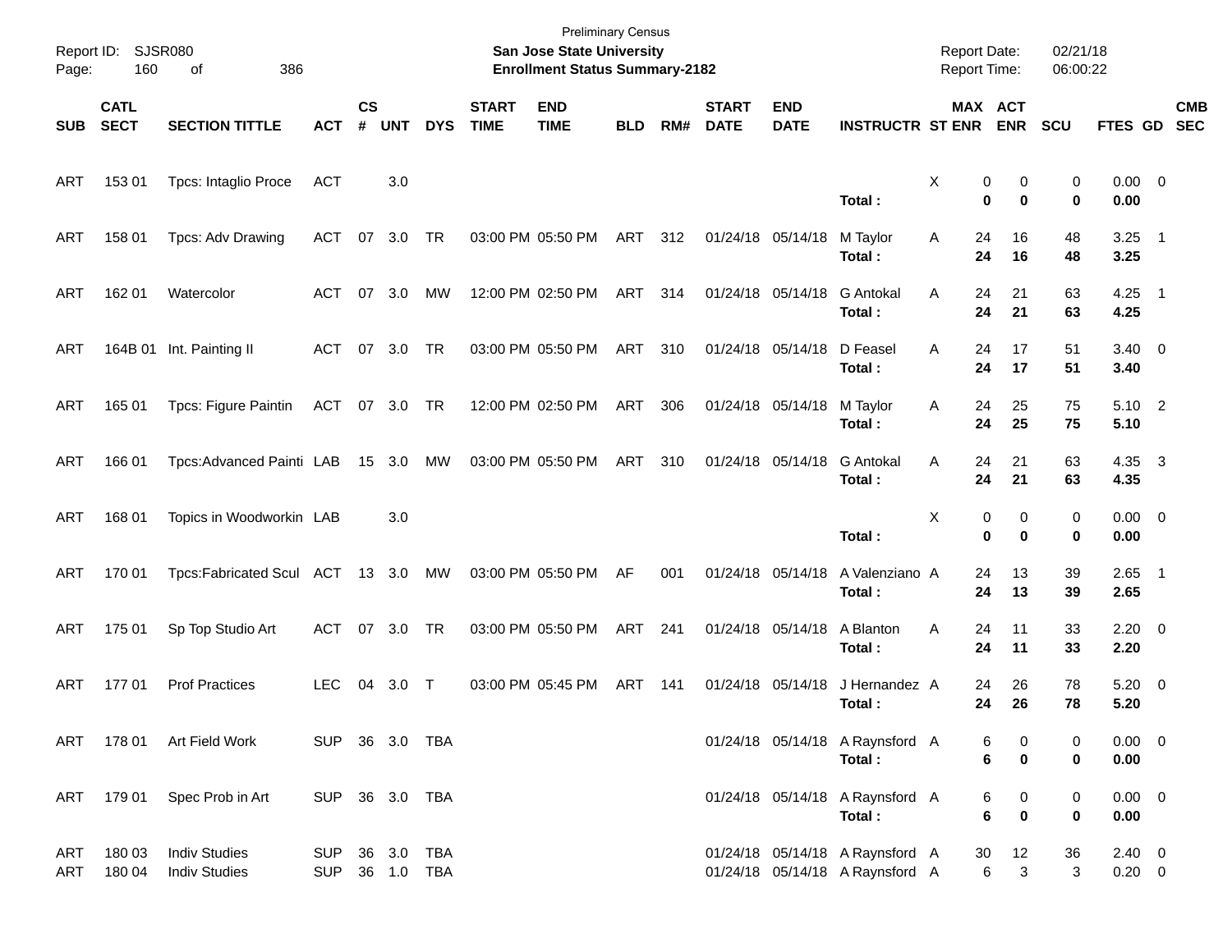Preliminary Census

**San Jose State University**
**Enrollment Status Summary-2182**

Report ID: SJSR080
Report Date: 02/21/18
Report Time: 06:00:22

| SUB | CATL SECT | SECTION TITTLE | ACT | CS # | UNT | DYS | START TIME | END TIME | BLD | RM# | START DATE | END DATE | INSTRUCTR | ST | MAX ENR | ACT ENR | SCU | FTES | GD | CMB SEC |
|---|---|---|---|---|---|---|---|---|---|---|---|---|---|---|---|---|---|---|---|---|
| ART | 153 01 | Tpcs: Intaglio Proce | ACT | | 3.0 | | | | | | | | | X | 0 | 0 | 0 | 0.00 | 0 | |
| | | | | | | | | | | | | | **Total :** | | **0** | **0** | **0** | **0.00** | | |
| ART | 158 01 | Tpcs: Adv Drawing | ACT | 07 | 3.0 | TR | 03:00 PM | 05:50 PM | ART | 312 | 01/24/18 | 05/14/18 | M Taylor | A | 24 | 16 | 48 | 3.25 | 1 | |
| | | | | | | | | | | | | | **Total :** | | **24** | **16** | **48** | **3.25** | | |
| ART | 162 01 | Watercolor | ACT | 07 | 3.0 | MW | 12:00 PM | 02:50 PM | ART | 314 | 01/24/18 | 05/14/18 | G Antokal | A | 24 | 21 | 63 | 4.25 | 1 | |
| | | | | | | | | | | | | | **Total :** | | **24** | **21** | **63** | **4.25** | | |
| ART | 164B 01 | Int. Painting II | ACT | 07 | 3.0 | TR | 03:00 PM | 05:50 PM | ART | 310 | 01/24/18 | 05/14/18 | D Feasel | A | 24 | 17 | 51 | 3.40 | 0 | |
| | | | | | | | | | | | | | **Total :** | | **24** | **17** | **51** | **3.40** | | |
| ART | 165 01 | Tpcs: Figure Paintin | ACT | 07 | 3.0 | TR | 12:00 PM | 02:50 PM | ART | 306 | 01/24/18 | 05/14/18 | M Taylor | A | 24 | 25 | 75 | 5.10 | 2 | |
| | | | | | | | | | | | | | **Total :** | | **24** | **25** | **75** | **5.10** | | |
| ART | 166 01 | Tpcs:Advanced Painti | LAB | 15 | 3.0 | MW | 03:00 PM | 05:50 PM | ART | 310 | 01/24/18 | 05/14/18 | G Antokal | A | 24 | 21 | 63 | 4.35 | 3 | |
| | | | | | | | | | | | | | **Total :** | | **24** | **21** | **63** | **4.35** | | |
| ART | 168 01 | Topics in Woodworkin | LAB | | 3.0 | | | | | | | | | X | 0 | 0 | 0 | 0.00 | 0 | |
| | | | | | | | | | | | | | **Total :** | | **0** | **0** | **0** | **0.00** | | |
| ART | 170 01 | Tpcs:Fabricated Scul | ACT | 13 | 3.0 | MW | 03:00 PM | 05:50 PM | AF | 001 | 01/24/18 | 05/14/18 | A Valenziano | A | 24 | 13 | 39 | 2.65 | 1 | |
| | | | | | | | | | | | | | **Total :** | | **24** | **13** | **39** | **2.65** | | |
| ART | 175 01 | Sp Top Studio Art | ACT | 07 | 3.0 | TR | 03:00 PM | 05:50 PM | ART | 241 | 01/24/18 | 05/14/18 | A Blanton | A | 24 | 11 | 33 | 2.20 | 0 | |
| | | | | | | | | | | | | | **Total :** | | **24** | **11** | **33** | **2.20** | | |
| ART | 177 01 | Prof Practices | LEC | 04 | 3.0 | T | 03:00 PM | 05:45 PM | ART | 141 | 01/24/18 | 05/14/18 | J Hernandez | A | 24 | 26 | 78 | 5.20 | 0 | |
| | | | | | | | | | | | | | **Total :** | | **24** | **26** | **78** | **5.20** | | |
| ART | 178 01 | Art Field Work | SUP | 36 | 3.0 | TBA | | | | | 01/24/18 | 05/14/18 | A Raynsford | A | 6 | 0 | 0 | 0.00 | 0 | |
| | | | | | | | | | | | | | **Total :** | | **6** | **0** | **0** | **0.00** | | |
| ART | 179 01 | Spec Prob in Art | SUP | 36 | 3.0 | TBA | | | | | 01/24/18 | 05/14/18 | A Raynsford | A | 6 | 0 | 0 | 0.00 | 0 | |
| | | | | | | | | | | | | | **Total :** | | **6** | **0** | **0** | **0.00** | | |
| ART | 180 03 | Indiv Studies | SUP | 36 | 3.0 | TBA | | | | | 01/24/18 | 05/14/18 | A Raynsford | A | 30 | 12 | 36 | 2.40 | 0 | |
| ART | 180 04 | Indiv Studies | SUP | 36 | 1.0 | TBA | | | | | 01/24/18 | 05/14/18 | A Raynsford | A | 6 | 3 | 3 | 0.20 | 0 | |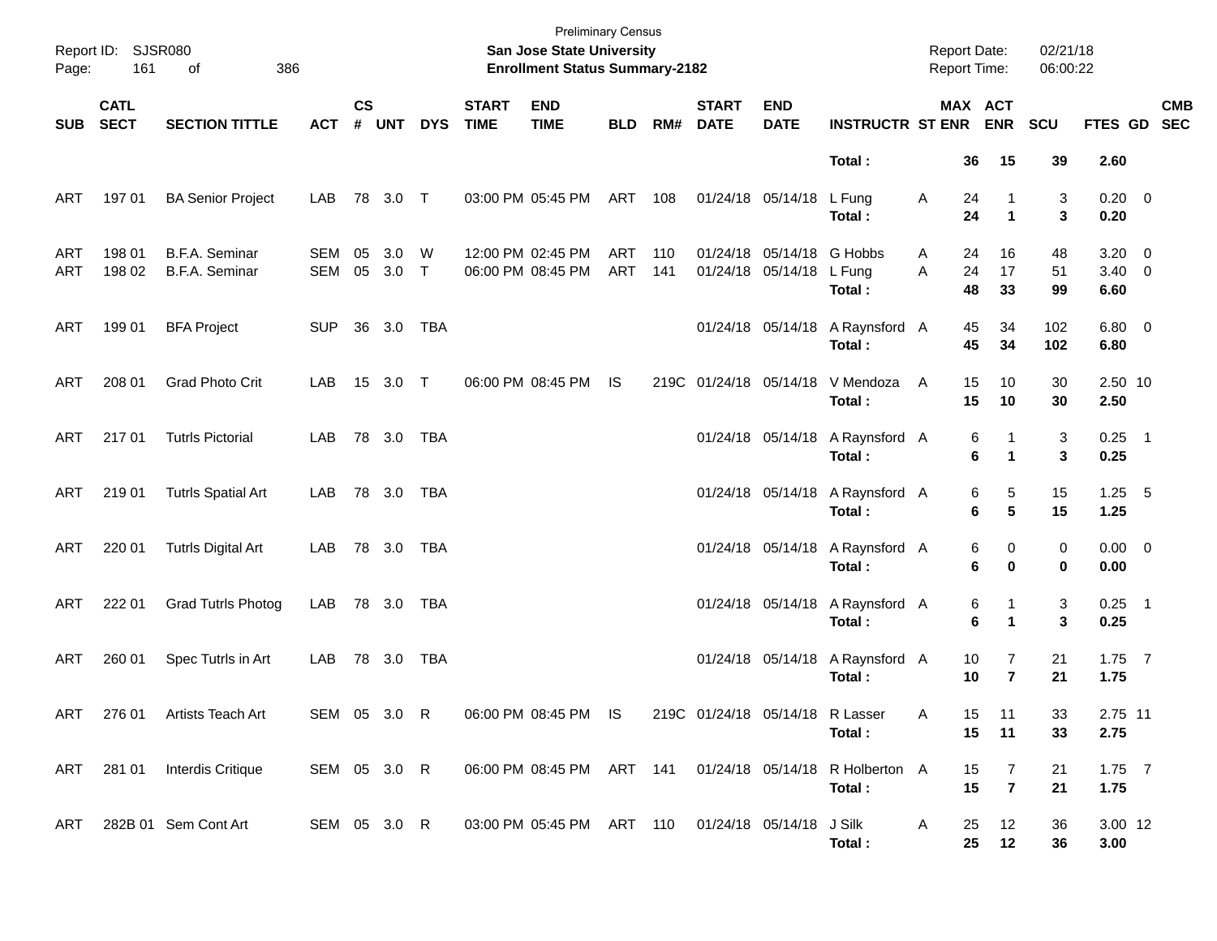| SUB | CATL SECT | SECTION TITTLE | ACT | CS # | UNT | DYS | START TIME | END TIME | BLD | RM# | START DATE | END DATE | INSTRUCTR | ST | MAX ENR | ACT ENR | SCU | FTES | GD | CMB SEC |
|---|---|---|---|---|---|---|---|---|---|---|---|---|---|---|---|---|---|---|---|---|
| | | | | | | | | | | | | | **Total :** | | **36** | **15** | **39** | **2.60** | | |
| ART | 197 01 | BA Senior Project | LAB | 78 | 3.0 | T | 03:00 PM | 05:45 PM | ART | 108 | 01/24/18 | 05/14/18 | L Fung | A | 24 | 1 | 3 | 0.20 | 0 | |
| | | | | | | | | | | | | | **Total :** | | **24** | **1** | **3** | **0.20** | | |
| ART | 198 01 | B.F.A. Seminar | SEM | 05 | 3.0 | W | 12:00 PM | 02:45 PM | ART | 110 | 01/24/18 | 05/14/18 | G Hobbs | A | 24 | 16 | 48 | 3.20 | 0 | |
| ART | 198 02 | B.F.A. Seminar | SEM | 05 | 3.0 | T | 06:00 PM | 08:45 PM | ART | 141 | 01/24/18 | 05/14/18 | L Fung | A | 24 | 17 | 51 | 3.40 | 0 | |
| | | | | | | | | | | | | | **Total :** | | **48** | **33** | **99** | **6.60** | | |
| ART | 199 01 | BFA Project | SUP | 36 | 3.0 | TBA | | | | | 01/24/18 | 05/14/18 | A Raynsford | A | 45 | 34 | 102 | 6.80 | 0 | |
| | | | | | | | | | | | | | **Total :** | | **45** | **34** | **102** | **6.80** | | |
| ART | 208 01 | Grad Photo Crit | LAB | 15 | 3.0 | T | 06:00 PM | 08:45 PM | IS | 219C | 01/24/18 | 05/14/18 | V Mendoza | A | 15 | 10 | 30 | 2.50 | 10 | |
| | | | | | | | | | | | | | **Total :** | | **15** | **10** | **30** | **2.50** | | |
| ART | 217 01 | Tutrls Pictorial | LAB | 78 | 3.0 | TBA | | | | | 01/24/18 | 05/14/18 | A Raynsford | A | 6 | 1 | 3 | 0.25 | 1 | |
| | | | | | | | | | | | | | **Total :** | | **6** | **1** | **3** | **0.25** | | |
| ART | 219 01 | Tutrls Spatial Art | LAB | 78 | 3.0 | TBA | | | | | 01/24/18 | 05/14/18 | A Raynsford | A | 6 | 5 | 15 | 1.25 | 5 | |
| | | | | | | | | | | | | | **Total :** | | **6** | **5** | **15** | **1.25** | | |
| ART | 220 01 | Tutrls Digital Art | LAB | 78 | 3.0 | TBA | | | | | 01/24/18 | 05/14/18 | A Raynsford | A | 6 | 0 | 0 | 0.00 | 0 | |
| | | | | | | | | | | | | | **Total :** | | **6** | **0** | **0** | **0.00** | | |
| ART | 222 01 | Grad Tutrls Photog | LAB | 78 | 3.0 | TBA | | | | | 01/24/18 | 05/14/18 | A Raynsford | A | 6 | 1 | 3 | 0.25 | 1 | |
| | | | | | | | | | | | | | **Total :** | | **6** | **1** | **3** | **0.25** | | |
| ART | 260 01 | Spec Tutrls in Art | LAB | 78 | 3.0 | TBA | | | | | 01/24/18 | 05/14/18 | A Raynsford | A | 10 | 7 | 21 | 1.75 | 7 | |
| | | | | | | | | | | | | | **Total :** | | **10** | **7** | **21** | **1.75** | | |
| ART | 276 01 | Artists Teach Art | SEM | 05 | 3.0 | R | 06:00 PM | 08:45 PM | IS | 219C | 01/24/18 | 05/14/18 | R Lasser | A | 15 | 11 | 33 | 2.75 | 11 | |
| | | | | | | | | | | | | | **Total :** | | **15** | **11** | **33** | **2.75** | | |
| ART | 281 01 | Interdis Critique | SEM | 05 | 3.0 | R | 06:00 PM | 08:45 PM | ART | 141 | 01/24/18 | 05/14/18 | R Holberton | A | 15 | 7 | 21 | 1.75 | 7 | |
| | | | | | | | | | | | | | **Total :** | | **15** | **7** | **21** | **1.75** | | |
| ART | 282B 01 | Sem Cont Art | SEM | 05 | 3.0 | R | 03:00 PM | 05:45 PM | ART | 110 | 01/24/18 | 05/14/18 | J Silk | A | 25 | 12 | 36 | 3.00 | 12 | |
| | | | | | | | | | | | | | **Total :** | | **25** | **12** | **36** | **3.00** | | |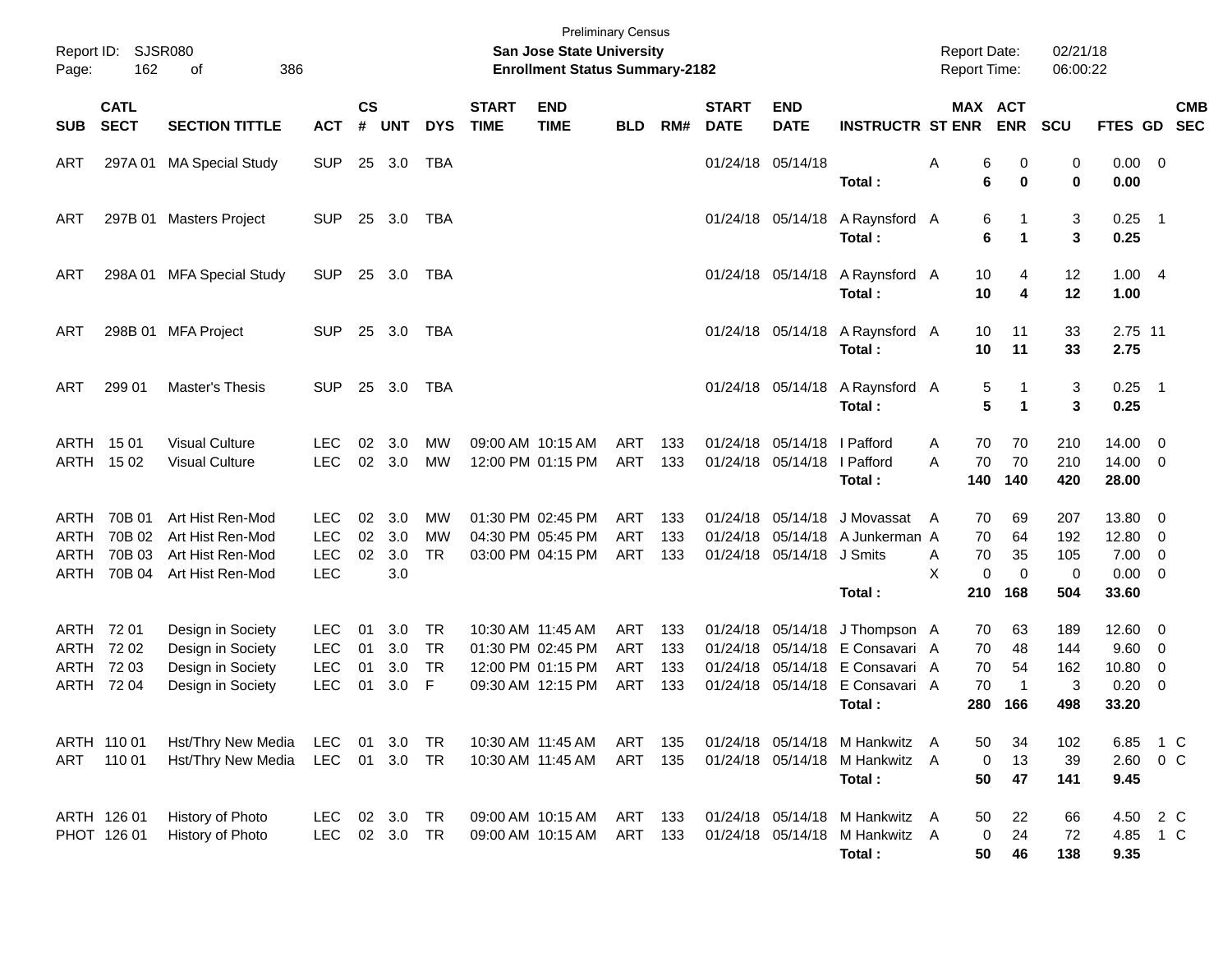Preliminary Census

**San Jose State University**

**Enrollment Status Summary-2182**

Report ID: SJSR080

Report Date: 02/21/18
Report Time: 06:00:22

| SUB | CATL SECT | SECTION TITTLE | ACT | CS # | UNT | DYS | START TIME | END TIME | BLD | RM# | START DATE | END DATE | INSTRUCTR | ST | MAX ENR | ACT ENR | SCU | FTES | GD | CMB SEC |
|---|---|---|---|---|---|---|---|---|---|---|---|---|---|---|---|---|---|---|---|---|
| ART | 297A 01 | MA Special Study | SUP | 25 | 3.0 | TBA | | | | | 01/24/18 | 05/14/18 | | A | 6 | 0 | 0 | 0.00 | 0 | |
| | | | | | | | | | | | | | **Total :** | | **6** | **0** | **0** | **0.00** | | |
| ART | 297B 01 | Masters Project | SUP | 25 | 3.0 | TBA | | | | | 01/24/18 | 05/14/18 | A Raynsford | A | 6 | 1 | 3 | 0.25 | 1 | |
| | | | | | | | | | | | | | **Total :** | | **6** | **1** | **3** | **0.25** | | |
| ART | 298A 01 | MFA Special Study | SUP | 25 | 3.0 | TBA | | | | | 01/24/18 | 05/14/18 | A Raynsford | A | 10 | 4 | 12 | 1.00 | 4 | |
| | | | | | | | | | | | | | **Total :** | | **10** | **4** | **12** | **1.00** | | |
| ART | 298B 01 | MFA Project | SUP | 25 | 3.0 | TBA | | | | | 01/24/18 | 05/14/18 | A Raynsford | A | 10 | 11 | 33 | 2.75 | 11 | |
| | | | | | | | | | | | | | **Total :** | | **10** | **11** | **33** | **2.75** | | |
| ART | 299 01 | Master's Thesis | SUP | 25 | 3.0 | TBA | | | | | 01/24/18 | 05/14/18 | A Raynsford | A | 5 | 1 | 3 | 0.25 | 1 | |
| | | | | | | | | | | | | | **Total :** | | **5** | **1** | **3** | **0.25** | | |
| ARTH | 15 01 | Visual Culture | LEC | 02 | 3.0 | MW | 09:00 AM | 10:15 AM | ART | 133 | 01/24/18 | 05/14/18 | I Pafford | A | 70 | 70 | 210 | 14.00 | 0 | |
| ARTH | 15 02 | Visual Culture | LEC | 02 | 3.0 | MW | 12:00 PM | 01:15 PM | ART | 133 | 01/24/18 | 05/14/18 | I Pafford | A | 70 | 70 | 210 | 14.00 | 0 | |
| | | | | | | | | | | | | | **Total :** | | **140** | **140** | **420** | **28.00** | | |
| ARTH | 70B 01 | Art Hist Ren-Mod | LEC | 02 | 3.0 | MW | 01:30 PM | 02:45 PM | ART | 133 | 01/24/18 | 05/14/18 | J Movassat | A | 70 | 69 | 207 | 13.80 | 0 | |
| ARTH | 70B 02 | Art Hist Ren-Mod | LEC | 02 | 3.0 | MW | 04:30 PM | 05:45 PM | ART | 133 | 01/24/18 | 05/14/18 | A Junkerman | A | 70 | 64 | 192 | 12.80 | 0 | |
| ARTH | 70B 03 | Art Hist Ren-Mod | LEC | 02 | 3.0 | TR | 03:00 PM | 04:15 PM | ART | 133 | 01/24/18 | 05/14/18 | J Smits | A | 70 | 35 | 105 | 7.00 | 0 | |
| ARTH | 70B 04 | Art Hist Ren-Mod | LEC | | 3.0 | | | | | | | | | X | 0 | 0 | 0 | 0.00 | 0 | |
| | | | | | | | | | | | | | **Total :** | | **210** | **168** | **504** | **33.60** | | |
| ARTH | 72 01 | Design in Society | LEC | 01 | 3.0 | TR | 10:30 AM | 11:45 AM | ART | 133 | 01/24/18 | 05/14/18 | J Thompson | A | 70 | 63 | 189 | 12.60 | 0 | |
| ARTH | 72 02 | Design in Society | LEC | 01 | 3.0 | TR | 01:30 PM | 02:45 PM | ART | 133 | 01/24/18 | 05/14/18 | E Consavari | A | 70 | 48 | 144 | 9.60 | 0 | |
| ARTH | 72 03 | Design in Society | LEC | 01 | 3.0 | TR | 12:00 PM | 01:15 PM | ART | 133 | 01/24/18 | 05/14/18 | E Consavari | A | 70 | 54 | 162 | 10.80 | 0 | |
| ARTH | 72 04 | Design in Society | LEC | 01 | 3.0 | F | 09:30 AM | 12:15 PM | ART | 133 | 01/24/18 | 05/14/18 | E Consavari | A | 70 | 1 | 3 | 0.20 | 0 | |
| | | | | | | | | | | | | | **Total :** | | **280** | **166** | **498** | **33.20** | | |
| ARTH | 110 01 | Hst/Thry New Media | LEC | 01 | 3.0 | TR | 10:30 AM | 11:45 AM | ART | 135 | 01/24/18 | 05/14/18 | M Hankwitz | A | 50 | 34 | 102 | 6.85 | 1 | C |
| ART | 110 01 | Hst/Thry New Media | LEC | 01 | 3.0 | TR | 10:30 AM | 11:45 AM | ART | 135 | 01/24/18 | 05/14/18 | M Hankwitz | A | 0 | 13 | 39 | 2.60 | 0 | C |
| | | | | | | | | | | | | | **Total :** | | **50** | **47** | **141** | **9.45** | | |
| ARTH | 126 01 | History of Photo | LEC | 02 | 3.0 | TR | 09:00 AM | 10:15 AM | ART | 133 | 01/24/18 | 05/14/18 | M Hankwitz | A | 50 | 22 | 66 | 4.50 | 2 | C |
| PHOT | 126 01 | History of Photo | LEC | 02 | 3.0 | TR | 09:00 AM | 10:15 AM | ART | 133 | 01/24/18 | 05/14/18 | M Hankwitz | A | 0 | 24 | 72 | 4.85 | 1 | C |
| | | | | | | | | | | | | | **Total :** | | **50** | **46** | **138** | **9.35** | | |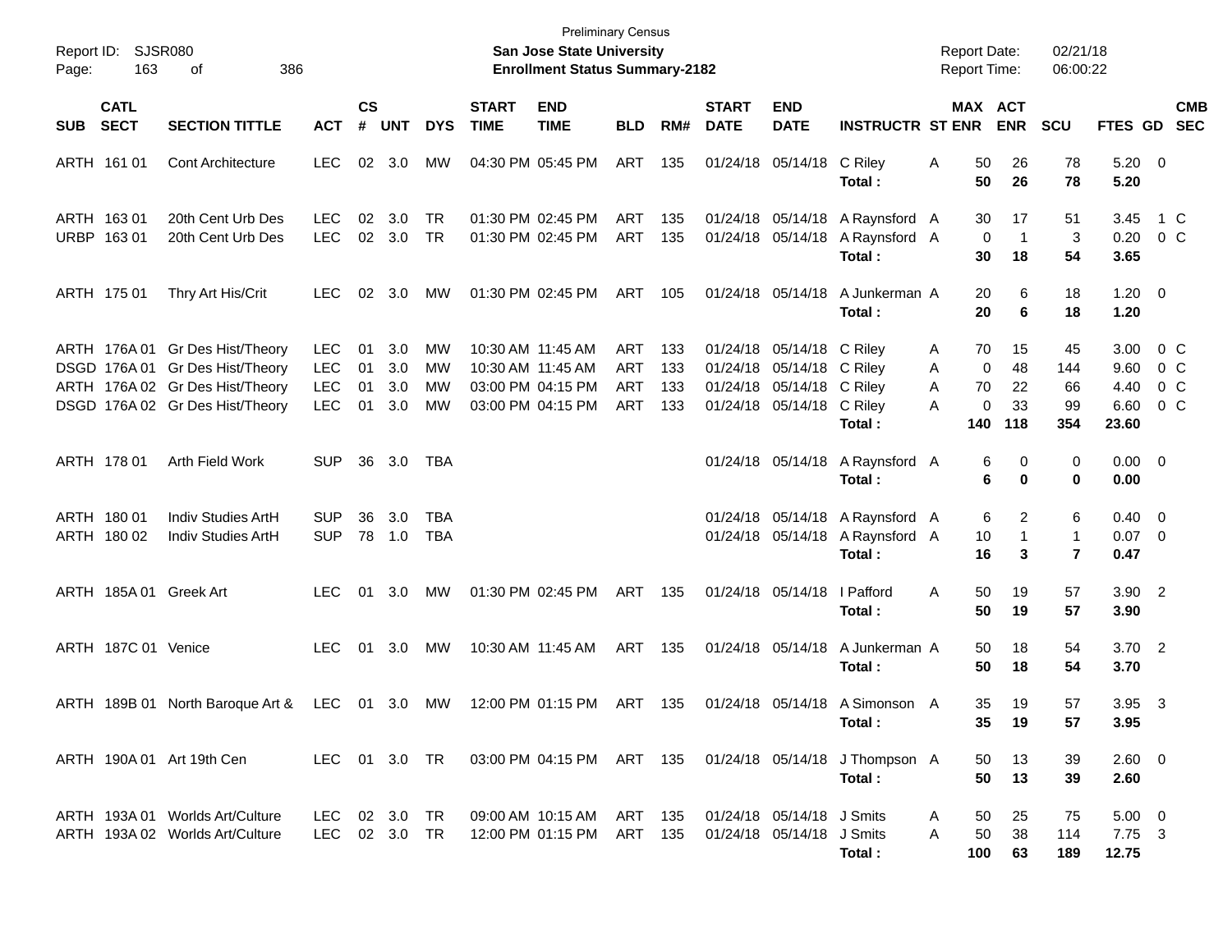Preliminary Census

**San Jose State University**

**Enrollment Status Summary-2182**

Report ID: SJSR080

Report Date: 02/21/18

Report Time: 06:00:22

| SUB | CATL SECT | SECTION TITTLE | ACT | CS # | UNT | DYS | START TIME | END TIME | BLD | RM# | START DATE | END DATE | INSTRUCTR | ST | MAX ENR | ACT ENR | SCU | FTES | GD | CMB SEC |
|---|---|---|---|---|---|---|---|---|---|---|---|---|---|---|---|---|---|---|---|---|
| ARTH | 161 01 | Cont Architecture | LEC | 02 | 3.0 | MW | 04:30 PM | 05:45 PM | ART | 135 | 01/24/18 | 05/14/18 | C Riley | A | 50 | 26 | 78 | 5.20 | 0 | |
| | | | | | | | | | | | | | **Total :** | | **50** | **26** | **78** | **5.20** | | |
| ARTH | 163 01 | 20th Cent Urb Des | LEC | 02 | 3.0 | TR | 01:30 PM | 02:45 PM | ART | 135 | 01/24/18 | 05/14/18 | A Raynsford | A | 30 | 17 | 51 | 3.45 | 1 | C |
| URBP | 163 01 | 20th Cent Urb Des | LEC | 02 | 3.0 | TR | 01:30 PM | 02:45 PM | ART | 135 | 01/24/18 | 05/14/18 | A Raynsford | A | 0 | 1 | 3 | 0.20 | 0 | C |
| | | | | | | | | | | | | | **Total :** | | **30** | **18** | **54** | **3.65** | | |
| ARTH | 175 01 | Thry Art His/Crit | LEC | 02 | 3.0 | MW | 01:30 PM | 02:45 PM | ART | 105 | 01/24/18 | 05/14/18 | A Junkerman | A | 20 | 6 | 18 | 1.20 | 0 | |
| | | | | | | | | | | | | | **Total :** | | **20** | **6** | **18** | **1.20** | | |
| ARTH | 176A 01 | Gr Des Hist/Theory | LEC | 01 | 3.0 | MW | 10:30 AM | 11:45 AM | ART | 133 | 01/24/18 | 05/14/18 | C Riley | A | 70 | 15 | 45 | 3.00 | 0 | C |
| DSGD | 176A 01 | Gr Des Hist/Theory | LEC | 01 | 3.0 | MW | 10:30 AM | 11:45 AM | ART | 133 | 01/24/18 | 05/14/18 | C Riley | A | 0 | 48 | 144 | 9.60 | 0 | C |
| ARTH | 176A 02 | Gr Des Hist/Theory | LEC | 01 | 3.0 | MW | 03:00 PM | 04:15 PM | ART | 133 | 01/24/18 | 05/14/18 | C Riley | A | 70 | 22 | 66 | 4.40 | 0 | C |
| DSGD | 176A 02 | Gr Des Hist/Theory | LEC | 01 | 3.0 | MW | 03:00 PM | 04:15 PM | ART | 133 | 01/24/18 | 05/14/18 | C Riley | A | 0 | 33 | 99 | 6.60 | 0 | C |
| | | | | | | | | | | | | | **Total :** | | **140** | **118** | **354** | **23.60** | | |
| ARTH | 178 01 | Arth Field Work | SUP | 36 | 3.0 | TBA | | | | | 01/24/18 | 05/14/18 | A Raynsford | A | 6 | 0 | 0 | 0.00 | 0 | |
| | | | | | | | | | | | | | **Total :** | | **6** | **0** | **0** | **0.00** | | |
| ARTH | 180 01 | Indiv Studies ArtH | SUP | 36 | 3.0 | TBA | | | | | 01/24/18 | 05/14/18 | A Raynsford | A | 6 | 2 | 6 | 0.40 | 0 | |
| ARTH | 180 02 | Indiv Studies ArtH | SUP | 78 | 1.0 | TBA | | | | | 01/24/18 | 05/14/18 | A Raynsford | A | 10 | 1 | 1 | 0.07 | 0 | |
| | | | | | | | | | | | | | **Total :** | | **16** | **3** | **7** | **0.47** | | |
| ARTH | 185A 01 | Greek Art | LEC | 01 | 3.0 | MW | 01:30 PM | 02:45 PM | ART | 135 | 01/24/18 | 05/14/18 | I Pafford | A | 50 | 19 | 57 | 3.90 | 2 | |
| | | | | | | | | | | | | | **Total :** | | **50** | **19** | **57** | **3.90** | | |
| ARTH | 187C 01 | Venice | LEC | 01 | 3.0 | MW | 10:30 AM | 11:45 AM | ART | 135 | 01/24/18 | 05/14/18 | A Junkerman | A | 50 | 18 | 54 | 3.70 | 2 | |
| | | | | | | | | | | | | | **Total :** | | **50** | **18** | **54** | **3.70** | | |
| ARTH | 189B 01 | North Baroque Art & | LEC | 01 | 3.0 | MW | 12:00 PM | 01:15 PM | ART | 135 | 01/24/18 | 05/14/18 | A Simonson | A | 35 | 19 | 57 | 3.95 | 3 | |
| | | | | | | | | | | | | | **Total :** | | **35** | **19** | **57** | **3.95** | | |
| ARTH | 190A 01 | Art 19th Cen | LEC | 01 | 3.0 | TR | 03:00 PM | 04:15 PM | ART | 135 | 01/24/18 | 05/14/18 | J Thompson | A | 50 | 13 | 39 | 2.60 | 0 | |
| | | | | | | | | | | | | | **Total :** | | **50** | **13** | **39** | **2.60** | | |
| ARTH | 193A 01 | Worlds Art/Culture | LEC | 02 | 3.0 | TR | 09:00 AM | 10:15 AM | ART | 135 | 01/24/18 | 05/14/18 | J Smits | A | 50 | 25 | 75 | 5.00 | 0 | |
| ARTH | 193A 02 | Worlds Art/Culture | LEC | 02 | 3.0 | TR | 12:00 PM | 01:15 PM | ART | 135 | 01/24/18 | 05/14/18 | J Smits | A | 50 | 38 | 114 | 7.75 | 3 | |
| | | | | | | | | | | | | | **Total :** | | **100** | **63** | **189** | **12.75** | | |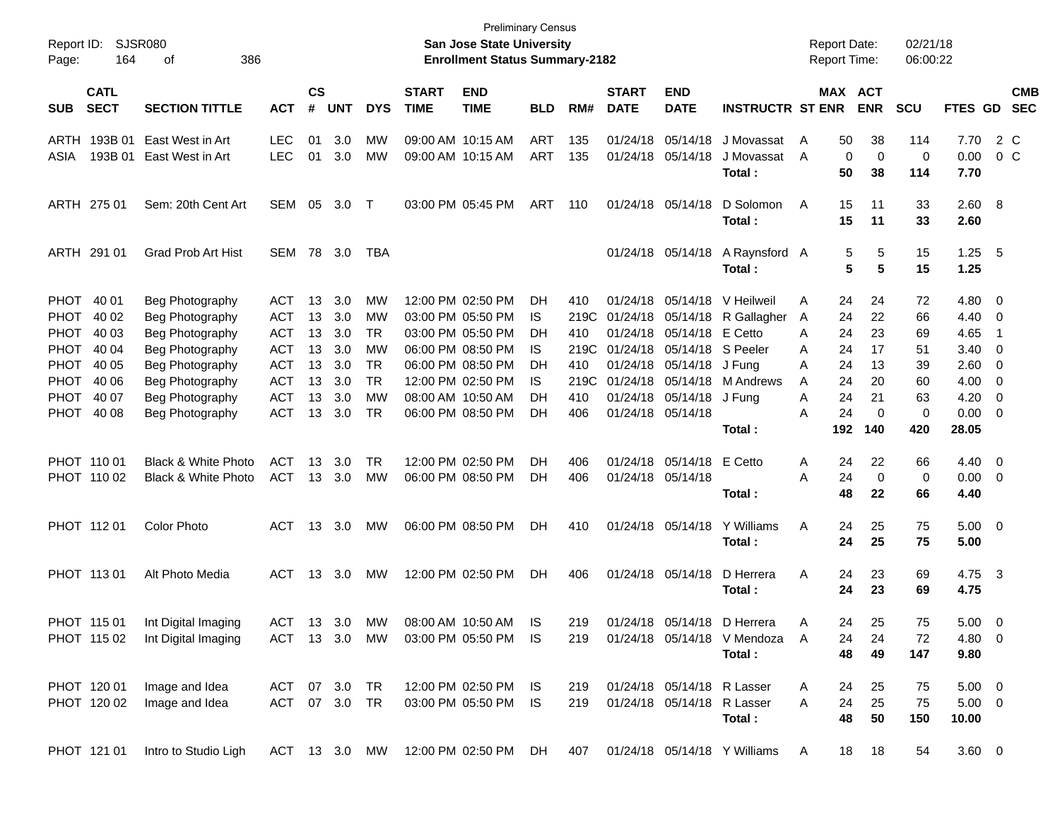Preliminary Census

**San Jose State University**
**Enrollment Status Summary-2182**

| SUB | CATL SECT | SECTION TITTLE | ACT | CS # | UNT | DYS | START TIME | END TIME | BLD | RM# | START DATE | END DATE | INSTRUCTR | ST | MAX ENR | ACT ENR | SCU | FTES | GD | CMB SEC |
|---|---|---|---|---|---|---|---|---|---|---|---|---|---|---|---|---|---|---|---|---|
| ARTH | 193B 01 | East West in Art | LEC | 01 | 3.0 | MW | 09:00 AM | 10:15 AM | ART | 135 | 01/24/18 | 05/14/18 | J Movassat | A | 50 | 38 | 114 | 7.70 | 2 | C |
| ASIA | 193B 01 | East West in Art | LEC | 01 | 3.0 | MW | 09:00 AM | 10:15 AM | ART | 135 | 01/24/18 | 05/14/18 | J Movassat | A | 0 | 0 | 0 | 0.00 | 0 | C |
| | | | | | | | | | | | | | **Total :** | | **50** | **38** | **114** | **7.70** | | |
| ARTH | 275 01 | Sem: 20th Cent Art | SEM | 05 | 3.0 | T | 03:00 PM | 05:45 PM | ART | 110 | 01/24/18 | 05/14/18 | D Solomon | A | 15 | 11 | 33 | 2.60 | 8 | |
| | | | | | | | | | | | | | **Total :** | | **15** | **11** | **33** | **2.60** | | |
| ARTH | 291 01 | Grad Prob Art Hist | SEM | 78 | 3.0 | TBA | | | | | 01/24/18 | 05/14/18 | A Raynsford | A | 5 | 5 | 15 | 1.25 | 5 | |
| | | | | | | | | | | | | | **Total :** | | **5** | **5** | **15** | **1.25** | | |
| PHOT | 40 01 | Beg Photography | ACT | 13 | 3.0 | MW | 12:00 PM | 02:50 PM | DH | 410 | 01/24/18 | 05/14/18 | V Heilweil | A | 24 | 24 | 72 | 4.80 | 0 | |
| PHOT | 40 02 | Beg Photography | ACT | 13 | 3.0 | MW | 03:00 PM | 05:50 PM | IS | 219C | 01/24/18 | 05/14/18 | R Gallagher | A | 24 | 22 | 66 | 4.40 | 0 | |
| PHOT | 40 03 | Beg Photography | ACT | 13 | 3.0 | TR | 03:00 PM | 05:50 PM | DH | 410 | 01/24/18 | 05/14/18 | E Cetto | A | 24 | 23 | 69 | 4.65 | 1 | |
| PHOT | 40 04 | Beg Photography | ACT | 13 | 3.0 | MW | 06:00 PM | 08:50 PM | IS | 219C | 01/24/18 | 05/14/18 | S Peeler | A | 24 | 17 | 51 | 3.40 | 0 | |
| PHOT | 40 05 | Beg Photography | ACT | 13 | 3.0 | TR | 06:00 PM | 08:50 PM | DH | 410 | 01/24/18 | 05/14/18 | J Fung | A | 24 | 13 | 39 | 2.60 | 0 | |
| PHOT | 40 06 | Beg Photography | ACT | 13 | 3.0 | TR | 12:00 PM | 02:50 PM | IS | 219C | 01/24/18 | 05/14/18 | M Andrews | A | 24 | 20 | 60 | 4.00 | 0 | |
| PHOT | 40 07 | Beg Photography | ACT | 13 | 3.0 | MW | 08:00 AM | 10:50 AM | DH | 410 | 01/24/18 | 05/14/18 | J Fung | A | 24 | 21 | 63 | 4.20 | 0 | |
| PHOT | 40 08 | Beg Photography | ACT | 13 | 3.0 | TR | 06:00 PM | 08:50 PM | DH | 406 | 01/24/18 | 05/14/18 | | A | 24 | 0 | 0 | 0.00 | 0 | |
| | | | | | | | | | | | | | **Total :** | | **192** | **140** | **420** | **28.05** | | |
| PHOT | 110 01 | Black & White Photo | ACT | 13 | 3.0 | TR | 12:00 PM | 02:50 PM | DH | 406 | 01/24/18 | 05/14/18 | E Cetto | A | 24 | 22 | 66 | 4.40 | 0 | |
| PHOT | 110 02 | Black & White Photo | ACT | 13 | 3.0 | MW | 06:00 PM | 08:50 PM | DH | 406 | 01/24/18 | 05/14/18 | | A | 24 | 0 | 0 | 0.00 | 0 | |
| | | | | | | | | | | | | | **Total :** | | **48** | **22** | **66** | **4.40** | | |
| PHOT | 112 01 | Color Photo | ACT | 13 | 3.0 | MW | 06:00 PM | 08:50 PM | DH | 410 | 01/24/18 | 05/14/18 | Y Williams | A | 24 | 25 | 75 | 5.00 | 0 | |
| | | | | | | | | | | | | | **Total :** | | **24** | **25** | **75** | **5.00** | | |
| PHOT | 113 01 | Alt Photo Media | ACT | 13 | 3.0 | MW | 12:00 PM | 02:50 PM | DH | 406 | 01/24/18 | 05/14/18 | D Herrera | A | 24 | 23 | 69 | 4.75 | 3 | |
| | | | | | | | | | | | | | **Total :** | | **24** | **23** | **69** | **4.75** | | |
| PHOT | 115 01 | Int Digital Imaging | ACT | 13 | 3.0 | MW | 08:00 AM | 10:50 AM | IS | 219 | 01/24/18 | 05/14/18 | D Herrera | A | 24 | 25 | 75 | 5.00 | 0 | |
| PHOT | 115 02 | Int Digital Imaging | ACT | 13 | 3.0 | MW | 03:00 PM | 05:50 PM | IS | 219 | 01/24/18 | 05/14/18 | V Mendoza | A | 24 | 24 | 72 | 4.80 | 0 | |
| | | | | | | | | | | | | | **Total :** | | **48** | **49** | **147** | **9.80** | | |
| PHOT | 120 01 | Image and Idea | ACT | 07 | 3.0 | TR | 12:00 PM | 02:50 PM | IS | 219 | 01/24/18 | 05/14/18 | R Lasser | A | 24 | 25 | 75 | 5.00 | 0 | |
| PHOT | 120 02 | Image and Idea | ACT | 07 | 3.0 | TR | 03:00 PM | 05:50 PM | IS | 219 | 01/24/18 | 05/14/18 | R Lasser | A | 24 | 25 | 75 | 5.00 | 0 | |
| | | | | | | | | | | | | | **Total :** | | **48** | **50** | **150** | **10.00** | | |
| PHOT | 121 01 | Intro to Studio Ligh | ACT | 13 | 3.0 | MW | 12:00 PM | 02:50 PM | DH | 407 | 01/24/18 | 05/14/18 | Y Williams | A | 18 | 18 | 54 | 3.60 | 0 | |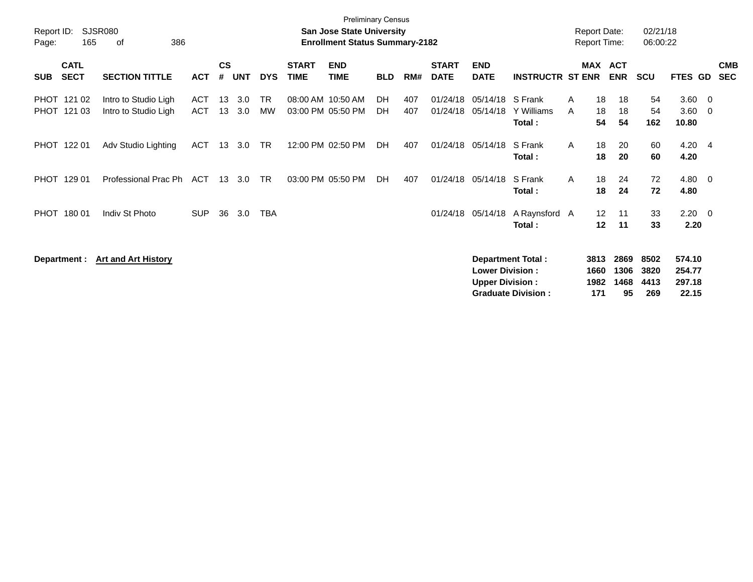Preliminary Census

**San Jose State University**
**Enrollment Status Summary-2182**

Report ID: SJSR080
Report Date: 02/21/18
Report Time: 06:00:22

| SUB | CATL SECT | SECTION TITTLE | ACT | CS # | UNT | DYS | START TIME | END TIME | BLD | RM# | START DATE | END DATE | INSTRUCTR | ST | MAX ENR | ACT ENR | SCU | FTES | GD | CMB SEC |
|---|---|---|---|---|---|---|---|---|---|---|---|---|---|---|---|---|---|---|---|---|
| PHOT | 121 02 | Intro to Studio Ligh | ACT | 13 | 3.0 | TR | 08:00 AM | 10:50 AM | DH | 407 | 01/24/18 | 05/14/18 | S Frank | A | 18 | 18 | 54 | 3.60 | 0 | |
| PHOT | 121 03 | Intro to Studio Ligh | ACT | 13 | 3.0 | MW | 03:00 PM | 05:50 PM | DH | 407 | 01/24/18 | 05/14/18 | Y Williams | A | 18 | 18 | 54 | 3.60 | 0 | |
| | | | | | | | | | | | | | **Total :** | | **54** | **54** | **162** | **10.80** | | |
| PHOT | 122 01 | Adv Studio Lighting | ACT | 13 | 3.0 | TR | 12:00 PM | 02:50 PM | DH | 407 | 01/24/18 | 05/14/18 | S Frank | A | 18 | 20 | 60 | 4.20 | 4 | |
| | | | | | | | | | | | | | **Total :** | | **18** | **20** | **60** | **4.20** | | |
| PHOT | 129 01 | Professional Prac Ph | ACT | 13 | 3.0 | TR | 03:00 PM | 05:50 PM | DH | 407 | 01/24/18 | 05/14/18 | S Frank | A | 18 | 24 | 72 | 4.80 | 0 | |
| | | | | | | | | | | | | | **Total :** | | **18** | **24** | **72** | **4.80** | | |
| PHOT | 180 01 | Indiv St Photo | SUP | 36 | 3.0 | TBA | | | | | 01/24/18 | 05/14/18 | A Raynsford | A | 12 | 11 | 33 | 2.20 | 0 | |
| | | | | | | | | | | | | | **Total :** | | **12** | **11** | **33** | **2.20** | | |

**Department :** **Art and Art History**

| | MAX ENR | ACT ENR | SCU | FTES |
|---|---|---|---|---|
| **Department Total :** | **3813** | **2869** | **8502** | **574.10** |
| **Lower Division :** | **1660** | **1306** | **3820** | **254.77** |
| **Upper Division :** | **1982** | **1468** | **4413** | **297.18** |
| **Graduate Division :** | **171** | **95** | **269** | **22.15** |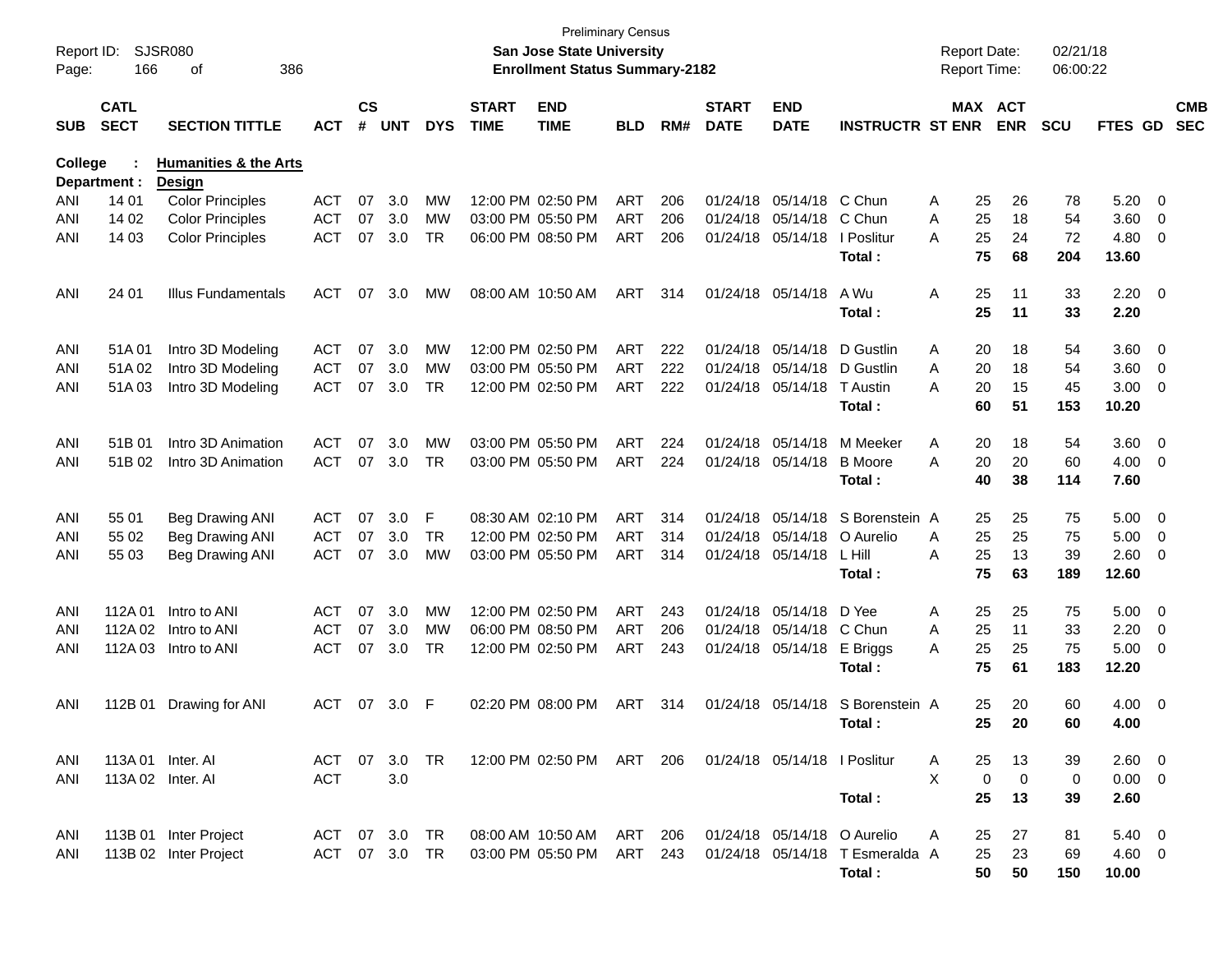Preliminary Census

**San Jose State University**

**Enrollment Status Summary-2182**

Report ID: SJSR080

Report Date: 02/21/18

Report Time: 06:00:22

**College : Humanities & the Arts**

**Department : Design**

| SUB | CATL SECT | SECTION TITTLE | ACT | CS # | UNT | DYS | START TIME | END TIME | BLD | RM# | START DATE | END DATE | INSTRUCTR | ST | MAX ENR | ACT ENR | SCU | FTES | GD | CMB SEC |
|---|---|---|---|---|---|---|---|---|---|---|---|---|---|---|---|---|---|---|---|---|
| ANI | 14 01 | Color Principles | ACT | 07 | 3.0 | MW | 12:00 PM | 02:50 PM | ART | 206 | 01/24/18 | 05/14/18 | C Chun | A | 25 | 26 | 78 | 5.20 | 0 | |
| ANI | 14 02 | Color Principles | ACT | 07 | 3.0 | MW | 03:00 PM | 05:50 PM | ART | 206 | 01/24/18 | 05/14/18 | C Chun | A | 25 | 18 | 54 | 3.60 | 0 | |
| ANI | 14 03 | Color Principles | ACT | 07 | 3.0 | TR | 06:00 PM | 08:50 PM | ART | 206 | 01/24/18 | 05/14/18 | I Poslitur | A | 25 | 24 | 72 | 4.80 | 0 | |
| | | | | | | | | | | | | | **Total :** | | **75** | **68** | **204** | **13.60** | | |
| ANI | 24 01 | Illus Fundamentals | ACT | 07 | 3.0 | MW | 08:00 AM | 10:50 AM | ART | 314 | 01/24/18 | 05/14/18 | A Wu | A | 25 | 11 | 33 | 2.20 | 0 | |
| | | | | | | | | | | | | | **Total :** | | **25** | **11** | **33** | **2.20** | | |
| ANI | 51A 01 | Intro 3D Modeling | ACT | 07 | 3.0 | MW | 12:00 PM | 02:50 PM | ART | 222 | 01/24/18 | 05/14/18 | D Gustlin | A | 20 | 18 | 54 | 3.60 | 0 | |
| ANI | 51A 02 | Intro 3D Modeling | ACT | 07 | 3.0 | MW | 03:00 PM | 05:50 PM | ART | 222 | 01/24/18 | 05/14/18 | D Gustlin | A | 20 | 18 | 54 | 3.60 | 0 | |
| ANI | 51A 03 | Intro 3D Modeling | ACT | 07 | 3.0 | TR | 12:00 PM | 02:50 PM | ART | 222 | 01/24/18 | 05/14/18 | T Austin | A | 20 | 15 | 45 | 3.00 | 0 | |
| | | | | | | | | | | | | | **Total :** | | **60** | **51** | **153** | **10.20** | | |
| ANI | 51B 01 | Intro 3D Animation | ACT | 07 | 3.0 | MW | 03:00 PM | 05:50 PM | ART | 224 | 01/24/18 | 05/14/18 | M Meeker | A | 20 | 18 | 54 | 3.60 | 0 | |
| ANI | 51B 02 | Intro 3D Animation | ACT | 07 | 3.0 | TR | 03:00 PM | 05:50 PM | ART | 224 | 01/24/18 | 05/14/18 | B Moore | A | 20 | 20 | 60 | 4.00 | 0 | |
| | | | | | | | | | | | | | **Total :** | | **40** | **38** | **114** | **7.60** | | |
| ANI | 55 01 | Beg Drawing ANI | ACT | 07 | 3.0 | F | 08:30 AM | 02:10 PM | ART | 314 | 01/24/18 | 05/14/18 | S Borenstein | A | 25 | 25 | 75 | 5.00 | 0 | |
| ANI | 55 02 | Beg Drawing ANI | ACT | 07 | 3.0 | TR | 12:00 PM | 02:50 PM | ART | 314 | 01/24/18 | 05/14/18 | O Aurelio | A | 25 | 25 | 75 | 5.00 | 0 | |
| ANI | 55 03 | Beg Drawing ANI | ACT | 07 | 3.0 | MW | 03:00 PM | 05:50 PM | ART | 314 | 01/24/18 | 05/14/18 | L Hill | A | 25 | 13 | 39 | 2.60 | 0 | |
| | | | | | | | | | | | | | **Total :** | | **75** | **63** | **189** | **12.60** | | |
| ANI | 112A 01 | Intro to ANI | ACT | 07 | 3.0 | MW | 12:00 PM | 02:50 PM | ART | 243 | 01/24/18 | 05/14/18 | D Yee | A | 25 | 25 | 75 | 5.00 | 0 | |
| ANI | 112A 02 | Intro to ANI | ACT | 07 | 3.0 | MW | 06:00 PM | 08:50 PM | ART | 206 | 01/24/18 | 05/14/18 | C Chun | A | 25 | 11 | 33 | 2.20 | 0 | |
| ANI | 112A 03 | Intro to ANI | ACT | 07 | 3.0 | TR | 12:00 PM | 02:50 PM | ART | 243 | 01/24/18 | 05/14/18 | E Briggs | A | 25 | 25 | 75 | 5.00 | 0 | |
| | | | | | | | | | | | | | **Total :** | | **75** | **61** | **183** | **12.20** | | |
| ANI | 112B 01 | Drawing for ANI | ACT | 07 | 3.0 | F | 02:20 PM | 08:00 PM | ART | 314 | 01/24/18 | 05/14/18 | S Borenstein | A | 25 | 20 | 60 | 4.00 | 0 | |
| | | | | | | | | | | | | | **Total :** | | **25** | **20** | **60** | **4.00** | | |
| ANI | 113A 01 | Inter. AI | ACT | 07 | 3.0 | TR | 12:00 PM | 02:50 PM | ART | 206 | 01/24/18 | 05/14/18 | I Poslitur | A | 25 | 13 | 39 | 2.60 | 0 | |
| ANI | 113A 02 | Inter. AI | ACT | | 3.0 | | | | | | | | | X | 0 | 0 | 0 | 0.00 | 0 | |
| | | | | | | | | | | | | | **Total :** | | **25** | **13** | **39** | **2.60** | | |
| ANI | 113B 01 | Inter Project | ACT | 07 | 3.0 | TR | 08:00 AM | 10:50 AM | ART | 206 | 01/24/18 | 05/14/18 | O Aurelio | A | 25 | 27 | 81 | 5.40 | 0 | |
| ANI | 113B 02 | Inter Project | ACT | 07 | 3.0 | TR | 03:00 PM | 05:50 PM | ART | 243 | 01/24/18 | 05/14/18 | T Esmeralda | A | 25 | 23 | 69 | 4.60 | 0 | |
| | | | | | | | | | | | | | **Total :** | | **50** | **50** | **150** | **10.00** | | |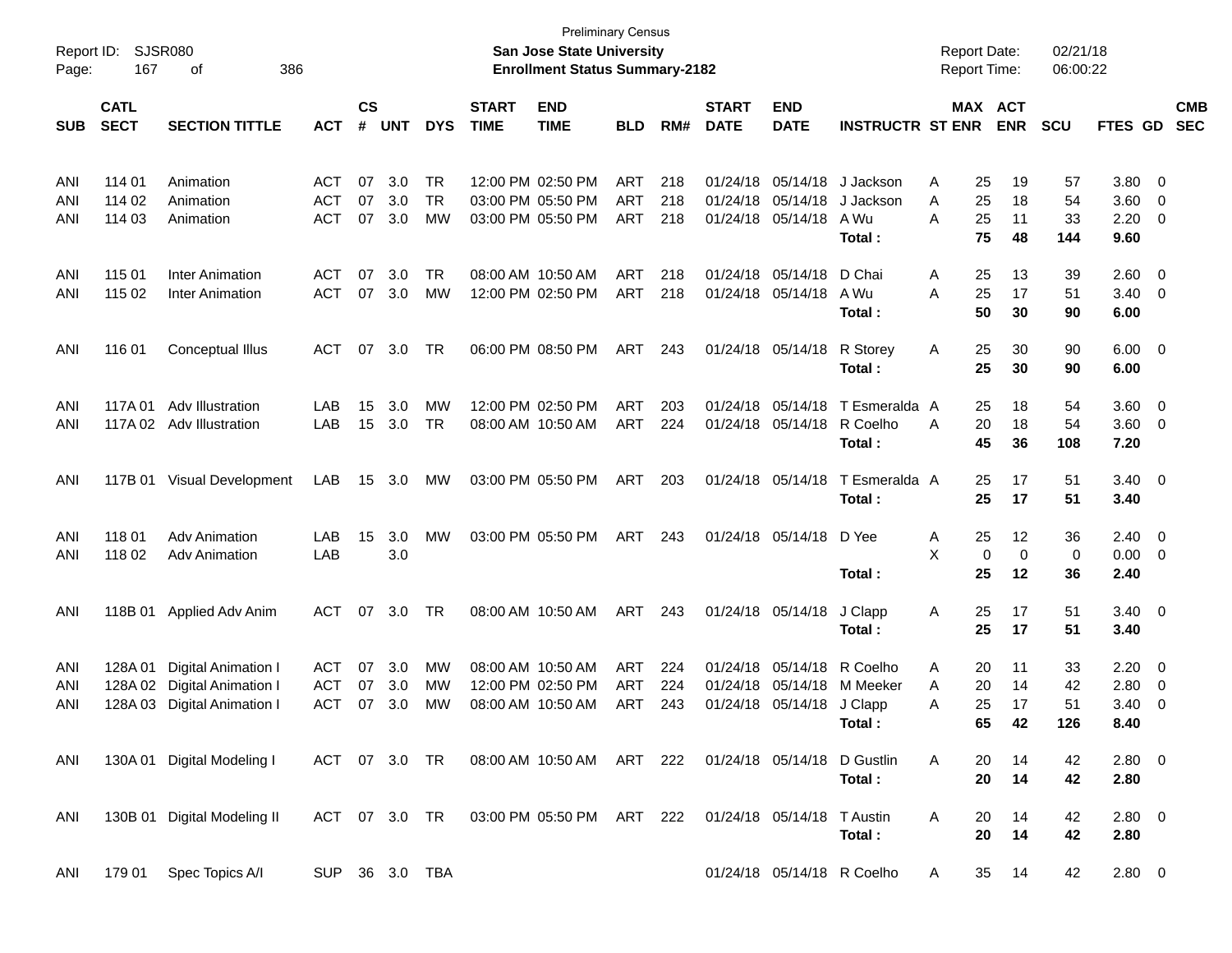Preliminary Census

**San Jose State University**

**Enrollment Status Summary-2182**

Report ID: SJSR080

Report Date: 02/21/18

Report Time: 06:00:22

| SUB | CATL SECT | SECTION TITTLE | ACT | CS # | UNT | DYS | START TIME | END TIME | BLD | RM# | START DATE | END DATE | INSTRUCTR | ST | MAX ENR | ACT ENR | SCU | FTES | GD | CMB SEC |
|---|---|---|---|---|---|---|---|---|---|---|---|---|---|---|---|---|---|---|---|---|
| ANI | 114 01 | Animation | ACT | 07 | 3.0 | TR | 12:00 PM | 02:50 PM | ART | 218 | 01/24/18 | 05/14/18 | J Jackson | A | 25 | 19 | 57 | 3.80 | 0 | |
| ANI | 114 02 | Animation | ACT | 07 | 3.0 | TR | 03:00 PM | 05:50 PM | ART | 218 | 01/24/18 | 05/14/18 | J Jackson | A | 25 | 18 | 54 | 3.60 | 0 | |
| ANI | 114 03 | Animation | ACT | 07 | 3.0 | MW | 03:00 PM | 05:50 PM | ART | 218 | 01/24/18 | 05/14/18 | A Wu | A | 25 | 11 | 33 | 2.20 | 0 | |
| | | | | | | | | | | | | | **Total :** | | **75** | **48** | **144** | **9.60** | | |
| ANI | 115 01 | Inter Animation | ACT | 07 | 3.0 | TR | 08:00 AM | 10:50 AM | ART | 218 | 01/24/18 | 05/14/18 | D Chai | A | 25 | 13 | 39 | 2.60 | 0 | |
| ANI | 115 02 | Inter Animation | ACT | 07 | 3.0 | MW | 12:00 PM | 02:50 PM | ART | 218 | 01/24/18 | 05/14/18 | A Wu | A | 25 | 17 | 51 | 3.40 | 0 | |
| | | | | | | | | | | | | | **Total :** | | **50** | **30** | **90** | **6.00** | | |
| ANI | 116 01 | Conceptual Illus | ACT | 07 | 3.0 | TR | 06:00 PM | 08:50 PM | ART | 243 | 01/24/18 | 05/14/18 | R Storey | A | 25 | 30 | 90 | 6.00 | 0 | |
| | | | | | | | | | | | | | **Total :** | | **25** | **30** | **90** | **6.00** | | |
| ANI | 117A 01 | Adv Illustration | LAB | 15 | 3.0 | MW | 12:00 PM | 02:50 PM | ART | 203 | 01/24/18 | 05/14/18 | T Esmeralda | A | 25 | 18 | 54 | 3.60 | 0 | |
| ANI | 117A 02 | Adv Illustration | LAB | 15 | 3.0 | TR | 08:00 AM | 10:50 AM | ART | 224 | 01/24/18 | 05/14/18 | R Coelho | A | 20 | 18 | 54 | 3.60 | 0 | |
| | | | | | | | | | | | | | **Total :** | | **45** | **36** | **108** | **7.20** | | |
| ANI | 117B 01 | Visual Development | LAB | 15 | 3.0 | MW | 03:00 PM | 05:50 PM | ART | 203 | 01/24/18 | 05/14/18 | T Esmeralda | A | 25 | 17 | 51 | 3.40 | 0 | |
| | | | | | | | | | | | | | **Total :** | | **25** | **17** | **51** | **3.40** | | |
| ANI | 118 01 | Adv Animation | LAB | 15 | 3.0 | MW | 03:00 PM | 05:50 PM | ART | 243 | 01/24/18 | 05/14/18 | D Yee | A | 25 | 12 | 36 | 2.40 | 0 | |
| ANI | 118 02 | Adv Animation | LAB | | 3.0 | | | | | | | | | X | 0 | 0 | 0 | 0.00 | 0 | |
| | | | | | | | | | | | | | **Total :** | | **25** | **12** | **36** | **2.40** | | |
| ANI | 118B 01 | Applied Adv Anim | ACT | 07 | 3.0 | TR | 08:00 AM | 10:50 AM | ART | 243 | 01/24/18 | 05/14/18 | J Clapp | A | 25 | 17 | 51 | 3.40 | 0 | |
| | | | | | | | | | | | | | **Total :** | | **25** | **17** | **51** | **3.40** | | |
| ANI | 128A 01 | Digital Animation I | ACT | 07 | 3.0 | MW | 08:00 AM | 10:50 AM | ART | 224 | 01/24/18 | 05/14/18 | R Coelho | A | 20 | 11 | 33 | 2.20 | 0 | |
| ANI | 128A 02 | Digital Animation I | ACT | 07 | 3.0 | MW | 12:00 PM | 02:50 PM | ART | 224 | 01/24/18 | 05/14/18 | M Meeker | A | 20 | 14 | 42 | 2.80 | 0 | |
| ANI | 128A 03 | Digital Animation I | ACT | 07 | 3.0 | MW | 08:00 AM | 10:50 AM | ART | 243 | 01/24/18 | 05/14/18 | J Clapp | A | 25 | 17 | 51 | 3.40 | 0 | |
| | | | | | | | | | | | | | **Total :** | | **65** | **42** | **126** | **8.40** | | |
| ANI | 130A 01 | Digital Modeling I | ACT | 07 | 3.0 | TR | 08:00 AM | 10:50 AM | ART | 222 | 01/24/18 | 05/14/18 | D Gustlin | A | 20 | 14 | 42 | 2.80 | 0 | |
| | | | | | | | | | | | | | **Total :** | | **20** | **14** | **42** | **2.80** | | |
| ANI | 130B 01 | Digital Modeling II | ACT | 07 | 3.0 | TR | 03:00 PM | 05:50 PM | ART | 222 | 01/24/18 | 05/14/18 | T Austin | A | 20 | 14 | 42 | 2.80 | 0 | |
| | | | | | | | | | | | | | **Total :** | | **20** | **14** | **42** | **2.80** | | |
| ANI | 179 01 | Spec Topics A/I | SUP | 36 | 3.0 | TBA | | | | | 01/24/18 | 05/14/18 | R Coelho | A | 35 | 14 | 42 | 2.80 | 0 | |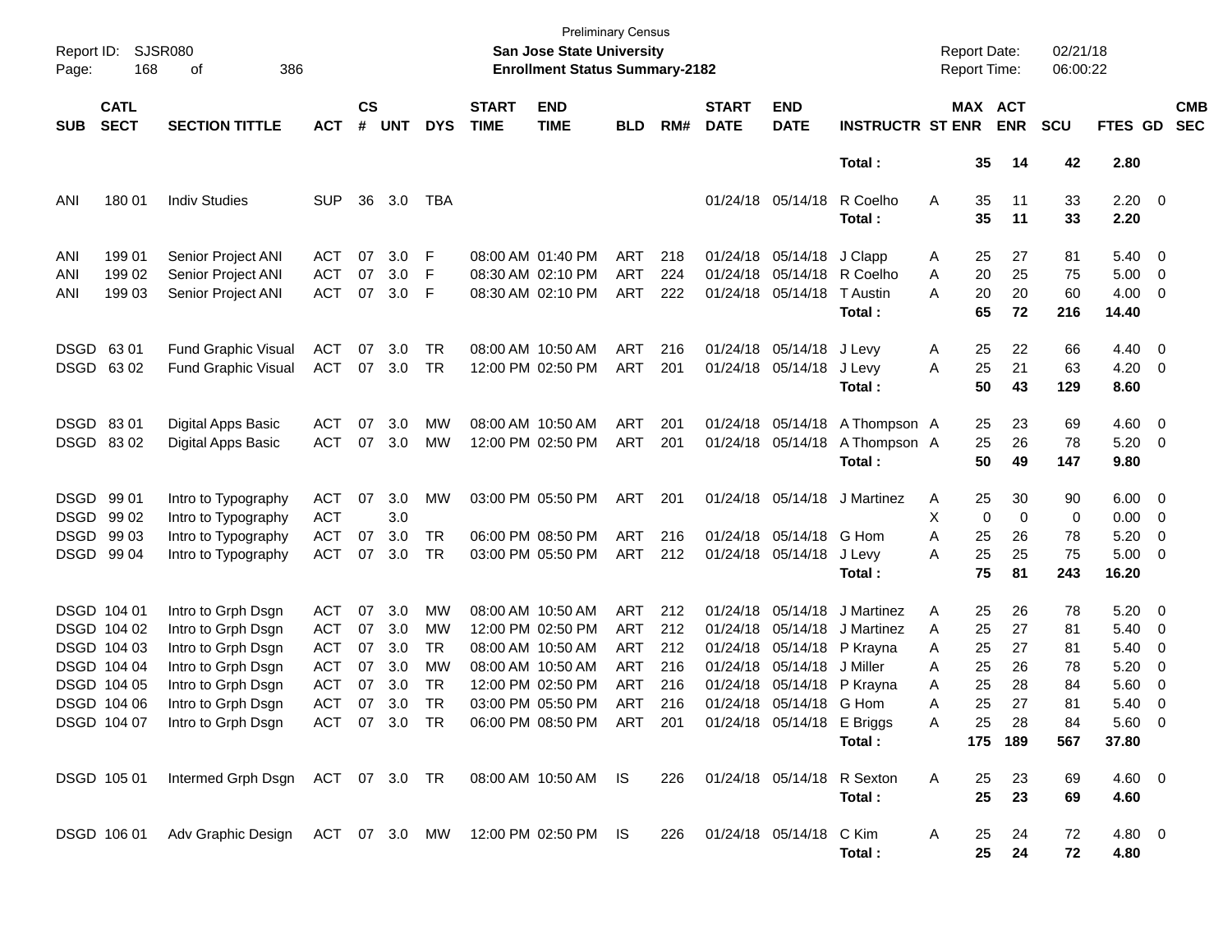Preliminary Census

Report ID: SJSR080 | San Jose State University | Report Date: 02/21/18
Page: 168 of 386 | Enrollment Status Summary-2182 | Report Time: 06:00:22

| SUB | CATL SECT | SECTION TITTLE | ACT | CS # | UNT | DYS | START TIME | END TIME | BLD | RM# | START DATE | END DATE | INSTRUCTR | ST | MAX ENR | ACT ENR | SCU | FTES | GD | CMB SEC |
|---|---|---|---|---|---|---|---|---|---|---|---|---|---|---|---|---|---|---|---|---|
| | | | | | | | | | | | | | **Total :** | | **35** | **14** | **42** | **2.80** | | |
| ANI | 180 01 | Indiv Studies | SUP | 36 | 3.0 | TBA | | | | | 01/24/18 | 05/14/18 | R Coelho | A | 35 | 11 | 33 | 2.20 | 0 | |
| | | | | | | | | | | | | | **Total :** | | **35** | **11** | **33** | **2.20** | | |
| ANI | 199 01 | Senior Project ANI | ACT | 07 | 3.0 | F | 08:00 AM | 01:40 PM | ART | 218 | 01/24/18 | 05/14/18 | J Clapp | A | 25 | 27 | 81 | 5.40 | 0 | |
| ANI | 199 02 | Senior Project ANI | ACT | 07 | 3.0 | F | 08:30 AM | 02:10 PM | ART | 224 | 01/24/18 | 05/14/18 | R Coelho | A | 20 | 25 | 75 | 5.00 | 0 | |
| ANI | 199 03 | Senior Project ANI | ACT | 07 | 3.0 | F | 08:30 AM | 02:10 PM | ART | 222 | 01/24/18 | 05/14/18 | T Austin | A | 20 | 20 | 60 | 4.00 | 0 | |
| | | | | | | | | | | | | | **Total :** | | **65** | **72** | **216** | **14.40** | | |
| DSGD | 63 01 | Fund Graphic Visual | ACT | 07 | 3.0 | TR | 08:00 AM | 10:50 AM | ART | 216 | 01/24/18 | 05/14/18 | J Levy | A | 25 | 22 | 66 | 4.40 | 0 | |
| DSGD | 63 02 | Fund Graphic Visual | ACT | 07 | 3.0 | TR | 12:00 PM | 02:50 PM | ART | 201 | 01/24/18 | 05/14/18 | J Levy | A | 25 | 21 | 63 | 4.20 | 0 | |
| | | | | | | | | | | | | | **Total :** | | **50** | **43** | **129** | **8.60** | | |
| DSGD | 83 01 | Digital Apps Basic | ACT | 07 | 3.0 | MW | 08:00 AM | 10:50 AM | ART | 201 | 01/24/18 | 05/14/18 | A Thompson | A | 25 | 23 | 69 | 4.60 | 0 | |
| DSGD | 83 02 | Digital Apps Basic | ACT | 07 | 3.0 | MW | 12:00 PM | 02:50 PM | ART | 201 | 01/24/18 | 05/14/18 | A Thompson | A | 25 | 26 | 78 | 5.20 | 0 | |
| | | | | | | | | | | | | | **Total :** | | **50** | **49** | **147** | **9.80** | | |
| DSGD | 99 01 | Intro to Typography | ACT | 07 | 3.0 | MW | 03:00 PM | 05:50 PM | ART | 201 | 01/24/18 | 05/14/18 | J Martinez | A | 25 | 30 | 90 | 6.00 | 0 | |
| DSGD | 99 02 | Intro to Typography | ACT | | 3.0 | | | | | | | | | X | 0 | 0 | 0 | 0.00 | 0 | |
| DSGD | 99 03 | Intro to Typography | ACT | 07 | 3.0 | TR | 06:00 PM | 08:50 PM | ART | 216 | 01/24/18 | 05/14/18 | G Hom | A | 25 | 26 | 78 | 5.20 | 0 | |
| DSGD | 99 04 | Intro to Typography | ACT | 07 | 3.0 | TR | 03:00 PM | 05:50 PM | ART | 212 | 01/24/18 | 05/14/18 | J Levy | A | 25 | 25 | 75 | 5.00 | 0 | |
| | | | | | | | | | | | | | **Total :** | | **75** | **81** | **243** | **16.20** | | |
| DSGD | 104 01 | Intro to Grph Dsgn | ACT | 07 | 3.0 | MW | 08:00 AM | 10:50 AM | ART | 212 | 01/24/18 | 05/14/18 | J Martinez | A | 25 | 26 | 78 | 5.20 | 0 | |
| DSGD | 104 02 | Intro to Grph Dsgn | ACT | 07 | 3.0 | MW | 12:00 PM | 02:50 PM | ART | 212 | 01/24/18 | 05/14/18 | J Martinez | A | 25 | 27 | 81 | 5.40 | 0 | |
| DSGD | 104 03 | Intro to Grph Dsgn | ACT | 07 | 3.0 | TR | 08:00 AM | 10:50 AM | ART | 212 | 01/24/18 | 05/14/18 | P Krayna | A | 25 | 27 | 81 | 5.40 | 0 | |
| DSGD | 104 04 | Intro to Grph Dsgn | ACT | 07 | 3.0 | MW | 08:00 AM | 10:50 AM | ART | 216 | 01/24/18 | 05/14/18 | J Miller | A | 25 | 26 | 78 | 5.20 | 0 | |
| DSGD | 104 05 | Intro to Grph Dsgn | ACT | 07 | 3.0 | TR | 12:00 PM | 02:50 PM | ART | 216 | 01/24/18 | 05/14/18 | P Krayna | A | 25 | 28 | 84 | 5.60 | 0 | |
| DSGD | 104 06 | Intro to Grph Dsgn | ACT | 07 | 3.0 | TR | 03:00 PM | 05:50 PM | ART | 216 | 01/24/18 | 05/14/18 | G Hom | A | 25 | 27 | 81 | 5.40 | 0 | |
| DSGD | 104 07 | Intro to Grph Dsgn | ACT | 07 | 3.0 | TR | 06:00 PM | 08:50 PM | ART | 201 | 01/24/18 | 05/14/18 | E Briggs | A | 25 | 28 | 84 | 5.60 | 0 | |
| | | | | | | | | | | | | | **Total :** | | **175** | **189** | **567** | **37.80** | | |
| DSGD | 105 01 | Intermed Grph Dsgn | ACT | 07 | 3.0 | TR | 08:00 AM | 10:50 AM | IS | 226 | 01/24/18 | 05/14/18 | R Sexton | A | 25 | 23 | 69 | 4.60 | 0 | |
| | | | | | | | | | | | | | **Total :** | | **25** | **23** | **69** | **4.60** | | |
| DSGD | 106 01 | Adv Graphic Design | ACT | 07 | 3.0 | MW | 12:00 PM | 02:50 PM | IS | 226 | 01/24/18 | 05/14/18 | C Kim | A | 25 | 24 | 72 | 4.80 | 0 | |
| | | | | | | | | | | | | | **Total :** | | **25** | **24** | **72** | **4.80** | | |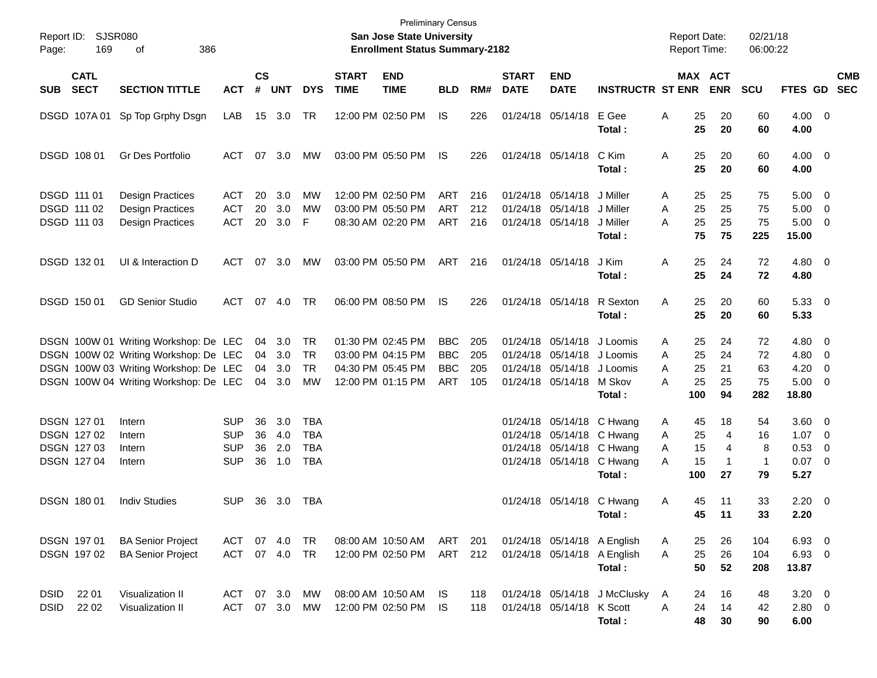Preliminary Census

**San Jose State University**

**Enrollment Status Summary-2182**

Report ID: SJSR080

Report Date: 02/21/18

Report Time: 06:00:22

| SUB | CATL SECT | SECTION TITTLE | ACT | CS # | UNT | DYS | START TIME | END TIME | BLD | RM# | START DATE | END DATE | INSTRUCTR | ST | MAX ENR | ACT ENR | SCU | FTES | GD | CMB SEC |
|---|---|---|---|---|---|---|---|---|---|---|---|---|---|---|---|---|---|---|---|---|
| DSGD | 107A 01 | Sp Top Grphy Dsgn | LAB | 15 | 3.0 | TR | 12:00 PM | 02:50 PM | IS | 226 | 01/24/18 | 05/14/18 | E Gee | A | 25 | 20 | 60 | 4.00 | 0 | |
| | | | | | | | | | | | | | **Total :** | | **25** | **20** | **60** | **4.00** | | |
| DSGD | 108 01 | Gr Des Portfolio | ACT | 07 | 3.0 | MW | 03:00 PM | 05:50 PM | IS | 226 | 01/24/18 | 05/14/18 | C Kim | A | 25 | 20 | 60 | 4.00 | 0 | |
| | | | | | | | | | | | | | **Total :** | | **25** | **20** | **60** | **4.00** | | |
| DSGD | 111 01 | Design Practices | ACT | 20 | 3.0 | MW | 12:00 PM | 02:50 PM | ART | 216 | 01/24/18 | 05/14/18 | J Miller | A | 25 | 25 | 75 | 5.00 | 0 | |
| DSGD | 111 02 | Design Practices | ACT | 20 | 3.0 | MW | 03:00 PM | 05:50 PM | ART | 212 | 01/24/18 | 05/14/18 | J Miller | A | 25 | 25 | 75 | 5.00 | 0 | |
| DSGD | 111 03 | Design Practices | ACT | 20 | 3.0 | F | 08:30 AM | 02:20 PM | ART | 216 | 01/24/18 | 05/14/18 | J Miller | A | 25 | 25 | 75 | 5.00 | 0 | |
| | | | | | | | | | | | | | **Total :** | | **75** | **75** | **225** | **15.00** | | |
| DSGD | 132 01 | UI & Interaction D | ACT | 07 | 3.0 | MW | 03:00 PM | 05:50 PM | ART | 216 | 01/24/18 | 05/14/18 | J Kim | A | 25 | 24 | 72 | 4.80 | 0 | |
| | | | | | | | | | | | | | **Total :** | | **25** | **24** | **72** | **4.80** | | |
| DSGD | 150 01 | GD Senior Studio | ACT | 07 | 4.0 | TR | 06:00 PM | 08:50 PM | IS | 226 | 01/24/18 | 05/14/18 | R Sexton | A | 25 | 20 | 60 | 5.33 | 0 | |
| | | | | | | | | | | | | | **Total :** | | **25** | **20** | **60** | **5.33** | | |
| DSGN | 100W 01 | Writing Workshop: De | LEC | 04 | 3.0 | TR | 01:30 PM | 02:45 PM | BBC | 205 | 01/24/18 | 05/14/18 | J Loomis | A | 25 | 24 | 72 | 4.80 | 0 | |
| DSGN | 100W 02 | Writing Workshop: De | LEC | 04 | 3.0 | TR | 03:00 PM | 04:15 PM | BBC | 205 | 01/24/18 | 05/14/18 | J Loomis | A | 25 | 24 | 72 | 4.80 | 0 | |
| DSGN | 100W 03 | Writing Workshop: De | LEC | 04 | 3.0 | TR | 04:30 PM | 05:45 PM | BBC | 205 | 01/24/18 | 05/14/18 | J Loomis | A | 25 | 21 | 63 | 4.20 | 0 | |
| DSGN | 100W 04 | Writing Workshop: De | LEC | 04 | 3.0 | MW | 12:00 PM | 01:15 PM | ART | 105 | 01/24/18 | 05/14/18 | M Skov | A | 25 | 25 | 75 | 5.00 | 0 | |
| | | | | | | | | | | | | | **Total :** | | **100** | **94** | **282** | **18.80** | | |
| DSGN | 127 01 | Intern | SUP | 36 | 3.0 | TBA | | | | | 01/24/18 | 05/14/18 | C Hwang | A | 45 | 18 | 54 | 3.60 | 0 | |
| DSGN | 127 02 | Intern | SUP | 36 | 4.0 | TBA | | | | | 01/24/18 | 05/14/18 | C Hwang | A | 25 | 4 | 16 | 1.07 | 0 | |
| DSGN | 127 03 | Intern | SUP | 36 | 2.0 | TBA | | | | | 01/24/18 | 05/14/18 | C Hwang | A | 15 | 4 | 8 | 0.53 | 0 | |
| DSGN | 127 04 | Intern | SUP | 36 | 1.0 | TBA | | | | | 01/24/18 | 05/14/18 | C Hwang | A | 15 | 1 | 1 | 0.07 | 0 | |
| | | | | | | | | | | | | | **Total :** | | **100** | **27** | **79** | **5.27** | | |
| DSGN | 180 01 | Indiv Studies | SUP | 36 | 3.0 | TBA | | | | | 01/24/18 | 05/14/18 | C Hwang | A | 45 | 11 | 33 | 2.20 | 0 | |
| | | | | | | | | | | | | | **Total :** | | **45** | **11** | **33** | **2.20** | | |
| DSGN | 197 01 | BA Senior Project | ACT | 07 | 4.0 | TR | 08:00 AM | 10:50 AM | ART | 201 | 01/24/18 | 05/14/18 | A English | A | 25 | 26 | 104 | 6.93 | 0 | |
| DSGN | 197 02 | BA Senior Project | ACT | 07 | 4.0 | TR | 12:00 PM | 02:50 PM | ART | 212 | 01/24/18 | 05/14/18 | A English | A | 25 | 26 | 104 | 6.93 | 0 | |
| | | | | | | | | | | | | | **Total :** | | **50** | **52** | **208** | **13.87** | | |
| DSID | 22 01 | Visualization II | ACT | 07 | 3.0 | MW | 08:00 AM | 10:50 AM | IS | 118 | 01/24/18 | 05/14/18 | J McClusky | A | 24 | 16 | 48 | 3.20 | 0 | |
| DSID | 22 02 | Visualization II | ACT | 07 | 3.0 | MW | 12:00 PM | 02:50 PM | IS | 118 | 01/24/18 | 05/14/18 | K Scott | A | 24 | 14 | 42 | 2.80 | 0 | |
| | | | | | | | | | | | | | **Total :** | | **48** | **30** | **90** | **6.00** | | |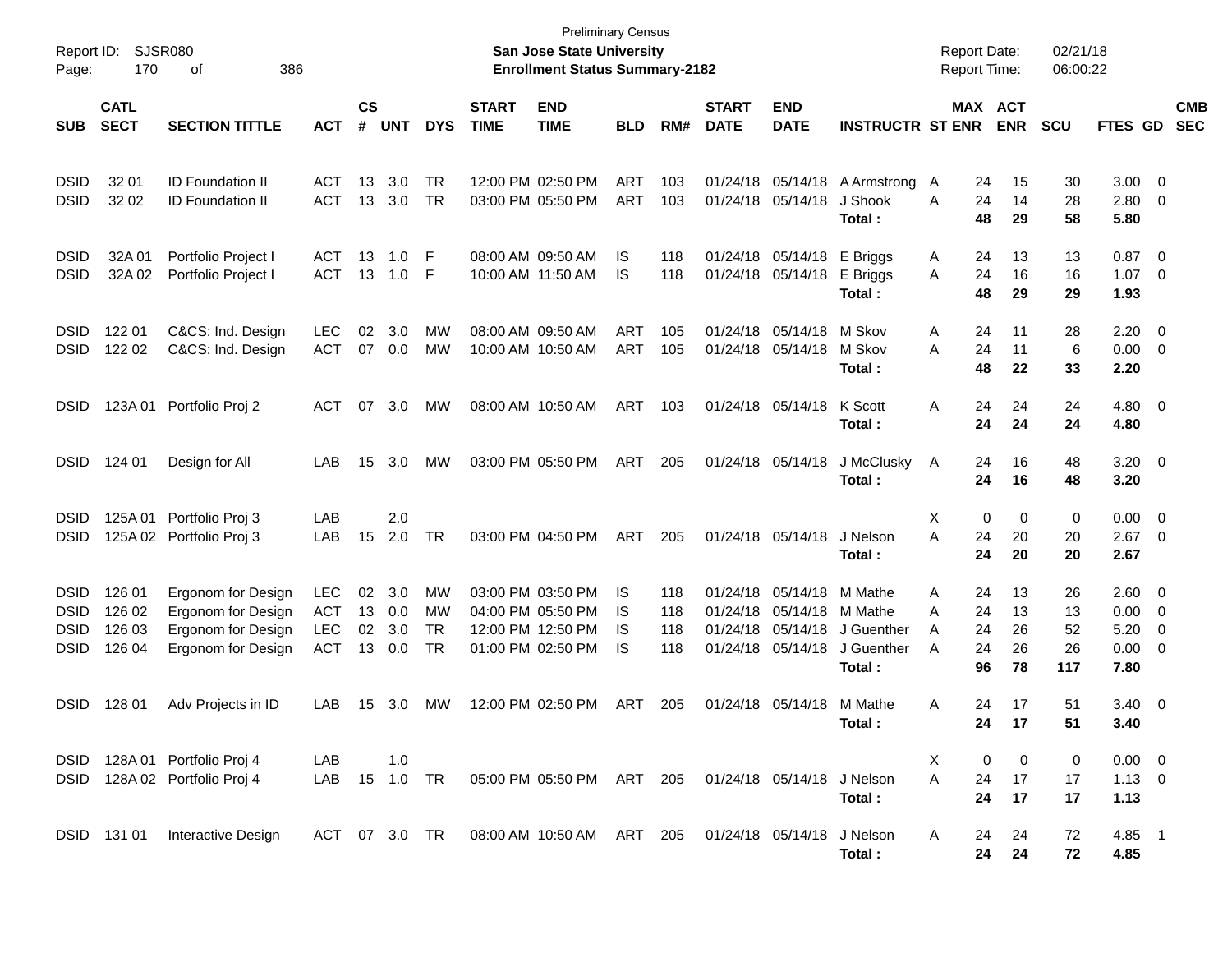Preliminary Census

**San Jose State University**
**Enrollment Status Summary-2182**

Report ID: SJSR080
Report Date: 02/21/18
Report Time: 06:00:22

| SUB | CATL SECT | SECTION TITTLE | ACT | CS # | UNT | DYS | START TIME | END TIME | BLD | RM# | START DATE | END DATE | INSTRUCTR | ST | MAX ENR | ACT ENR | SCU | FTES | GD | CMB SEC |
|---|---|---|---|---|---|---|---|---|---|---|---|---|---|---|---|---|---|---|---|---|
| DSID | 32 01 | ID Foundation II | ACT | 13 | 3.0 | TR | 12:00 PM | 02:50 PM | ART | 103 | 01/24/18 | 05/14/18 | A Armstrong | A | 24 | 15 | 30 | 3.00 | 0 | |
| DSID | 32 02 | ID Foundation II | ACT | 13 | 3.0 | TR | 03:00 PM | 05:50 PM | ART | 103 | 01/24/18 | 05/14/18 | J Shook | A | 24 | 14 | 28 | 2.80 | 0 | |
| | | | | | | | | | | | | | **Total :** | | **48** | **29** | **58** | **5.80** | | |
| DSID | 32A 01 | Portfolio Project I | ACT | 13 | 1.0 | F | 08:00 AM | 09:50 AM | IS | 118 | 01/24/18 | 05/14/18 | E Briggs | A | 24 | 13 | 13 | 0.87 | 0 | |
| DSID | 32A 02 | Portfolio Project I | ACT | 13 | 1.0 | F | 10:00 AM | 11:50 AM | IS | 118 | 01/24/18 | 05/14/18 | E Briggs | A | 24 | 16 | 16 | 1.07 | 0 | |
| | | | | | | | | | | | | | **Total :** | | **48** | **29** | **29** | **1.93** | | |
| DSID | 122 01 | C&CS: Ind. Design | LEC | 02 | 3.0 | MW | 08:00 AM | 09:50 AM | ART | 105 | 01/24/18 | 05/14/18 | M Skov | A | 24 | 11 | 28 | 2.20 | 0 | |
| DSID | 122 02 | C&CS: Ind. Design | ACT | 07 | 0.0 | MW | 10:00 AM | 10:50 AM | ART | 105 | 01/24/18 | 05/14/18 | M Skov | A | 24 | 11 | 6 | 0.00 | 0 | |
| | | | | | | | | | | | | | **Total :** | | **48** | **22** | **33** | **2.20** | | |
| DSID | 123A 01 | Portfolio Proj 2 | ACT | 07 | 3.0 | MW | 08:00 AM | 10:50 AM | ART | 103 | 01/24/18 | 05/14/18 | K Scott | A | 24 | 24 | 24 | 4.80 | 0 | |
| | | | | | | | | | | | | | **Total :** | | **24** | **24** | **24** | **4.80** | | |
| DSID | 124 01 | Design for All | LAB | 15 | 3.0 | MW | 03:00 PM | 05:50 PM | ART | 205 | 01/24/18 | 05/14/18 | J McClusky | A | 24 | 16 | 48 | 3.20 | 0 | |
| | | | | | | | | | | | | | **Total :** | | **24** | **16** | **48** | **3.20** | | |
| DSID | 125A 01 | Portfolio Proj 3 | LAB | | 2.0 | | | | | | | | | X | 0 | 0 | 0 | 0.00 | 0 | |
| DSID | 125A 02 | Portfolio Proj 3 | LAB | 15 | 2.0 | TR | 03:00 PM | 04:50 PM | ART | 205 | 01/24/18 | 05/14/18 | J Nelson | A | 24 | 20 | 20 | 2.67 | 0 | |
| | | | | | | | | | | | | | **Total :** | | **24** | **20** | **20** | **2.67** | | |
| DSID | 126 01 | Ergonom for Design | LEC | 02 | 3.0 | MW | 03:00 PM | 03:50 PM | IS | 118 | 01/24/18 | 05/14/18 | M Mathe | A | 24 | 13 | 26 | 2.60 | 0 | |
| DSID | 126 02 | Ergonom for Design | ACT | 13 | 0.0 | MW | 04:00 PM | 05:50 PM | IS | 118 | 01/24/18 | 05/14/18 | M Mathe | A | 24 | 13 | 13 | 0.00 | 0 | |
| DSID | 126 03 | Ergonom for Design | LEC | 02 | 3.0 | TR | 12:00 PM | 12:50 PM | IS | 118 | 01/24/18 | 05/14/18 | J Guenther | A | 24 | 26 | 52 | 5.20 | 0 | |
| DSID | 126 04 | Ergonom for Design | ACT | 13 | 0.0 | TR | 01:00 PM | 02:50 PM | IS | 118 | 01/24/18 | 05/14/18 | J Guenther | A | 24 | 26 | 26 | 0.00 | 0 | |
| | | | | | | | | | | | | | **Total :** | | **96** | **78** | **117** | **7.80** | | |
| DSID | 128 01 | Adv Projects in ID | LAB | 15 | 3.0 | MW | 12:00 PM | 02:50 PM | ART | 205 | 01/24/18 | 05/14/18 | M Mathe | A | 24 | 17 | 51 | 3.40 | 0 | |
| | | | | | | | | | | | | | **Total :** | | **24** | **17** | **51** | **3.40** | | |
| DSID | 128A 01 | Portfolio Proj 4 | LAB | | 1.0 | | | | | | | | | X | 0 | 0 | 0 | 0.00 | 0 | |
| DSID | 128A 02 | Portfolio Proj 4 | LAB | 15 | 1.0 | TR | 05:00 PM | 05:50 PM | ART | 205 | 01/24/18 | 05/14/18 | J Nelson | A | 24 | 17 | 17 | 1.13 | 0 | |
| | | | | | | | | | | | | | **Total :** | | **24** | **17** | **17** | **1.13** | | |
| DSID | 131 01 | Interactive Design | ACT | 07 | 3.0 | TR | 08:00 AM | 10:50 AM | ART | 205 | 01/24/18 | 05/14/18 | J Nelson | A | 24 | 24 | 72 | 4.85 | 1 | |
| | | | | | | | | | | | | | **Total :** | | **24** | **24** | **72** | **4.85** | | |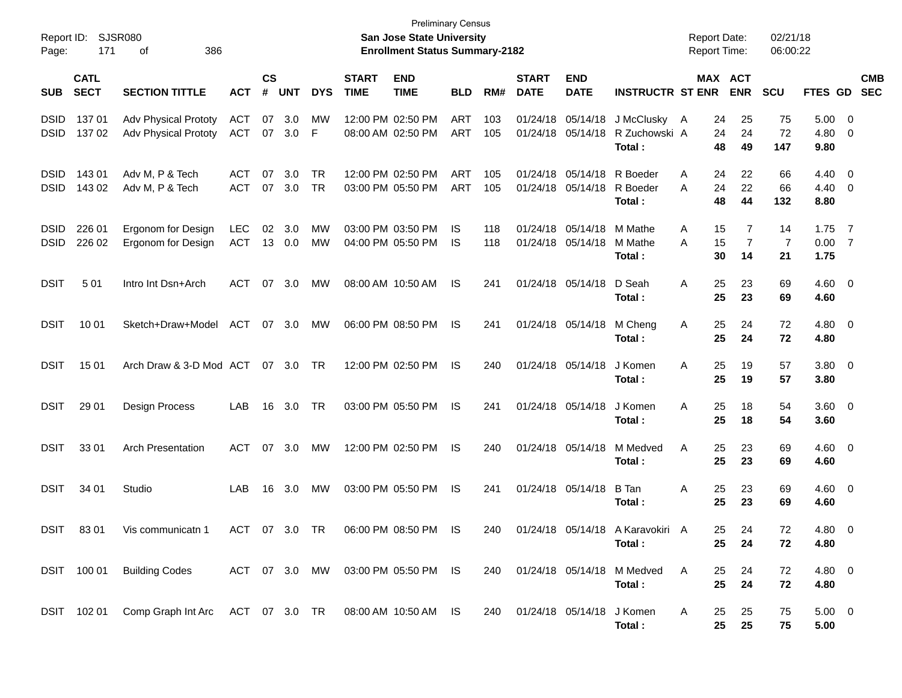Preliminary Census

**San Jose State University**

**Enrollment Status Summary-2182**

Report ID: SJSR080

Report Date: 02/21/18
Report Time: 06:00:22

| SUB | CATL SECT | SECTION TITTLE | ACT | CS # | UNT | DYS | START TIME | END TIME | BLD | RM# | START DATE | END DATE | INSTRUCTR | ST | MAX ENR | ACT ENR | SCU | FTES | GD | CMB SEC |
|---|---|---|---|---|---|---|---|---|---|---|---|---|---|---|---|---|---|---|---|---|
| DSID | 137 01 | Adv Physical Prototy | ACT | 07 | 3.0 | MW | 12:00 PM | 02:50 PM | ART | 103 | 01/24/18 | 05/14/18 | J McClusky | A | 24 | 25 | 75 | 5.00 | 0 | |
| DSID | 137 02 | Adv Physical Prototy | ACT | 07 | 3.0 | F | 08:00 AM | 02:50 PM | ART | 105 | 01/24/18 | 05/14/18 | R Zuchowski | A | 24 | 24 | 72 | 4.80 | 0 | |
| | | | | | | | | | | | | | **Total :** | | **48** | **49** | **147** | **9.80** | | |
| DSID | 143 01 | Adv M, P & Tech | ACT | 07 | 3.0 | TR | 12:00 PM | 02:50 PM | ART | 105 | 01/24/18 | 05/14/18 | R Boeder | A | 24 | 22 | 66 | 4.40 | 0 | |
| DSID | 143 02 | Adv M, P & Tech | ACT | 07 | 3.0 | TR | 03:00 PM | 05:50 PM | ART | 105 | 01/24/18 | 05/14/18 | R Boeder | A | 24 | 22 | 66 | 4.40 | 0 | |
| | | | | | | | | | | | | | **Total :** | | **48** | **44** | **132** | **8.80** | | |
| DSID | 226 01 | Ergonom for Design | LEC | 02 | 3.0 | MW | 03:00 PM | 03:50 PM | IS | 118 | 01/24/18 | 05/14/18 | M Mathe | A | 15 | 7 | 14 | 1.75 | 7 | |
| DSID | 226 02 | Ergonom for Design | ACT | 13 | 0.0 | MW | 04:00 PM | 05:50 PM | IS | 118 | 01/24/18 | 05/14/18 | M Mathe | A | 15 | 7 | 7 | 0.00 | 7 | |
| | | | | | | | | | | | | | **Total :** | | **30** | **14** | **21** | **1.75** | | |
| DSIT | 5 01 | Intro Int Dsn+Arch | ACT | 07 | 3.0 | MW | 08:00 AM | 10:50 AM | IS | 241 | 01/24/18 | 05/14/18 | D Seah | A | 25 | 23 | 69 | 4.60 | 0 | |
| | | | | | | | | | | | | | **Total :** | | **25** | **23** | **69** | **4.60** | | |
| DSIT | 10 01 | Sketch+Draw+Model | ACT | 07 | 3.0 | MW | 06:00 PM | 08:50 PM | IS | 241 | 01/24/18 | 05/14/18 | M Cheng | A | 25 | 24 | 72 | 4.80 | 0 | |
| | | | | | | | | | | | | | **Total :** | | **25** | **24** | **72** | **4.80** | | |
| DSIT | 15 01 | Arch Draw & 3-D Mod | ACT | 07 | 3.0 | TR | 12:00 PM | 02:50 PM | IS | 240 | 01/24/18 | 05/14/18 | J Komen | A | 25 | 19 | 57 | 3.80 | 0 | |
| | | | | | | | | | | | | | **Total :** | | **25** | **19** | **57** | **3.80** | | |
| DSIT | 29 01 | Design Process | LAB | 16 | 3.0 | TR | 03:00 PM | 05:50 PM | IS | 241 | 01/24/18 | 05/14/18 | J Komen | A | 25 | 18 | 54 | 3.60 | 0 | |
| | | | | | | | | | | | | | **Total :** | | **25** | **18** | **54** | **3.60** | | |
| DSIT | 33 01 | Arch Presentation | ACT | 07 | 3.0 | MW | 12:00 PM | 02:50 PM | IS | 240 | 01/24/18 | 05/14/18 | M Medved | A | 25 | 23 | 69 | 4.60 | 0 | |
| | | | | | | | | | | | | | **Total :** | | **25** | **23** | **69** | **4.60** | | |
| DSIT | 34 01 | Studio | LAB | 16 | 3.0 | MW | 03:00 PM | 05:50 PM | IS | 241 | 01/24/18 | 05/14/18 | B Tan | A | 25 | 23 | 69 | 4.60 | 0 | |
| | | | | | | | | | | | | | **Total :** | | **25** | **23** | **69** | **4.60** | | |
| DSIT | 83 01 | Vis communicatn 1 | ACT | 07 | 3.0 | TR | 06:00 PM | 08:50 PM | IS | 240 | 01/24/18 | 05/14/18 | A Karavokiri | A | 25 | 24 | 72 | 4.80 | 0 | |
| | | | | | | | | | | | | | **Total :** | | **25** | **24** | **72** | **4.80** | | |
| DSIT | 100 01 | Building Codes | ACT | 07 | 3.0 | MW | 03:00 PM | 05:50 PM | IS | 240 | 01/24/18 | 05/14/18 | M Medved | A | 25 | 24 | 72 | 4.80 | 0 | |
| | | | | | | | | | | | | | **Total :** | | **25** | **24** | **72** | **4.80** | | |
| DSIT | 102 01 | Comp Graph Int Arc | ACT | 07 | 3.0 | TR | 08:00 AM | 10:50 AM | IS | 240 | 01/24/18 | 05/14/18 | J Komen | A | 25 | 25 | 75 | 5.00 | 0 | |
| | | | | | | | | | | | | | **Total :** | | **25** | **25** | **75** | **5.00** | | |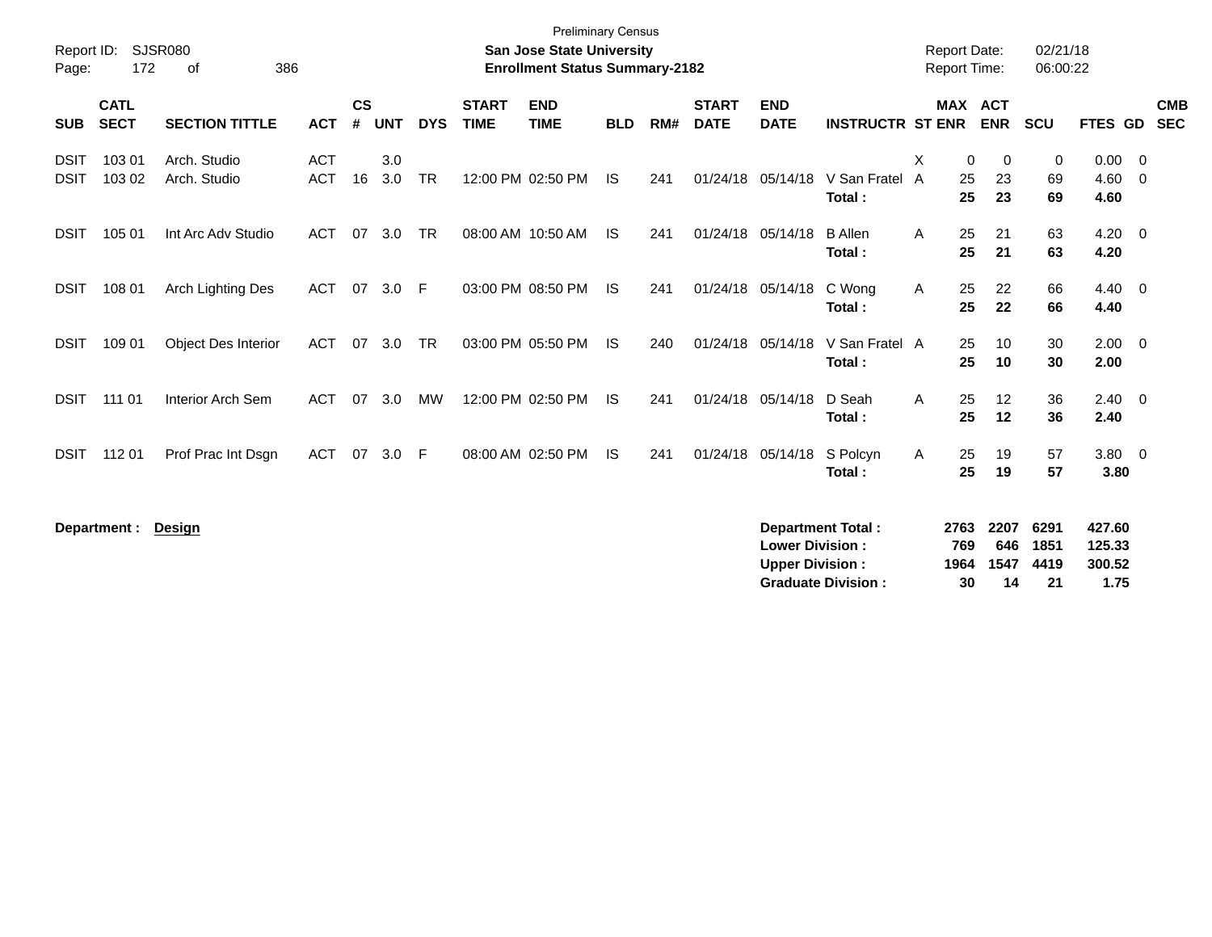Preliminary Census

Report ID: SJSR080

**San Jose State University**

**Enrollment Status Summary-2182**

Report Date: 02/21/18

Report Time: 06:00:22

| SUB | CATL SECT | SECTION TITTLE | ACT | CS # | UNT | DYS | START TIME | END TIME | BLD | RM# | START DATE | END DATE | INSTRUCTR | ST | MAX ENR | ACT ENR | SCU | FTES | GD | CMB SEC |
|---|---|---|---|---|---|---|---|---|---|---|---|---|---|---|---|---|---|---|---|---|
| DSIT | 103 01 | Arch. Studio | ACT | | 3.0 | | | | | | | | | X | 0 | 0 | 0 | 0.00 | 0 | |
| DSIT | 103 02 | Arch. Studio | ACT | 16 | 3.0 | TR | 12:00 PM | 02:50 PM | IS | 241 | 01/24/18 | 05/14/18 | V San Fratel | A | 25 | 23 | 69 | 4.60 | 0 | |
| | | | | | | | | | | | | | **Total :** | | **25** | **23** | **69** | **4.60** | | |
| DSIT | 105 01 | Int Arc Adv Studio | ACT | 07 | 3.0 | TR | 08:00 AM | 10:50 AM | IS | 241 | 01/24/18 | 05/14/18 | B Allen | A | 25 | 21 | 63 | 4.20 | 0 | |
| | | | | | | | | | | | | | **Total :** | | **25** | **21** | **63** | **4.20** | | |
| DSIT | 108 01 | Arch Lighting Des | ACT | 07 | 3.0 | F | 03:00 PM | 08:50 PM | IS | 241 | 01/24/18 | 05/14/18 | C Wong | A | 25 | 22 | 66 | 4.40 | 0 | |
| | | | | | | | | | | | | | **Total :** | | **25** | **22** | **66** | **4.40** | | |
| DSIT | 109 01 | Object Des Interior | ACT | 07 | 3.0 | TR | 03:00 PM | 05:50 PM | IS | 240 | 01/24/18 | 05/14/18 | V San Fratel | A | 25 | 10 | 30 | 2.00 | 0 | |
| | | | | | | | | | | | | | **Total :** | | **25** | **10** | **30** | **2.00** | | |
| DSIT | 111 01 | Interior Arch Sem | ACT | 07 | 3.0 | MW | 12:00 PM | 02:50 PM | IS | 241 | 01/24/18 | 05/14/18 | D Seah | A | 25 | 12 | 36 | 2.40 | 0 | |
| | | | | | | | | | | | | | **Total :** | | **25** | **12** | **36** | **2.40** | | |
| DSIT | 112 01 | Prof Prac Int Dsgn | ACT | 07 | 3.0 | F | 08:00 AM | 02:50 PM | IS | 241 | 01/24/18 | 05/14/18 | S Polcyn | A | 25 | 19 | 57 | 3.80 | 0 | |
| | | | | | | | | | | | | | **Total :** | | **25** | **19** | **57** | **3.80** | | |

**Department : Design**

| | MAX ENR | ACT ENR | SCU | FTES |
|---|---|---|---|---|
| **Department Total :** | **2763** | **2207** | **6291** | **427.60** |
| **Lower Division :** | **769** | **646** | **1851** | **125.33** |
| **Upper Division :** | **1964** | **1547** | **4419** | **300.52** |
| **Graduate Division :** | **30** | **14** | **21** | **1.75** |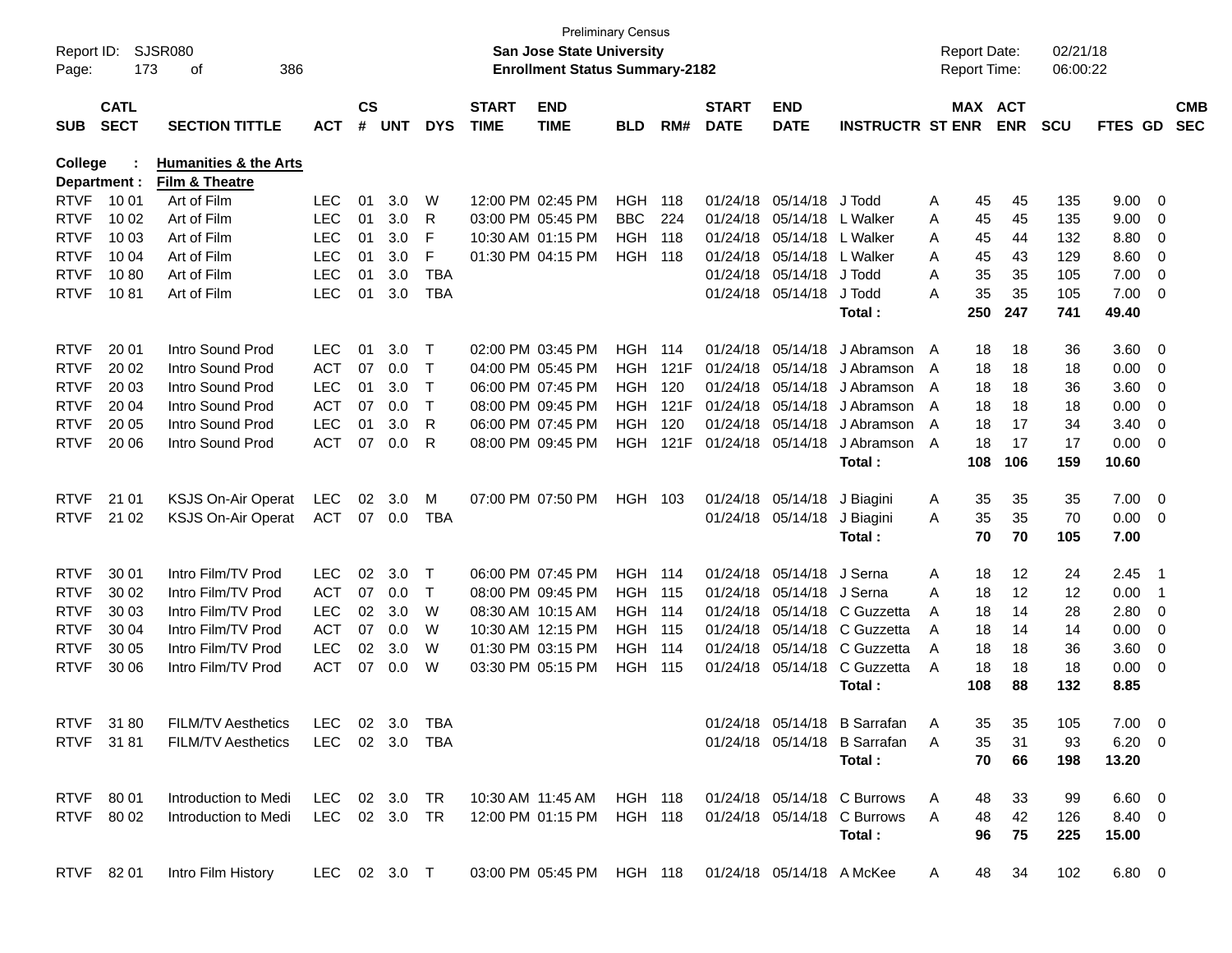Preliminary Census

**San Jose State University**

**Enrollment Status Summary-2182**

Report ID: SJSR080

Report Date: 02/21/18

Report Time: 06:00:22

**College : Humanities & the Arts**

**Department : Film & Theatre**

| SUB | CATL SECT | SECTION TITTLE | ACT | CS # | UNT | DYS | START TIME | END TIME | BLD | RM# | START DATE | END DATE | INSTRUCTR | ST | MAX ENR | ACT ENR | SCU | FTES | GD | CMB SEC |
|---|---|---|---|---|---|---|---|---|---|---|---|---|---|---|---|---|---|---|---|---|
| RTVF | 10 01 | Art of Film | LEC | 01 | 3.0 | W | 12:00 PM | 02:45 PM | HGH | 118 | 01/24/18 | 05/14/18 | J Todd | A | 45 | 45 | 135 | 9.00 | 0 | |
| RTVF | 10 02 | Art of Film | LEC | 01 | 3.0 | R | 03:00 PM | 05:45 PM | BBC | 224 | 01/24/18 | 05/14/18 | L Walker | A | 45 | 45 | 135 | 9.00 | 0 | |
| RTVF | 10 03 | Art of Film | LEC | 01 | 3.0 | F | 10:30 AM | 01:15 PM | HGH | 118 | 01/24/18 | 05/14/18 | L Walker | A | 45 | 44 | 132 | 8.80 | 0 | |
| RTVF | 10 04 | Art of Film | LEC | 01 | 3.0 | F | 01:30 PM | 04:15 PM | HGH | 118 | 01/24/18 | 05/14/18 | L Walker | A | 45 | 43 | 129 | 8.60 | 0 | |
| RTVF | 10 80 | Art of Film | LEC | 01 | 3.0 | TBA | | | | | 01/24/18 | 05/14/18 | J Todd | A | 35 | 35 | 105 | 7.00 | 0 | |
| RTVF | 10 81 | Art of Film | LEC | 01 | 3.0 | TBA | | | | | 01/24/18 | 05/14/18 | J Todd | A | 35 | 35 | 105 | 7.00 | 0 | |
| | | | | | | | | | | | | | **Total :** | | **250** | **247** | **741** | **49.40** | | |
| RTVF | 20 01 | Intro Sound Prod | LEC | 01 | 3.0 | T | 02:00 PM | 03:45 PM | HGH | 114 | 01/24/18 | 05/14/18 | J Abramson | A | 18 | 18 | 36 | 3.60 | 0 | |
| RTVF | 20 02 | Intro Sound Prod | ACT | 07 | 0.0 | T | 04:00 PM | 05:45 PM | HGH | 121F | 01/24/18 | 05/14/18 | J Abramson | A | 18 | 18 | 18 | 0.00 | 0 | |
| RTVF | 20 03 | Intro Sound Prod | LEC | 01 | 3.0 | T | 06:00 PM | 07:45 PM | HGH | 120 | 01/24/18 | 05/14/18 | J Abramson | A | 18 | 18 | 36 | 3.60 | 0 | |
| RTVF | 20 04 | Intro Sound Prod | ACT | 07 | 0.0 | T | 08:00 PM | 09:45 PM | HGH | 121F | 01/24/18 | 05/14/18 | J Abramson | A | 18 | 18 | 18 | 0.00 | 0 | |
| RTVF | 20 05 | Intro Sound Prod | LEC | 01 | 3.0 | R | 06:00 PM | 07:45 PM | HGH | 120 | 01/24/18 | 05/14/18 | J Abramson | A | 18 | 17 | 34 | 3.40 | 0 | |
| RTVF | 20 06 | Intro Sound Prod | ACT | 07 | 0.0 | R | 08:00 PM | 09:45 PM | HGH | 121F | 01/24/18 | 05/14/18 | J Abramson | A | 18 | 17 | 17 | 0.00 | 0 | |
| | | | | | | | | | | | | | **Total :** | | **108** | **106** | **159** | **10.60** | | |
| RTVF | 21 01 | KSJS On-Air Operat | LEC | 02 | 3.0 | M | 07:00 PM | 07:50 PM | HGH | 103 | 01/24/18 | 05/14/18 | J Biagini | A | 35 | 35 | 35 | 7.00 | 0 | |
| RTVF | 21 02 | KSJS On-Air Operat | ACT | 07 | 0.0 | TBA | | | | | 01/24/18 | 05/14/18 | J Biagini | A | 35 | 35 | 70 | 0.00 | 0 | |
| | | | | | | | | | | | | | **Total :** | | **70** | **70** | **105** | **7.00** | | |
| RTVF | 30 01 | Intro Film/TV Prod | LEC | 02 | 3.0 | T | 06:00 PM | 07:45 PM | HGH | 114 | 01/24/18 | 05/14/18 | J Serna | A | 18 | 12 | 24 | 2.45 | 1 | |
| RTVF | 30 02 | Intro Film/TV Prod | ACT | 07 | 0.0 | T | 08:00 PM | 09:45 PM | HGH | 115 | 01/24/18 | 05/14/18 | J Serna | A | 18 | 12 | 12 | 0.00 | 1 | |
| RTVF | 30 03 | Intro Film/TV Prod | LEC | 02 | 3.0 | W | 08:30 AM | 10:15 AM | HGH | 114 | 01/24/18 | 05/14/18 | C Guzzetta | A | 18 | 14 | 28 | 2.80 | 0 | |
| RTVF | 30 04 | Intro Film/TV Prod | ACT | 07 | 0.0 | W | 10:30 AM | 12:15 PM | HGH | 115 | 01/24/18 | 05/14/18 | C Guzzetta | A | 18 | 14 | 14 | 0.00 | 0 | |
| RTVF | 30 05 | Intro Film/TV Prod | LEC | 02 | 3.0 | W | 01:30 PM | 03:15 PM | HGH | 114 | 01/24/18 | 05/14/18 | C Guzzetta | A | 18 | 18 | 36 | 3.60 | 0 | |
| RTVF | 30 06 | Intro Film/TV Prod | ACT | 07 | 0.0 | W | 03:30 PM | 05:15 PM | HGH | 115 | 01/24/18 | 05/14/18 | C Guzzetta | A | 18 | 18 | 18 | 0.00 | 0 | |
| | | | | | | | | | | | | | **Total :** | | **108** | **88** | **132** | **8.85** | | |
| RTVF | 31 80 | FILM/TV Aesthetics | LEC | 02 | 3.0 | TBA | | | | | 01/24/18 | 05/14/18 | B Sarrafan | A | 35 | 35 | 105 | 7.00 | 0 | |
| RTVF | 31 81 | FILM/TV Aesthetics | LEC | 02 | 3.0 | TBA | | | | | 01/24/18 | 05/14/18 | B Sarrafan | A | 35 | 31 | 93 | 6.20 | 0 | |
| | | | | | | | | | | | | | **Total :** | | **70** | **66** | **198** | **13.20** | | |
| RTVF | 80 01 | Introduction to Medi | LEC | 02 | 3.0 | TR | 10:30 AM | 11:45 AM | HGH | 118 | 01/24/18 | 05/14/18 | C Burrows | A | 48 | 33 | 99 | 6.60 | 0 | |
| RTVF | 80 02 | Introduction to Medi | LEC | 02 | 3.0 | TR | 12:00 PM | 01:15 PM | HGH | 118 | 01/24/18 | 05/14/18 | C Burrows | A | 48 | 42 | 126 | 8.40 | 0 | |
| | | | | | | | | | | | | | **Total :** | | **96** | **75** | **225** | **15.00** | | |
| RTVF | 82 01 | Intro Film History | LEC | 02 | 3.0 | T | 03:00 PM | 05:45 PM | HGH | 118 | 01/24/18 | 05/14/18 | A McKee | A | 48 | 34 | 102 | 6.80 | 0 | |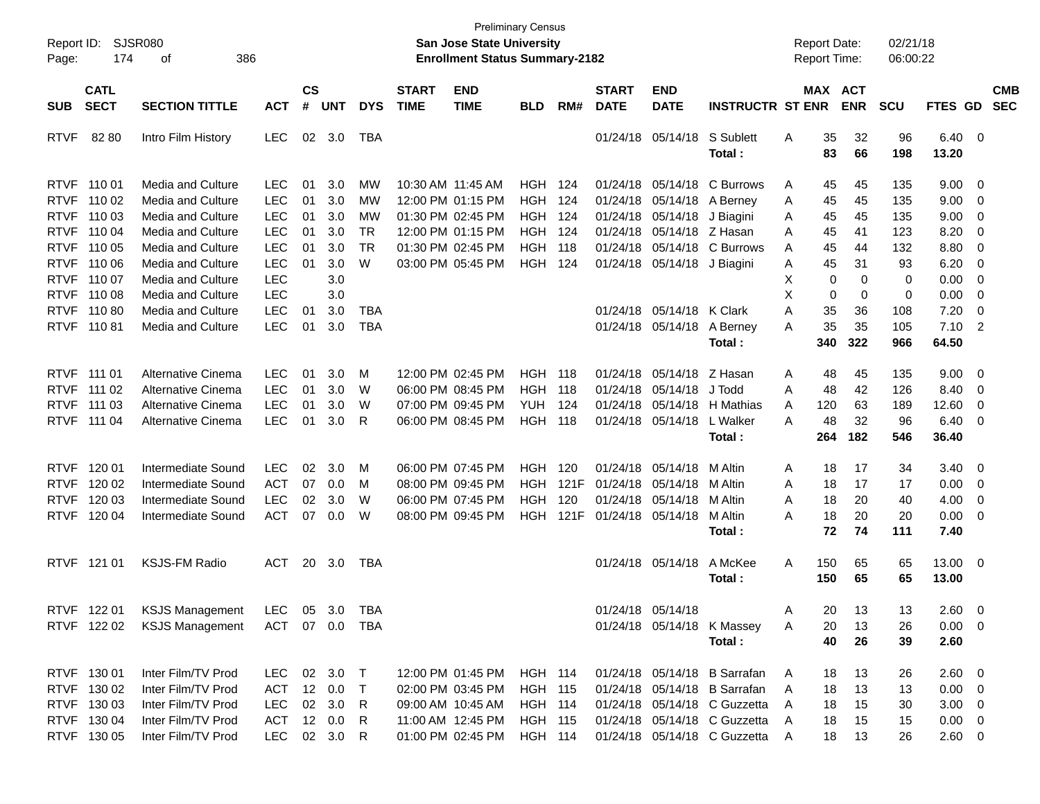Preliminary Census

**San Jose State University**

**Enrollment Status Summary-2182**

Report ID: SJSR080

Report Date: 02/21/18

Report Time: 06:00:22

| SUB | CATL SECT | SECTION TITTLE | ACT | CS # | UNT | DYS | START TIME | END TIME | BLD | RM# | START DATE | END DATE | INSTRUCTR | ST | MAX ENR | ACT ENR | SCU | FTES | GD | CMB SEC |
|---|---|---|---|---|---|---|---|---|---|---|---|---|---|---|---|---|---|---|---|---|
| RTVF | 82 80 | Intro Film History | LEC | 02 | 3.0 | TBA | | | | | 01/24/18 | 05/14/18 | S Sublett | A | 35 | 32 | 96 | 6.40 | 0 | |
| | | | | | | | | | | | | | **Total :** | | **83** | **66** | **198** | **13.20** | | |
| RTVF | 110 01 | Media and Culture | LEC | 01 | 3.0 | MW | 10:30 AM | 11:45 AM | HGH | 124 | 01/24/18 | 05/14/18 | C Burrows | A | 45 | 45 | 135 | 9.00 | 0 | |
| RTVF | 110 02 | Media and Culture | LEC | 01 | 3.0 | MW | 12:00 PM | 01:15 PM | HGH | 124 | 01/24/18 | 05/14/18 | A Berney | A | 45 | 45 | 135 | 9.00 | 0 | |
| RTVF | 110 03 | Media and Culture | LEC | 01 | 3.0 | MW | 01:30 PM | 02:45 PM | HGH | 124 | 01/24/18 | 05/14/18 | J Biagini | A | 45 | 45 | 135 | 9.00 | 0 | |
| RTVF | 110 04 | Media and Culture | LEC | 01 | 3.0 | TR | 12:00 PM | 01:15 PM | HGH | 124 | 01/24/18 | 05/14/18 | Z Hasan | A | 45 | 41 | 123 | 8.20 | 0 | |
| RTVF | 110 05 | Media and Culture | LEC | 01 | 3.0 | TR | 01:30 PM | 02:45 PM | HGH | 118 | 01/24/18 | 05/14/18 | C Burrows | A | 45 | 44 | 132 | 8.80 | 0 | |
| RTVF | 110 06 | Media and Culture | LEC | 01 | 3.0 | W | 03:00 PM | 05:45 PM | HGH | 124 | 01/24/18 | 05/14/18 | J Biagini | A | 45 | 31 | 93 | 6.20 | 0 | |
| RTVF | 110 07 | Media and Culture | LEC | | 3.0 | | | | | | | | | X | 0 | 0 | 0 | 0.00 | 0 | |
| RTVF | 110 08 | Media and Culture | LEC | | 3.0 | | | | | | | | | X | 0 | 0 | 0 | 0.00 | 0 | |
| RTVF | 110 80 | Media and Culture | LEC | 01 | 3.0 | TBA | | | | | 01/24/18 | 05/14/18 | K Clark | A | 35 | 36 | 108 | 7.20 | 0 | |
| RTVF | 110 81 | Media and Culture | LEC | 01 | 3.0 | TBA | | | | | 01/24/18 | 05/14/18 | A Berney | A | 35 | 35 | 105 | 7.10 | 2 | |
| | | | | | | | | | | | | | **Total :** | | **340** | **322** | **966** | **64.50** | | |
| RTVF | 111 01 | Alternative Cinema | LEC | 01 | 3.0 | M | 12:00 PM | 02:45 PM | HGH | 118 | 01/24/18 | 05/14/18 | Z Hasan | A | 48 | 45 | 135 | 9.00 | 0 | |
| RTVF | 111 02 | Alternative Cinema | LEC | 01 | 3.0 | W | 06:00 PM | 08:45 PM | HGH | 118 | 01/24/18 | 05/14/18 | J Todd | A | 48 | 42 | 126 | 8.40 | 0 | |
| RTVF | 111 03 | Alternative Cinema | LEC | 01 | 3.0 | W | 07:00 PM | 09:45 PM | YUH | 124 | 01/24/18 | 05/14/18 | H Mathias | A | 120 | 63 | 189 | 12.60 | 0 | |
| RTVF | 111 04 | Alternative Cinema | LEC | 01 | 3.0 | R | 06:00 PM | 08:45 PM | HGH | 118 | 01/24/18 | 05/14/18 | L Walker | A | 48 | 32 | 96 | 6.40 | 0 | |
| | | | | | | | | | | | | | **Total :** | | **264** | **182** | **546** | **36.40** | | |
| RTVF | 120 01 | Intermediate Sound | LEC | 02 | 3.0 | M | 06:00 PM | 07:45 PM | HGH | 120 | 01/24/18 | 05/14/18 | M Altin | A | 18 | 17 | 34 | 3.40 | 0 | |
| RTVF | 120 02 | Intermediate Sound | ACT | 07 | 0.0 | M | 08:00 PM | 09:45 PM | HGH | 121F | 01/24/18 | 05/14/18 | M Altin | A | 18 | 17 | 17 | 0.00 | 0 | |
| RTVF | 120 03 | Intermediate Sound | LEC | 02 | 3.0 | W | 06:00 PM | 07:45 PM | HGH | 120 | 01/24/18 | 05/14/18 | M Altin | A | 18 | 20 | 40 | 4.00 | 0 | |
| RTVF | 120 04 | Intermediate Sound | ACT | 07 | 0.0 | W | 08:00 PM | 09:45 PM | HGH | 121F | 01/24/18 | 05/14/18 | M Altin | A | 18 | 20 | 20 | 0.00 | 0 | |
| | | | | | | | | | | | | | **Total :** | | **72** | **74** | **111** | **7.40** | | |
| RTVF | 121 01 | KSJS-FM Radio | ACT | 20 | 3.0 | TBA | | | | | 01/24/18 | 05/14/18 | A McKee | A | 150 | 65 | 65 | 13.00 | 0 | |
| | | | | | | | | | | | | | **Total :** | | **150** | **65** | **65** | **13.00** | | |
| RTVF | 122 01 | KSJS Management | LEC | 05 | 3.0 | TBA | | | | | 01/24/18 | 05/14/18 | | A | 20 | 13 | 13 | 2.60 | 0 | |
| RTVF | 122 02 | KSJS Management | ACT | 07 | 0.0 | TBA | | | | | 01/24/18 | 05/14/18 | K Massey | A | 20 | 13 | 26 | 0.00 | 0 | |
| | | | | | | | | | | | | | **Total :** | | **40** | **26** | **39** | **2.60** | | |
| RTVF | 130 01 | Inter Film/TV Prod | LEC | 02 | 3.0 | T | 12:00 PM | 01:45 PM | HGH | 114 | 01/24/18 | 05/14/18 | B Sarrafan | A | 18 | 13 | 26 | 2.60 | 0 | |
| RTVF | 130 02 | Inter Film/TV Prod | ACT | 12 | 0.0 | T | 02:00 PM | 03:45 PM | HGH | 115 | 01/24/18 | 05/14/18 | B Sarrafan | A | 18 | 13 | 13 | 0.00 | 0 | |
| RTVF | 130 03 | Inter Film/TV Prod | LEC | 02 | 3.0 | R | 09:00 AM | 10:45 AM | HGH | 114 | 01/24/18 | 05/14/18 | C Guzzetta | A | 18 | 15 | 30 | 3.00 | 0 | |
| RTVF | 130 04 | Inter Film/TV Prod | ACT | 12 | 0.0 | R | 11:00 AM | 12:45 PM | HGH | 115 | 01/24/18 | 05/14/18 | C Guzzetta | A | 18 | 15 | 15 | 0.00 | 0 | |
| RTVF | 130 05 | Inter Film/TV Prod | LEC | 02 | 3.0 | R | 01:00 PM | 02:45 PM | HGH | 114 | 01/24/18 | 05/14/18 | C Guzzetta | A | 18 | 13 | 26 | 2.60 | 0 | |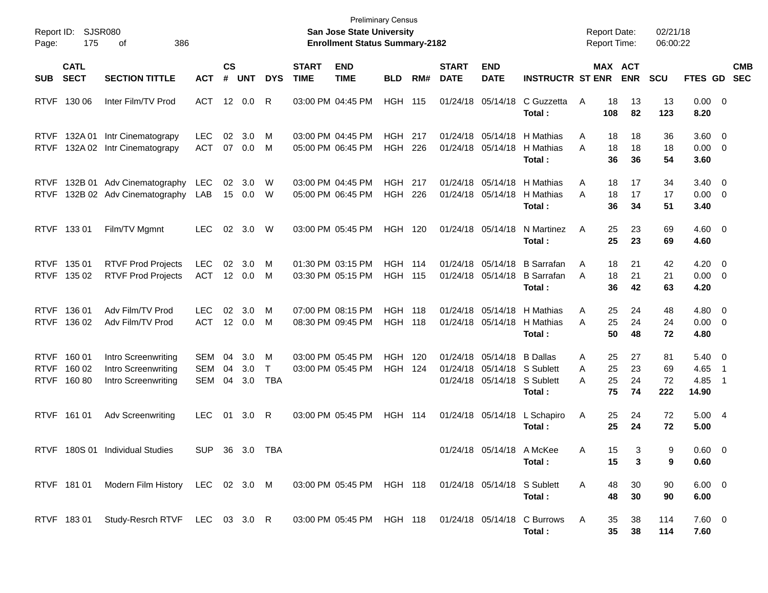Preliminary Census

**San Jose State University**

**Enrollment Status Summary-2182**

Report ID: SJSR080

Report Date: 02/21/18

Report Time: 06:00:22

| SUB | CATL SECT | SECTION TITTLE | ACT | CS # | UNT | DYS | START TIME | END TIME | BLD | RM# | START DATE | END DATE | INSTRUCTR | ST | MAX ENR | ACT ENR | SCU | FTES | GD | CMB SEC |
|---|---|---|---|---|---|---|---|---|---|---|---|---|---|---|---|---|---|---|---|---|
| RTVF | 130 06 | Inter Film/TV Prod | ACT | 12 | 0.0 | R | 03:00 PM | 04:45 PM | HGH | 115 | 01/24/18 | 05/14/18 | C Guzzetta | A | 18 | 13 | 13 | 0.00 | 0 | |
| | | | | | | | | | | | | | **Total :** | | **108** | **82** | **123** | **8.20** | | |
| RTVF | 132A 01 | Intr Cinematograpy | LEC | 02 | 3.0 | M | 03:00 PM | 04:45 PM | HGH | 217 | 01/24/18 | 05/14/18 | H Mathias | A | 18 | 18 | 36 | 3.60 | 0 | |
| RTVF | 132A 02 | Intr Cinematograpy | ACT | 07 | 0.0 | M | 05:00 PM | 06:45 PM | HGH | 226 | 01/24/18 | 05/14/18 | H Mathias | A | 18 | 18 | 18 | 0.00 | 0 | |
| | | | | | | | | | | | | | **Total :** | | **36** | **36** | **54** | **3.60** | | |
| RTVF | 132B 01 | Adv Cinematography | LEC | 02 | 3.0 | W | 03:00 PM | 04:45 PM | HGH | 217 | 01/24/18 | 05/14/18 | H Mathias | A | 18 | 17 | 34 | 3.40 | 0 | |
| RTVF | 132B 02 | Adv Cinematography | LAB | 15 | 0.0 | W | 05:00 PM | 06:45 PM | HGH | 226 | 01/24/18 | 05/14/18 | H Mathias | A | 18 | 17 | 17 | 0.00 | 0 | |
| | | | | | | | | | | | | | **Total :** | | **36** | **34** | **51** | **3.40** | | |
| RTVF | 133 01 | Film/TV Mgmnt | LEC | 02 | 3.0 | W | 03:00 PM | 05:45 PM | HGH | 120 | 01/24/18 | 05/14/18 | N Martinez | A | 25 | 23 | 69 | 4.60 | 0 | |
| | | | | | | | | | | | | | **Total :** | | **25** | **23** | **69** | **4.60** | | |
| RTVF | 135 01 | RTVF Prod Projects | LEC | 02 | 3.0 | M | 01:30 PM | 03:15 PM | HGH | 114 | 01/24/18 | 05/14/18 | B Sarrafan | A | 18 | 21 | 42 | 4.20 | 0 | |
| RTVF | 135 02 | RTVF Prod Projects | ACT | 12 | 0.0 | M | 03:30 PM | 05:15 PM | HGH | 115 | 01/24/18 | 05/14/18 | B Sarrafan | A | 18 | 21 | 21 | 0.00 | 0 | |
| | | | | | | | | | | | | | **Total :** | | **36** | **42** | **63** | **4.20** | | |
| RTVF | 136 01 | Adv Film/TV Prod | LEC | 02 | 3.0 | M | 07:00 PM | 08:15 PM | HGH | 118 | 01/24/18 | 05/14/18 | H Mathias | A | 25 | 24 | 48 | 4.80 | 0 | |
| RTVF | 136 02 | Adv Film/TV Prod | ACT | 12 | 0.0 | M | 08:30 PM | 09:45 PM | HGH | 118 | 01/24/18 | 05/14/18 | H Mathias | A | 25 | 24 | 24 | 0.00 | 0 | |
| | | | | | | | | | | | | | **Total :** | | **50** | **48** | **72** | **4.80** | | |
| RTVF | 160 01 | Intro Screenwriting | SEM | 04 | 3.0 | M | 03:00 PM | 05:45 PM | HGH | 120 | 01/24/18 | 05/14/18 | B Dallas | A | 25 | 27 | 81 | 5.40 | 0 | |
| RTVF | 160 02 | Intro Screenwriting | SEM | 04 | 3.0 | T | 03:00 PM | 05:45 PM | HGH | 124 | 01/24/18 | 05/14/18 | S Sublett | A | 25 | 23 | 69 | 4.65 | 1 | |
| RTVF | 160 80 | Intro Screenwriting | SEM | 04 | 3.0 | TBA | | | | | 01/24/18 | 05/14/18 | S Sublett | A | 25 | 24 | 72 | 4.85 | 1 | |
| | | | | | | | | | | | | | **Total :** | | **75** | **74** | **222** | **14.90** | | |
| RTVF | 161 01 | Adv Screenwriting | LEC | 01 | 3.0 | R | 03:00 PM | 05:45 PM | HGH | 114 | 01/24/18 | 05/14/18 | L Schapiro | A | 25 | 24 | 72 | 5.00 | 4 | |
| | | | | | | | | | | | | | **Total :** | | **25** | **24** | **72** | **5.00** | | |
| RTVF | 180S 01 | Individual Studies | SUP | 36 | 3.0 | TBA | | | | | 01/24/18 | 05/14/18 | A McKee | A | 15 | 3 | 9 | 0.60 | 0 | |
| | | | | | | | | | | | | | **Total :** | | **15** | **3** | **9** | **0.60** | | |
| RTVF | 181 01 | Modern Film History | LEC | 02 | 3.0 | M | 03:00 PM | 05:45 PM | HGH | 118 | 01/24/18 | 05/14/18 | S Sublett | A | 48 | 30 | 90 | 6.00 | 0 | |
| | | | | | | | | | | | | | **Total :** | | **48** | **30** | **90** | **6.00** | | |
| RTVF | 183 01 | Study-Resrch RTVF | LEC | 03 | 3.0 | R | 03:00 PM | 05:45 PM | HGH | 118 | 01/24/18 | 05/14/18 | C Burrows | A | 35 | 38 | 114 | 7.60 | 0 | |
| | | | | | | | | | | | | | **Total :** | | **35** | **38** | **114** | **7.60** | | |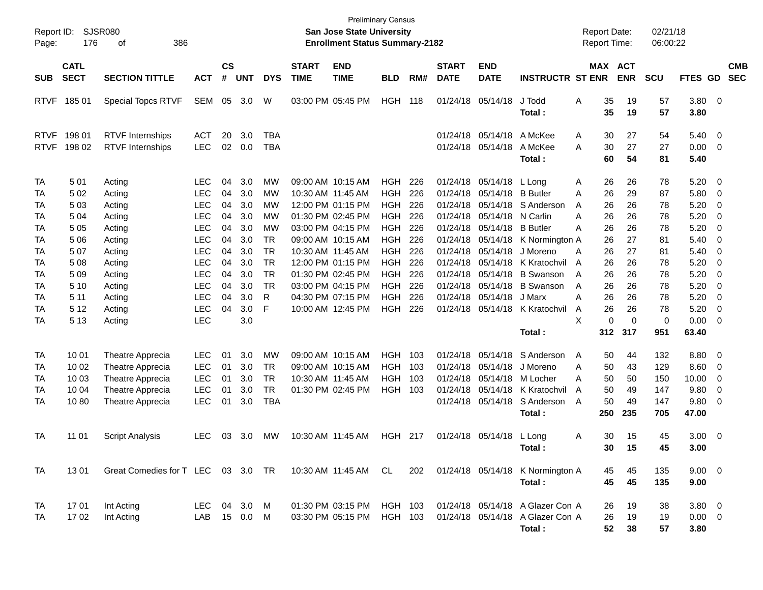Preliminary Census
**San Jose State University**
**Enrollment Status Summary-2182**

Report ID: SJSR080
Report Date: 02/21/18
Report Time: 06:00:22

| SUB | CATL SECT | SECTION TITTLE | ACT | CS # | UNT | DYS | START TIME | END TIME | BLD | RM# | START DATE | END DATE | INSTRUCTR | ST | MAX ENR | ACT ENR | SCU | FTES | GD | CMB SEC |
|---|---|---|---|---|---|---|---|---|---|---|---|---|---|---|---|---|---|---|---|---|
| RTVF | 185 01 | Special Topcs RTVF | SEM | 05 | 3.0 | W | 03:00 PM | 05:45 PM | HGH | 118 | 01/24/18 | 05/14/18 | J Todd | A | 35 | 19 | 57 | 3.80 | 0 | |
| | | | | | | | | | | | | | **Total :** | | **35** | **19** | **57** | **3.80** | | |
| RTVF | 198 01 | RTVF Internships | ACT | 20 | 3.0 | TBA | | | | | 01/24/18 | 05/14/18 | A McKee | A | 30 | 27 | 54 | 5.40 | 0 | |
| RTVF | 198 02 | RTVF Internships | LEC | 02 | 0.0 | TBA | | | | | 01/24/18 | 05/14/18 | A McKee | A | 30 | 27 | 27 | 0.00 | 0 | |
| | | | | | | | | | | | | | **Total :** | | **60** | **54** | **81** | **5.40** | | |
| TA | 5 01 | Acting | LEC | 04 | 3.0 | MW | 09:00 AM | 10:15 AM | HGH | 226 | 01/24/18 | 05/14/18 | L Long | A | 26 | 26 | 78 | 5.20 | 0 | |
| TA | 5 02 | Acting | LEC | 04 | 3.0 | MW | 10:30 AM | 11:45 AM | HGH | 226 | 01/24/18 | 05/14/18 | B Butler | A | 26 | 29 | 87 | 5.80 | 0 | |
| TA | 5 03 | Acting | LEC | 04 | 3.0 | MW | 12:00 PM | 01:15 PM | HGH | 226 | 01/24/18 | 05/14/18 | S Anderson | A | 26 | 26 | 78 | 5.20 | 0 | |
| TA | 5 04 | Acting | LEC | 04 | 3.0 | MW | 01:30 PM | 02:45 PM | HGH | 226 | 01/24/18 | 05/14/18 | N Carlin | A | 26 | 26 | 78 | 5.20 | 0 | |
| TA | 5 05 | Acting | LEC | 04 | 3.0 | MW | 03:00 PM | 04:15 PM | HGH | 226 | 01/24/18 | 05/14/18 | B Butler | A | 26 | 26 | 78 | 5.20 | 0 | |
| TA | 5 06 | Acting | LEC | 04 | 3.0 | TR | 09:00 AM | 10:15 AM | HGH | 226 | 01/24/18 | 05/14/18 | K Normington | A | 26 | 27 | 81 | 5.40 | 0 | |
| TA | 5 07 | Acting | LEC | 04 | 3.0 | TR | 10:30 AM | 11:45 AM | HGH | 226 | 01/24/18 | 05/14/18 | J Moreno | A | 26 | 27 | 81 | 5.40 | 0 | |
| TA | 5 08 | Acting | LEC | 04 | 3.0 | TR | 12:00 PM | 01:15 PM | HGH | 226 | 01/24/18 | 05/14/18 | K Kratochvil | A | 26 | 26 | 78 | 5.20 | 0 | |
| TA | 5 09 | Acting | LEC | 04 | 3.0 | TR | 01:30 PM | 02:45 PM | HGH | 226 | 01/24/18 | 05/14/18 | B Swanson | A | 26 | 26 | 78 | 5.20 | 0 | |
| TA | 5 10 | Acting | LEC | 04 | 3.0 | TR | 03:00 PM | 04:15 PM | HGH | 226 | 01/24/18 | 05/14/18 | B Swanson | A | 26 | 26 | 78 | 5.20 | 0 | |
| TA | 5 11 | Acting | LEC | 04 | 3.0 | R | 04:30 PM | 07:15 PM | HGH | 226 | 01/24/18 | 05/14/18 | J Marx | A | 26 | 26 | 78 | 5.20 | 0 | |
| TA | 5 12 | Acting | LEC | 04 | 3.0 | F | 10:00 AM | 12:45 PM | HGH | 226 | 01/24/18 | 05/14/18 | K Kratochvil | A | 26 | 26 | 78 | 5.20 | 0 | |
| TA | 5 13 | Acting | LEC | | 3.0 | | | | | | | | | X | 0 | 0 | 0 | 0.00 | 0 | |
| | | | | | | | | | | | | | **Total :** | | **312** | **317** | **951** | **63.40** | | |
| TA | 10 01 | Theatre Apprecia | LEC | 01 | 3.0 | MW | 09:00 AM | 10:15 AM | HGH | 103 | 01/24/18 | 05/14/18 | S Anderson | A | 50 | 44 | 132 | 8.80 | 0 | |
| TA | 10 02 | Theatre Apprecia | LEC | 01 | 3.0 | TR | 09:00 AM | 10:15 AM | HGH | 103 | 01/24/18 | 05/14/18 | J Moreno | A | 50 | 43 | 129 | 8.60 | 0 | |
| TA | 10 03 | Theatre Apprecia | LEC | 01 | 3.0 | TR | 10:30 AM | 11:45 AM | HGH | 103 | 01/24/18 | 05/14/18 | M Locher | A | 50 | 50 | 150 | 10.00 | 0 | |
| TA | 10 04 | Theatre Apprecia | LEC | 01 | 3.0 | TR | 01:30 PM | 02:45 PM | HGH | 103 | 01/24/18 | 05/14/18 | K Kratochvil | A | 50 | 49 | 147 | 9.80 | 0 | |
| TA | 10 80 | Theatre Apprecia | LEC | 01 | 3.0 | TBA | | | | | 01/24/18 | 05/14/18 | S Anderson | A | 50 | 49 | 147 | 9.80 | 0 | |
| | | | | | | | | | | | | | **Total :** | | **250** | **235** | **705** | **47.00** | | |
| TA | 11 01 | Script Analysis | LEC | 03 | 3.0 | MW | 10:30 AM | 11:45 AM | HGH | 217 | 01/24/18 | 05/14/18 | L Long | A | 30 | 15 | 45 | 3.00 | 0 | |
| | | | | | | | | | | | | | **Total :** | | **30** | **15** | **45** | **3.00** | | |
| TA | 13 01 | Great Comedies for T | LEC | 03 | 3.0 | TR | 10:30 AM | 11:45 AM | CL | 202 | 01/24/18 | 05/14/18 | K Normington | A | 45 | 45 | 135 | 9.00 | 0 | |
| | | | | | | | | | | | | | **Total :** | | **45** | **45** | **135** | **9.00** | | |
| TA | 17 01 | Int Acting | LEC | 04 | 3.0 | M | 01:30 PM | 03:15 PM | HGH | 103 | 01/24/18 | 05/14/18 | A Glazer Con | A | 26 | 19 | 38 | 3.80 | 0 | |
| TA | 17 02 | Int Acting | LAB | 15 | 0.0 | M | 03:30 PM | 05:15 PM | HGH | 103 | 01/24/18 | 05/14/18 | A Glazer Con | A | 26 | 19 | 19 | 0.00 | 0 | |
| | | | | | | | | | | | | | **Total :** | | **52** | **38** | **57** | **3.80** | | |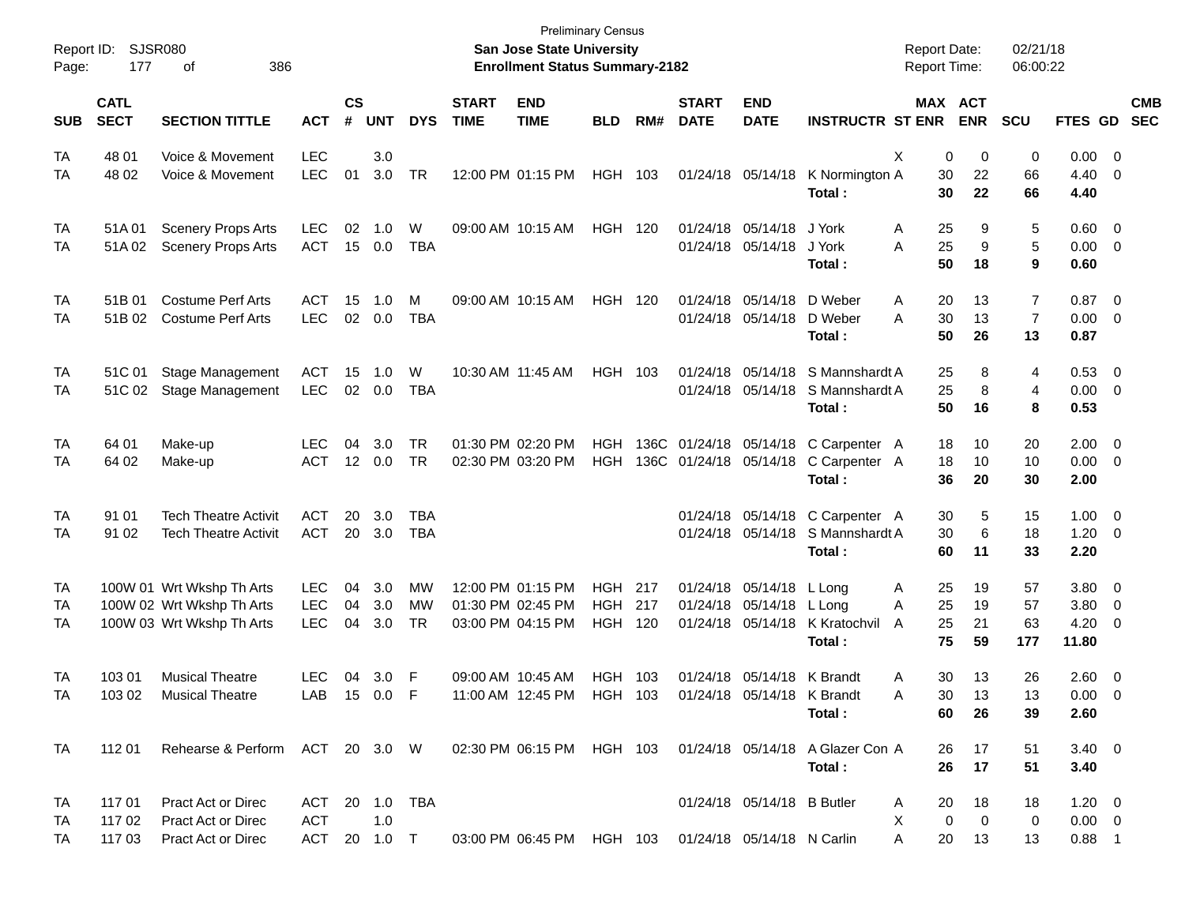Preliminary Census

Report ID: SJSR080

**San Jose State University**

**Enrollment Status Summary-2182**

Report Date: 02/21/18

Report Time: 06:00:22

| SUB | CATL SECT | SECTION TITTLE | ACT | CS # | UNT | DYS | START TIME | END TIME | BLD | RM# | START DATE | END DATE | INSTRUCTR | ST | MAX ENR | ACT ENR | SCU | FTES | GD | CMB SEC |
|---|---|---|---|---|---|---|---|---|---|---|---|---|---|---|---|---|---|---|---|---|
| TA | 48 01 | Voice & Movement | LEC | | 3.0 | | | | | | | | | X | 0 | 0 | 0 | 0.00 | 0 | |
| TA | 48 02 | Voice & Movement | LEC | 01 | 3.0 | TR | 12:00 PM | 01:15 PM | HGH | 103 | 01/24/18 | 05/14/18 | K Normington | A | 30 | 22 | 66 | 4.40 | 0 | |
| | | | | | | | | | | | | | **Total :** | | **30** | **22** | **66** | **4.40** | | |
| TA | 51A 01 | Scenery Props Arts | LEC | 02 | 1.0 | W | 09:00 AM | 10:15 AM | HGH | 120 | 01/24/18 | 05/14/18 | J York | A | 25 | 9 | 5 | 0.60 | 0 | |
| TA | 51A 02 | Scenery Props Arts | ACT | 15 | 0.0 | TBA | | | | | 01/24/18 | 05/14/18 | J York | A | 25 | 9 | 5 | 0.00 | 0 | |
| | | | | | | | | | | | | | **Total :** | | **50** | **18** | **9** | **0.60** | | |
| TA | 51B 01 | Costume Perf Arts | ACT | 15 | 1.0 | M | 09:00 AM | 10:15 AM | HGH | 120 | 01/24/18 | 05/14/18 | D Weber | A | 20 | 13 | 7 | 0.87 | 0 | |
| TA | 51B 02 | Costume Perf Arts | LEC | 02 | 0.0 | TBA | | | | | 01/24/18 | 05/14/18 | D Weber | A | 30 | 13 | 7 | 0.00 | 0 | |
| | | | | | | | | | | | | | **Total :** | | **50** | **26** | **13** | **0.87** | | |
| TA | 51C 01 | Stage Management | ACT | 15 | 1.0 | W | 10:30 AM | 11:45 AM | HGH | 103 | 01/24/18 | 05/14/18 | S Mannshardt | A | 25 | 8 | 4 | 0.53 | 0 | |
| TA | 51C 02 | Stage Management | LEC | 02 | 0.0 | TBA | | | | | 01/24/18 | 05/14/18 | S Mannshardt | A | 25 | 8 | 4 | 0.00 | 0 | |
| | | | | | | | | | | | | | **Total :** | | **50** | **16** | **8** | **0.53** | | |
| TA | 64 01 | Make-up | LEC | 04 | 3.0 | TR | 01:30 PM | 02:20 PM | HGH | 136C | 01/24/18 | 05/14/18 | C Carpenter | A | 18 | 10 | 20 | 2.00 | 0 | |
| TA | 64 02 | Make-up | ACT | 12 | 0.0 | TR | 02:30 PM | 03:20 PM | HGH | 136C | 01/24/18 | 05/14/18 | C Carpenter | A | 18 | 10 | 10 | 0.00 | 0 | |
| | | | | | | | | | | | | | **Total :** | | **36** | **20** | **30** | **2.00** | | |
| TA | 91 01 | Tech Theatre Activit | ACT | 20 | 3.0 | TBA | | | | | 01/24/18 | 05/14/18 | C Carpenter | A | 30 | 5 | 15 | 1.00 | 0 | |
| TA | 91 02 | Tech Theatre Activit | ACT | 20 | 3.0 | TBA | | | | | 01/24/18 | 05/14/18 | S Mannshardt | A | 30 | 6 | 18 | 1.20 | 0 | |
| | | | | | | | | | | | | | **Total :** | | **60** | **11** | **33** | **2.20** | | |
| TA | 100W 01 | Wrt Wkshp Th Arts | LEC | 04 | 3.0 | MW | 12:00 PM | 01:15 PM | HGH | 217 | 01/24/18 | 05/14/18 | L Long | A | 25 | 19 | 57 | 3.80 | 0 | |
| TA | 100W 02 | Wrt Wkshp Th Arts | LEC | 04 | 3.0 | MW | 01:30 PM | 02:45 PM | HGH | 217 | 01/24/18 | 05/14/18 | L Long | A | 25 | 19 | 57 | 3.80 | 0 | |
| TA | 100W 03 | Wrt Wkshp Th Arts | LEC | 04 | 3.0 | TR | 03:00 PM | 04:15 PM | HGH | 120 | 01/24/18 | 05/14/18 | K Kratochvil | A | 25 | 21 | 63 | 4.20 | 0 | |
| | | | | | | | | | | | | | **Total :** | | **75** | **59** | **177** | **11.80** | | |
| TA | 103 01 | Musical Theatre | LEC | 04 | 3.0 | F | 09:00 AM | 10:45 AM | HGH | 103 | 01/24/18 | 05/14/18 | K Brandt | A | 30 | 13 | 26 | 2.60 | 0 | |
| TA | 103 02 | Musical Theatre | LAB | 15 | 0.0 | F | 11:00 AM | 12:45 PM | HGH | 103 | 01/24/18 | 05/14/18 | K Brandt | A | 30 | 13 | 13 | 0.00 | 0 | |
| | | | | | | | | | | | | | **Total :** | | **60** | **26** | **39** | **2.60** | | |
| TA | 112 01 | Rehearse & Perform | ACT | 20 | 3.0 | W | 02:30 PM | 06:15 PM | HGH | 103 | 01/24/18 | 05/14/18 | A Glazer Con | A | 26 | 17 | 51 | 3.40 | 0 | |
| | | | | | | | | | | | | | **Total :** | | **26** | **17** | **51** | **3.40** | | |
| TA | 117 01 | Pract Act or Direc | ACT | 20 | 1.0 | TBA | | | | | 01/24/18 | 05/14/18 | B Butler | A | 20 | 18 | 18 | 1.20 | 0 | |
| TA | 117 02 | Pract Act or Direc | ACT | | 1.0 | | | | | | | | | X | 0 | 0 | 0 | 0.00 | 0 | |
| TA | 117 03 | Pract Act or Direc | ACT | 20 | 1.0 | T | 03:00 PM | 06:45 PM | HGH | 103 | 01/24/18 | 05/14/18 | N Carlin | A | 20 | 13 | 13 | 0.88 | 1 | |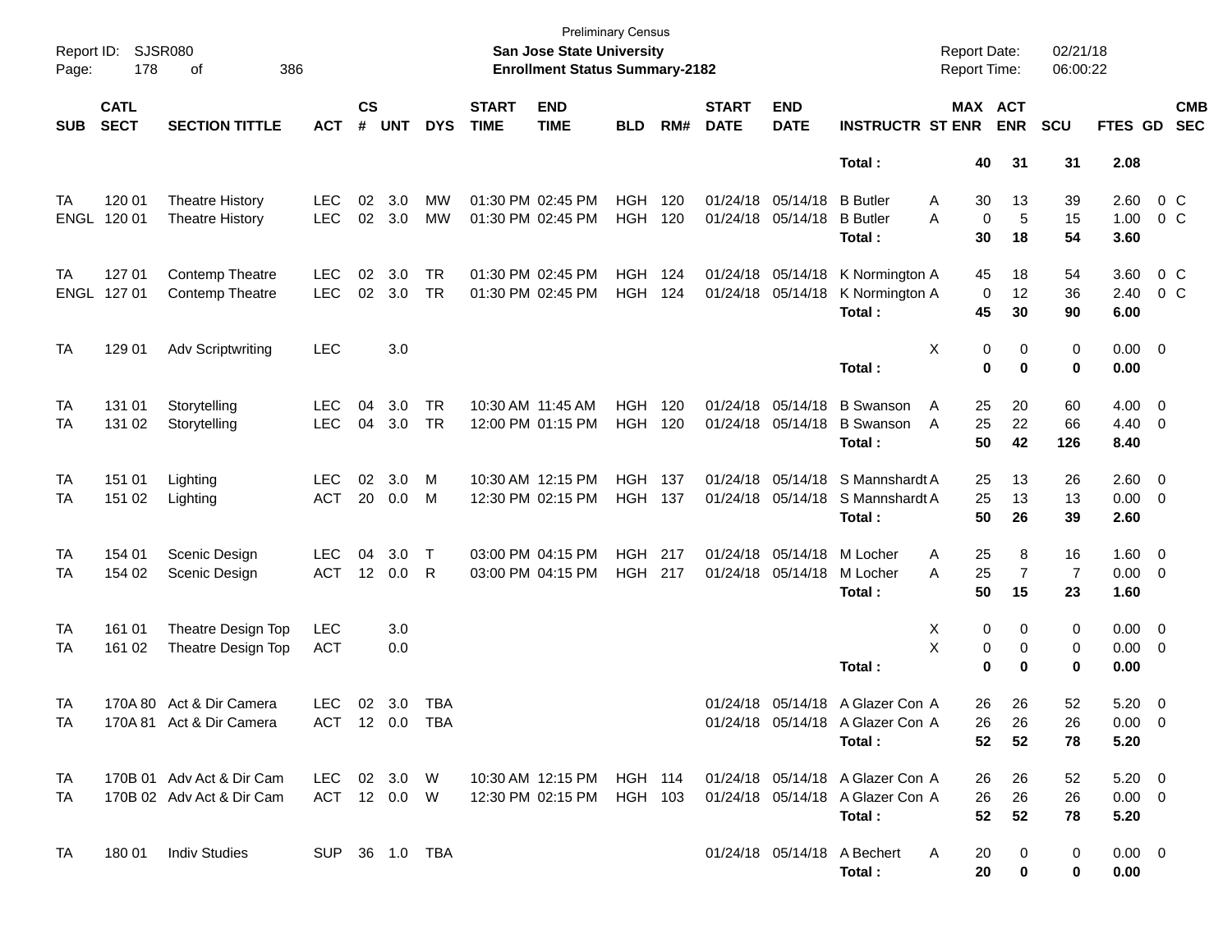Preliminary Census

**San Jose State University**

**Enrollment Status Summary-2182**

Report ID: SJSR080 | Report Date: 02/21/18 | Report Time: 06:00:22

| SUB | CATL SECT | SECTION TITTLE | ACT | CS # | UNT | DYS | START TIME | END TIME | BLD | RM# | START DATE | END DATE | INSTRUCTR | ST | MAX ENR | ACT ENR | SCU | FTES | GD | CMB SEC |
|---|---|---|---|---|---|---|---|---|---|---|---|---|---|---|---|---|---|---|---|---|
| | | | | | | | | | | | | | **Total :** | | **40** | **31** | **31** | **2.08** | | |
| TA | 120 01 | Theatre History | LEC | 02 | 3.0 | MW | 01:30 PM | 02:45 PM | HGH | 120 | 01/24/18 | 05/14/18 | B Butler | A | 30 | 13 | 39 | 2.60 | 0 | C |
| ENGL | 120 01 | Theatre History | LEC | 02 | 3.0 | MW | 01:30 PM | 02:45 PM | HGH | 120 | 01/24/18 | 05/14/18 | B Butler | A | 0 | 5 | 15 | 1.00 | 0 | C |
| | | | | | | | | | | | | | **Total :** | | **30** | **18** | **54** | **3.60** | | |
| TA | 127 01 | Contemp Theatre | LEC | 02 | 3.0 | TR | 01:30 PM | 02:45 PM | HGH | 124 | 01/24/18 | 05/14/18 | K Normington | A | 45 | 18 | 54 | 3.60 | 0 | C |
| ENGL | 127 01 | Contemp Theatre | LEC | 02 | 3.0 | TR | 01:30 PM | 02:45 PM | HGH | 124 | 01/24/18 | 05/14/18 | K Normington | A | 0 | 12 | 36 | 2.40 | 0 | C |
| | | | | | | | | | | | | | **Total :** | | **45** | **30** | **90** | **6.00** | | |
| TA | 129 01 | Adv Scriptwriting | LEC | | 3.0 | | | | | | | | | X | 0 | 0 | 0 | 0.00 | 0 | |
| | | | | | | | | | | | | | **Total :** | | **0** | **0** | **0** | **0.00** | | |
| TA | 131 01 | Storytelling | LEC | 04 | 3.0 | TR | 10:30 AM | 11:45 AM | HGH | 120 | 01/24/18 | 05/14/18 | B Swanson | A | 25 | 20 | 60 | 4.00 | 0 | |
| TA | 131 02 | Storytelling | LEC | 04 | 3.0 | TR | 12:00 PM | 01:15 PM | HGH | 120 | 01/24/18 | 05/14/18 | B Swanson | A | 25 | 22 | 66 | 4.40 | 0 | |
| | | | | | | | | | | | | | **Total :** | | **50** | **42** | **126** | **8.40** | | |
| TA | 151 01 | Lighting | LEC | 02 | 3.0 | M | 10:30 AM | 12:15 PM | HGH | 137 | 01/24/18 | 05/14/18 | S Mannshardt | A | 25 | 13 | 26 | 2.60 | 0 | |
| TA | 151 02 | Lighting | ACT | 20 | 0.0 | M | 12:30 PM | 02:15 PM | HGH | 137 | 01/24/18 | 05/14/18 | S Mannshardt | A | 25 | 13 | 13 | 0.00 | 0 | |
| | | | | | | | | | | | | | **Total :** | | **50** | **26** | **39** | **2.60** | | |
| TA | 154 01 | Scenic Design | LEC | 04 | 3.0 | T | 03:00 PM | 04:15 PM | HGH | 217 | 01/24/18 | 05/14/18 | M Locher | A | 25 | 8 | 16 | 1.60 | 0 | |
| TA | 154 02 | Scenic Design | ACT | 12 | 0.0 | R | 03:00 PM | 04:15 PM | HGH | 217 | 01/24/18 | 05/14/18 | M Locher | A | 25 | 7 | 7 | 0.00 | 0 | |
| | | | | | | | | | | | | | **Total :** | | **50** | **15** | **23** | **1.60** | | |
| TA | 161 01 | Theatre Design Top | LEC | | 3.0 | | | | | | | | | X | 0 | 0 | 0 | 0.00 | 0 | |
| TA | 161 02 | Theatre Design Top | ACT | | 0.0 | | | | | | | | | X | 0 | 0 | 0 | 0.00 | 0 | |
| | | | | | | | | | | | | | **Total :** | | **0** | **0** | **0** | **0.00** | | |
| TA | 170A 80 | Act & Dir Camera | LEC | 02 | 3.0 | TBA | | | | | 01/24/18 | 05/14/18 | A Glazer Con | A | 26 | 26 | 52 | 5.20 | 0 | |
| TA | 170A 81 | Act & Dir Camera | ACT | 12 | 0.0 | TBA | | | | | 01/24/18 | 05/14/18 | A Glazer Con | A | 26 | 26 | 26 | 0.00 | 0 | |
| | | | | | | | | | | | | | **Total :** | | **52** | **52** | **78** | **5.20** | | |
| TA | 170B 01 | Adv Act & Dir Cam | LEC | 02 | 3.0 | W | 10:30 AM | 12:15 PM | HGH | 114 | 01/24/18 | 05/14/18 | A Glazer Con | A | 26 | 26 | 52 | 5.20 | 0 | |
| TA | 170B 02 | Adv Act & Dir Cam | ACT | 12 | 0.0 | W | 12:30 PM | 02:15 PM | HGH | 103 | 01/24/18 | 05/14/18 | A Glazer Con | A | 26 | 26 | 26 | 0.00 | 0 | |
| | | | | | | | | | | | | | **Total :** | | **52** | **52** | **78** | **5.20** | | |
| TA | 180 01 | Indiv Studies | SUP | 36 | 1.0 | TBA | | | | | 01/24/18 | 05/14/18 | A Bechert | A | 20 | 0 | 0 | 0.00 | 0 | |
| | | | | | | | | | | | | | **Total :** | | **20** | **0** | **0** | **0.00** | | |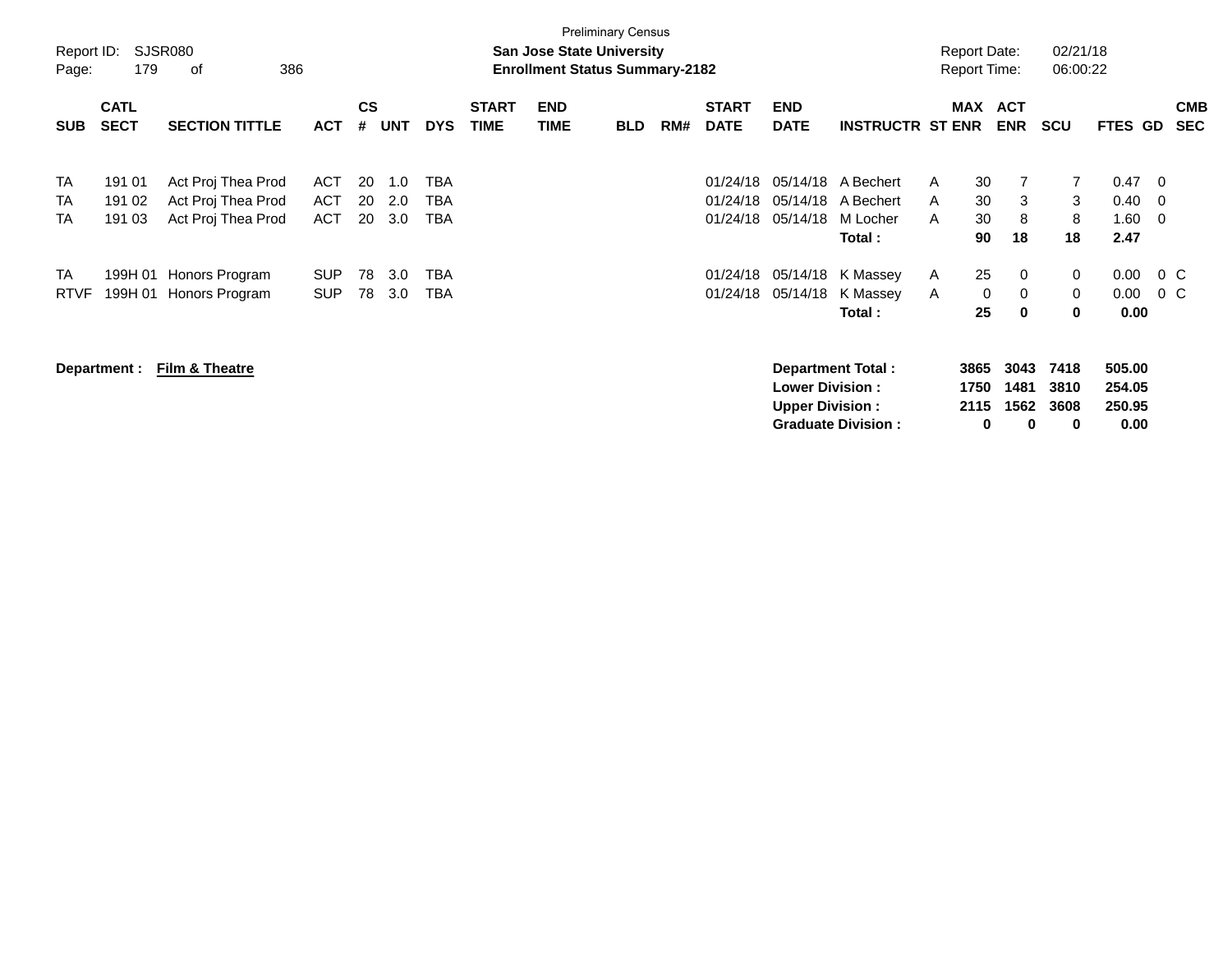Preliminary Census

**San Jose State University**

**Enrollment Status Summary-2182**

Report ID: SJSR080

Report Date: 02/21/18

Report Time: 06:00:22

| SUB | CATL SECT | SECTION TITTLE | ACT | CS # | UNT | DYS | START TIME | END TIME | BLD | RM# | START DATE | END DATE | INSTRUCTR | ST | MAX ENR | ACT ENR | SCU | FTES | GD | CMB SEC |
|---|---|---|---|---|---|---|---|---|---|---|---|---|---|---|---|---|---|---|---|---|
| TA | 191 01 | Act Proj Thea Prod | ACT | 20 | 1.0 | TBA | | | | | 01/24/18 | 05/14/18 | A Bechert | A | 30 | 7 | 7 | 0.47 | 0 | |
| TA | 191 02 | Act Proj Thea Prod | ACT | 20 | 2.0 | TBA | | | | | 01/24/18 | 05/14/18 | A Bechert | A | 30 | 3 | 3 | 0.40 | 0 | |
| TA | 191 03 | Act Proj Thea Prod | ACT | 20 | 3.0 | TBA | | | | | 01/24/18 | 05/14/18 | M Locher | A | 30 | 8 | 8 | 1.60 | 0 | |
| | | | | | | | | | | | | | **Total :** | | **90** | **18** | **18** | **2.47** | | |
| TA | 199H 01 | Honors Program | SUP | 78 | 3.0 | TBA | | | | | 01/24/18 | 05/14/18 | K Massey | A | 25 | 0 | 0 | 0.00 | 0 | C |
| RTVF | 199H 01 | Honors Program | SUP | 78 | 3.0 | TBA | | | | | 01/24/18 | 05/14/18 | K Massey | A | 0 | 0 | 0 | 0.00 | 0 | C |
| | | | | | | | | | | | | | **Total :** | | **25** | **0** | **0** | **0.00** | | |

**Department : Film & Theatre**

| | MAX ENR | ACT ENR | SCU | FTES |
|---|---|---|---|---|
| **Department Total :** | **3865** | **3043** | **7418** | **505.00** |
| **Lower Division :** | **1750** | **1481** | **3810** | **254.05** |
| **Upper Division :** | **2115** | **1562** | **3608** | **250.95** |
| **Graduate Division :** | **0** | **0** | **0** | **0.00** |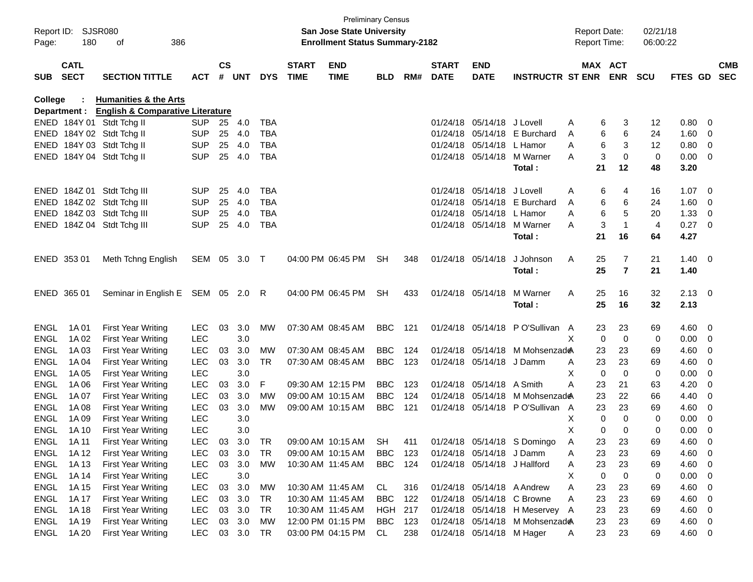Preliminary Census

**San Jose State University**

**Enrollment Status Summary-2182**

Report ID: SJSR080

Report Date: 02/21/18
Report Time: 06:00:22

**College : Humanities & the Arts**
**Department : English & Comparative Literature**

| SUB | CATL SECT | SECTION TITTLE | ACT | CS # | UNT | DYS | START TIME | END TIME | BLD | RM# | START DATE | END DATE | INSTRUCTR | ST | MAX ENR | ACT ENR | SCU | FTES | GD | CMB SEC |
|---|---|---|---|---|---|---|---|---|---|---|---|---|---|---|---|---|---|---|---|---|
| ENED | 184Y 01 | Stdt Tchg II | SUP | 25 | 4.0 | TBA | | | | | 01/24/18 | 05/14/18 | J Lovell | A | 6 | 3 | 12 | 0.80 | 0 | |
| ENED | 184Y 02 | Stdt Tchg II | SUP | 25 | 4.0 | TBA | | | | | 01/24/18 | 05/14/18 | E Burchard | A | 6 | 6 | 24 | 1.60 | 0 | |
| ENED | 184Y 03 | Stdt Tchg II | SUP | 25 | 4.0 | TBA | | | | | 01/24/18 | 05/14/18 | L Hamor | A | 6 | 3 | 12 | 0.80 | 0 | |
| ENED | 184Y 04 | Stdt Tchg II | SUP | 25 | 4.0 | TBA | | | | | 01/24/18 | 05/14/18 | M Warner | A | 3 | 0 | 0 | 0.00 | 0 | |
| | | | | | | | | | | | | | **Total :** | | **21** | **12** | **48** | **3.20** | | |
| ENED | 184Z 01 | Stdt Tchg III | SUP | 25 | 4.0 | TBA | | | | | 01/24/18 | 05/14/18 | J Lovell | A | 6 | 4 | 16 | 1.07 | 0 | |
| ENED | 184Z 02 | Stdt Tchg III | SUP | 25 | 4.0 | TBA | | | | | 01/24/18 | 05/14/18 | E Burchard | A | 6 | 6 | 24 | 1.60 | 0 | |
| ENED | 184Z 03 | Stdt Tchg III | SUP | 25 | 4.0 | TBA | | | | | 01/24/18 | 05/14/18 | L Hamor | A | 6 | 5 | 20 | 1.33 | 0 | |
| ENED | 184Z 04 | Stdt Tchg III | SUP | 25 | 4.0 | TBA | | | | | 01/24/18 | 05/14/18 | M Warner | A | 3 | 1 | 4 | 0.27 | 0 | |
| | | | | | | | | | | | | | **Total :** | | **21** | **16** | **64** | **4.27** | | |
| ENED | 353 01 | Meth Tchng English | SEM | 05 | 3.0 | T | 04:00 PM | 06:45 PM | SH | 348 | 01/24/18 | 05/14/18 | J Johnson | A | 25 | 7 | 21 | 1.40 | 0 | |
| | | | | | | | | | | | | | **Total :** | | **25** | **7** | **21** | **1.40** | | |
| ENED | 365 01 | Seminar in English E | SEM | 05 | 2.0 | R | 04:00 PM | 06:45 PM | SH | 433 | 01/24/18 | 05/14/18 | M Warner | A | 25 | 16 | 32 | 2.13 | 0 | |
| | | | | | | | | | | | | | **Total :** | | **25** | **16** | **32** | **2.13** | | |
| ENGL | 1A 01 | First Year Writing | LEC | 03 | 3.0 | MW | 07:30 AM | 08:45 AM | BBC | 121 | 01/24/18 | 05/14/18 | P O'Sullivan | A | 23 | 23 | 69 | 4.60 | 0 | |
| ENGL | 1A 02 | First Year Writing | LEC | | 3.0 | | | | | | | | | X | 0 | 0 | 0 | 0.00 | 0 | |
| ENGL | 1A 03 | First Year Writing | LEC | 03 | 3.0 | MW | 07:30 AM | 08:45 AM | BBC | 124 | 01/24/18 | 05/14/18 | M Mohsenzade | A | 23 | 23 | 69 | 4.60 | 0 | |
| ENGL | 1A 04 | First Year Writing | LEC | 03 | 3.0 | TR | 07:30 AM | 08:45 AM | BBC | 123 | 01/24/18 | 05/14/18 | J Damm | A | 23 | 23 | 69 | 4.60 | 0 | |
| ENGL | 1A 05 | First Year Writing | LEC | | 3.0 | | | | | | | | | X | 0 | 0 | 0 | 0.00 | 0 | |
| ENGL | 1A 06 | First Year Writing | LEC | 03 | 3.0 | F | 09:30 AM | 12:15 PM | BBC | 123 | 01/24/18 | 05/14/18 | A Smith | A | 23 | 21 | 63 | 4.20 | 0 | |
| ENGL | 1A 07 | First Year Writing | LEC | 03 | 3.0 | MW | 09:00 AM | 10:15 AM | BBC | 124 | 01/24/18 | 05/14/18 | M Mohsenzade | A | 23 | 22 | 66 | 4.40 | 0 | |
| ENGL | 1A 08 | First Year Writing | LEC | 03 | 3.0 | MW | 09:00 AM | 10:15 AM | BBC | 121 | 01/24/18 | 05/14/18 | P O'Sullivan | A | 23 | 23 | 69 | 4.60 | 0 | |
| ENGL | 1A 09 | First Year Writing | LEC | | 3.0 | | | | | | | | | X | 0 | 0 | 0 | 0.00 | 0 | |
| ENGL | 1A 10 | First Year Writing | LEC | | 3.0 | | | | | | | | | X | 0 | 0 | 0 | 0.00 | 0 | |
| ENGL | 1A 11 | First Year Writing | LEC | 03 | 3.0 | TR | 09:00 AM | 10:15 AM | SH | 411 | 01/24/18 | 05/14/18 | S Domingo | A | 23 | 23 | 69 | 4.60 | 0 | |
| ENGL | 1A 12 | First Year Writing | LEC | 03 | 3.0 | TR | 09:00 AM | 10:15 AM | BBC | 123 | 01/24/18 | 05/14/18 | J Damm | A | 23 | 23 | 69 | 4.60 | 0 | |
| ENGL | 1A 13 | First Year Writing | LEC | 03 | 3.0 | MW | 10:30 AM | 11:45 AM | BBC | 124 | 01/24/18 | 05/14/18 | J Hallford | A | 23 | 23 | 69 | 4.60 | 0 | |
| ENGL | 1A 14 | First Year Writing | LEC | | 3.0 | | | | | | | | | X | 0 | 0 | 0 | 0.00 | 0 | |
| ENGL | 1A 15 | First Year Writing | LEC | 03 | 3.0 | MW | 10:30 AM | 11:45 AM | CL | 316 | 01/24/18 | 05/14/18 | A Andrew | A | 23 | 23 | 69 | 4.60 | 0 | |
| ENGL | 1A 17 | First Year Writing | LEC | 03 | 3.0 | TR | 10:30 AM | 11:45 AM | BBC | 122 | 01/24/18 | 05/14/18 | C Browne | A | 23 | 23 | 69 | 4.60 | 0 | |
| ENGL | 1A 18 | First Year Writing | LEC | 03 | 3.0 | TR | 10:30 AM | 11:45 AM | HGH | 217 | 01/24/18 | 05/14/18 | H Meservey | A | 23 | 23 | 69 | 4.60 | 0 | |
| ENGL | 1A 19 | First Year Writing | LEC | 03 | 3.0 | MW | 12:00 PM | 01:15 PM | BBC | 123 | 01/24/18 | 05/14/18 | M Mohsenzade | A | 23 | 23 | 69 | 4.60 | 0 | |
| ENGL | 1A 20 | First Year Writing | LEC | 03 | 3.0 | TR | 03:00 PM | 04:15 PM | CL | 238 | 01/24/18 | 05/14/18 | M Hager | A | 23 | 23 | 69 | 4.60 | 0 | |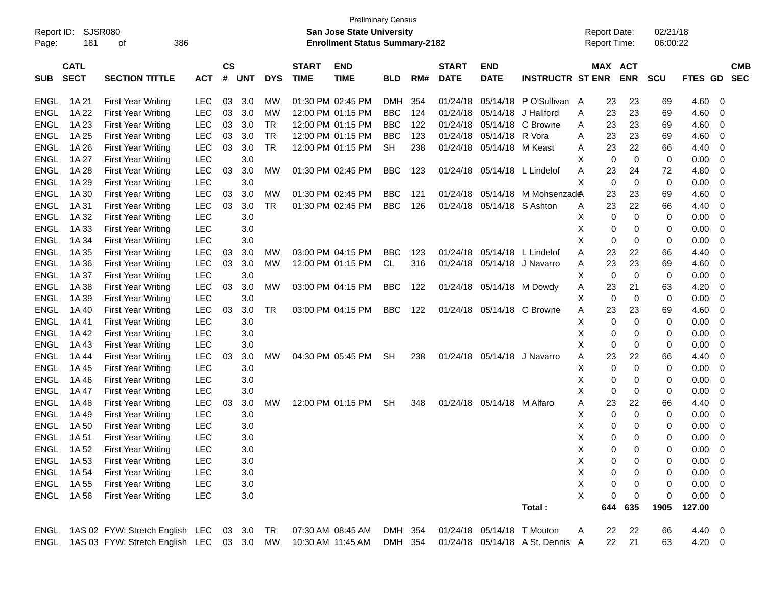Preliminary Census

Report ID: SJSR080 **San Jose State University** Report Date: 02/21/18

**Enrollment Status Summary-2182** Report Time: 06:00:22

| SUB | CATL SECT | SECTION TITTLE | ACT | CS # | UNT | DYS | START TIME | END TIME | BLD | RM# | START DATE | END DATE | INSTRUCTR | ST | MAX ENR | ACT ENR | SCU | FTES | GD | CMB SEC |
|---|---|---|---|---|---|---|---|---|---|---|---|---|---|---|---|---|---|---|---|---|
| ENGL | 1A 21 | First Year Writing | LEC | 03 | 3.0 | MW | 01:30 PM | 02:45 PM | DMH | 354 | 01/24/18 | 05/14/18 | P O'Sullivan | A | 23 | 23 | 69 | 4.60 | 0 | |
| ENGL | 1A 22 | First Year Writing | LEC | 03 | 3.0 | MW | 12:00 PM | 01:15 PM | BBC | 124 | 01/24/18 | 05/14/18 | J Hallford | A | 23 | 23 | 69 | 4.60 | 0 | |
| ENGL | 1A 23 | First Year Writing | LEC | 03 | 3.0 | TR | 12:00 PM | 01:15 PM | BBC | 122 | 01/24/18 | 05/14/18 | C Browne | A | 23 | 23 | 69 | 4.60 | 0 | |
| ENGL | 1A 25 | First Year Writing | LEC | 03 | 3.0 | TR | 12:00 PM | 01:15 PM | BBC | 123 | 01/24/18 | 05/14/18 | R Vora | A | 23 | 23 | 69 | 4.60 | 0 | |
| ENGL | 1A 26 | First Year Writing | LEC | 03 | 3.0 | TR | 12:00 PM | 01:15 PM | SH | 238 | 01/24/18 | 05/14/18 | M Keast | A | 23 | 22 | 66 | 4.40 | 0 | |
| ENGL | 1A 27 | First Year Writing | LEC | | 3.0 | | | | | | | | | X | 0 | 0 | 0 | 0.00 | 0 | |
| ENGL | 1A 28 | First Year Writing | LEC | 03 | 3.0 | MW | 01:30 PM | 02:45 PM | BBC | 123 | 01/24/18 | 05/14/18 | L Lindelof | A | 23 | 24 | 72 | 4.80 | 0 | |
| ENGL | 1A 29 | First Year Writing | LEC | | 3.0 | | | | | | | | | X | 0 | 0 | 0 | 0.00 | 0 | |
| ENGL | 1A 30 | First Year Writing | LEC | 03 | 3.0 | MW | 01:30 PM | 02:45 PM | BBC | 121 | 01/24/18 | 05/14/18 | M Mohsenzade | A | 23 | 23 | 69 | 4.60 | 0 | |
| ENGL | 1A 31 | First Year Writing | LEC | 03 | 3.0 | TR | 01:30 PM | 02:45 PM | BBC | 126 | 01/24/18 | 05/14/18 | S Ashton | A | 23 | 22 | 66 | 4.40 | 0 | |
| ENGL | 1A 32 | First Year Writing | LEC | | 3.0 | | | | | | | | | X | 0 | 0 | 0 | 0.00 | 0 | |
| ENGL | 1A 33 | First Year Writing | LEC | | 3.0 | | | | | | | | | X | 0 | 0 | 0 | 0.00 | 0 | |
| ENGL | 1A 34 | First Year Writing | LEC | | 3.0 | | | | | | | | | X | 0 | 0 | 0 | 0.00 | 0 | |
| ENGL | 1A 35 | First Year Writing | LEC | 03 | 3.0 | MW | 03:00 PM | 04:15 PM | BBC | 123 | 01/24/18 | 05/14/18 | L Lindelof | A | 23 | 22 | 66 | 4.40 | 0 | |
| ENGL | 1A 36 | First Year Writing | LEC | 03 | 3.0 | MW | 12:00 PM | 01:15 PM | CL | 316 | 01/24/18 | 05/14/18 | J Navarro | A | 23 | 23 | 69 | 4.60 | 0 | |
| ENGL | 1A 37 | First Year Writing | LEC | | 3.0 | | | | | | | | | X | 0 | 0 | 0 | 0.00 | 0 | |
| ENGL | 1A 38 | First Year Writing | LEC | 03 | 3.0 | MW | 03:00 PM | 04:15 PM | BBC | 122 | 01/24/18 | 05/14/18 | M Dowdy | A | 23 | 21 | 63 | 4.20 | 0 | |
| ENGL | 1A 39 | First Year Writing | LEC | | 3.0 | | | | | | | | | X | 0 | 0 | 0 | 0.00 | 0 | |
| ENGL | 1A 40 | First Year Writing | LEC | 03 | 3.0 | TR | 03:00 PM | 04:15 PM | BBC | 122 | 01/24/18 | 05/14/18 | C Browne | A | 23 | 23 | 69 | 4.60 | 0 | |
| ENGL | 1A 41 | First Year Writing | LEC | | 3.0 | | | | | | | | | X | 0 | 0 | 0 | 0.00 | 0 | |
| ENGL | 1A 42 | First Year Writing | LEC | | 3.0 | | | | | | | | | X | 0 | 0 | 0 | 0.00 | 0 | |
| ENGL | 1A 43 | First Year Writing | LEC | | 3.0 | | | | | | | | | X | 0 | 0 | 0 | 0.00 | 0 | |
| ENGL | 1A 44 | First Year Writing | LEC | 03 | 3.0 | MW | 04:30 PM | 05:45 PM | SH | 238 | 01/24/18 | 05/14/18 | J Navarro | A | 23 | 22 | 66 | 4.40 | 0 | |
| ENGL | 1A 45 | First Year Writing | LEC | | 3.0 | | | | | | | | | X | 0 | 0 | 0 | 0.00 | 0 | |
| ENGL | 1A 46 | First Year Writing | LEC | | 3.0 | | | | | | | | | X | 0 | 0 | 0 | 0.00 | 0 | |
| ENGL | 1A 47 | First Year Writing | LEC | | 3.0 | | | | | | | | | X | 0 | 0 | 0 | 0.00 | 0 | |
| ENGL | 1A 48 | First Year Writing | LEC | 03 | 3.0 | MW | 12:00 PM | 01:15 PM | SH | 348 | 01/24/18 | 05/14/18 | M Alfaro | A | 23 | 22 | 66 | 4.40 | 0 | |
| ENGL | 1A 49 | First Year Writing | LEC | | 3.0 | | | | | | | | | X | 0 | 0 | 0 | 0.00 | 0 | |
| ENGL | 1A 50 | First Year Writing | LEC | | 3.0 | | | | | | | | | X | 0 | 0 | 0 | 0.00 | 0 | |
| ENGL | 1A 51 | First Year Writing | LEC | | 3.0 | | | | | | | | | X | 0 | 0 | 0 | 0.00 | 0 | |
| ENGL | 1A 52 | First Year Writing | LEC | | 3.0 | | | | | | | | | X | 0 | 0 | 0 | 0.00 | 0 | |
| ENGL | 1A 53 | First Year Writing | LEC | | 3.0 | | | | | | | | | X | 0 | 0 | 0 | 0.00 | 0 | |
| ENGL | 1A 54 | First Year Writing | LEC | | 3.0 | | | | | | | | | X | 0 | 0 | 0 | 0.00 | 0 | |
| ENGL | 1A 55 | First Year Writing | LEC | | 3.0 | | | | | | | | | X | 0 | 0 | 0 | 0.00 | 0 | |
| ENGL | 1A 56 | First Year Writing | LEC | | 3.0 | | | | | | | | | X | 0 | 0 | 0 | 0.00 | 0 | |
| | | | | | | | | | | | | | **Total :** | | **644** | **635** | **1905** | **127.00** | | |
| ENGL | 1AS 02 | FYW: Stretch English | LEC | 03 | 3.0 | TR | 07:30 AM | 08:45 AM | DMH | 354 | 01/24/18 | 05/14/18 | T Mouton | A | 22 | 22 | 66 | 4.40 | 0 | |
| ENGL | 1AS 03 | FYW: Stretch English | LEC | 03 | 3.0 | MW | 10:30 AM | 11:45 AM | DMH | 354 | 01/24/18 | 05/14/18 | A St. Dennis | A | 22 | 21 | 63 | 4.20 | 0 | |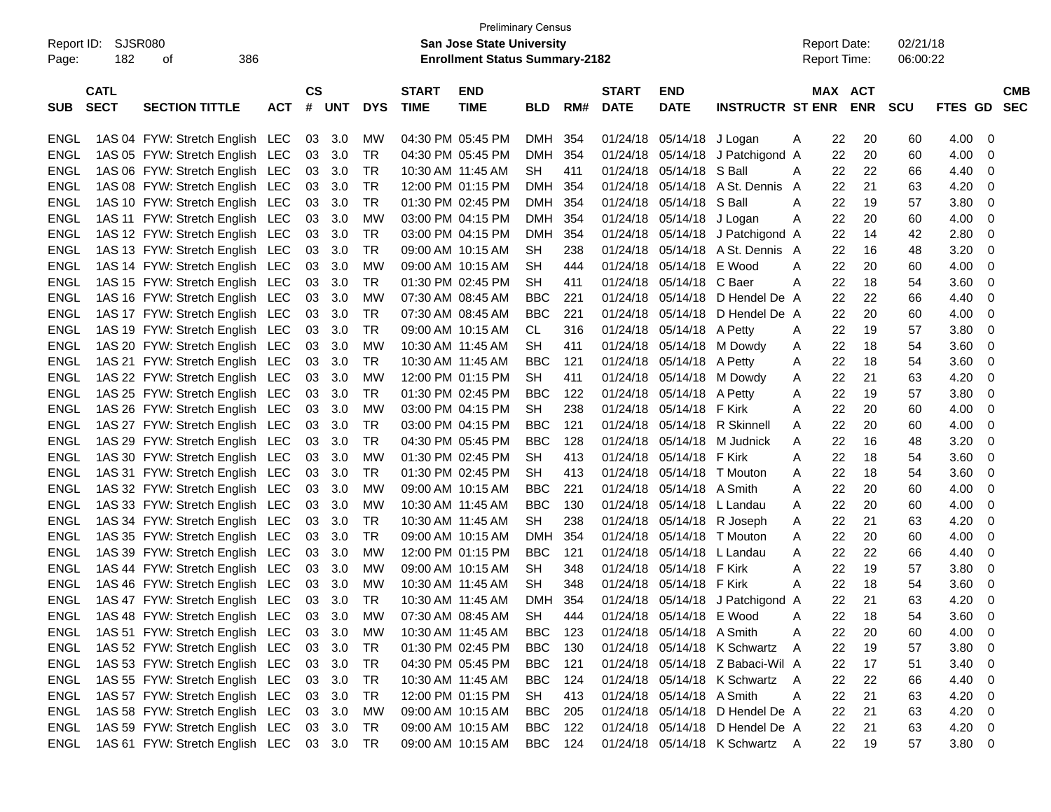Preliminary Census

**San Jose State University**

**Enrollment Status Summary-2182**

Report ID: SJSR080
Report Date: 02/21/18
Report Time: 06:00:22

| SUB | CATL SECT | SECTION TITTLE | ACT | CS # | UNT | DYS | START TIME | END TIME | BLD | RM# | START DATE | END DATE | INSTRUCTR | ST | MAX ENR | ACT ENR | SCU | FTES | GD | CMB SEC |
|---|---|---|---|---|---|---|---|---|---|---|---|---|---|---|---|---|---|---|---|---|
| ENGL | 1AS 04 | FYW: Stretch English | LEC | 03 | 3.0 | MW | 04:30 PM | 05:45 PM | DMH | 354 | 01/24/18 | 05/14/18 | J Logan | A | 22 | 20 | 60 | 4.00 | 0 | |
| ENGL | 1AS 05 | FYW: Stretch English | LEC | 03 | 3.0 | TR | 04:30 PM | 05:45 PM | DMH | 354 | 01/24/18 | 05/14/18 | J Patchigond | A | 22 | 20 | 60 | 4.00 | 0 | |
| ENGL | 1AS 06 | FYW: Stretch English | LEC | 03 | 3.0 | TR | 10:30 AM | 11:45 AM | SH | 411 | 01/24/18 | 05/14/18 | S Ball | A | 22 | 22 | 66 | 4.40 | 0 | |
| ENGL | 1AS 08 | FYW: Stretch English | LEC | 03 | 3.0 | TR | 12:00 PM | 01:15 PM | DMH | 354 | 01/24/18 | 05/14/18 | A St. Dennis | A | 22 | 21 | 63 | 4.20 | 0 | |
| ENGL | 1AS 10 | FYW: Stretch English | LEC | 03 | 3.0 | TR | 01:30 PM | 02:45 PM | DMH | 354 | 01/24/18 | 05/14/18 | S Ball | A | 22 | 19 | 57 | 3.80 | 0 | |
| ENGL | 1AS 11 | FYW: Stretch English | LEC | 03 | 3.0 | MW | 03:00 PM | 04:15 PM | DMH | 354 | 01/24/18 | 05/14/18 | J Logan | A | 22 | 20 | 60 | 4.00 | 0 | |
| ENGL | 1AS 12 | FYW: Stretch English | LEC | 03 | 3.0 | TR | 03:00 PM | 04:15 PM | DMH | 354 | 01/24/18 | 05/14/18 | J Patchigond | A | 22 | 14 | 42 | 2.80 | 0 | |
| ENGL | 1AS 13 | FYW: Stretch English | LEC | 03 | 3.0 | TR | 09:00 AM | 10:15 AM | SH | 238 | 01/24/18 | 05/14/18 | A St. Dennis | A | 22 | 16 | 48 | 3.20 | 0 | |
| ENGL | 1AS 14 | FYW: Stretch English | LEC | 03 | 3.0 | MW | 09:00 AM | 10:15 AM | SH | 444 | 01/24/18 | 05/14/18 | E Wood | A | 22 | 20 | 60 | 4.00 | 0 | |
| ENGL | 1AS 15 | FYW: Stretch English | LEC | 03 | 3.0 | TR | 01:30 PM | 02:45 PM | SH | 411 | 01/24/18 | 05/14/18 | C Baer | A | 22 | 18 | 54 | 3.60 | 0 | |
| ENGL | 1AS 16 | FYW: Stretch English | LEC | 03 | 3.0 | MW | 07:30 AM | 08:45 AM | BBC | 221 | 01/24/18 | 05/14/18 | D Hendel De | A | 22 | 22 | 66 | 4.40 | 0 | |
| ENGL | 1AS 17 | FYW: Stretch English | LEC | 03 | 3.0 | TR | 07:30 AM | 08:45 AM | BBC | 221 | 01/24/18 | 05/14/18 | D Hendel De | A | 22 | 20 | 60 | 4.00 | 0 | |
| ENGL | 1AS 19 | FYW: Stretch English | LEC | 03 | 3.0 | TR | 09:00 AM | 10:15 AM | CL | 316 | 01/24/18 | 05/14/18 | A Petty | A | 22 | 19 | 57 | 3.80 | 0 | |
| ENGL | 1AS 20 | FYW: Stretch English | LEC | 03 | 3.0 | MW | 10:30 AM | 11:45 AM | SH | 411 | 01/24/18 | 05/14/18 | M Dowdy | A | 22 | 18 | 54 | 3.60 | 0 | |
| ENGL | 1AS 21 | FYW: Stretch English | LEC | 03 | 3.0 | TR | 10:30 AM | 11:45 AM | BBC | 121 | 01/24/18 | 05/14/18 | A Petty | A | 22 | 18 | 54 | 3.60 | 0 | |
| ENGL | 1AS 22 | FYW: Stretch English | LEC | 03 | 3.0 | MW | 12:00 PM | 01:15 PM | SH | 411 | 01/24/18 | 05/14/18 | M Dowdy | A | 22 | 21 | 63 | 4.20 | 0 | |
| ENGL | 1AS 25 | FYW: Stretch English | LEC | 03 | 3.0 | TR | 01:30 PM | 02:45 PM | BBC | 122 | 01/24/18 | 05/14/18 | A Petty | A | 22 | 19 | 57 | 3.80 | 0 | |
| ENGL | 1AS 26 | FYW: Stretch English | LEC | 03 | 3.0 | MW | 03:00 PM | 04:15 PM | SH | 238 | 01/24/18 | 05/14/18 | F Kirk | A | 22 | 20 | 60 | 4.00 | 0 | |
| ENGL | 1AS 27 | FYW: Stretch English | LEC | 03 | 3.0 | TR | 03:00 PM | 04:15 PM | BBC | 121 | 01/24/18 | 05/14/18 | R Skinnell | A | 22 | 20 | 60 | 4.00 | 0 | |
| ENGL | 1AS 29 | FYW: Stretch English | LEC | 03 | 3.0 | TR | 04:30 PM | 05:45 PM | BBC | 128 | 01/24/18 | 05/14/18 | M Judnick | A | 22 | 16 | 48 | 3.20 | 0 | |
| ENGL | 1AS 30 | FYW: Stretch English | LEC | 03 | 3.0 | MW | 01:30 PM | 02:45 PM | SH | 413 | 01/24/18 | 05/14/18 | F Kirk | A | 22 | 18 | 54 | 3.60 | 0 | |
| ENGL | 1AS 31 | FYW: Stretch English | LEC | 03 | 3.0 | TR | 01:30 PM | 02:45 PM | SH | 413 | 01/24/18 | 05/14/18 | T Mouton | A | 22 | 18 | 54 | 3.60 | 0 | |
| ENGL | 1AS 32 | FYW: Stretch English | LEC | 03 | 3.0 | MW | 09:00 AM | 10:15 AM | BBC | 221 | 01/24/18 | 05/14/18 | A Smith | A | 22 | 20 | 60 | 4.00 | 0 | |
| ENGL | 1AS 33 | FYW: Stretch English | LEC | 03 | 3.0 | MW | 10:30 AM | 11:45 AM | BBC | 130 | 01/24/18 | 05/14/18 | L Landau | A | 22 | 20 | 60 | 4.00 | 0 | |
| ENGL | 1AS 34 | FYW: Stretch English | LEC | 03 | 3.0 | TR | 10:30 AM | 11:45 AM | SH | 238 | 01/24/18 | 05/14/18 | R Joseph | A | 22 | 21 | 63 | 4.20 | 0 | |
| ENGL | 1AS 35 | FYW: Stretch English | LEC | 03 | 3.0 | TR | 09:00 AM | 10:15 AM | DMH | 354 | 01/24/18 | 05/14/18 | T Mouton | A | 22 | 20 | 60 | 4.00 | 0 | |
| ENGL | 1AS 39 | FYW: Stretch English | LEC | 03 | 3.0 | MW | 12:00 PM | 01:15 PM | BBC | 121 | 01/24/18 | 05/14/18 | L Landau | A | 22 | 22 | 66 | 4.40 | 0 | |
| ENGL | 1AS 44 | FYW: Stretch English | LEC | 03 | 3.0 | MW | 09:00 AM | 10:15 AM | SH | 348 | 01/24/18 | 05/14/18 | F Kirk | A | 22 | 19 | 57 | 3.80 | 0 | |
| ENGL | 1AS 46 | FYW: Stretch English | LEC | 03 | 3.0 | MW | 10:30 AM | 11:45 AM | SH | 348 | 01/24/18 | 05/14/18 | F Kirk | A | 22 | 18 | 54 | 3.60 | 0 | |
| ENGL | 1AS 47 | FYW: Stretch English | LEC | 03 | 3.0 | TR | 10:30 AM | 11:45 AM | DMH | 354 | 01/24/18 | 05/14/18 | J Patchigond | A | 22 | 21 | 63 | 4.20 | 0 | |
| ENGL | 1AS 48 | FYW: Stretch English | LEC | 03 | 3.0 | MW | 07:30 AM | 08:45 AM | SH | 444 | 01/24/18 | 05/14/18 | E Wood | A | 22 | 18 | 54 | 3.60 | 0 | |
| ENGL | 1AS 51 | FYW: Stretch English | LEC | 03 | 3.0 | MW | 10:30 AM | 11:45 AM | BBC | 123 | 01/24/18 | 05/14/18 | A Smith | A | 22 | 20 | 60 | 4.00 | 0 | |
| ENGL | 1AS 52 | FYW: Stretch English | LEC | 03 | 3.0 | TR | 01:30 PM | 02:45 PM | BBC | 130 | 01/24/18 | 05/14/18 | K Schwartz | A | 22 | 19 | 57 | 3.80 | 0 | |
| ENGL | 1AS 53 | FYW: Stretch English | LEC | 03 | 3.0 | TR | 04:30 PM | 05:45 PM | BBC | 121 | 01/24/18 | 05/14/18 | Z Babaci-Wil | A | 22 | 17 | 51 | 3.40 | 0 | |
| ENGL | 1AS 55 | FYW: Stretch English | LEC | 03 | 3.0 | TR | 10:30 AM | 11:45 AM | BBC | 124 | 01/24/18 | 05/14/18 | K Schwartz | A | 22 | 22 | 66 | 4.40 | 0 | |
| ENGL | 1AS 57 | FYW: Stretch English | LEC | 03 | 3.0 | TR | 12:00 PM | 01:15 PM | SH | 413 | 01/24/18 | 05/14/18 | A Smith | A | 22 | 21 | 63 | 4.20 | 0 | |
| ENGL | 1AS 58 | FYW: Stretch English | LEC | 03 | 3.0 | MW | 09:00 AM | 10:15 AM | BBC | 205 | 01/24/18 | 05/14/18 | D Hendel De | A | 22 | 21 | 63 | 4.20 | 0 | |
| ENGL | 1AS 59 | FYW: Stretch English | LEC | 03 | 3.0 | TR | 09:00 AM | 10:15 AM | BBC | 122 | 01/24/18 | 05/14/18 | D Hendel De | A | 22 | 21 | 63 | 4.20 | 0 | |
| ENGL | 1AS 61 | FYW: Stretch English | LEC | 03 | 3.0 | TR | 09:00 AM | 10:15 AM | BBC | 124 | 01/24/18 | 05/14/18 | K Schwartz | A | 22 | 19 | 57 | 3.80 | 0 | |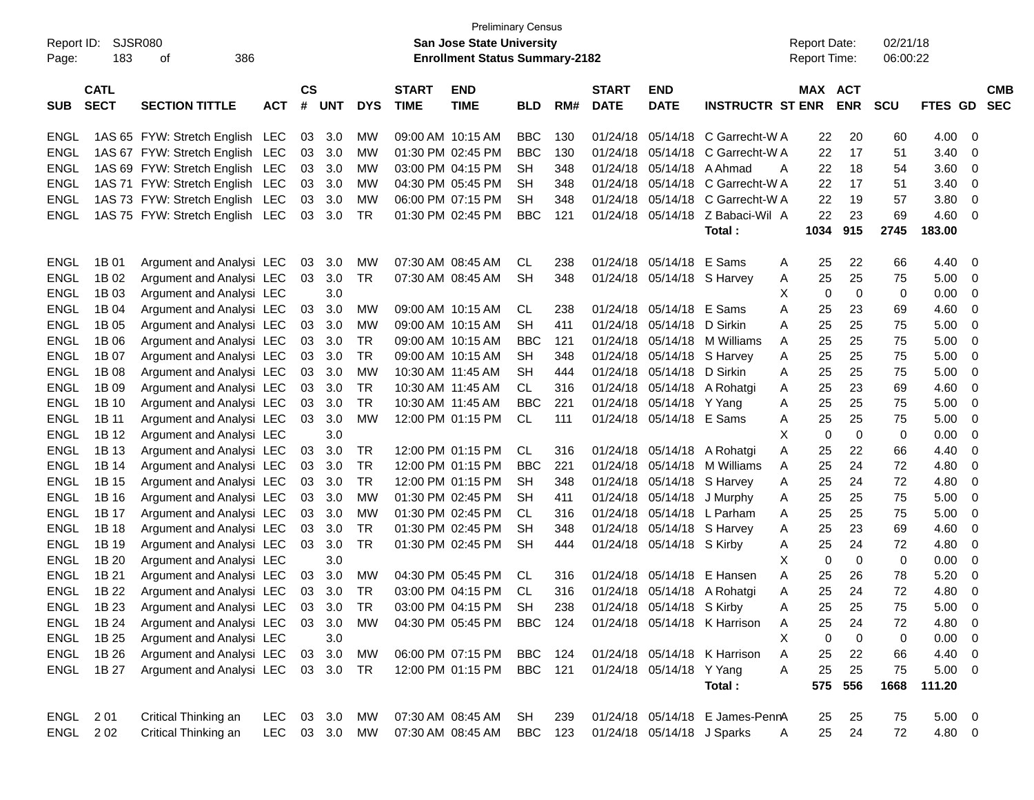Preliminary Census

Report ID: SJSR080 — **San Jose State University** — Report Date: 02/21/18

**Enrollment Status Summary-2182** — Report Time: 06:00:22

| SUB | CATL SECT | SECTION TITTLE | ACT | CS # | UNT | DYS | START TIME | END TIME | BLD | RM# | START DATE | END DATE | INSTRUCTR | ST | MAX ENR | ACT ENR | SCU | FTES | GD | CMB SEC |
|---|---|---|---|---|---|---|---|---|---|---|---|---|---|---|---|---|---|---|---|---|
| ENGL | 1AS 65 | FYW: Stretch English | LEC | 03 | 3.0 | MW | 09:00 AM | 10:15 AM | BBC | 130 | 01/24/18 | 05/14/18 | C Garrecht-W | A | 22 | 20 | 60 | 4.00 | 0 | |
| ENGL | 1AS 67 | FYW: Stretch English | LEC | 03 | 3.0 | MW | 01:30 PM | 02:45 PM | BBC | 130 | 01/24/18 | 05/14/18 | C Garrecht-W | A | 22 | 17 | 51 | 3.40 | 0 | |
| ENGL | 1AS 69 | FYW: Stretch English | LEC | 03 | 3.0 | MW | 03:00 PM | 04:15 PM | SH | 348 | 01/24/18 | 05/14/18 | A Ahmad | A | 22 | 18 | 54 | 3.60 | 0 | |
| ENGL | 1AS 71 | FYW: Stretch English | LEC | 03 | 3.0 | MW | 04:30 PM | 05:45 PM | SH | 348 | 01/24/18 | 05/14/18 | C Garrecht-W | A | 22 | 17 | 51 | 3.40 | 0 | |
| ENGL | 1AS 73 | FYW: Stretch English | LEC | 03 | 3.0 | MW | 06:00 PM | 07:15 PM | SH | 348 | 01/24/18 | 05/14/18 | C Garrecht-W | A | 22 | 19 | 57 | 3.80 | 0 | |
| ENGL | 1AS 75 | FYW: Stretch English | LEC | 03 | 3.0 | TR | 01:30 PM | 02:45 PM | BBC | 121 | 01/24/18 | 05/14/18 | Z Babaci-Wil | A | 22 | 23 | 69 | 4.60 | 0 | |
| | | | | | | | | | | | | | **Total :** | | **1034** | **915** | **2745** | **183.00** | | |
| ENGL | 1B 01 | Argument and Analysi | LEC | 03 | 3.0 | MW | 07:30 AM | 08:45 AM | CL | 238 | 01/24/18 | 05/14/18 | E Sams | A | 25 | 22 | 66 | 4.40 | 0 | |
| ENGL | 1B 02 | Argument and Analysi | LEC | 03 | 3.0 | TR | 07:30 AM | 08:45 AM | SH | 348 | 01/24/18 | 05/14/18 | S Harvey | A | 25 | 25 | 75 | 5.00 | 0 | |
| ENGL | 1B 03 | Argument and Analysi | LEC | | 3.0 | | | | | | | | | X | 0 | 0 | 0 | 0.00 | 0 | |
| ENGL | 1B 04 | Argument and Analysi | LEC | 03 | 3.0 | MW | 09:00 AM | 10:15 AM | CL | 238 | 01/24/18 | 05/14/18 | E Sams | A | 25 | 23 | 69 | 4.60 | 0 | |
| ENGL | 1B 05 | Argument and Analysi | LEC | 03 | 3.0 | MW | 09:00 AM | 10:15 AM | SH | 411 | 01/24/18 | 05/14/18 | D Sirkin | A | 25 | 25 | 75 | 5.00 | 0 | |
| ENGL | 1B 06 | Argument and Analysi | LEC | 03 | 3.0 | TR | 09:00 AM | 10:15 AM | BBC | 121 | 01/24/18 | 05/14/18 | M Williams | A | 25 | 25 | 75 | 5.00 | 0 | |
| ENGL | 1B 07 | Argument and Analysi | LEC | 03 | 3.0 | TR | 09:00 AM | 10:15 AM | SH | 348 | 01/24/18 | 05/14/18 | S Harvey | A | 25 | 25 | 75 | 5.00 | 0 | |
| ENGL | 1B 08 | Argument and Analysi | LEC | 03 | 3.0 | MW | 10:30 AM | 11:45 AM | SH | 444 | 01/24/18 | 05/14/18 | D Sirkin | A | 25 | 25 | 75 | 5.00 | 0 | |
| ENGL | 1B 09 | Argument and Analysi | LEC | 03 | 3.0 | TR | 10:30 AM | 11:45 AM | CL | 316 | 01/24/18 | 05/14/18 | A Rohatgi | A | 25 | 23 | 69 | 4.60 | 0 | |
| ENGL | 1B 10 | Argument and Analysi | LEC | 03 | 3.0 | TR | 10:30 AM | 11:45 AM | BBC | 221 | 01/24/18 | 05/14/18 | Y Yang | A | 25 | 25 | 75 | 5.00 | 0 | |
| ENGL | 1B 11 | Argument and Analysi | LEC | 03 | 3.0 | MW | 12:00 PM | 01:15 PM | CL | 111 | 01/24/18 | 05/14/18 | E Sams | A | 25 | 25 | 75 | 5.00 | 0 | |
| ENGL | 1B 12 | Argument and Analysi | LEC | | 3.0 | | | | | | | | | X | 0 | 0 | 0 | 0.00 | 0 | |
| ENGL | 1B 13 | Argument and Analysi | LEC | 03 | 3.0 | TR | 12:00 PM | 01:15 PM | CL | 316 | 01/24/18 | 05/14/18 | A Rohatgi | A | 25 | 22 | 66 | 4.40 | 0 | |
| ENGL | 1B 14 | Argument and Analysi | LEC | 03 | 3.0 | TR | 12:00 PM | 01:15 PM | BBC | 221 | 01/24/18 | 05/14/18 | M Williams | A | 25 | 24 | 72 | 4.80 | 0 | |
| ENGL | 1B 15 | Argument and Analysi | LEC | 03 | 3.0 | TR | 12:00 PM | 01:15 PM | SH | 348 | 01/24/18 | 05/14/18 | S Harvey | A | 25 | 24 | 72 | 4.80 | 0 | |
| ENGL | 1B 16 | Argument and Analysi | LEC | 03 | 3.0 | MW | 01:30 PM | 02:45 PM | SH | 411 | 01/24/18 | 05/14/18 | J Murphy | A | 25 | 25 | 75 | 5.00 | 0 | |
| ENGL | 1B 17 | Argument and Analysi | LEC | 03 | 3.0 | MW | 01:30 PM | 02:45 PM | CL | 316 | 01/24/18 | 05/14/18 | L Parham | A | 25 | 25 | 75 | 5.00 | 0 | |
| ENGL | 1B 18 | Argument and Analysi | LEC | 03 | 3.0 | TR | 01:30 PM | 02:45 PM | SH | 348 | 01/24/18 | 05/14/18 | S Harvey | A | 25 | 23 | 69 | 4.60 | 0 | |
| ENGL | 1B 19 | Argument and Analysi | LEC | 03 | 3.0 | TR | 01:30 PM | 02:45 PM | SH | 444 | 01/24/18 | 05/14/18 | S Kirby | A | 25 | 24 | 72 | 4.80 | 0 | |
| ENGL | 1B 20 | Argument and Analysi | LEC | | 3.0 | | | | | | | | | X | 0 | 0 | 0 | 0.00 | 0 | |
| ENGL | 1B 21 | Argument and Analysi | LEC | 03 | 3.0 | MW | 04:30 PM | 05:45 PM | CL | 316 | 01/24/18 | 05/14/18 | E Hansen | A | 25 | 26 | 78 | 5.20 | 0 | |
| ENGL | 1B 22 | Argument and Analysi | LEC | 03 | 3.0 | TR | 03:00 PM | 04:15 PM | CL | 316 | 01/24/18 | 05/14/18 | A Rohatgi | A | 25 | 24 | 72 | 4.80 | 0 | |
| ENGL | 1B 23 | Argument and Analysi | LEC | 03 | 3.0 | TR | 03:00 PM | 04:15 PM | SH | 238 | 01/24/18 | 05/14/18 | S Kirby | A | 25 | 25 | 75 | 5.00 | 0 | |
| ENGL | 1B 24 | Argument and Analysi | LEC | 03 | 3.0 | MW | 04:30 PM | 05:45 PM | BBC | 124 | 01/24/18 | 05/14/18 | K Harrison | A | 25 | 24 | 72 | 4.80 | 0 | |
| ENGL | 1B 25 | Argument and Analysi | LEC | | 3.0 | | | | | | | | | X | 0 | 0 | 0 | 0.00 | 0 | |
| ENGL | 1B 26 | Argument and Analysi | LEC | 03 | 3.0 | MW | 06:00 PM | 07:15 PM | BBC | 124 | 01/24/18 | 05/14/18 | K Harrison | A | 25 | 22 | 66 | 4.40 | 0 | |
| ENGL | 1B 27 | Argument and Analysi | LEC | 03 | 3.0 | TR | 12:00 PM | 01:15 PM | BBC | 121 | 01/24/18 | 05/14/18 | Y Yang | A | 25 | 25 | 75 | 5.00 | 0 | |
| | | | | | | | | | | | | | **Total :** | | **575** | **556** | **1668** | **111.20** | | |
| ENGL | 2 01 | Critical Thinking an | LEC | 03 | 3.0 | MW | 07:30 AM | 08:45 AM | SH | 239 | 01/24/18 | 05/14/18 | E James-Penn | A | 25 | 25 | 75 | 5.00 | 0 | |
| ENGL | 2 02 | Critical Thinking an | LEC | 03 | 3.0 | MW | 07:30 AM | 08:45 AM | BBC | 123 | 01/24/18 | 05/14/18 | J Sparks | A | 25 | 24 | 72 | 4.80 | 0 | |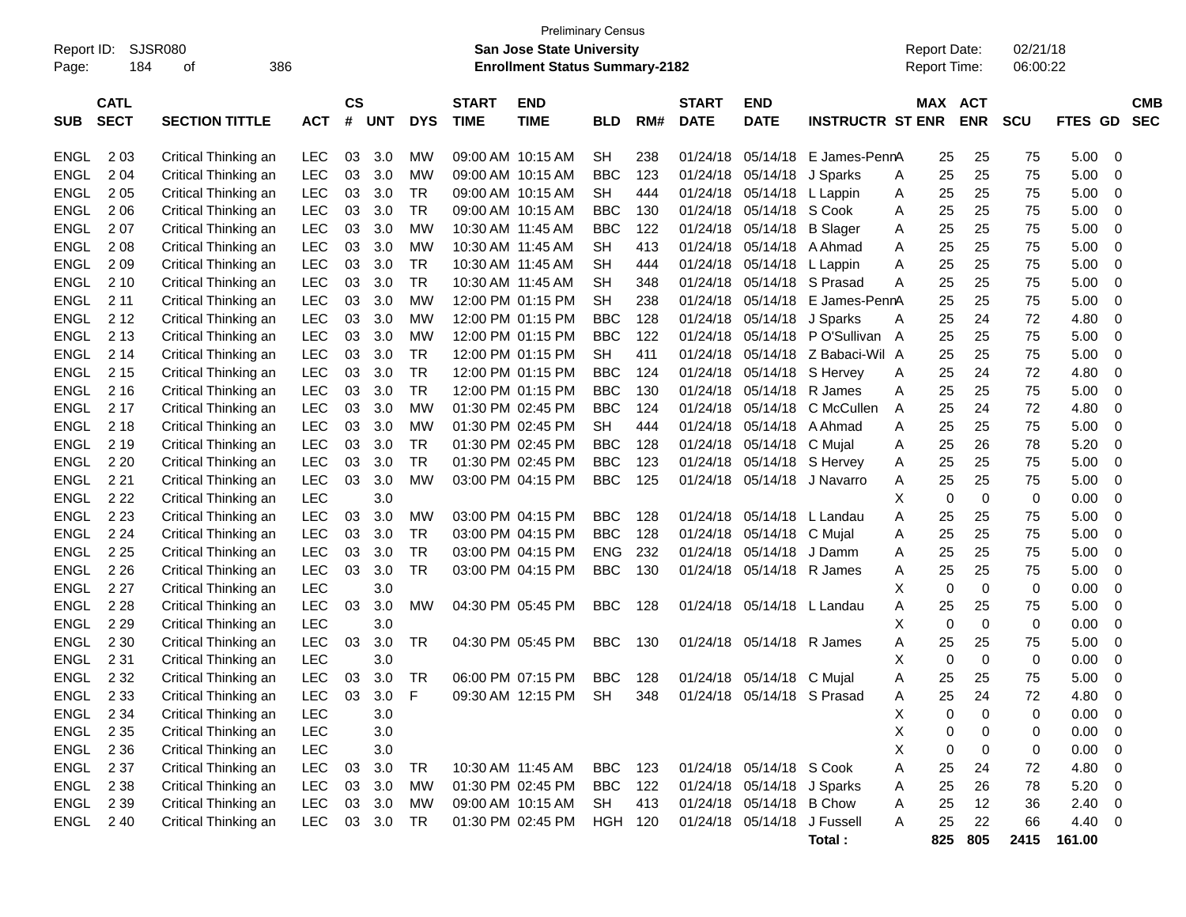Preliminary Census

Report ID: SJSR080

**San Jose State University**

**Enrollment Status Summary-2182**

Report Date: 02/21/18

Report Time: 06:00:22

| SUB | CATL SECT | SECTION TITTLE | ACT | CS # | UNT | DYS | START TIME | END TIME | BLD | RM# | START DATE | END DATE | INSTRUCTR | ST | MAX ENR | ACT ENR | SCU | FTES | GD | CMB SEC |
|---|---|---|---|---|---|---|---|---|---|---|---|---|---|---|---|---|---|---|---|---|
| ENGL | 2 03 | Critical Thinking an | LEC | 03 | 3.0 | MW | 09:00 AM | 10:15 AM | SH | 238 | 01/24/18 | 05/14/18 | E James-Penn | A | 25 | 25 | 75 | 5.00 | 0 | |
| ENGL | 2 04 | Critical Thinking an | LEC | 03 | 3.0 | MW | 09:00 AM | 10:15 AM | BBC | 123 | 01/24/18 | 05/14/18 | J Sparks | A | 25 | 25 | 75 | 5.00 | 0 | |
| ENGL | 2 05 | Critical Thinking an | LEC | 03 | 3.0 | TR | 09:00 AM | 10:15 AM | SH | 444 | 01/24/18 | 05/14/18 | L Lappin | A | 25 | 25 | 75 | 5.00 | 0 | |
| ENGL | 2 06 | Critical Thinking an | LEC | 03 | 3.0 | TR | 09:00 AM | 10:15 AM | BBC | 130 | 01/24/18 | 05/14/18 | S Cook | A | 25 | 25 | 75 | 5.00 | 0 | |
| ENGL | 2 07 | Critical Thinking an | LEC | 03 | 3.0 | MW | 10:30 AM | 11:45 AM | BBC | 122 | 01/24/18 | 05/14/18 | B Slager | A | 25 | 25 | 75 | 5.00 | 0 | |
| ENGL | 2 08 | Critical Thinking an | LEC | 03 | 3.0 | MW | 10:30 AM | 11:45 AM | SH | 413 | 01/24/18 | 05/14/18 | A Ahmad | A | 25 | 25 | 75 | 5.00 | 0 | |
| ENGL | 2 09 | Critical Thinking an | LEC | 03 | 3.0 | TR | 10:30 AM | 11:45 AM | SH | 444 | 01/24/18 | 05/14/18 | L Lappin | A | 25 | 25 | 75 | 5.00 | 0 | |
| ENGL | 2 10 | Critical Thinking an | LEC | 03 | 3.0 | TR | 10:30 AM | 11:45 AM | SH | 348 | 01/24/18 | 05/14/18 | S Prasad | A | 25 | 25 | 75 | 5.00 | 0 | |
| ENGL | 2 11 | Critical Thinking an | LEC | 03 | 3.0 | MW | 12:00 PM | 01:15 PM | SH | 238 | 01/24/18 | 05/14/18 | E James-Penn | A | 25 | 25 | 75 | 5.00 | 0 | |
| ENGL | 2 12 | Critical Thinking an | LEC | 03 | 3.0 | MW | 12:00 PM | 01:15 PM | BBC | 128 | 01/24/18 | 05/14/18 | J Sparks | A | 25 | 24 | 72 | 4.80 | 0 | |
| ENGL | 2 13 | Critical Thinking an | LEC | 03 | 3.0 | MW | 12:00 PM | 01:15 PM | BBC | 122 | 01/24/18 | 05/14/18 | P O'Sullivan | A | 25 | 25 | 75 | 5.00 | 0 | |
| ENGL | 2 14 | Critical Thinking an | LEC | 03 | 3.0 | TR | 12:00 PM | 01:15 PM | SH | 411 | 01/24/18 | 05/14/18 | Z Babaci-Wil | A | 25 | 25 | 75 | 5.00 | 0 | |
| ENGL | 2 15 | Critical Thinking an | LEC | 03 | 3.0 | TR | 12:00 PM | 01:15 PM | BBC | 124 | 01/24/18 | 05/14/18 | S Hervey | A | 25 | 24 | 72 | 4.80 | 0 | |
| ENGL | 2 16 | Critical Thinking an | LEC | 03 | 3.0 | TR | 12:00 PM | 01:15 PM | BBC | 130 | 01/24/18 | 05/14/18 | R James | A | 25 | 25 | 75 | 5.00 | 0 | |
| ENGL | 2 17 | Critical Thinking an | LEC | 03 | 3.0 | MW | 01:30 PM | 02:45 PM | BBC | 124 | 01/24/18 | 05/14/18 | C McCullen | A | 25 | 24 | 72 | 4.80 | 0 | |
| ENGL | 2 18 | Critical Thinking an | LEC | 03 | 3.0 | MW | 01:30 PM | 02:45 PM | SH | 444 | 01/24/18 | 05/14/18 | A Ahmad | A | 25 | 25 | 75 | 5.00 | 0 | |
| ENGL | 2 19 | Critical Thinking an | LEC | 03 | 3.0 | TR | 01:30 PM | 02:45 PM | BBC | 128 | 01/24/18 | 05/14/18 | C Mujal | A | 25 | 26 | 78 | 5.20 | 0 | |
| ENGL | 2 20 | Critical Thinking an | LEC | 03 | 3.0 | TR | 01:30 PM | 02:45 PM | BBC | 123 | 01/24/18 | 05/14/18 | S Hervey | A | 25 | 25 | 75 | 5.00 | 0 | |
| ENGL | 2 21 | Critical Thinking an | LEC | 03 | 3.0 | MW | 03:00 PM | 04:15 PM | BBC | 125 | 01/24/18 | 05/14/18 | J Navarro | A | 25 | 25 | 75 | 5.00 | 0 | |
| ENGL | 2 22 | Critical Thinking an | LEC | | 3.0 | | | | | | | | | X | 0 | 0 | 0 | 0.00 | 0 | |
| ENGL | 2 23 | Critical Thinking an | LEC | 03 | 3.0 | MW | 03:00 PM | 04:15 PM | BBC | 128 | 01/24/18 | 05/14/18 | L Landau | A | 25 | 25 | 75 | 5.00 | 0 | |
| ENGL | 2 24 | Critical Thinking an | LEC | 03 | 3.0 | TR | 03:00 PM | 04:15 PM | BBC | 128 | 01/24/18 | 05/14/18 | C Mujal | A | 25 | 25 | 75 | 5.00 | 0 | |
| ENGL | 2 25 | Critical Thinking an | LEC | 03 | 3.0 | TR | 03:00 PM | 04:15 PM | ENG | 232 | 01/24/18 | 05/14/18 | J Damm | A | 25 | 25 | 75 | 5.00 | 0 | |
| ENGL | 2 26 | Critical Thinking an | LEC | 03 | 3.0 | TR | 03:00 PM | 04:15 PM | BBC | 130 | 01/24/18 | 05/14/18 | R James | A | 25 | 25 | 75 | 5.00 | 0 | |
| ENGL | 2 27 | Critical Thinking an | LEC | | 3.0 | | | | | | | | | X | 0 | 0 | 0 | 0.00 | 0 | |
| ENGL | 2 28 | Critical Thinking an | LEC | 03 | 3.0 | MW | 04:30 PM | 05:45 PM | BBC | 128 | 01/24/18 | 05/14/18 | L Landau | A | 25 | 25 | 75 | 5.00 | 0 | |
| ENGL | 2 29 | Critical Thinking an | LEC | | 3.0 | | | | | | | | | X | 0 | 0 | 0 | 0.00 | 0 | |
| ENGL | 2 30 | Critical Thinking an | LEC | 03 | 3.0 | TR | 04:30 PM | 05:45 PM | BBC | 130 | 01/24/18 | 05/14/18 | R James | A | 25 | 25 | 75 | 5.00 | 0 | |
| ENGL | 2 31 | Critical Thinking an | LEC | | 3.0 | | | | | | | | | X | 0 | 0 | 0 | 0.00 | 0 | |
| ENGL | 2 32 | Critical Thinking an | LEC | 03 | 3.0 | TR | 06:00 PM | 07:15 PM | BBC | 128 | 01/24/18 | 05/14/18 | C Mujal | A | 25 | 25 | 75 | 5.00 | 0 | |
| ENGL | 2 33 | Critical Thinking an | LEC | 03 | 3.0 | F | 09:30 AM | 12:15 PM | SH | 348 | 01/24/18 | 05/14/18 | S Prasad | A | 25 | 24 | 72 | 4.80 | 0 | |
| ENGL | 2 34 | Critical Thinking an | LEC | | 3.0 | | | | | | | | | X | 0 | 0 | 0 | 0.00 | 0 | |
| ENGL | 2 35 | Critical Thinking an | LEC | | 3.0 | | | | | | | | | X | 0 | 0 | 0 | 0.00 | 0 | |
| ENGL | 2 36 | Critical Thinking an | LEC | | 3.0 | | | | | | | | | X | 0 | 0 | 0 | 0.00 | 0 | |
| ENGL | 2 37 | Critical Thinking an | LEC | 03 | 3.0 | TR | 10:30 AM | 11:45 AM | BBC | 123 | 01/24/18 | 05/14/18 | S Cook | A | 25 | 24 | 72 | 4.80 | 0 | |
| ENGL | 2 38 | Critical Thinking an | LEC | 03 | 3.0 | MW | 01:30 PM | 02:45 PM | BBC | 122 | 01/24/18 | 05/14/18 | J Sparks | A | 25 | 26 | 78 | 5.20 | 0 | |
| ENGL | 2 39 | Critical Thinking an | LEC | 03 | 3.0 | MW | 09:00 AM | 10:15 AM | SH | 413 | 01/24/18 | 05/14/18 | B Chow | A | 25 | 12 | 36 | 2.40 | 0 | |
| ENGL | 2 40 | Critical Thinking an | LEC | 03 | 3.0 | TR | 01:30 PM | 02:45 PM | HGH | 120 | 01/24/18 | 05/14/18 | J Fussell | A | 25 | 22 | 66 | 4.40 | 0 | |
| | | | | | | | | | | | | | **Total :** | | **825** | **805** | **2415** | **161.00** | | |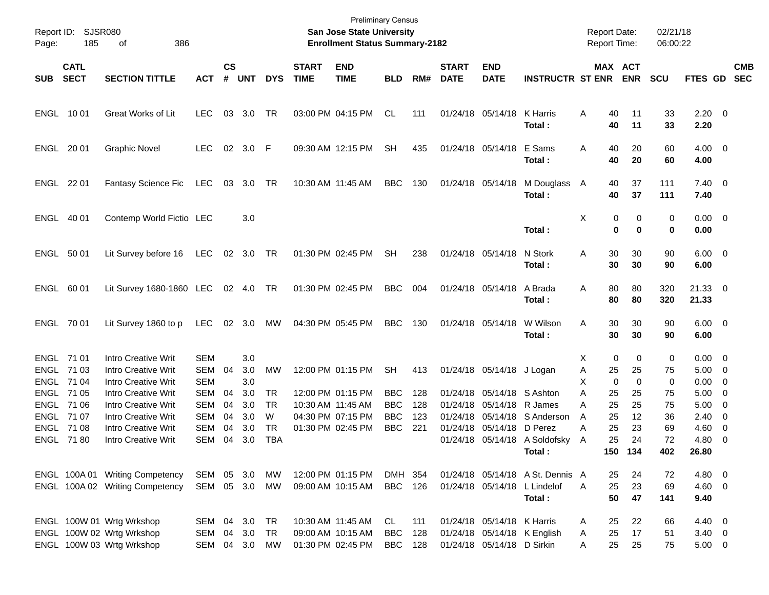Preliminary Census

**San Jose State University**

**Enrollment Status Summary-2182**

Report ID: SJSR080

Report Date: 02/21/18
Report Time: 06:00:22

| SUB | CATL SECT | SECTION TITTLE | ACT | CS # | UNT | DYS | START TIME | END TIME | BLD | RM# | START DATE | END DATE | INSTRUCTR | ST | MAX ENR | ACT ENR | SCU | FTES | GD | CMB SEC |
|---|---|---|---|---|---|---|---|---|---|---|---|---|---|---|---|---|---|---|---|---|
| ENGL | 10 01 | Great Works of Lit | LEC | 03 | 3.0 | TR | 03:00 PM | 04:15 PM | CL | 111 | 01/24/18 | 05/14/18 | K Harris | A | 40 | 11 | 33 | 2.20 | 0 | |
| | | | | | | | | | | | | | **Total :** | | **40** | **11** | **33** | **2.20** | | |
| ENGL | 20 01 | Graphic Novel | LEC | 02 | 3.0 | F | 09:30 AM | 12:15 PM | SH | 435 | 01/24/18 | 05/14/18 | E Sams | A | 40 | 20 | 60 | 4.00 | 0 | |
| | | | | | | | | | | | | | **Total :** | | **40** | **20** | **60** | **4.00** | | |
| ENGL | 22 01 | Fantasy Science Fic | LEC | 03 | 3.0 | TR | 10:30 AM | 11:45 AM | BBC | 130 | 01/24/18 | 05/14/18 | M Douglass | A | 40 | 37 | 111 | 7.40 | 0 | |
| | | | | | | | | | | | | | **Total :** | | **40** | **37** | **111** | **7.40** | | |
| ENGL | 40 01 | Contemp World Fictio | LEC | | 3.0 | | | | | | | | | X | 0 | 0 | 0 | 0.00 | 0 | |
| | | | | | | | | | | | | | **Total :** | | **0** | **0** | **0** | **0.00** | | |
| ENGL | 50 01 | Lit Survey before 16 | LEC | 02 | 3.0 | TR | 01:30 PM | 02:45 PM | SH | 238 | 01/24/18 | 05/14/18 | N Stork | A | 30 | 30 | 90 | 6.00 | 0 | |
| | | | | | | | | | | | | | **Total :** | | **30** | **30** | **90** | **6.00** | | |
| ENGL | 60 01 | Lit Survey 1680-1860 | LEC | 02 | 4.0 | TR | 01:30 PM | 02:45 PM | BBC | 004 | 01/24/18 | 05/14/18 | A Brada | A | 80 | 80 | 320 | 21.33 | 0 | |
| | | | | | | | | | | | | | **Total :** | | **80** | **80** | **320** | **21.33** | | |
| ENGL | 70 01 | Lit Survey 1860 to p | LEC | 02 | 3.0 | MW | 04:30 PM | 05:45 PM | BBC | 130 | 01/24/18 | 05/14/18 | W Wilson | A | 30 | 30 | 90 | 6.00 | 0 | |
| | | | | | | | | | | | | | **Total :** | | **30** | **30** | **90** | **6.00** | | |
| ENGL | 71 01 | Intro Creative Writ | SEM | | 3.0 | | | | | | | | | X | 0 | 0 | 0 | 0.00 | 0 | |
| ENGL | 71 03 | Intro Creative Writ | SEM | 04 | 3.0 | MW | 12:00 PM | 01:15 PM | SH | 413 | 01/24/18 | 05/14/18 | J Logan | A | 25 | 25 | 75 | 5.00 | 0 | |
| ENGL | 71 04 | Intro Creative Writ | SEM | | 3.0 | | | | | | | | | X | 0 | 0 | 0 | 0.00 | 0 | |
| ENGL | 71 05 | Intro Creative Writ | SEM | 04 | 3.0 | TR | 12:00 PM | 01:15 PM | BBC | 128 | 01/24/18 | 05/14/18 | S Ashton | A | 25 | 25 | 75 | 5.00 | 0 | |
| ENGL | 71 06 | Intro Creative Writ | SEM | 04 | 3.0 | TR | 10:30 AM | 11:45 AM | BBC | 128 | 01/24/18 | 05/14/18 | R James | A | 25 | 25 | 75 | 5.00 | 0 | |
| ENGL | 71 07 | Intro Creative Writ | SEM | 04 | 3.0 | W | 04:30 PM | 07:15 PM | BBC | 123 | 01/24/18 | 05/14/18 | S Anderson | A | 25 | 12 | 36 | 2.40 | 0 | |
| ENGL | 71 08 | Intro Creative Writ | SEM | 04 | 3.0 | TR | 01:30 PM | 02:45 PM | BBC | 221 | 01/24/18 | 05/14/18 | D Perez | A | 25 | 23 | 69 | 4.60 | 0 | |
| ENGL | 71 80 | Intro Creative Writ | SEM | 04 | 3.0 | TBA | | | | | 01/24/18 | 05/14/18 | A Soldofsky | A | 25 | 24 | 72 | 4.80 | 0 | |
| | | | | | | | | | | | | | **Total :** | | **150** | **134** | **402** | **26.80** | | |
| ENGL | 100A 01 | Writing Competency | SEM | 05 | 3.0 | MW | 12:00 PM | 01:15 PM | DMH | 354 | 01/24/18 | 05/14/18 | A St. Dennis | A | 25 | 24 | 72 | 4.80 | 0 | |
| ENGL | 100A 02 | Writing Competency | SEM | 05 | 3.0 | MW | 09:00 AM | 10:15 AM | BBC | 126 | 01/24/18 | 05/14/18 | L Lindelof | A | 25 | 23 | 69 | 4.60 | 0 | |
| | | | | | | | | | | | | | **Total :** | | **50** | **47** | **141** | **9.40** | | |
| ENGL | 100W 01 | Wrtg Wrkshop | SEM | 04 | 3.0 | TR | 10:30 AM | 11:45 AM | CL | 111 | 01/24/18 | 05/14/18 | K Harris | A | 25 | 22 | 66 | 4.40 | 0 | |
| ENGL | 100W 02 | Wrtg Wrkshop | SEM | 04 | 3.0 | TR | 09:00 AM | 10:15 AM | BBC | 128 | 01/24/18 | 05/14/18 | K English | A | 25 | 17 | 51 | 3.40 | 0 | |
| ENGL | 100W 03 | Wrtg Wrkshop | SEM | 04 | 3.0 | MW | 01:30 PM | 02:45 PM | BBC | 128 | 01/24/18 | 05/14/18 | D Sirkin | A | 25 | 25 | 75 | 5.00 | 0 | |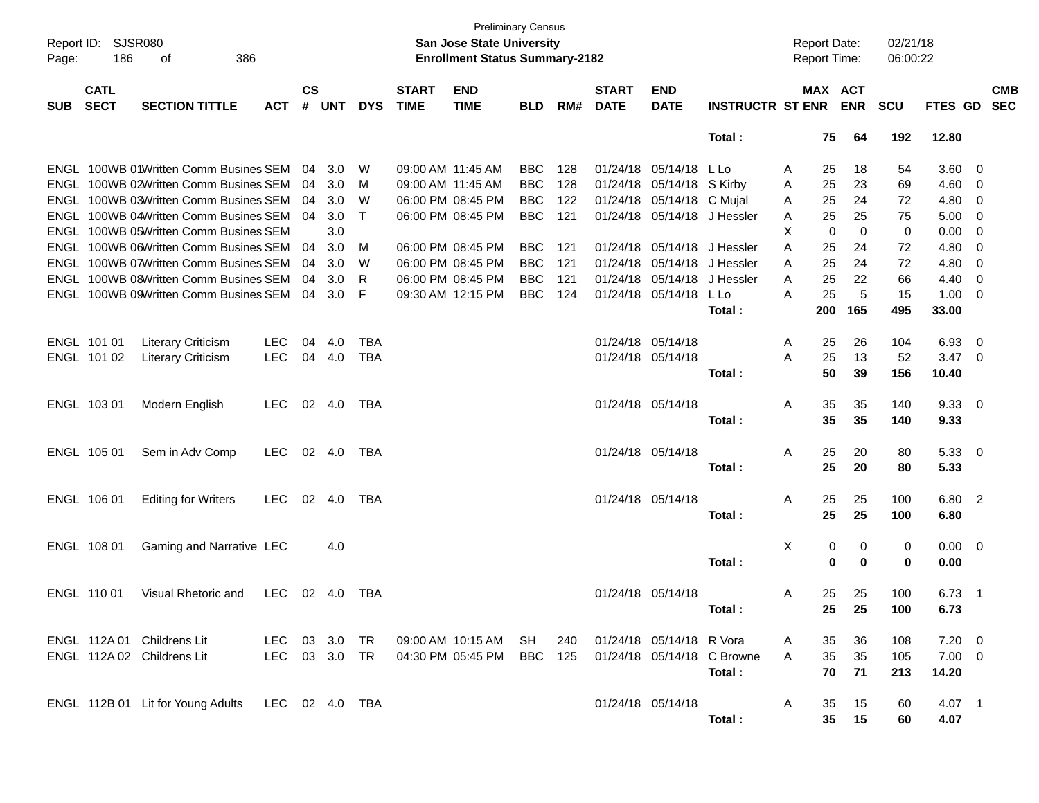Preliminary Census
**San Jose State University**
**Enrollment Status Summary-2182**

Report ID: SJSR080
Report Date: 02/21/18
Report Time: 06:00:22

| SUB | CATL SECT | SECTION TITTLE | ACT | CS # | UNT | DYS | START TIME | END TIME | BLD | RM# | START DATE | END DATE | INSTRUCTR | ST | MAX ENR | ACT ENR | SCU | FTES | GD | CMB SEC |
|---|---|---|---|---|---|---|---|---|---|---|---|---|---|---|---|---|---|---|---|---|
| | | | | | | | | | | | | | **Total :** | | **75** | **64** | **192** | **12.80** | | |
| ENGL | 100WB 01 | Written Comm Busines | SEM | 04 | 3.0 | W | 09:00 AM | 11:45 AM | BBC | 128 | 01/24/18 | 05/14/18 | L Lo | A | 25 | 18 | 54 | 3.60 | 0 | |
| ENGL | 100WB 02 | Written Comm Busines | SEM | 04 | 3.0 | M | 09:00 AM | 11:45 AM | BBC | 128 | 01/24/18 | 05/14/18 | S Kirby | A | 25 | 23 | 69 | 4.60 | 0 | |
| ENGL | 100WB 03 | Written Comm Busines | SEM | 04 | 3.0 | W | 06:00 PM | 08:45 PM | BBC | 122 | 01/24/18 | 05/14/18 | C Mujal | A | 25 | 24 | 72 | 4.80 | 0 | |
| ENGL | 100WB 04 | Written Comm Busines | SEM | 04 | 3.0 | T | 06:00 PM | 08:45 PM | BBC | 121 | 01/24/18 | 05/14/18 | J Hessler | A | 25 | 25 | 75 | 5.00 | 0 | |
| ENGL | 100WB 05 | Written Comm Busines | SEM | | 3.0 | | | | | | | | | X | 0 | 0 | 0 | 0.00 | 0 | |
| ENGL | 100WB 06 | Written Comm Busines | SEM | 04 | 3.0 | M | 06:00 PM | 08:45 PM | BBC | 121 | 01/24/18 | 05/14/18 | J Hessler | A | 25 | 24 | 72 | 4.80 | 0 | |
| ENGL | 100WB 07 | Written Comm Busines | SEM | 04 | 3.0 | W | 06:00 PM | 08:45 PM | BBC | 121 | 01/24/18 | 05/14/18 | J Hessler | A | 25 | 24 | 72 | 4.80 | 0 | |
| ENGL | 100WB 08 | Written Comm Busines | SEM | 04 | 3.0 | R | 06:00 PM | 08:45 PM | BBC | 121 | 01/24/18 | 05/14/18 | J Hessler | A | 25 | 22 | 66 | 4.40 | 0 | |
| ENGL | 100WB 09 | Written Comm Busines | SEM | 04 | 3.0 | F | 09:30 AM | 12:15 PM | BBC | 124 | 01/24/18 | 05/14/18 | L Lo | A | 25 | 5 | 15 | 1.00 | 0 | |
| | | | | | | | | | | | | | **Total :** | | **200** | **165** | **495** | **33.00** | | |
| ENGL | 101 01 | Literary Criticism | LEC | 04 | 4.0 | TBA | | | | | 01/24/18 | 05/14/18 | | A | 25 | 26 | 104 | 6.93 | 0 | |
| ENGL | 101 02 | Literary Criticism | LEC | 04 | 4.0 | TBA | | | | | 01/24/18 | 05/14/18 | | A | 25 | 13 | 52 | 3.47 | 0 | |
| | | | | | | | | | | | | | **Total :** | | **50** | **39** | **156** | **10.40** | | |
| ENGL | 103 01 | Modern English | LEC | 02 | 4.0 | TBA | | | | | 01/24/18 | 05/14/18 | | A | 35 | 35 | 140 | 9.33 | 0 | |
| | | | | | | | | | | | | | **Total :** | | **35** | **35** | **140** | **9.33** | | |
| ENGL | 105 01 | Sem in Adv Comp | LEC | 02 | 4.0 | TBA | | | | | 01/24/18 | 05/14/18 | | A | 25 | 20 | 80 | 5.33 | 0 | |
| | | | | | | | | | | | | | **Total :** | | **25** | **20** | **80** | **5.33** | | |
| ENGL | 106 01 | Editing for Writers | LEC | 02 | 4.0 | TBA | | | | | 01/24/18 | 05/14/18 | | A | 25 | 25 | 100 | 6.80 | 2 | |
| | | | | | | | | | | | | | **Total :** | | **25** | **25** | **100** | **6.80** | | |
| ENGL | 108 01 | Gaming and Narrative | LEC | | 4.0 | | | | | | | | | X | 0 | 0 | 0 | 0.00 | 0 | |
| | | | | | | | | | | | | | **Total :** | | **0** | **0** | **0** | **0.00** | | |
| ENGL | 110 01 | Visual Rhetoric and | LEC | 02 | 4.0 | TBA | | | | | 01/24/18 | 05/14/18 | | A | 25 | 25 | 100 | 6.73 | 1 | |
| | | | | | | | | | | | | | **Total :** | | **25** | **25** | **100** | **6.73** | | |
| ENGL | 112A 01 | Childrens Lit | LEC | 03 | 3.0 | TR | 09:00 AM | 10:15 AM | SH | 240 | 01/24/18 | 05/14/18 | R Vora | A | 35 | 36 | 108 | 7.20 | 0 | |
| ENGL | 112A 02 | Childrens Lit | LEC | 03 | 3.0 | TR | 04:30 PM | 05:45 PM | BBC | 125 | 01/24/18 | 05/14/18 | C Browne | A | 35 | 35 | 105 | 7.00 | 0 | |
| | | | | | | | | | | | | | **Total :** | | **70** | **71** | **213** | **14.20** | | |
| ENGL | 112B 01 | Lit for Young Adults | LEC | 02 | 4.0 | TBA | | | | | 01/24/18 | 05/14/18 | | A | 35 | 15 | 60 | 4.07 | 1 | |
| | | | | | | | | | | | | | **Total :** | | **35** | **15** | **60** | **4.07** | | |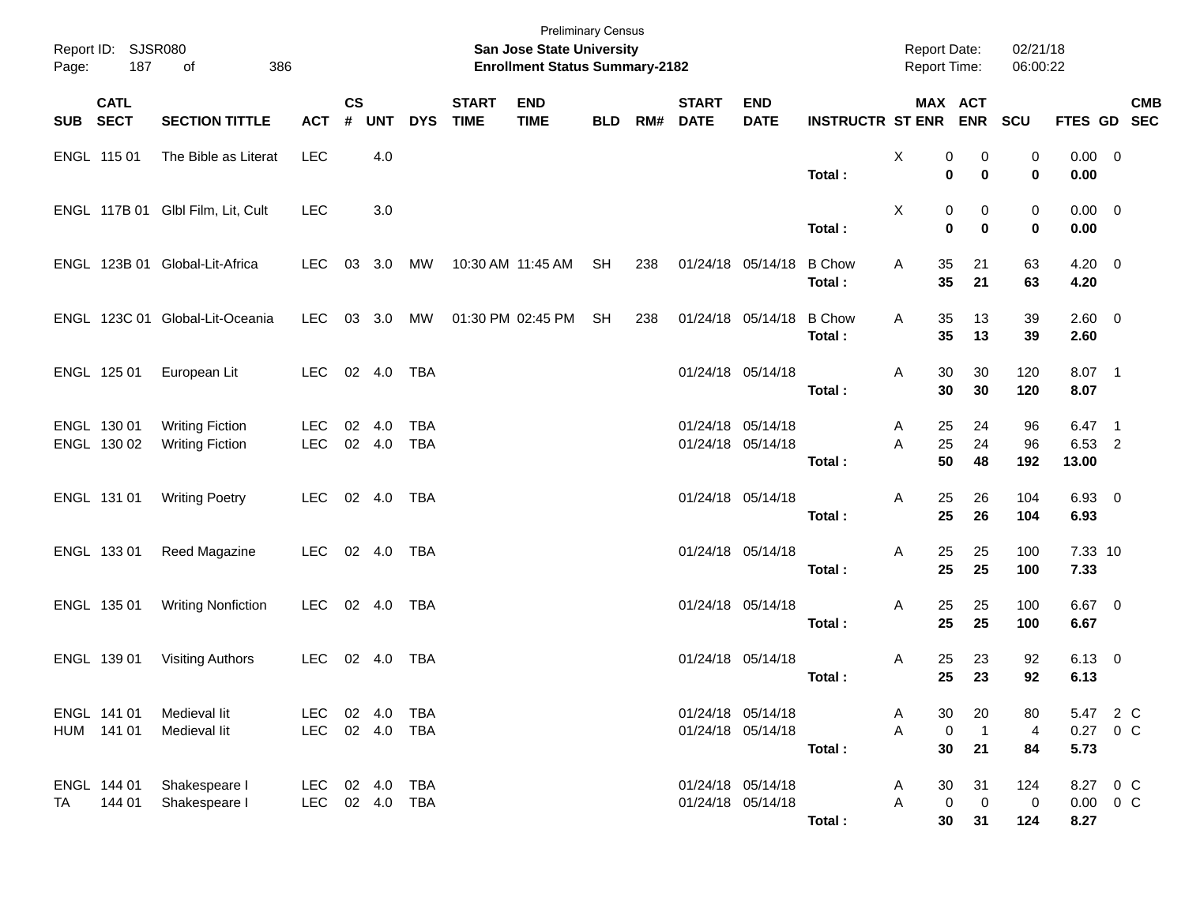Preliminary Census
**San Jose State University**
**Enrollment Status Summary-2182**

Report ID: SJSR080

Report Date: 02/21/18
Report Time: 06:00:22

| SUB | CATL SECT | SECTION TITTLE | ACT | CS # | UNT | DYS | START TIME | END TIME | BLD | RM# | START DATE | END DATE | INSTRUCTR | ST | MAX ENR | ACT ENR | SCU | FTES | GD | CMB SEC |
|---|---|---|---|---|---|---|---|---|---|---|---|---|---|---|---|---|---|---|---|---|
| ENGL | 115 01 | The Bible as Literat | LEC | | 4.0 | | | | | | | | | X | 0 | 0 | 0 | 0.00 | 0 | |
| | | | | | | | | | | | | | **Total :** | | **0** | **0** | **0** | **0.00** | | |
| ENGL | 117B 01 | Glbl Film, Lit, Cult | LEC | | 3.0 | | | | | | | | | X | 0 | 0 | 0 | 0.00 | 0 | |
| | | | | | | | | | | | | | **Total :** | | **0** | **0** | **0** | **0.00** | | |
| ENGL | 123B 01 | Global-Lit-Africa | LEC | 03 | 3.0 | MW | 10:30 AM | 11:45 AM | SH | 238 | 01/24/18 | 05/14/18 | B Chow | A | 35 | 21 | 63 | 4.20 | 0 | |
| | | | | | | | | | | | | | **Total :** | | **35** | **21** | **63** | **4.20** | | |
| ENGL | 123C 01 | Global-Lit-Oceania | LEC | 03 | 3.0 | MW | 01:30 PM | 02:45 PM | SH | 238 | 01/24/18 | 05/14/18 | B Chow | A | 35 | 13 | 39 | 2.60 | 0 | |
| | | | | | | | | | | | | | **Total :** | | **35** | **13** | **39** | **2.60** | | |
| ENGL | 125 01 | European Lit | LEC | 02 | 4.0 | TBA | | | | | 01/24/18 | 05/14/18 | | A | 30 | 30 | 120 | 8.07 | 1 | |
| | | | | | | | | | | | | | **Total :** | | **30** | **30** | **120** | **8.07** | | |
| ENGL | 130 01 | Writing Fiction | LEC | 02 | 4.0 | TBA | | | | | 01/24/18 | 05/14/18 | | A | 25 | 24 | 96 | 6.47 | 1 | |
| ENGL | 130 02 | Writing Fiction | LEC | 02 | 4.0 | TBA | | | | | 01/24/18 | 05/14/18 | | A | 25 | 24 | 96 | 6.53 | 2 | |
| | | | | | | | | | | | | | **Total :** | | **50** | **48** | **192** | **13.00** | | |
| ENGL | 131 01 | Writing Poetry | LEC | 02 | 4.0 | TBA | | | | | 01/24/18 | 05/14/18 | | A | 25 | 26 | 104 | 6.93 | 0 | |
| | | | | | | | | | | | | | **Total :** | | **25** | **26** | **104** | **6.93** | | |
| ENGL | 133 01 | Reed Magazine | LEC | 02 | 4.0 | TBA | | | | | 01/24/18 | 05/14/18 | | A | 25 | 25 | 100 | 7.33 | 10 | |
| | | | | | | | | | | | | | **Total :** | | **25** | **25** | **100** | **7.33** | | |
| ENGL | 135 01 | Writing Nonfiction | LEC | 02 | 4.0 | TBA | | | | | 01/24/18 | 05/14/18 | | A | 25 | 25 | 100 | 6.67 | 0 | |
| | | | | | | | | | | | | | **Total :** | | **25** | **25** | **100** | **6.67** | | |
| ENGL | 139 01 | Visiting Authors | LEC | 02 | 4.0 | TBA | | | | | 01/24/18 | 05/14/18 | | A | 25 | 23 | 92 | 6.13 | 0 | |
| | | | | | | | | | | | | | **Total :** | | **25** | **23** | **92** | **6.13** | | |
| ENGL | 141 01 | Medieval lit | LEC | 02 | 4.0 | TBA | | | | | 01/24/18 | 05/14/18 | | A | 30 | 20 | 80 | 5.47 | 2 | C |
| HUM | 141 01 | Medieval lit | LEC | 02 | 4.0 | TBA | | | | | 01/24/18 | 05/14/18 | | A | 0 | 1 | 4 | 0.27 | 0 | C |
| | | | | | | | | | | | | | **Total :** | | **30** | **21** | **84** | **5.73** | | |
| ENGL | 144 01 | Shakespeare I | LEC | 02 | 4.0 | TBA | | | | | 01/24/18 | 05/14/18 | | A | 30 | 31 | 124 | 8.27 | 0 | C |
| TA | 144 01 | Shakespeare I | LEC | 02 | 4.0 | TBA | | | | | 01/24/18 | 05/14/18 | | A | 0 | 0 | 0 | 0.00 | 0 | C |
| | | | | | | | | | | | | | **Total :** | | **30** | **31** | **124** | **8.27** | | |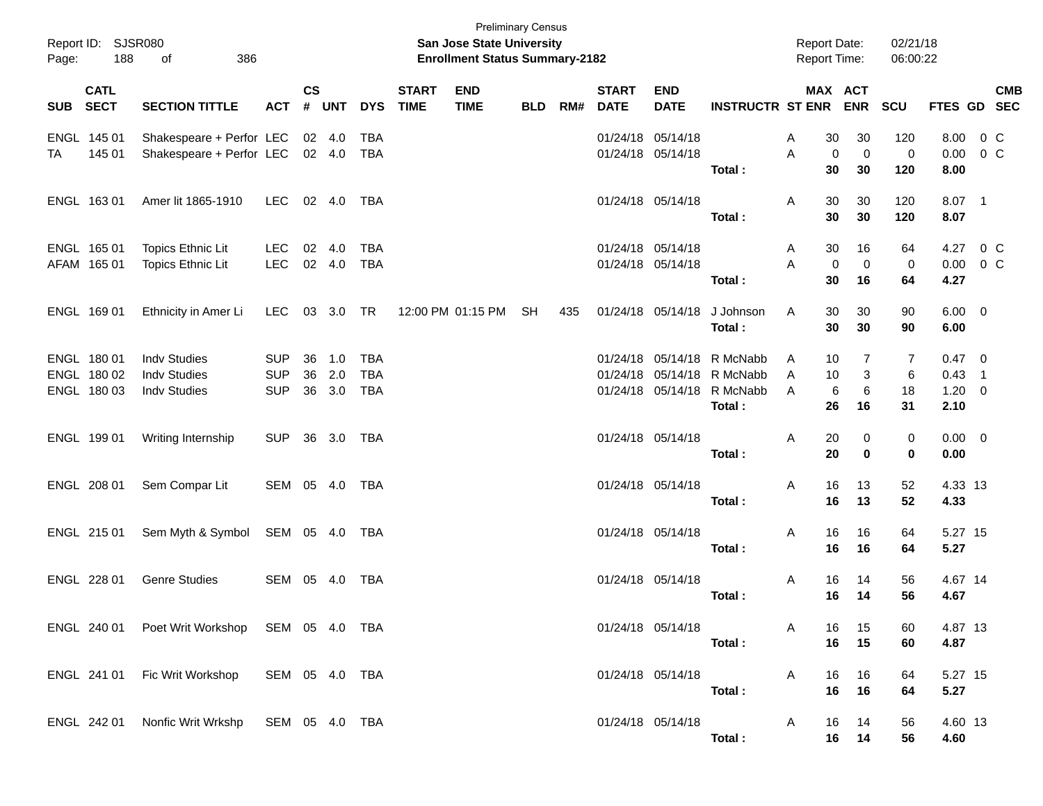Preliminary Census

**San Jose State University**
**Enrollment Status Summary-2182**

Report ID: SJSR080
Report Date: 02/21/18
Report Time: 06:00:22

| SUB | CATL SECT | SECTION TITTLE | ACT | CS # | UNT | DYS | START TIME | END TIME | BLD | RM# | START DATE | END DATE | INSTRUCTR | ST | MAX ENR | ACT ENR | SCU | FTES | GD | CMB SEC |
|---|---|---|---|---|---|---|---|---|---|---|---|---|---|---|---|---|---|---|---|---|
| ENGL | 145 01 | Shakespeare + Perfor | LEC | 02 | 4.0 | TBA | | | | | 01/24/18 | 05/14/18 | | A | 30 | 30 | 120 | 8.00 | 0 | C |
| TA | 145 01 | Shakespeare + Perfor | LEC | 02 | 4.0 | TBA | | | | | 01/24/18 | 05/14/18 | | A | 0 | 0 | 0 | 0.00 | 0 | C |
| | | | | | | | | | | | | | **Total :** | | **30** | **30** | **120** | **8.00** | | |
| ENGL | 163 01 | Amer lit 1865-1910 | LEC | 02 | 4.0 | TBA | | | | | 01/24/18 | 05/14/18 | | A | 30 | 30 | 120 | 8.07 | 1 | |
| | | | | | | | | | | | | | **Total :** | | **30** | **30** | **120** | **8.07** | | |
| ENGL | 165 01 | Topics Ethnic Lit | LEC | 02 | 4.0 | TBA | | | | | 01/24/18 | 05/14/18 | | A | 30 | 16 | 64 | 4.27 | 0 | C |
| AFAM | 165 01 | Topics Ethnic Lit | LEC | 02 | 4.0 | TBA | | | | | 01/24/18 | 05/14/18 | | A | 0 | 0 | 0 | 0.00 | 0 | C |
| | | | | | | | | | | | | | **Total :** | | **30** | **16** | **64** | **4.27** | | |
| ENGL | 169 01 | Ethnicity in Amer Li | LEC | 03 | 3.0 | TR | 12:00 PM | 01:15 PM | SH | 435 | 01/24/18 | 05/14/18 | J Johnson | A | 30 | 30 | 90 | 6.00 | 0 | |
| | | | | | | | | | | | | | **Total :** | | **30** | **30** | **90** | **6.00** | | |
| ENGL | 180 01 | Indv Studies | SUP | 36 | 1.0 | TBA | | | | | 01/24/18 | 05/14/18 | R McNabb | A | 10 | 7 | 7 | 0.47 | 0 | |
| ENGL | 180 02 | Indv Studies | SUP | 36 | 2.0 | TBA | | | | | 01/24/18 | 05/14/18 | R McNabb | A | 10 | 3 | 6 | 0.43 | 1 | |
| ENGL | 180 03 | Indv Studies | SUP | 36 | 3.0 | TBA | | | | | 01/24/18 | 05/14/18 | R McNabb | A | 6 | 6 | 18 | 1.20 | 0 | |
| | | | | | | | | | | | | | **Total :** | | **26** | **16** | **31** | **2.10** | | |
| ENGL | 199 01 | Writing Internship | SUP | 36 | 3.0 | TBA | | | | | 01/24/18 | 05/14/18 | | A | 20 | 0 | 0 | 0.00 | 0 | |
| | | | | | | | | | | | | | **Total :** | | **20** | **0** | **0** | **0.00** | | |
| ENGL | 208 01 | Sem Compar Lit | SEM | 05 | 4.0 | TBA | | | | | 01/24/18 | 05/14/18 | | A | 16 | 13 | 52 | 4.33 | 13 | |
| | | | | | | | | | | | | | **Total :** | | **16** | **13** | **52** | **4.33** | | |
| ENGL | 215 01 | Sem Myth & Symbol | SEM | 05 | 4.0 | TBA | | | | | 01/24/18 | 05/14/18 | | A | 16 | 16 | 64 | 5.27 | 15 | |
| | | | | | | | | | | | | | **Total :** | | **16** | **16** | **64** | **5.27** | | |
| ENGL | 228 01 | Genre Studies | SEM | 05 | 4.0 | TBA | | | | | 01/24/18 | 05/14/18 | | A | 16 | 14 | 56 | 4.67 | 14 | |
| | | | | | | | | | | | | | **Total :** | | **16** | **14** | **56** | **4.67** | | |
| ENGL | 240 01 | Poet Writ Workshop | SEM | 05 | 4.0 | TBA | | | | | 01/24/18 | 05/14/18 | | A | 16 | 15 | 60 | 4.87 | 13 | |
| | | | | | | | | | | | | | **Total :** | | **16** | **15** | **60** | **4.87** | | |
| ENGL | 241 01 | Fic Writ Workshop | SEM | 05 | 4.0 | TBA | | | | | 01/24/18 | 05/14/18 | | A | 16 | 16 | 64 | 5.27 | 15 | |
| | | | | | | | | | | | | | **Total :** | | **16** | **16** | **64** | **5.27** | | |
| ENGL | 242 01 | Nonfic Writ Wrkshp | SEM | 05 | 4.0 | TBA | | | | | 01/24/18 | 05/14/18 | | A | 16 | 14 | 56 | 4.60 | 13 | |
| | | | | | | | | | | | | | **Total :** | | **16** | **14** | **56** | **4.60** | | |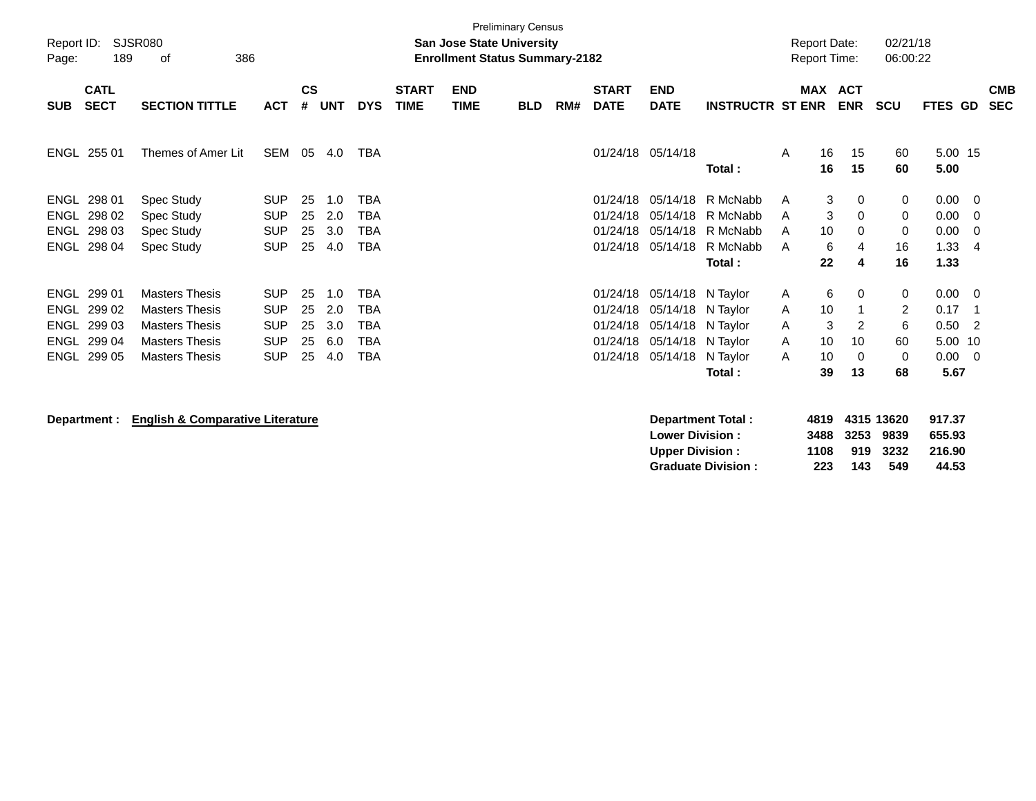Preliminary Census

Report ID: SJSR080

**San Jose State University**

**Enrollment Status Summary-2182**

Report Date: 02/21/18

Report Time: 06:00:22

| SUB | CATL SECT | SECTION TITTLE | ACT | CS # | UNT | DYS | START TIME | END TIME | BLD | RM# | START DATE | END DATE | INSTRUCTR | ST | MAX ENR | ACT ENR | SCU | FTES | GD | CMB SEC |
|---|---|---|---|---|---|---|---|---|---|---|---|---|---|---|---|---|---|---|---|---|
| ENGL | 255 01 | Themes of Amer Lit | SEM | 05 | 4.0 | TBA | | | | | 01/24/18 | 05/14/18 | | A | 16 | 15 | 60 | 5.00 | 15 | |
| | | | | | | | | | | | | | **Total :** | | **16** | **15** | **60** | **5.00** | | |
| ENGL | 298 01 | Spec Study | SUP | 25 | 1.0 | TBA | | | | | 01/24/18 | 05/14/18 | R McNabb | A | 3 | 0 | 0 | 0.00 | 0 | |
| ENGL | 298 02 | Spec Study | SUP | 25 | 2.0 | TBA | | | | | 01/24/18 | 05/14/18 | R McNabb | A | 3 | 0 | 0 | 0.00 | 0 | |
| ENGL | 298 03 | Spec Study | SUP | 25 | 3.0 | TBA | | | | | 01/24/18 | 05/14/18 | R McNabb | A | 10 | 0 | 0 | 0.00 | 0 | |
| ENGL | 298 04 | Spec Study | SUP | 25 | 4.0 | TBA | | | | | 01/24/18 | 05/14/18 | R McNabb | A | 6 | 4 | 16 | 1.33 | 4 | |
| | | | | | | | | | | | | | **Total :** | | **22** | **4** | **16** | **1.33** | | |
| ENGL | 299 01 | Masters Thesis | SUP | 25 | 1.0 | TBA | | | | | 01/24/18 | 05/14/18 | N Taylor | A | 6 | 0 | 0 | 0.00 | 0 | |
| ENGL | 299 02 | Masters Thesis | SUP | 25 | 2.0 | TBA | | | | | 01/24/18 | 05/14/18 | N Taylor | A | 10 | 1 | 2 | 0.17 | 1 | |
| ENGL | 299 03 | Masters Thesis | SUP | 25 | 3.0 | TBA | | | | | 01/24/18 | 05/14/18 | N Taylor | A | 3 | 2 | 6 | 0.50 | 2 | |
| ENGL | 299 04 | Masters Thesis | SUP | 25 | 6.0 | TBA | | | | | 01/24/18 | 05/14/18 | N Taylor | A | 10 | 10 | 60 | 5.00 | 10 | |
| ENGL | 299 05 | Masters Thesis | SUP | 25 | 4.0 | TBA | | | | | 01/24/18 | 05/14/18 | N Taylor | A | 10 | 0 | 0 | 0.00 | 0 | |
| | | | | | | | | | | | | | **Total :** | | **39** | **13** | **68** | **5.67** | | |

**Department : English & Comparative Literature**

| | MAX ENR | ACT ENR | SCU | FTES |
|---|---|---|---|---|
| **Department Total :** | **4819** | **4315** | **13620** | **917.37** |
| **Lower Division :** | **3488** | **3253** | **9839** | **655.93** |
| **Upper Division :** | **1108** | **919** | **3232** | **216.90** |
| **Graduate Division :** | **223** | **143** | **549** | **44.53** |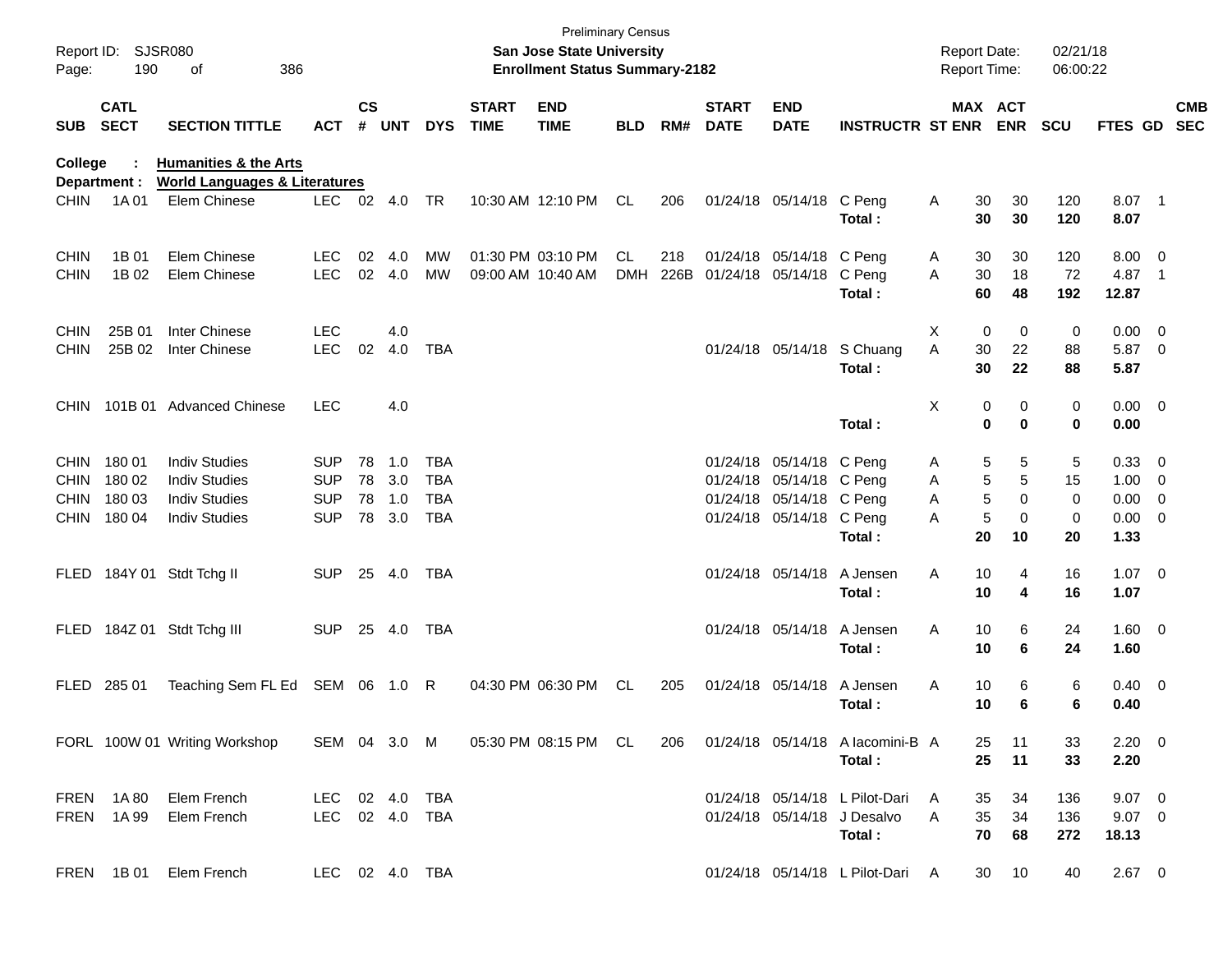Preliminary Census

**San Jose State University**

**Enrollment Status Summary-2182**

Report ID: SJSR080

Report Date: 02/21/18

Report Time: 06:00:22

**College : Humanities & the Arts**

**Department : World Languages & Literatures**

| SUB | CATL SECT | SECTION TITTLE | ACT | CS # | UNT | DYS | START TIME | END TIME | BLD | RM# | START DATE | END DATE | INSTRUCTR | ST | MAX ENR | ACT ENR | SCU | FTES | GD | CMB SEC |
|---|---|---|---|---|---|---|---|---|---|---|---|---|---|---|---|---|---|---|---|---|
| CHIN | 1A 01 | Elem Chinese | LEC | 02 | 4.0 | TR | 10:30 AM | 12:10 PM | CL | 206 | 01/24/18 | 05/14/18 | C Peng | A | 30 | 30 | 120 | 8.07 | 1 | |
| | | | | | | | | | | | | | **Total :** | | **30** | **30** | **120** | **8.07** | | |
| CHIN | 1B 01 | Elem Chinese | LEC | 02 | 4.0 | MW | 01:30 PM | 03:10 PM | CL | 218 | 01/24/18 | 05/14/18 | C Peng | A | 30 | 30 | 120 | 8.00 | 0 | |
| CHIN | 1B 02 | Elem Chinese | LEC | 02 | 4.0 | MW | 09:00 AM | 10:40 AM | DMH | 226B | 01/24/18 | 05/14/18 | C Peng | A | 30 | 18 | 72 | 4.87 | 1 | |
| | | | | | | | | | | | | | **Total :** | | **60** | **48** | **192** | **12.87** | | |
| CHIN | 25B 01 | Inter Chinese | LEC | | 4.0 | | | | | | | | | X | 0 | 0 | 0 | 0.00 | 0 | |
| CHIN | 25B 02 | Inter Chinese | LEC | 02 | 4.0 | TBA | | | | | 01/24/18 | 05/14/18 | S Chuang | A | 30 | 22 | 88 | 5.87 | 0 | |
| | | | | | | | | | | | | | **Total :** | | **30** | **22** | **88** | **5.87** | | |
| CHIN | 101B 01 | Advanced Chinese | LEC | | 4.0 | | | | | | | | | X | 0 | 0 | 0 | 0.00 | 0 | |
| | | | | | | | | | | | | | **Total :** | | **0** | **0** | **0** | **0.00** | | |
| CHIN | 180 01 | Indiv Studies | SUP | 78 | 1.0 | TBA | | | | | 01/24/18 | 05/14/18 | C Peng | A | 5 | 5 | 5 | 0.33 | 0 | |
| CHIN | 180 02 | Indiv Studies | SUP | 78 | 3.0 | TBA | | | | | 01/24/18 | 05/14/18 | C Peng | A | 5 | 5 | 15 | 1.00 | 0 | |
| CHIN | 180 03 | Indiv Studies | SUP | 78 | 1.0 | TBA | | | | | 01/24/18 | 05/14/18 | C Peng | A | 5 | 0 | 0 | 0.00 | 0 | |
| CHIN | 180 04 | Indiv Studies | SUP | 78 | 3.0 | TBA | | | | | 01/24/18 | 05/14/18 | C Peng | A | 5 | 0 | 0 | 0.00 | 0 | |
| | | | | | | | | | | | | | **Total :** | | **20** | **10** | **20** | **1.33** | | |
| FLED | 184Y 01 | Stdt Tchg II | SUP | 25 | 4.0 | TBA | | | | | 01/24/18 | 05/14/18 | A Jensen | A | 10 | 4 | 16 | 1.07 | 0 | |
| | | | | | | | | | | | | | **Total :** | | **10** | **4** | **16** | **1.07** | | |
| FLED | 184Z 01 | Stdt Tchg III | SUP | 25 | 4.0 | TBA | | | | | 01/24/18 | 05/14/18 | A Jensen | A | 10 | 6 | 24 | 1.60 | 0 | |
| | | | | | | | | | | | | | **Total :** | | **10** | **6** | **24** | **1.60** | | |
| FLED | 285 01 | Teaching Sem FL Ed | SEM | 06 | 1.0 | R | 04:30 PM | 06:30 PM | CL | 205 | 01/24/18 | 05/14/18 | A Jensen | A | 10 | 6 | 6 | 0.40 | 0 | |
| | | | | | | | | | | | | | **Total :** | | **10** | **6** | **6** | **0.40** | | |
| FORL | 100W 01 | Writing Workshop | SEM | 04 | 3.0 | M | 05:30 PM | 08:15 PM | CL | 206 | 01/24/18 | 05/14/18 | A Iacomini-B | A | 25 | 11 | 33 | 2.20 | 0 | |
| | | | | | | | | | | | | | **Total :** | | **25** | **11** | **33** | **2.20** | | |
| FREN | 1A 80 | Elem French | LEC | 02 | 4.0 | TBA | | | | | 01/24/18 | 05/14/18 | L Pilot-Dari | A | 35 | 34 | 136 | 9.07 | 0 | |
| FREN | 1A 99 | Elem French | LEC | 02 | 4.0 | TBA | | | | | 01/24/18 | 05/14/18 | J Desalvo | A | 35 | 34 | 136 | 9.07 | 0 | |
| | | | | | | | | | | | | | **Total :** | | **70** | **68** | **272** | **18.13** | | |
| FREN | 1B 01 | Elem French | LEC | 02 | 4.0 | TBA | | | | | 01/24/18 | 05/14/18 | L Pilot-Dari | A | 30 | 10 | 40 | 2.67 | 0 | |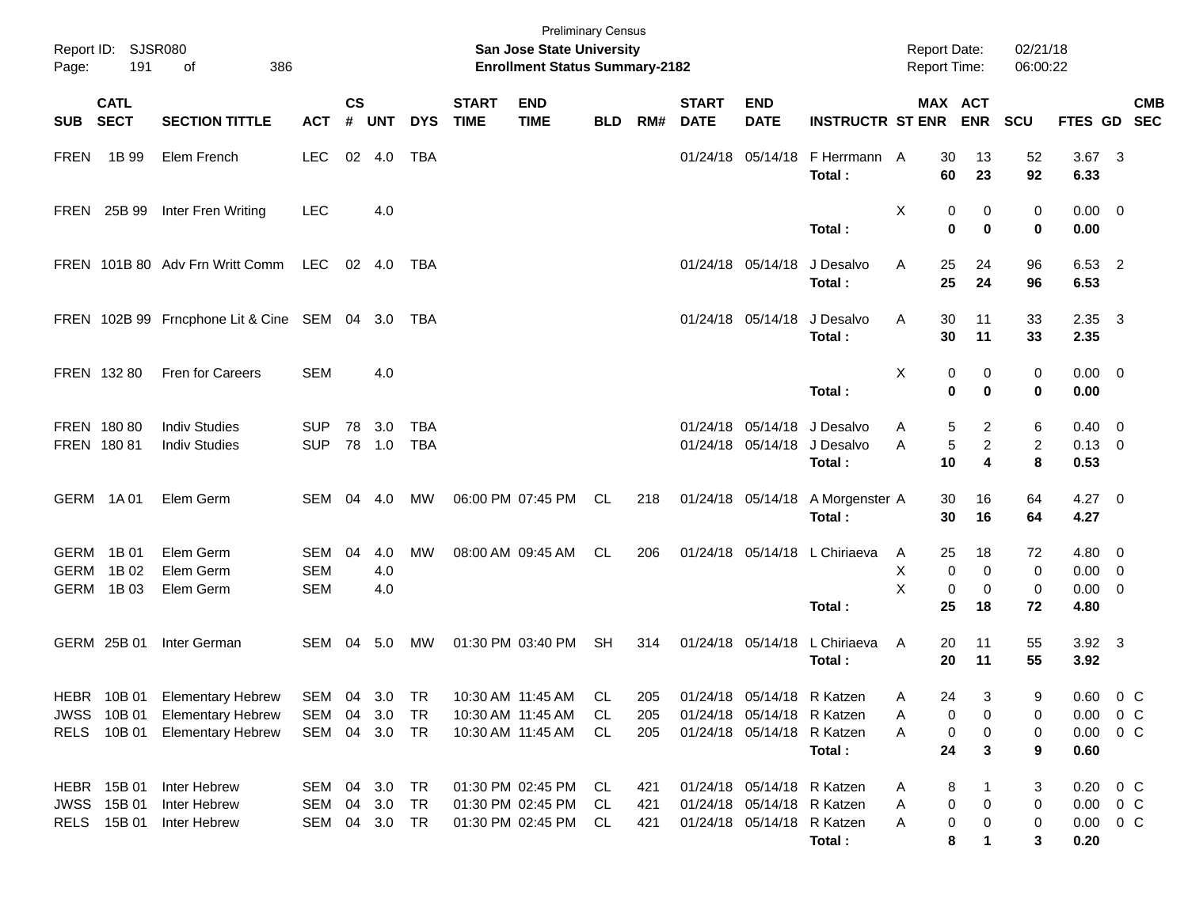Preliminary Census

**San Jose State University**

**Enrollment Status Summary-2182**

Report ID: SJSR080

Report Date: 02/21/18
Report Time: 06:00:22

| SUB | CATL SECT | SECTION TITTLE | ACT | CS # | UNT | DYS | START TIME | END TIME | BLD | RM# | START DATE | END DATE | INSTRUCTR | ST | MAX ENR | ACT ENR | SCU | FTES | GD | CMB SEC |
|---|---|---|---|---|---|---|---|---|---|---|---|---|---|---|---|---|---|---|---|---|
| FREN | 1B 99 | Elem French | LEC | 02 | 4.0 | TBA | | | | | 01/24/18 | 05/14/18 | F Herrmann | A | 30 | 13 | 52 | 3.67 | 3 | |
| | | | | | | | | | | | | | **Total :** | | **60** | **23** | **92** | **6.33** | | |
| FREN | 25B 99 | Inter Fren Writing | LEC | | 4.0 | | | | | | | | | X | 0 | 0 | 0 | 0.00 | 0 | |
| | | | | | | | | | | | | | **Total :** | | **0** | **0** | **0** | **0.00** | | |
| FREN | 101B 80 | Adv Frn Writt Comm | LEC | 02 | 4.0 | TBA | | | | | 01/24/18 | 05/14/18 | J Desalvo | A | 25 | 24 | 96 | 6.53 | 2 | |
| | | | | | | | | | | | | | **Total :** | | **25** | **24** | **96** | **6.53** | | |
| FREN | 102B 99 | Frncphone Lit & Cine | SEM | 04 | 3.0 | TBA | | | | | 01/24/18 | 05/14/18 | J Desalvo | A | 30 | 11 | 33 | 2.35 | 3 | |
| | | | | | | | | | | | | | **Total :** | | **30** | **11** | **33** | **2.35** | | |
| FREN | 132 80 | Fren for Careers | SEM | | 4.0 | | | | | | | | | X | 0 | 0 | 0 | 0.00 | 0 | |
| | | | | | | | | | | | | | **Total :** | | **0** | **0** | **0** | **0.00** | | |
| FREN | 180 80 | Indiv Studies | SUP | 78 | 3.0 | TBA | | | | | 01/24/18 | 05/14/18 | J Desalvo | A | 5 | 2 | 6 | 0.40 | 0 | |
| FREN | 180 81 | Indiv Studies | SUP | 78 | 1.0 | TBA | | | | | 01/24/18 | 05/14/18 | J Desalvo | A | 5 | 2 | 2 | 0.13 | 0 | |
| | | | | | | | | | | | | | **Total :** | | **10** | **4** | **8** | **0.53** | | |
| GERM | 1A 01 | Elem Germ | SEM | 04 | 4.0 | MW | 06:00 PM | 07:45 PM | CL | 218 | 01/24/18 | 05/14/18 | A Morgenster | A | 30 | 16 | 64 | 4.27 | 0 | |
| | | | | | | | | | | | | | **Total :** | | **30** | **16** | **64** | **4.27** | | |
| GERM | 1B 01 | Elem Germ | SEM | 04 | 4.0 | MW | 08:00 AM | 09:45 AM | CL | 206 | 01/24/18 | 05/14/18 | L Chiriaeva | A | 25 | 18 | 72 | 4.80 | 0 | |
| GERM | 1B 02 | Elem Germ | SEM | | 4.0 | | | | | | | | | X | 0 | 0 | 0 | 0.00 | 0 | |
| GERM | 1B 03 | Elem Germ | SEM | | 4.0 | | | | | | | | | X | 0 | 0 | 0 | 0.00 | 0 | |
| | | | | | | | | | | | | | **Total :** | | **25** | **18** | **72** | **4.80** | | |
| GERM | 25B 01 | Inter German | SEM | 04 | 5.0 | MW | 01:30 PM | 03:40 PM | SH | 314 | 01/24/18 | 05/14/18 | L Chiriaeva | A | 20 | 11 | 55 | 3.92 | 3 | |
| | | | | | | | | | | | | | **Total :** | | **20** | **11** | **55** | **3.92** | | |
| HEBR | 10B 01 | Elementary Hebrew | SEM | 04 | 3.0 | TR | 10:30 AM | 11:45 AM | CL | 205 | 01/24/18 | 05/14/18 | R Katzen | A | 24 | 3 | 9 | 0.60 | 0 | C |
| JWSS | 10B 01 | Elementary Hebrew | SEM | 04 | 3.0 | TR | 10:30 AM | 11:45 AM | CL | 205 | 01/24/18 | 05/14/18 | R Katzen | A | 0 | 0 | 0 | 0.00 | 0 | C |
| RELS | 10B 01 | Elementary Hebrew | SEM | 04 | 3.0 | TR | 10:30 AM | 11:45 AM | CL | 205 | 01/24/18 | 05/14/18 | R Katzen | A | 0 | 0 | 0 | 0.00 | 0 | C |
| | | | | | | | | | | | | | **Total :** | | **24** | **3** | **9** | **0.60** | | |
| HEBR | 15B 01 | Inter Hebrew | SEM | 04 | 3.0 | TR | 01:30 PM | 02:45 PM | CL | 421 | 01/24/18 | 05/14/18 | R Katzen | A | 8 | 1 | 3 | 0.20 | 0 | C |
| JWSS | 15B 01 | Inter Hebrew | SEM | 04 | 3.0 | TR | 01:30 PM | 02:45 PM | CL | 421 | 01/24/18 | 05/14/18 | R Katzen | A | 0 | 0 | 0 | 0.00 | 0 | C |
| RELS | 15B 01 | Inter Hebrew | SEM | 04 | 3.0 | TR | 01:30 PM | 02:45 PM | CL | 421 | 01/24/18 | 05/14/18 | R Katzen | A | 0 | 0 | 0 | 0.00 | 0 | C |
| | | | | | | | | | | | | | **Total :** | | **8** | **1** | **3** | **0.20** | | |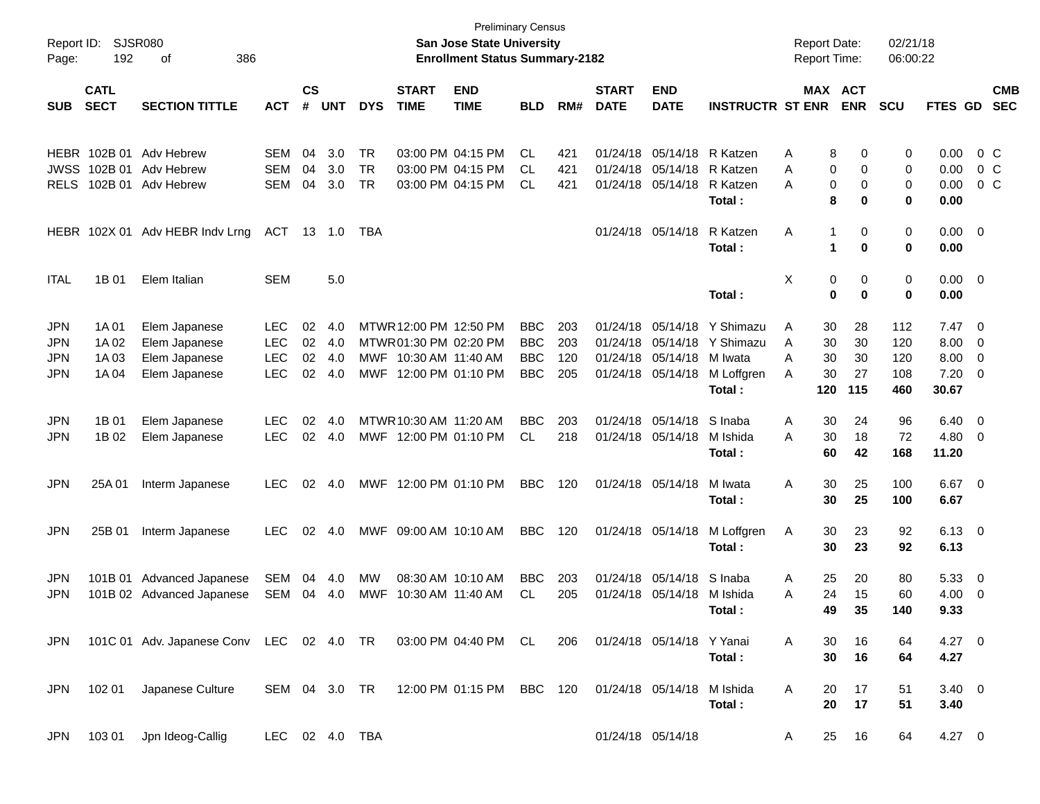Preliminary Census

**San Jose State University**

**Enrollment Status Summary-2182**

Report ID: SJSR080

Report Date: 02/21/18

Report Time: 06:00:22

| SUB | CATL SECT | SECTION TITTLE | ACT | CS # | UNT | DYS | START TIME | END TIME | BLD | RM# | START DATE | END DATE | INSTRUCTR | ST | MAX ENR | ACT ENR | SCU | FTES | GD | CMB SEC |
|---|---|---|---|---|---|---|---|---|---|---|---|---|---|---|---|---|---|---|---|---|
| HEBR | 102B 01 | Adv Hebrew | SEM | 04 | 3.0 | TR | 03:00 PM | 04:15 PM | CL | 421 | 01/24/18 | 05/14/18 | R Katzen | A | 8 | 0 | 0 | 0.00 | 0 | C |
| JWSS | 102B 01 | Adv Hebrew | SEM | 04 | 3.0 | TR | 03:00 PM | 04:15 PM | CL | 421 | 01/24/18 | 05/14/18 | R Katzen | A | 0 | 0 | 0 | 0.00 | 0 | C |
| RELS | 102B 01 | Adv Hebrew | SEM | 04 | 3.0 | TR | 03:00 PM | 04:15 PM | CL | 421 | 01/24/18 | 05/14/18 | R Katzen | A | 0 | 0 | 0 | 0.00 | 0 | C |
| | | | | | | | | | | | | | **Total :** | | **8** | **0** | **0** | **0.00** | | |
| HEBR | 102X 01 | Adv HEBR Indv Lrng | ACT | 13 | 1.0 | TBA | | | | | 01/24/18 | 05/14/18 | R Katzen | A | 1 | 0 | 0 | 0.00 | 0 | |
| | | | | | | | | | | | | | **Total :** | | **1** | **0** | **0** | **0.00** | | |
| ITAL | 1B 01 | Elem Italian | SEM | | 5.0 | | | | | | | | | X | 0 | 0 | 0 | 0.00 | 0 | |
| | | | | | | | | | | | | | **Total :** | | **0** | **0** | **0** | **0.00** | | |
| JPN | 1A 01 | Elem Japanese | LEC | 02 | 4.0 | MTWR | 12:00 PM | 12:50 PM | BBC | 203 | 01/24/18 | 05/14/18 | Y Shimazu | A | 30 | 28 | 112 | 7.47 | 0 | |
| JPN | 1A 02 | Elem Japanese | LEC | 02 | 4.0 | MTWR | 01:30 PM | 02:20 PM | BBC | 203 | 01/24/18 | 05/14/18 | Y Shimazu | A | 30 | 30 | 120 | 8.00 | 0 | |
| JPN | 1A 03 | Elem Japanese | LEC | 02 | 4.0 | MWF | 10:30 AM | 11:40 AM | BBC | 120 | 01/24/18 | 05/14/18 | M Iwata | A | 30 | 30 | 120 | 8.00 | 0 | |
| JPN | 1A 04 | Elem Japanese | LEC | 02 | 4.0 | MWF | 12:00 PM | 01:10 PM | BBC | 205 | 01/24/18 | 05/14/18 | M Loffgren | A | 30 | 27 | 108 | 7.20 | 0 | |
| | | | | | | | | | | | | | **Total :** | | **120** | **115** | **460** | **30.67** | | |
| JPN | 1B 01 | Elem Japanese | LEC | 02 | 4.0 | MTWR | 10:30 AM | 11:20 AM | BBC | 203 | 01/24/18 | 05/14/18 | S Inaba | A | 30 | 24 | 96 | 6.40 | 0 | |
| JPN | 1B 02 | Elem Japanese | LEC | 02 | 4.0 | MWF | 12:00 PM | 01:10 PM | CL | 218 | 01/24/18 | 05/14/18 | M Ishida | A | 30 | 18 | 72 | 4.80 | 0 | |
| | | | | | | | | | | | | | **Total :** | | **60** | **42** | **168** | **11.20** | | |
| JPN | 25A 01 | Interm Japanese | LEC | 02 | 4.0 | MWF | 12:00 PM | 01:10 PM | BBC | 120 | 01/24/18 | 05/14/18 | M Iwata | A | 30 | 25 | 100 | 6.67 | 0 | |
| | | | | | | | | | | | | | **Total :** | | **30** | **25** | **100** | **6.67** | | |
| JPN | 25B 01 | Interm Japanese | LEC | 02 | 4.0 | MWF | 09:00 AM | 10:10 AM | BBC | 120 | 01/24/18 | 05/14/18 | M Loffgren | A | 30 | 23 | 92 | 6.13 | 0 | |
| | | | | | | | | | | | | | **Total :** | | **30** | **23** | **92** | **6.13** | | |
| JPN | 101B 01 | Advanced Japanese | SEM | 04 | 4.0 | MW | 08:30 AM | 10:10 AM | BBC | 203 | 01/24/18 | 05/14/18 | S Inaba | A | 25 | 20 | 80 | 5.33 | 0 | |
| JPN | 101B 02 | Advanced Japanese | SEM | 04 | 4.0 | MWF | 10:30 AM | 11:40 AM | CL | 205 | 01/24/18 | 05/14/18 | M Ishida | A | 24 | 15 | 60 | 4.00 | 0 | |
| | | | | | | | | | | | | | **Total :** | | **49** | **35** | **140** | **9.33** | | |
| JPN | 101C 01 | Adv. Japanese Conv | LEC | 02 | 4.0 | TR | 03:00 PM | 04:40 PM | CL | 206 | 01/24/18 | 05/14/18 | Y Yanai | A | 30 | 16 | 64 | 4.27 | 0 | |
| | | | | | | | | | | | | | **Total :** | | **30** | **16** | **64** | **4.27** | | |
| JPN | 102 01 | Japanese Culture | SEM | 04 | 3.0 | TR | 12:00 PM | 01:15 PM | BBC | 120 | 01/24/18 | 05/14/18 | M Ishida | A | 20 | 17 | 51 | 3.40 | 0 | |
| | | | | | | | | | | | | | **Total :** | | **20** | **17** | **51** | **3.40** | | |
| JPN | 103 01 | Jpn Ideog-Callig | LEC | 02 | 4.0 | TBA | | | | | 01/24/18 | 05/14/18 | | A | 25 | 16 | 64 | 4.27 | 0 | |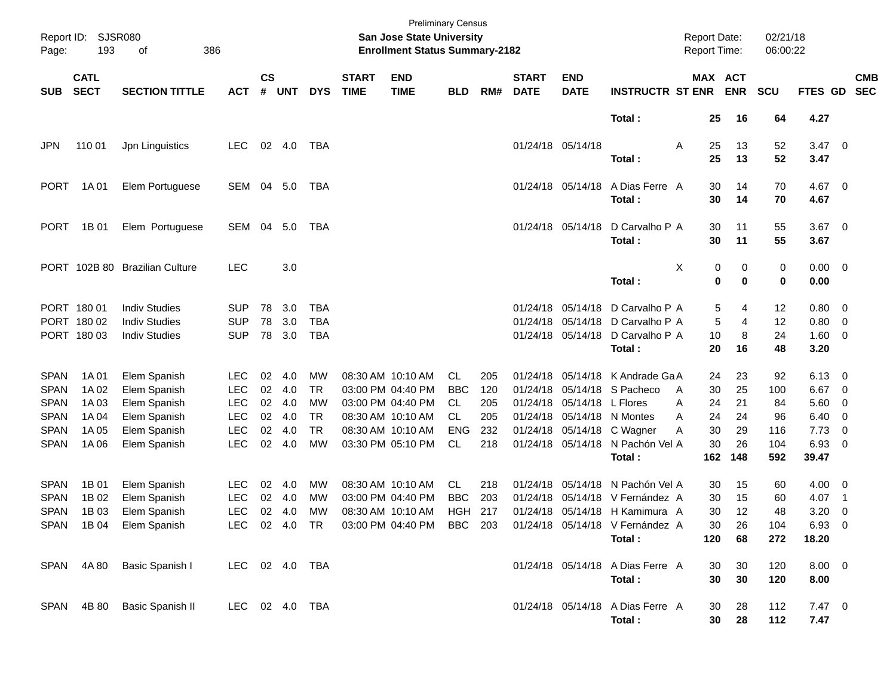Preliminary Census
**San Jose State University**
**Enrollment Status Summary-2182**

Report ID: SJSR080
Report Date: 02/21/18
Report Time: 06:00:22

| SUB | CATL SECT | SECTION TITTLE | ACT | CS # | UNT | DYS | START TIME | END TIME | BLD | RM# | START DATE | END DATE | INSTRUCTR | ST | MAX ENR | ACT ENR | SCU | FTES | GD | CMB SEC |
|---|---|---|---|---|---|---|---|---|---|---|---|---|---|---|---|---|---|---|---|---|
| | | | | | | | | | | | | | **Total :** | | **25** | **16** | **64** | **4.27** | | |
| JPN | 110 01 | Jpn Linguistics | LEC | 02 | 4.0 | TBA | | | | | 01/24/18 | 05/14/18 | | A | 25 | 13 | 52 | 3.47 | 0 | |
| | | | | | | | | | | | | | **Total :** | | **25** | **13** | **52** | **3.47** | | |
| PORT | 1A 01 | Elem Portuguese | SEM | 04 | 5.0 | TBA | | | | | 01/24/18 | 05/14/18 | A Dias Ferre | A | 30 | 14 | 70 | 4.67 | 0 | |
| | | | | | | | | | | | | | **Total :** | | **30** | **14** | **70** | **4.67** | | |
| PORT | 1B 01 | Elem Portuguese | SEM | 04 | 5.0 | TBA | | | | | 01/24/18 | 05/14/18 | D Carvalho P | A | 30 | 11 | 55 | 3.67 | 0 | |
| | | | | | | | | | | | | | **Total :** | | **30** | **11** | **55** | **3.67** | | |
| PORT | 102B 80 | Brazilian Culture | LEC | | 3.0 | | | | | | | | | X | 0 | 0 | 0 | 0.00 | 0 | |
| | | | | | | | | | | | | | **Total :** | | **0** | **0** | **0** | **0.00** | | |
| PORT | 180 01 | Indiv Studies | SUP | 78 | 3.0 | TBA | | | | | 01/24/18 | 05/14/18 | D Carvalho P | A | 5 | 4 | 12 | 0.80 | 0 | |
| PORT | 180 02 | Indiv Studies | SUP | 78 | 3.0 | TBA | | | | | 01/24/18 | 05/14/18 | D Carvalho P | A | 5 | 4 | 12 | 0.80 | 0 | |
| PORT | 180 03 | Indiv Studies | SUP | 78 | 3.0 | TBA | | | | | 01/24/18 | 05/14/18 | D Carvalho P | A | 10 | 8 | 24 | 1.60 | 0 | |
| | | | | | | | | | | | | | **Total :** | | **20** | **16** | **48** | **3.20** | | |
| SPAN | 1A 01 | Elem Spanish | LEC | 02 | 4.0 | MW | 08:30 AM | 10:10 AM | CL | 205 | 01/24/18 | 05/14/18 | K Andrade Ga | A | 24 | 23 | 92 | 6.13 | 0 | |
| SPAN | 1A 02 | Elem Spanish | LEC | 02 | 4.0 | TR | 03:00 PM | 04:40 PM | BBC | 120 | 01/24/18 | 05/14/18 | S Pacheco | A | 30 | 25 | 100 | 6.67 | 0 | |
| SPAN | 1A 03 | Elem Spanish | LEC | 02 | 4.0 | MW | 03:00 PM | 04:40 PM | CL | 205 | 01/24/18 | 05/14/18 | L Flores | A | 24 | 21 | 84 | 5.60 | 0 | |
| SPAN | 1A 04 | Elem Spanish | LEC | 02 | 4.0 | TR | 08:30 AM | 10:10 AM | CL | 205 | 01/24/18 | 05/14/18 | N Montes | A | 24 | 24 | 96 | 6.40 | 0 | |
| SPAN | 1A 05 | Elem Spanish | LEC | 02 | 4.0 | TR | 08:30 AM | 10:10 AM | ENG | 232 | 01/24/18 | 05/14/18 | C Wagner | A | 30 | 29 | 116 | 7.73 | 0 | |
| SPAN | 1A 06 | Elem Spanish | LEC | 02 | 4.0 | MW | 03:30 PM | 05:10 PM | CL | 218 | 01/24/18 | 05/14/18 | N Pachón Vel | A | 30 | 26 | 104 | 6.93 | 0 | |
| | | | | | | | | | | | | | **Total :** | | **162** | **148** | **592** | **39.47** | | |
| SPAN | 1B 01 | Elem Spanish | LEC | 02 | 4.0 | MW | 08:30 AM | 10:10 AM | CL | 218 | 01/24/18 | 05/14/18 | N Pachón Vel | A | 30 | 15 | 60 | 4.00 | 0 | |
| SPAN | 1B 02 | Elem Spanish | LEC | 02 | 4.0 | MW | 03:00 PM | 04:40 PM | BBC | 203 | 01/24/18 | 05/14/18 | V Fernández | A | 30 | 15 | 60 | 4.07 | 1 | |
| SPAN | 1B 03 | Elem Spanish | LEC | 02 | 4.0 | MW | 08:30 AM | 10:10 AM | HGH | 217 | 01/24/18 | 05/14/18 | H Kamimura | A | 30 | 12 | 48 | 3.20 | 0 | |
| SPAN | 1B 04 | Elem Spanish | LEC | 02 | 4.0 | TR | 03:00 PM | 04:40 PM | BBC | 203 | 01/24/18 | 05/14/18 | V Fernández | A | 30 | 26 | 104 | 6.93 | 0 | |
| | | | | | | | | | | | | | **Total :** | | **120** | **68** | **272** | **18.20** | | |
| SPAN | 4A 80 | Basic Spanish I | LEC | 02 | 4.0 | TBA | | | | | 01/24/18 | 05/14/18 | A Dias Ferre | A | 30 | 30 | 120 | 8.00 | 0 | |
| | | | | | | | | | | | | | **Total :** | | **30** | **30** | **120** | **8.00** | | |
| SPAN | 4B 80 | Basic Spanish II | LEC | 02 | 4.0 | TBA | | | | | 01/24/18 | 05/14/18 | A Dias Ferre | A | 30 | 28 | 112 | 7.47 | 0 | |
| | | | | | | | | | | | | | **Total :** | | **30** | **28** | **112** | **7.47** | | |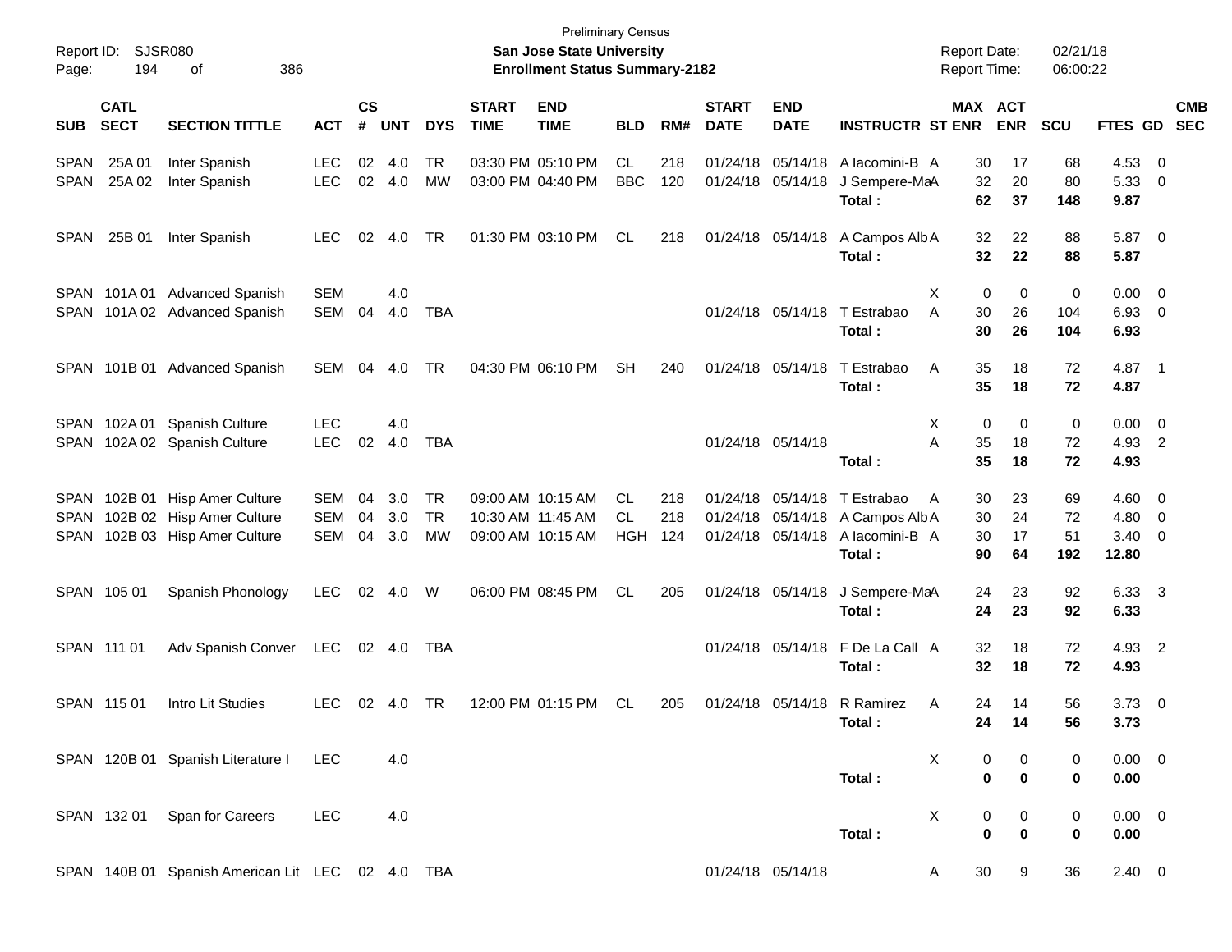Preliminary Census

**San Jose State University**

**Enrollment Status Summary-2182**

Report ID: SJSR080

Report Date: 02/21/18

Report Time: 06:00:22

| SUB | CATL SECT | SECTION TITTLE | ACT | CS # | UNT | DYS | START TIME | END TIME | BLD | RM# | START DATE | END DATE | INSTRUCTR | ST | MAX ENR | ACT ENR | SCU | FTES | GD | CMB SEC |
|---|---|---|---|---|---|---|---|---|---|---|---|---|---|---|---|---|---|---|---|---|
| SPAN | 25A 01 | Inter Spanish | LEC | 02 | 4.0 | TR | 03:30 PM | 05:10 PM | CL | 218 | 01/24/18 | 05/14/18 | A Iacomini-B | A | 30 | 17 | 68 | 4.53 | 0 | |
| SPAN | 25A 02 | Inter Spanish | LEC | 02 | 4.0 | MW | 03:00 PM | 04:40 PM | BBC | 120 | 01/24/18 | 05/14/18 | J Sempere-Ma | A | 32 | 20 | 80 | 5.33 | 0 | |
| | | | | | | | | | | | | | **Total :** | | **62** | **37** | **148** | **9.87** | | |
| SPAN | 25B 01 | Inter Spanish | LEC | 02 | 4.0 | TR | 01:30 PM | 03:10 PM | CL | 218 | 01/24/18 | 05/14/18 | A Campos Alb | A | 32 | 22 | 88 | 5.87 | 0 | |
| | | | | | | | | | | | | | **Total :** | | **32** | **22** | **88** | **5.87** | | |
| SPAN | 101A 01 | Advanced Spanish | SEM | | 4.0 | | | | | | | | | X | 0 | 0 | 0 | 0.00 | 0 | |
| SPAN | 101A 02 | Advanced Spanish | SEM | 04 | 4.0 | TBA | | | | | 01/24/18 | 05/14/18 | T Estrabao | A | 30 | 26 | 104 | 6.93 | 0 | |
| | | | | | | | | | | | | | **Total :** | | **30** | **26** | **104** | **6.93** | | |
| SPAN | 101B 01 | Advanced Spanish | SEM | 04 | 4.0 | TR | 04:30 PM | 06:10 PM | SH | 240 | 01/24/18 | 05/14/18 | T Estrabao | A | 35 | 18 | 72 | 4.87 | 1 | |
| | | | | | | | | | | | | | **Total :** | | **35** | **18** | **72** | **4.87** | | |
| SPAN | 102A 01 | Spanish Culture | LEC | | 4.0 | | | | | | | | | X | 0 | 0 | 0 | 0.00 | 0 | |
| SPAN | 102A 02 | Spanish Culture | LEC | 02 | 4.0 | TBA | | | | | 01/24/18 | 05/14/18 | | A | 35 | 18 | 72 | 4.93 | 2 | |
| | | | | | | | | | | | | | **Total :** | | **35** | **18** | **72** | **4.93** | | |
| SPAN | 102B 01 | Hisp Amer Culture | SEM | 04 | 3.0 | TR | 09:00 AM | 10:15 AM | CL | 218 | 01/24/18 | 05/14/18 | T Estrabao | A | 30 | 23 | 69 | 4.60 | 0 | |
| SPAN | 102B 02 | Hisp Amer Culture | SEM | 04 | 3.0 | TR | 10:30 AM | 11:45 AM | CL | 218 | 01/24/18 | 05/14/18 | A Campos Alb | A | 30 | 24 | 72 | 4.80 | 0 | |
| SPAN | 102B 03 | Hisp Amer Culture | SEM | 04 | 3.0 | MW | 09:00 AM | 10:15 AM | HGH | 124 | 01/24/18 | 05/14/18 | A Iacomini-B | A | 30 | 17 | 51 | 3.40 | 0 | |
| | | | | | | | | | | | | | **Total :** | | **90** | **64** | **192** | **12.80** | | |
| SPAN | 105 01 | Spanish Phonology | LEC | 02 | 4.0 | W | 06:00 PM | 08:45 PM | CL | 205 | 01/24/18 | 05/14/18 | J Sempere-Ma | A | 24 | 23 | 92 | 6.33 | 3 | |
| | | | | | | | | | | | | | **Total :** | | **24** | **23** | **92** | **6.33** | | |
| SPAN | 111 01 | Adv Spanish Conver | LEC | 02 | 4.0 | TBA | | | | | 01/24/18 | 05/14/18 | F De La Call | A | 32 | 18 | 72 | 4.93 | 2 | |
| | | | | | | | | | | | | | **Total :** | | **32** | **18** | **72** | **4.93** | | |
| SPAN | 115 01 | Intro Lit Studies | LEC | 02 | 4.0 | TR | 12:00 PM | 01:15 PM | CL | 205 | 01/24/18 | 05/14/18 | R Ramirez | A | 24 | 14 | 56 | 3.73 | 0 | |
| | | | | | | | | | | | | | **Total :** | | **24** | **14** | **56** | **3.73** | | |
| SPAN | 120B 01 | Spanish Literature I | LEC | | 4.0 | | | | | | | | | X | 0 | 0 | 0 | 0.00 | 0 | |
| | | | | | | | | | | | | | **Total :** | | **0** | **0** | **0** | **0.00** | | |
| SPAN | 132 01 | Span for Careers | LEC | | 4.0 | | | | | | | | | X | 0 | 0 | 0 | 0.00 | 0 | |
| | | | | | | | | | | | | | **Total :** | | **0** | **0** | **0** | **0.00** | | |
| SPAN | 140B 01 | Spanish American Lit | LEC | 02 | 4.0 | TBA | | | | | 01/24/18 | 05/14/18 | | A | 30 | 9 | 36 | 2.40 | 0 | |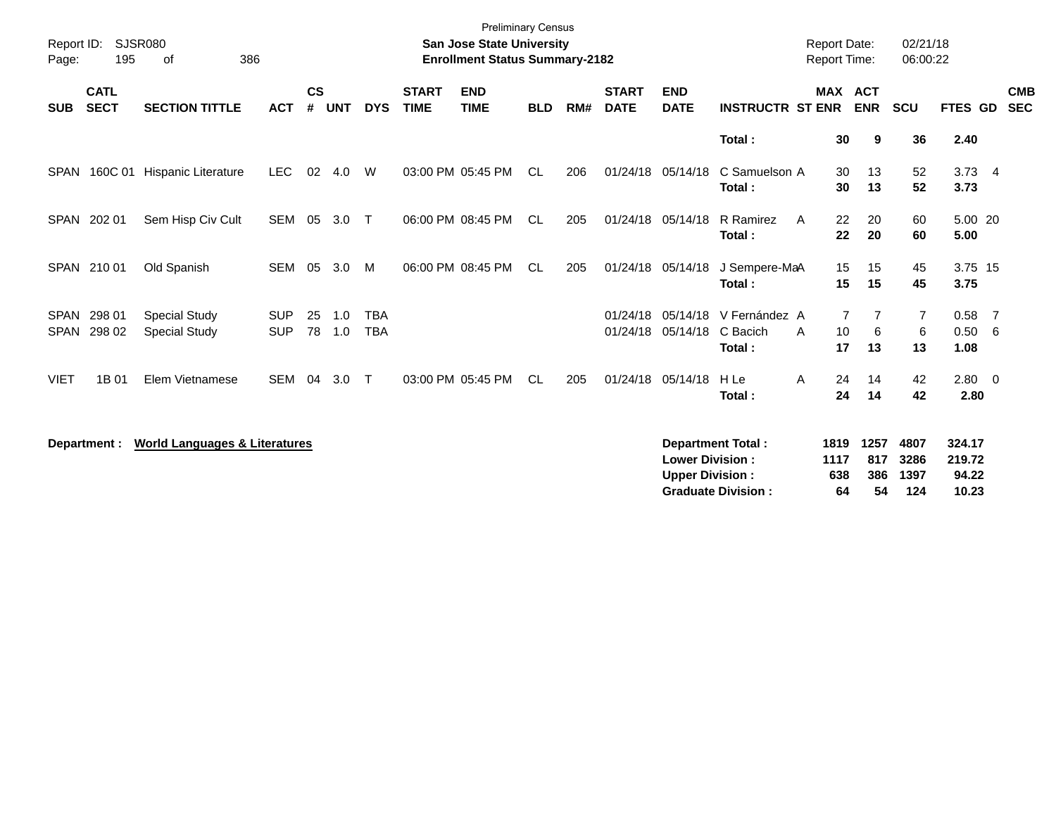Preliminary Census

**San Jose State University**

**Enrollment Status Summary-2182**

Report ID: SJSR080

Report Date: 02/21/18

Report Time: 06:00:22

| SUB | CATL SECT | SECTION TITTLE | ACT | CS # | UNT | DYS | START TIME | END TIME | BLD | RM# | START DATE | END DATE | INSTRUCTR | ST | MAX ENR | ACT ENR | SCU | FTES | GD | CMB SEC |
|---|---|---|---|---|---|---|---|---|---|---|---|---|---|---|---|---|---|---|---|---|
| | | | | | | | | | | | | | **Total :** | | **30** | **9** | **36** | **2.40** | | |
| SPAN | 160C 01 | Hispanic Literature | LEC | 02 | 4.0 | W | 03:00 PM | 05:45 PM | CL | 206 | 01/24/18 | 05/14/18 | C Samuelson | A | 30 | 13 | 52 | 3.73 | 4 | |
| | | | | | | | | | | | | | **Total :** | | **30** | **13** | **52** | **3.73** | | |
| SPAN | 202 01 | Sem Hisp Civ Cult | SEM | 05 | 3.0 | T | 06:00 PM | 08:45 PM | CL | 205 | 01/24/18 | 05/14/18 | R Ramirez | A | 22 | 20 | 60 | 5.00 | 20 | |
| | | | | | | | | | | | | | **Total :** | | **22** | **20** | **60** | **5.00** | | |
| SPAN | 210 01 | Old Spanish | SEM | 05 | 3.0 | M | 06:00 PM | 08:45 PM | CL | 205 | 01/24/18 | 05/14/18 | J Sempere-Ma | A | 15 | 15 | 45 | 3.75 | 15 | |
| | | | | | | | | | | | | | **Total :** | | **15** | **15** | **45** | **3.75** | | |
| SPAN | 298 01 | Special Study | SUP | 25 | 1.0 | TBA | | | | | 01/24/18 | 05/14/18 | V Fernández | A | 7 | 7 | 7 | 0.58 | 7 | |
| SPAN | 298 02 | Special Study | SUP | 78 | 1.0 | TBA | | | | | 01/24/18 | 05/14/18 | C Bacich | A | 10 | 6 | 6 | 0.50 | 6 | |
| | | | | | | | | | | | | | **Total :** | | **17** | **13** | **13** | **1.08** | | |
| VIET | 1B 01 | Elem Vietnamese | SEM | 04 | 3.0 | T | 03:00 PM | 05:45 PM | CL | 205 | 01/24/18 | 05/14/18 | H Le | A | 24 | 14 | 42 | 2.80 | 0 | |
| | | | | | | | | | | | | | **Total :** | | **24** | **14** | **42** | **2.80** | | |

**Department :** **World Languages & Literatures**

| | MAX ENR | ACT ENR | SCU | FTES |
|---|---|---|---|---|
| **Department Total :** | **1819** | **1257** | **4807** | **324.17** |
| **Lower Division :** | **1117** | **817** | **3286** | **219.72** |
| **Upper Division :** | **638** | **386** | **1397** | **94.22** |
| **Graduate Division :** | **64** | **54** | **124** | **10.23** |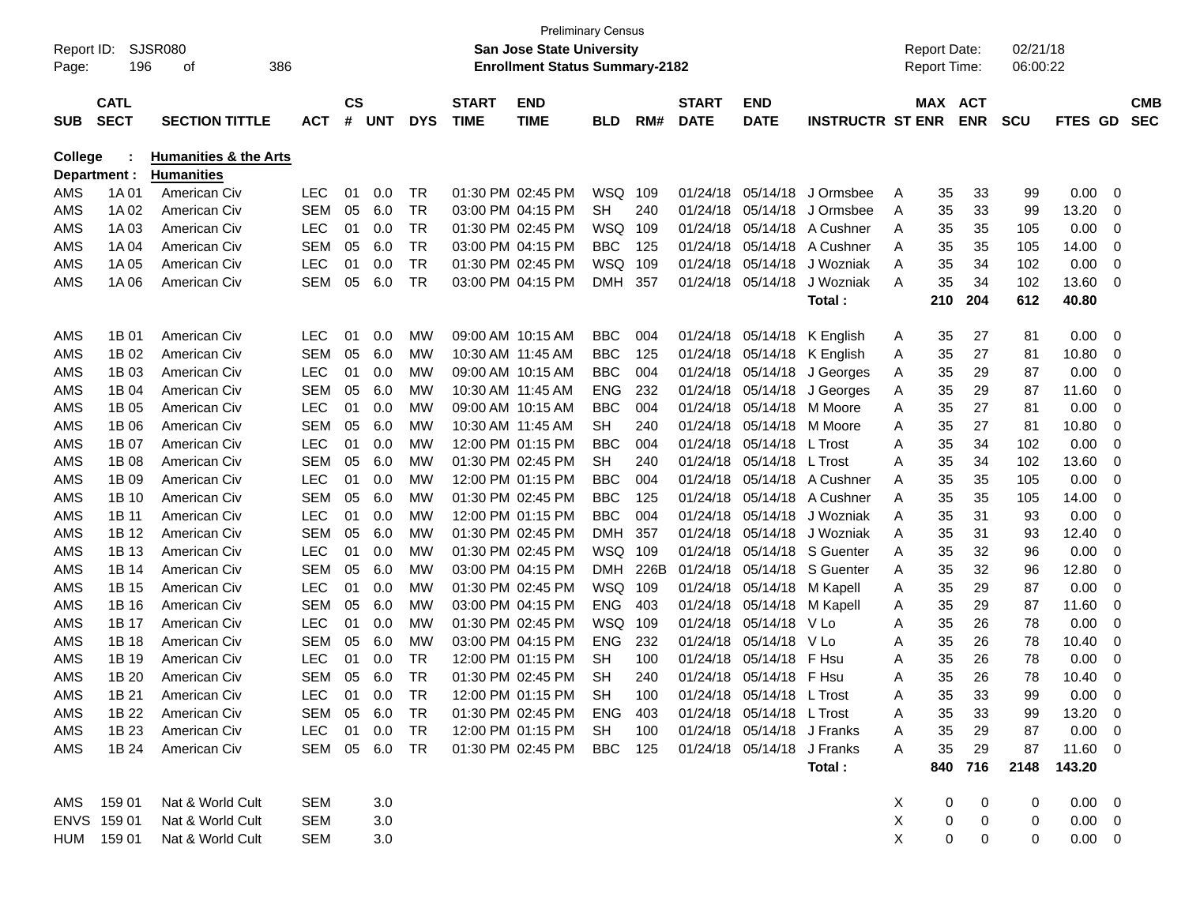Preliminary Census

**San Jose State University**

**Enrollment Status Summary-2182**

Report ID: SJSR080

Report Date: 02/21/18

Report Time: 06:00:22

**College : Humanities & the Arts**

**Department : Humanities**

| SUB | CATL SECT | SECTION TITTLE | ACT | CS # | UNT | DYS | START TIME | END TIME | BLD | RM# | START DATE | END DATE | INSTRUCTR | ST | MAX ENR | ACT ENR | SCU | FTES | GD | CMB SEC |
|---|---|---|---|---|---|---|---|---|---|---|---|---|---|---|---|---|---|---|---|---|
| AMS | 1A 01 | American Civ | LEC | 01 | 0.0 | TR | 01:30 PM | 02:45 PM | WSQ | 109 | 01/24/18 | 05/14/18 | J Ormsbee | A | 35 | 33 | 99 | 0.00 | 0 | |
| AMS | 1A 02 | American Civ | SEM | 05 | 6.0 | TR | 03:00 PM | 04:15 PM | SH | 240 | 01/24/18 | 05/14/18 | J Ormsbee | A | 35 | 33 | 99 | 13.20 | 0 | |
| AMS | 1A 03 | American Civ | LEC | 01 | 0.0 | TR | 01:30 PM | 02:45 PM | WSQ | 109 | 01/24/18 | 05/14/18 | A Cushner | A | 35 | 35 | 105 | 0.00 | 0 | |
| AMS | 1A 04 | American Civ | SEM | 05 | 6.0 | TR | 03:00 PM | 04:15 PM | BBC | 125 | 01/24/18 | 05/14/18 | A Cushner | A | 35 | 35 | 105 | 14.00 | 0 | |
| AMS | 1A 05 | American Civ | LEC | 01 | 0.0 | TR | 01:30 PM | 02:45 PM | WSQ | 109 | 01/24/18 | 05/14/18 | J Wozniak | A | 35 | 34 | 102 | 0.00 | 0 | |
| AMS | 1A 06 | American Civ | SEM | 05 | 6.0 | TR | 03:00 PM | 04:15 PM | DMH | 357 | 01/24/18 | 05/14/18 | J Wozniak | A | 35 | 34 | 102 | 13.60 | 0 | |
| | | | | | | | | | | | | | **Total :** | | **210** | **204** | **612** | **40.80** | | |
| AMS | 1B 01 | American Civ | LEC | 01 | 0.0 | MW | 09:00 AM | 10:15 AM | BBC | 004 | 01/24/18 | 05/14/18 | K English | A | 35 | 27 | 81 | 0.00 | 0 | |
| AMS | 1B 02 | American Civ | SEM | 05 | 6.0 | MW | 10:30 AM | 11:45 AM | BBC | 125 | 01/24/18 | 05/14/18 | K English | A | 35 | 27 | 81 | 10.80 | 0 | |
| AMS | 1B 03 | American Civ | LEC | 01 | 0.0 | MW | 09:00 AM | 10:15 AM | BBC | 004 | 01/24/18 | 05/14/18 | J Georges | A | 35 | 29 | 87 | 0.00 | 0 | |
| AMS | 1B 04 | American Civ | SEM | 05 | 6.0 | MW | 10:30 AM | 11:45 AM | ENG | 232 | 01/24/18 | 05/14/18 | J Georges | A | 35 | 29 | 87 | 11.60 | 0 | |
| AMS | 1B 05 | American Civ | LEC | 01 | 0.0 | MW | 09:00 AM | 10:15 AM | BBC | 004 | 01/24/18 | 05/14/18 | M Moore | A | 35 | 27 | 81 | 0.00 | 0 | |
| AMS | 1B 06 | American Civ | SEM | 05 | 6.0 | MW | 10:30 AM | 11:45 AM | SH | 240 | 01/24/18 | 05/14/18 | M Moore | A | 35 | 27 | 81 | 10.80 | 0 | |
| AMS | 1B 07 | American Civ | LEC | 01 | 0.0 | MW | 12:00 PM | 01:15 PM | BBC | 004 | 01/24/18 | 05/14/18 | L Trost | A | 35 | 34 | 102 | 0.00 | 0 | |
| AMS | 1B 08 | American Civ | SEM | 05 | 6.0 | MW | 01:30 PM | 02:45 PM | SH | 240 | 01/24/18 | 05/14/18 | L Trost | A | 35 | 34 | 102 | 13.60 | 0 | |
| AMS | 1B 09 | American Civ | LEC | 01 | 0.0 | MW | 12:00 PM | 01:15 PM | BBC | 004 | 01/24/18 | 05/14/18 | A Cushner | A | 35 | 35 | 105 | 0.00 | 0 | |
| AMS | 1B 10 | American Civ | SEM | 05 | 6.0 | MW | 01:30 PM | 02:45 PM | BBC | 125 | 01/24/18 | 05/14/18 | A Cushner | A | 35 | 35 | 105 | 14.00 | 0 | |
| AMS | 1B 11 | American Civ | LEC | 01 | 0.0 | MW | 12:00 PM | 01:15 PM | BBC | 004 | 01/24/18 | 05/14/18 | J Wozniak | A | 35 | 31 | 93 | 0.00 | 0 | |
| AMS | 1B 12 | American Civ | SEM | 05 | 6.0 | MW | 01:30 PM | 02:45 PM | DMH | 357 | 01/24/18 | 05/14/18 | J Wozniak | A | 35 | 31 | 93 | 12.40 | 0 | |
| AMS | 1B 13 | American Civ | LEC | 01 | 0.0 | MW | 01:30 PM | 02:45 PM | WSQ | 109 | 01/24/18 | 05/14/18 | S Guenter | A | 35 | 32 | 96 | 0.00 | 0 | |
| AMS | 1B 14 | American Civ | SEM | 05 | 6.0 | MW | 03:00 PM | 04:15 PM | DMH | 226B | 01/24/18 | 05/14/18 | S Guenter | A | 35 | 32 | 96 | 12.80 | 0 | |
| AMS | 1B 15 | American Civ | LEC | 01 | 0.0 | MW | 01:30 PM | 02:45 PM | WSQ | 109 | 01/24/18 | 05/14/18 | M Kapell | A | 35 | 29 | 87 | 0.00 | 0 | |
| AMS | 1B 16 | American Civ | SEM | 05 | 6.0 | MW | 03:00 PM | 04:15 PM | ENG | 403 | 01/24/18 | 05/14/18 | M Kapell | A | 35 | 29 | 87 | 11.60 | 0 | |
| AMS | 1B 17 | American Civ | LEC | 01 | 0.0 | MW | 01:30 PM | 02:45 PM | WSQ | 109 | 01/24/18 | 05/14/18 | V Lo | A | 35 | 26 | 78 | 0.00 | 0 | |
| AMS | 1B 18 | American Civ | SEM | 05 | 6.0 | MW | 03:00 PM | 04:15 PM | ENG | 232 | 01/24/18 | 05/14/18 | V Lo | A | 35 | 26 | 78 | 10.40 | 0 | |
| AMS | 1B 19 | American Civ | LEC | 01 | 0.0 | TR | 12:00 PM | 01:15 PM | SH | 100 | 01/24/18 | 05/14/18 | F Hsu | A | 35 | 26 | 78 | 0.00 | 0 | |
| AMS | 1B 20 | American Civ | SEM | 05 | 6.0 | TR | 01:30 PM | 02:45 PM | SH | 240 | 01/24/18 | 05/14/18 | F Hsu | A | 35 | 26 | 78 | 10.40 | 0 | |
| AMS | 1B 21 | American Civ | LEC | 01 | 0.0 | TR | 12:00 PM | 01:15 PM | SH | 100 | 01/24/18 | 05/14/18 | L Trost | A | 35 | 33 | 99 | 0.00 | 0 | |
| AMS | 1B 22 | American Civ | SEM | 05 | 6.0 | TR | 01:30 PM | 02:45 PM | ENG | 403 | 01/24/18 | 05/14/18 | L Trost | A | 35 | 33 | 99 | 13.20 | 0 | |
| AMS | 1B 23 | American Civ | LEC | 01 | 0.0 | TR | 12:00 PM | 01:15 PM | SH | 100 | 01/24/18 | 05/14/18 | J Franks | A | 35 | 29 | 87 | 0.00 | 0 | |
| AMS | 1B 24 | American Civ | SEM | 05 | 6.0 | TR | 01:30 PM | 02:45 PM | BBC | 125 | 01/24/18 | 05/14/18 | J Franks | A | 35 | 29 | 87 | 11.60 | 0 | |
| | | | | | | | | | | | | | **Total :** | | **840** | **716** | **2148** | **143.20** | | |
| AMS | 159 01 | Nat & World Cult | SEM | | 3.0 | | | | | | | | | X | 0 | 0 | 0 | 0.00 | 0 | |
| ENVS | 159 01 | Nat & World Cult | SEM | | 3.0 | | | | | | | | | X | 0 | 0 | 0 | 0.00 | 0 | |
| HUM | 159 01 | Nat & World Cult | SEM | | 3.0 | | | | | | | | | X | 0 | 0 | 0 | 0.00 | 0 | |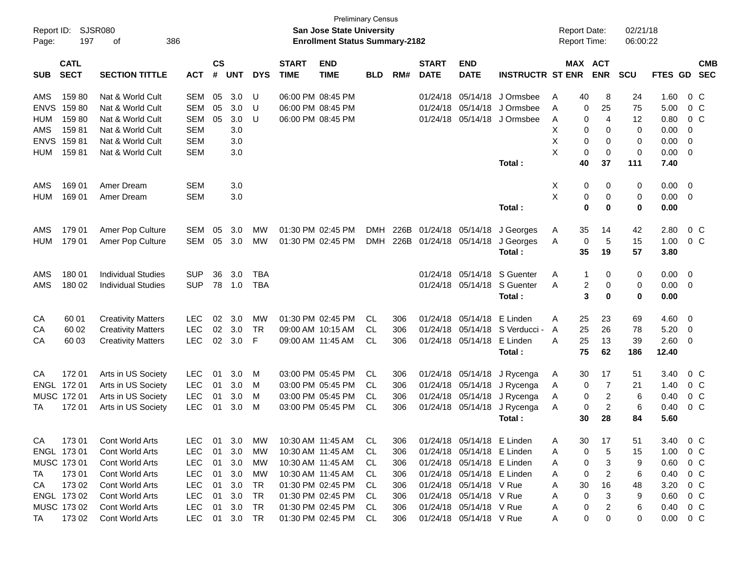Preliminary Census

**San Jose State University**

**Enrollment Status Summary-2182**

Report ID: SJSR080

Report Date: 02/21/18

Report Time: 06:00:22

| SUB | CATL SECT | SECTION TITTLE | ACT | CS # | UNT | DYS | START TIME | END TIME | BLD | RM# | START DATE | END DATE | INSTRUCTR | ST | MAX ENR | ACT ENR | SCU | FTES | GD | CMB SEC |
|---|---|---|---|---|---|---|---|---|---|---|---|---|---|---|---|---|---|---|---|---|
| AMS | 159 80 | Nat & World Cult | SEM | 05 | 3.0 | U | 06:00 PM | 08:45 PM | | | 01/24/18 | 05/14/18 | J Ormsbee | A | 40 | 8 | 24 | 1.60 | 0 | C |
| ENVS | 159 80 | Nat & World Cult | SEM | 05 | 3.0 | U | 06:00 PM | 08:45 PM | | | 01/24/18 | 05/14/18 | J Ormsbee | A | 0 | 25 | 75 | 5.00 | 0 | C |
| HUM | 159 80 | Nat & World Cult | SEM | 05 | 3.0 | U | 06:00 PM | 08:45 PM | | | 01/24/18 | 05/14/18 | J Ormsbee | A | 0 | 4 | 12 | 0.80 | 0 | C |
| AMS | 159 81 | Nat & World Cult | SEM | | 3.0 | | | | | | | | | X | 0 | 0 | 0 | 0.00 | 0 | |
| ENVS | 159 81 | Nat & World Cult | SEM | | 3.0 | | | | | | | | | X | 0 | 0 | 0 | 0.00 | 0 | |
| HUM | 159 81 | Nat & World Cult | SEM | | 3.0 | | | | | | | | | X | 0 | 0 | 0 | 0.00 | 0 | |
| | | | | | | | | | | | | | **Total :** | | **40** | **37** | **111** | **7.40** | | |
| AMS | 169 01 | Amer Dream | SEM | | 3.0 | | | | | | | | | X | 0 | 0 | 0 | 0.00 | 0 | |
| HUM | 169 01 | Amer Dream | SEM | | 3.0 | | | | | | | | | X | 0 | 0 | 0 | 0.00 | 0 | |
| | | | | | | | | | | | | | **Total :** | | **0** | **0** | **0** | **0.00** | | |
| AMS | 179 01 | Amer Pop Culture | SEM | 05 | 3.0 | MW | 01:30 PM | 02:45 PM | DMH | 226B | 01/24/18 | 05/14/18 | J Georges | A | 35 | 14 | 42 | 2.80 | 0 | C |
| HUM | 179 01 | Amer Pop Culture | SEM | 05 | 3.0 | MW | 01:30 PM | 02:45 PM | DMH | 226B | 01/24/18 | 05/14/18 | J Georges | A | 0 | 5 | 15 | 1.00 | 0 | C |
| | | | | | | | | | | | | | **Total :** | | **35** | **19** | **57** | **3.80** | | |
| AMS | 180 01 | Individual Studies | SUP | 36 | 3.0 | TBA | | | | | 01/24/18 | 05/14/18 | S Guenter | A | 1 | 0 | 0 | 0.00 | 0 | |
| AMS | 180 02 | Individual Studies | SUP | 78 | 1.0 | TBA | | | | | 01/24/18 | 05/14/18 | S Guenter | A | 2 | 0 | 0 | 0.00 | 0 | |
| | | | | | | | | | | | | | **Total :** | | **3** | **0** | **0** | **0.00** | | |
| CA | 60 01 | Creativity Matters | LEC | 02 | 3.0 | MW | 01:30 PM | 02:45 PM | CL | 306 | 01/24/18 | 05/14/18 | E Linden | A | 25 | 23 | 69 | 4.60 | 0 | |
| CA | 60 02 | Creativity Matters | LEC | 02 | 3.0 | TR | 09:00 AM | 10:15 AM | CL | 306 | 01/24/18 | 05/14/18 | S Verducci - | A | 25 | 26 | 78 | 5.20 | 0 | |
| CA | 60 03 | Creativity Matters | LEC | 02 | 3.0 | F | 09:00 AM | 11:45 AM | CL | 306 | 01/24/18 | 05/14/18 | E Linden | A | 25 | 13 | 39 | 2.60 | 0 | |
| | | | | | | | | | | | | | **Total :** | | **75** | **62** | **186** | **12.40** | | |
| CA | 172 01 | Arts in US Society | LEC | 01 | 3.0 | M | 03:00 PM | 05:45 PM | CL | 306 | 01/24/18 | 05/14/18 | J Rycenga | A | 30 | 17 | 51 | 3.40 | 0 | C |
| ENGL | 172 01 | Arts in US Society | LEC | 01 | 3.0 | M | 03:00 PM | 05:45 PM | CL | 306 | 01/24/18 | 05/14/18 | J Rycenga | A | 0 | 7 | 21 | 1.40 | 0 | C |
| MUSC | 172 01 | Arts in US Society | LEC | 01 | 3.0 | M | 03:00 PM | 05:45 PM | CL | 306 | 01/24/18 | 05/14/18 | J Rycenga | A | 0 | 2 | 6 | 0.40 | 0 | C |
| TA | 172 01 | Arts in US Society | LEC | 01 | 3.0 | M | 03:00 PM | 05:45 PM | CL | 306 | 01/24/18 | 05/14/18 | J Rycenga | A | 0 | 2 | 6 | 0.40 | 0 | C |
| | | | | | | | | | | | | | **Total :** | | **30** | **28** | **84** | **5.60** | | |
| CA | 173 01 | Cont World Arts | LEC | 01 | 3.0 | MW | 10:30 AM | 11:45 AM | CL | 306 | 01/24/18 | 05/14/18 | E Linden | A | 30 | 17 | 51 | 3.40 | 0 | C |
| ENGL | 173 01 | Cont World Arts | LEC | 01 | 3.0 | MW | 10:30 AM | 11:45 AM | CL | 306 | 01/24/18 | 05/14/18 | E Linden | A | 0 | 5 | 15 | 1.00 | 0 | C |
| MUSC | 173 01 | Cont World Arts | LEC | 01 | 3.0 | MW | 10:30 AM | 11:45 AM | CL | 306 | 01/24/18 | 05/14/18 | E Linden | A | 0 | 3 | 9 | 0.60 | 0 | C |
| TA | 173 01 | Cont World Arts | LEC | 01 | 3.0 | MW | 10:30 AM | 11:45 AM | CL | 306 | 01/24/18 | 05/14/18 | E Linden | A | 0 | 2 | 6 | 0.40 | 0 | C |
| CA | 173 02 | Cont World Arts | LEC | 01 | 3.0 | TR | 01:30 PM | 02:45 PM | CL | 306 | 01/24/18 | 05/14/18 | V Rue | A | 30 | 16 | 48 | 3.20 | 0 | C |
| ENGL | 173 02 | Cont World Arts | LEC | 01 | 3.0 | TR | 01:30 PM | 02:45 PM | CL | 306 | 01/24/18 | 05/14/18 | V Rue | A | 0 | 3 | 9 | 0.60 | 0 | C |
| MUSC | 173 02 | Cont World Arts | LEC | 01 | 3.0 | TR | 01:30 PM | 02:45 PM | CL | 306 | 01/24/18 | 05/14/18 | V Rue | A | 0 | 2 | 6 | 0.40 | 0 | C |
| TA | 173 02 | Cont World Arts | LEC | 01 | 3.0 | TR | 01:30 PM | 02:45 PM | CL | 306 | 01/24/18 | 05/14/18 | V Rue | A | 0 | 0 | 0 | 0.00 | 0 | C |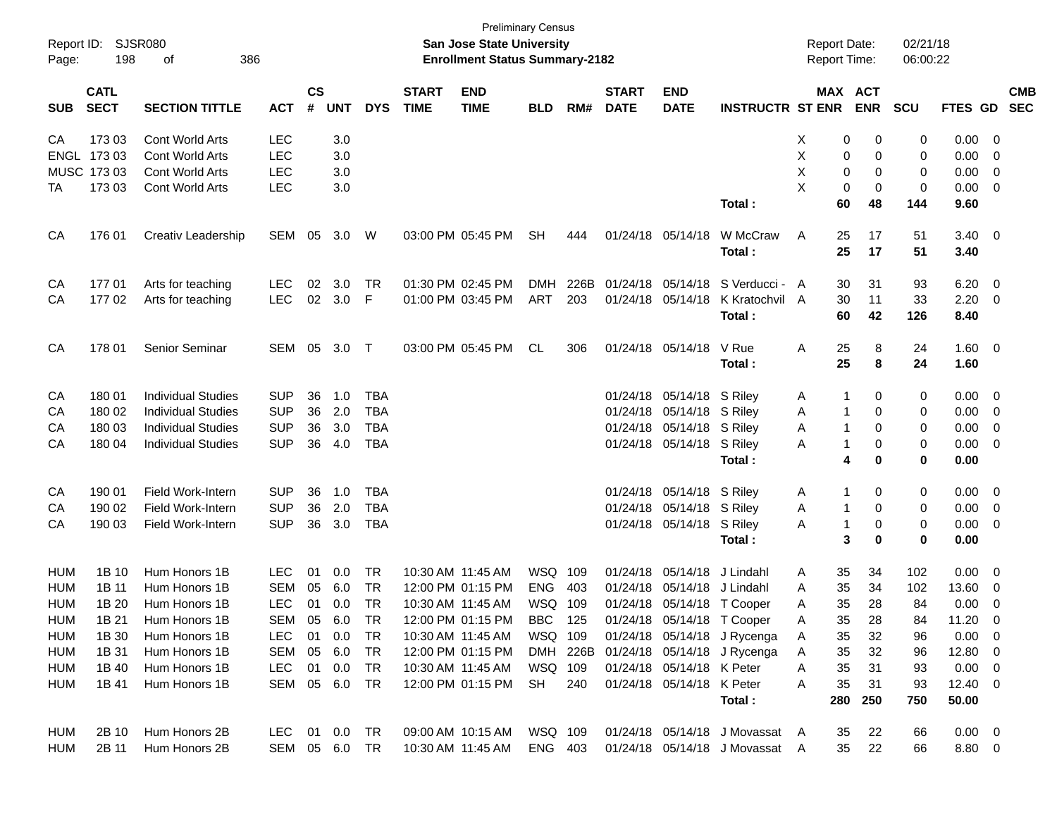Preliminary Census

Report ID: SJSR080 | **San Jose State University** | Report Date: 02/21/18
Page: 198 of 386 | **Enrollment Status Summary-2182** | Report Time: 06:00:22

| SUB | CATL SECT | SECTION TITTLE | ACT | CS # | UNT | DYS | START TIME | END TIME | BLD | RM# | START DATE | END DATE | INSTRUCTR | ST | MAX ENR | ACT ENR | SCU | FTES | GD | CMB SEC |
|---|---|---|---|---|---|---|---|---|---|---|---|---|---|---|---|---|---|---|---|---|
| CA | 173 03 | Cont World Arts | LEC | | 3.0 | | | | | | | | | X | 0 | 0 | 0 | 0.00 | 0 | |
| ENGL | 173 03 | Cont World Arts | LEC | | 3.0 | | | | | | | | | X | 0 | 0 | 0 | 0.00 | 0 | |
| MUSC | 173 03 | Cont World Arts | LEC | | 3.0 | | | | | | | | | X | 0 | 0 | 0 | 0.00 | 0 | |
| TA | 173 03 | Cont World Arts | LEC | | 3.0 | | | | | | | | | X | 0 | 0 | 0 | 0.00 | 0 | |
| | | | | | | | | | | | | | **Total :** | | **60** | **48** | **144** | **9.60** | | |
| CA | 176 01 | Creativ Leadership | SEM | 05 | 3.0 | W | 03:00 PM | 05:45 PM | SH | 444 | 01/24/18 | 05/14/18 | W McCraw | A | 25 | 17 | 51 | 3.40 | 0 | |
| | | | | | | | | | | | | | **Total :** | | **25** | **17** | **51** | **3.40** | | |
| CA | 177 01 | Arts for teaching | LEC | 02 | 3.0 | TR | 01:30 PM | 02:45 PM | DMH | 226B | 01/24/18 | 05/14/18 | S Verducci - | A | 30 | 31 | 93 | 6.20 | 0 | |
| CA | 177 02 | Arts for teaching | LEC | 02 | 3.0 | F | 01:00 PM | 03:45 PM | ART | 203 | 01/24/18 | 05/14/18 | K Kratochvil | A | 30 | 11 | 33 | 2.20 | 0 | |
| | | | | | | | | | | | | | **Total :** | | **60** | **42** | **126** | **8.40** | | |
| CA | 178 01 | Senior Seminar | SEM | 05 | 3.0 | T | 03:00 PM | 05:45 PM | CL | 306 | 01/24/18 | 05/14/18 | V Rue | A | 25 | 8 | 24 | 1.60 | 0 | |
| | | | | | | | | | | | | | **Total :** | | **25** | **8** | **24** | **1.60** | | |
| CA | 180 01 | Individual Studies | SUP | 36 | 1.0 | TBA | | | | | 01/24/18 | 05/14/18 | S Riley | A | 1 | 0 | 0 | 0.00 | 0 | |
| CA | 180 02 | Individual Studies | SUP | 36 | 2.0 | TBA | | | | | 01/24/18 | 05/14/18 | S Riley | A | 1 | 0 | 0 | 0.00 | 0 | |
| CA | 180 03 | Individual Studies | SUP | 36 | 3.0 | TBA | | | | | 01/24/18 | 05/14/18 | S Riley | A | 1 | 0 | 0 | 0.00 | 0 | |
| CA | 180 04 | Individual Studies | SUP | 36 | 4.0 | TBA | | | | | 01/24/18 | 05/14/18 | S Riley | A | 1 | 0 | 0 | 0.00 | 0 | |
| | | | | | | | | | | | | | **Total :** | | **4** | **0** | **0** | **0.00** | | |
| CA | 190 01 | Field Work-Intern | SUP | 36 | 1.0 | TBA | | | | | 01/24/18 | 05/14/18 | S Riley | A | 1 | 0 | 0 | 0.00 | 0 | |
| CA | 190 02 | Field Work-Intern | SUP | 36 | 2.0 | TBA | | | | | 01/24/18 | 05/14/18 | S Riley | A | 1 | 0 | 0 | 0.00 | 0 | |
| CA | 190 03 | Field Work-Intern | SUP | 36 | 3.0 | TBA | | | | | 01/24/18 | 05/14/18 | S Riley | A | 1 | 0 | 0 | 0.00 | 0 | |
| | | | | | | | | | | | | | **Total :** | | **3** | **0** | **0** | **0.00** | | |
| HUM | 1B 10 | Hum Honors 1B | LEC | 01 | 0.0 | TR | 10:30 AM | 11:45 AM | WSQ | 109 | 01/24/18 | 05/14/18 | J Lindahl | A | 35 | 34 | 102 | 0.00 | 0 | |
| HUM | 1B 11 | Hum Honors 1B | SEM | 05 | 6.0 | TR | 12:00 PM | 01:15 PM | ENG | 403 | 01/24/18 | 05/14/18 | J Lindahl | A | 35 | 34 | 102 | 13.60 | 0 | |
| HUM | 1B 20 | Hum Honors 1B | LEC | 01 | 0.0 | TR | 10:30 AM | 11:45 AM | WSQ | 109 | 01/24/18 | 05/14/18 | T Cooper | A | 35 | 28 | 84 | 0.00 | 0 | |
| HUM | 1B 21 | Hum Honors 1B | SEM | 05 | 6.0 | TR | 12:00 PM | 01:15 PM | BBC | 125 | 01/24/18 | 05/14/18 | T Cooper | A | 35 | 28 | 84 | 11.20 | 0 | |
| HUM | 1B 30 | Hum Honors 1B | LEC | 01 | 0.0 | TR | 10:30 AM | 11:45 AM | WSQ | 109 | 01/24/18 | 05/14/18 | J Rycenga | A | 35 | 32 | 96 | 0.00 | 0 | |
| HUM | 1B 31 | Hum Honors 1B | SEM | 05 | 6.0 | TR | 12:00 PM | 01:15 PM | DMH | 226B | 01/24/18 | 05/14/18 | J Rycenga | A | 35 | 32 | 96 | 12.80 | 0 | |
| HUM | 1B 40 | Hum Honors 1B | LEC | 01 | 0.0 | TR | 10:30 AM | 11:45 AM | WSQ | 109 | 01/24/18 | 05/14/18 | K Peter | A | 35 | 31 | 93 | 0.00 | 0 | |
| HUM | 1B 41 | Hum Honors 1B | SEM | 05 | 6.0 | TR | 12:00 PM | 01:15 PM | SH | 240 | 01/24/18 | 05/14/18 | K Peter | A | 35 | 31 | 93 | 12.40 | 0 | |
| | | | | | | | | | | | | | **Total :** | | **280** | **250** | **750** | **50.00** | | |
| HUM | 2B 10 | Hum Honors 2B | LEC | 01 | 0.0 | TR | 09:00 AM | 10:15 AM | WSQ | 109 | 01/24/18 | 05/14/18 | J Movassat | A | 35 | 22 | 66 | 0.00 | 0 | |
| HUM | 2B 11 | Hum Honors 2B | SEM | 05 | 6.0 | TR | 10:30 AM | 11:45 AM | ENG | 403 | 01/24/18 | 05/14/18 | J Movassat | A | 35 | 22 | 66 | 8.80 | 0 | |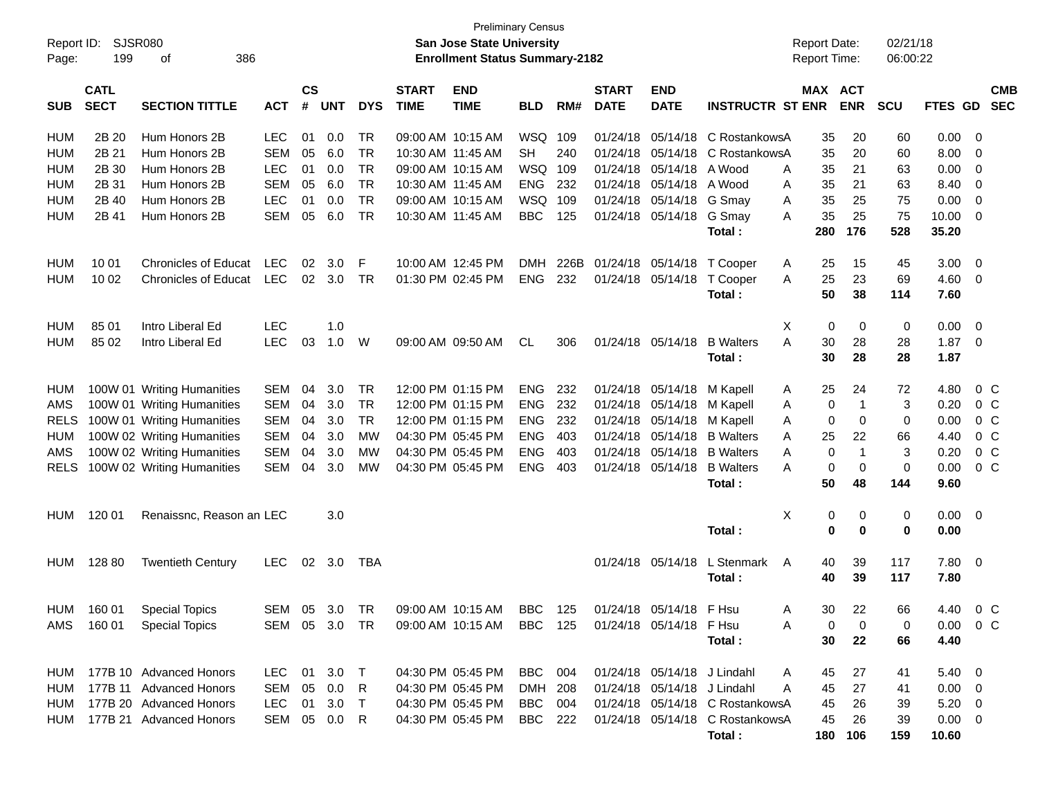Preliminary Census
**San Jose State University**
**Enrollment Status Summary-2182**

Report ID: SJSR080
Report Date: 02/21/18
Report Time: 06:00:22

| SUB | CATL SECT | SECTION TITTLE | ACT | CS # | UNT | DYS | START TIME | END TIME | BLD | RM# | START DATE | END DATE | INSTRUCTR | ST | MAX ENR | ACT ENR | SCU | FTES | GD | CMB SEC |
|---|---|---|---|---|---|---|---|---|---|---|---|---|---|---|---|---|---|---|---|---|
| HUM | 2B 20 | Hum Honors 2B | LEC | 01 | 0.0 | TR | 09:00 AM | 10:15 AM | WSQ | 109 | 01/24/18 | 05/14/18 | C Rostankows | A | 35 | 20 | 60 | 0.00 | 0 | |
| HUM | 2B 21 | Hum Honors 2B | SEM | 05 | 6.0 | TR | 10:30 AM | 11:45 AM | SH | 240 | 01/24/18 | 05/14/18 | C Rostankows | A | 35 | 20 | 60 | 8.00 | 0 | |
| HUM | 2B 30 | Hum Honors 2B | LEC | 01 | 0.0 | TR | 09:00 AM | 10:15 AM | WSQ | 109 | 01/24/18 | 05/14/18 | A Wood | A | 35 | 21 | 63 | 0.00 | 0 | |
| HUM | 2B 31 | Hum Honors 2B | SEM | 05 | 6.0 | TR | 10:30 AM | 11:45 AM | ENG | 232 | 01/24/18 | 05/14/18 | A Wood | A | 35 | 21 | 63 | 8.40 | 0 | |
| HUM | 2B 40 | Hum Honors 2B | LEC | 01 | 0.0 | TR | 09:00 AM | 10:15 AM | WSQ | 109 | 01/24/18 | 05/14/18 | G Smay | A | 35 | 25 | 75 | 0.00 | 0 | |
| HUM | 2B 41 | Hum Honors 2B | SEM | 05 | 6.0 | TR | 10:30 AM | 11:45 AM | BBC | 125 | 01/24/18 | 05/14/18 | G Smay | A | 35 | 25 | 75 | 10.00 | 0 | |
| | | | | | | | | | | | | | **Total :** | | **280** | **176** | **528** | **35.20** | | |
| HUM | 10 01 | Chronicles of Educat | LEC | 02 | 3.0 | F | 10:00 AM | 12:45 PM | DMH | 226B | 01/24/18 | 05/14/18 | T Cooper | A | 25 | 15 | 45 | 3.00 | 0 | |
| HUM | 10 02 | Chronicles of Educat | LEC | 02 | 3.0 | TR | 01:30 PM | 02:45 PM | ENG | 232 | 01/24/18 | 05/14/18 | T Cooper | A | 25 | 23 | 69 | 4.60 | 0 | |
| | | | | | | | | | | | | | **Total :** | | **50** | **38** | **114** | **7.60** | | |
| HUM | 85 01 | Intro Liberal Ed | LEC | | 1.0 | | | | | | | | | X | 0 | 0 | 0 | 0.00 | 0 | |
| HUM | 85 02 | Intro Liberal Ed | LEC | 03 | 1.0 | W | 09:00 AM | 09:50 AM | CL | 306 | 01/24/18 | 05/14/18 | B Walters | A | 30 | 28 | 28 | 1.87 | 0 | |
| | | | | | | | | | | | | | **Total :** | | **30** | **28** | **28** | **1.87** | | |
| HUM | 100W 01 | Writing Humanities | SEM | 04 | 3.0 | TR | 12:00 PM | 01:15 PM | ENG | 232 | 01/24/18 | 05/14/18 | M Kapell | A | 25 | 24 | 72 | 4.80 | 0 | C |
| AMS | 100W 01 | Writing Humanities | SEM | 04 | 3.0 | TR | 12:00 PM | 01:15 PM | ENG | 232 | 01/24/18 | 05/14/18 | M Kapell | A | 0 | 1 | 3 | 0.20 | 0 | C |
| RELS | 100W 01 | Writing Humanities | SEM | 04 | 3.0 | TR | 12:00 PM | 01:15 PM | ENG | 232 | 01/24/18 | 05/14/18 | M Kapell | A | 0 | 0 | 0 | 0.00 | 0 | C |
| HUM | 100W 02 | Writing Humanities | SEM | 04 | 3.0 | MW | 04:30 PM | 05:45 PM | ENG | 403 | 01/24/18 | 05/14/18 | B Walters | A | 25 | 22 | 66 | 4.40 | 0 | C |
| AMS | 100W 02 | Writing Humanities | SEM | 04 | 3.0 | MW | 04:30 PM | 05:45 PM | ENG | 403 | 01/24/18 | 05/14/18 | B Walters | A | 0 | 1 | 3 | 0.20 | 0 | C |
| RELS | 100W 02 | Writing Humanities | SEM | 04 | 3.0 | MW | 04:30 PM | 05:45 PM | ENG | 403 | 01/24/18 | 05/14/18 | B Walters | A | 0 | 0 | 0 | 0.00 | 0 | C |
| | | | | | | | | | | | | | **Total :** | | **50** | **48** | **144** | **9.60** | | |
| HUM | 120 01 | Renaissnc, Reason an | LEC | | 3.0 | | | | | | | | | X | 0 | 0 | 0 | 0.00 | 0 | |
| | | | | | | | | | | | | | **Total :** | | **0** | **0** | **0** | **0.00** | | |
| HUM | 128 80 | Twentieth Century | LEC | 02 | 3.0 | TBA | | | | | 01/24/18 | 05/14/18 | L Stenmark | A | 40 | 39 | 117 | 7.80 | 0 | |
| | | | | | | | | | | | | | **Total :** | | **40** | **39** | **117** | **7.80** | | |
| HUM | 160 01 | Special Topics | SEM | 05 | 3.0 | TR | 09:00 AM | 10:15 AM | BBC | 125 | 01/24/18 | 05/14/18 | F Hsu | A | 30 | 22 | 66 | 4.40 | 0 | C |
| AMS | 160 01 | Special Topics | SEM | 05 | 3.0 | TR | 09:00 AM | 10:15 AM | BBC | 125 | 01/24/18 | 05/14/18 | F Hsu | A | 0 | 0 | 0 | 0.00 | 0 | C |
| | | | | | | | | | | | | | **Total :** | | **30** | **22** | **66** | **4.40** | | |
| HUM | 177B 10 | Advanced Honors | LEC | 01 | 3.0 | T | 04:30 PM | 05:45 PM | BBC | 004 | 01/24/18 | 05/14/18 | J Lindahl | A | 45 | 27 | 41 | 5.40 | 0 | |
| HUM | 177B 11 | Advanced Honors | SEM | 05 | 0.0 | R | 04:30 PM | 05:45 PM | DMH | 208 | 01/24/18 | 05/14/18 | J Lindahl | A | 45 | 27 | 41 | 0.00 | 0 | |
| HUM | 177B 20 | Advanced Honors | LEC | 01 | 3.0 | T | 04:30 PM | 05:45 PM | BBC | 004 | 01/24/18 | 05/14/18 | C Rostankows | A | 45 | 26 | 39 | 5.20 | 0 | |
| HUM | 177B 21 | Advanced Honors | SEM | 05 | 0.0 | R | 04:30 PM | 05:45 PM | BBC | 222 | 01/24/18 | 05/14/18 | C Rostankows | A | 45 | 26 | 39 | 0.00 | 0 | |
| | | | | | | | | | | | | | **Total :** | | **180** | **106** | **159** | **10.60** | | |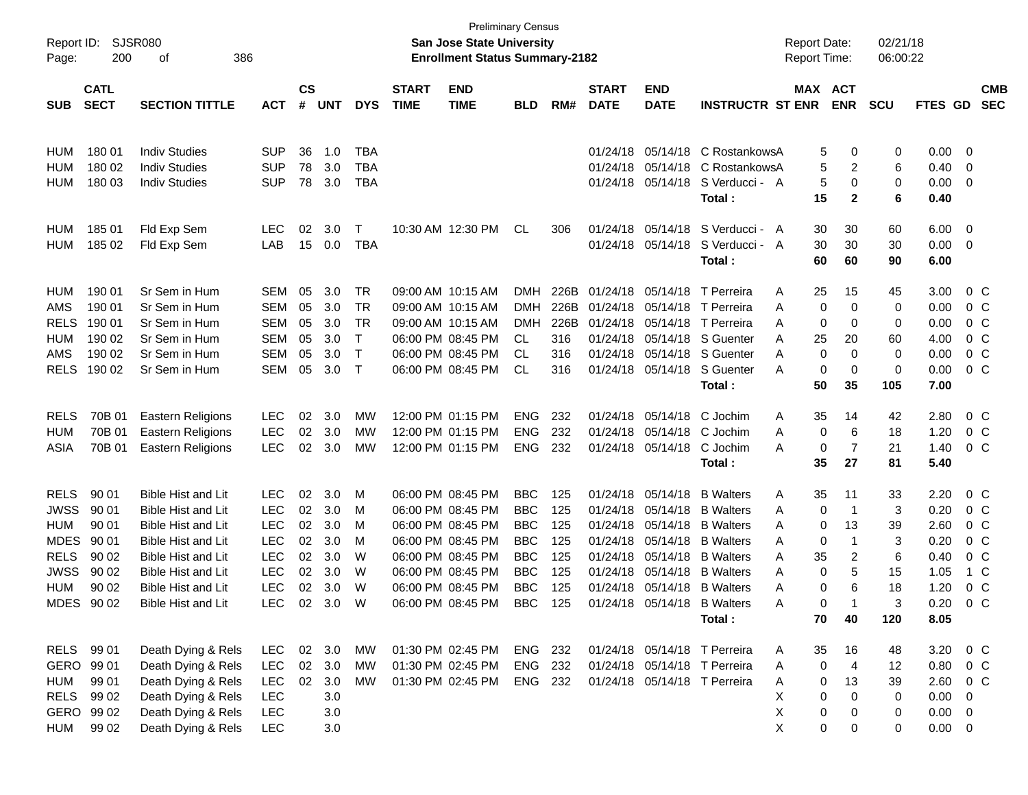Preliminary Census

**San Jose State University**

**Enrollment Status Summary-2182**

Report ID: SJSR080
Report Date: 02/21/18
Report Time: 06:00:22

| SUB | CATL SECT | SECTION TITTLE | ACT | CS # | UNT | DYS | START TIME | END TIME | BLD | RM# | START DATE | END DATE | INSTRUCTR | ST | MAX ENR | ACT ENR | SCU | FTES | GD | CMB SEC |
|---|---|---|---|---|---|---|---|---|---|---|---|---|---|---|---|---|---|---|---|---|
| HUM | 180 01 | Indiv Studies | SUP | 36 | 1.0 | TBA | | | | | 01/24/18 | 05/14/18 | C Rostankows | A | 5 | 0 | 0 | 0.00 | 0 | |
| HUM | 180 02 | Indiv Studies | SUP | 78 | 3.0 | TBA | | | | | 01/24/18 | 05/14/18 | C Rostankows | A | 5 | 2 | 6 | 0.40 | 0 | |
| HUM | 180 03 | Indiv Studies | SUP | 78 | 3.0 | TBA | | | | | 01/24/18 | 05/14/18 | S Verducci - | A | 5 | 0 | 0 | 0.00 | 0 | |
| | | | | | | | | | | | | | **Total :** | | **15** | **2** | **6** | **0.40** | | |
| HUM | 185 01 | Fld Exp Sem | LEC | 02 | 3.0 | T | 10:30 AM | 12:30 PM | CL | 306 | 01/24/18 | 05/14/18 | S Verducci - | A | 30 | 30 | 60 | 6.00 | 0 | |
| HUM | 185 02 | Fld Exp Sem | LAB | 15 | 0.0 | TBA | | | | | 01/24/18 | 05/14/18 | S Verducci - | A | 30 | 30 | 30 | 0.00 | 0 | |
| | | | | | | | | | | | | | **Total :** | | **60** | **60** | **90** | **6.00** | | |
| HUM | 190 01 | Sr Sem in Hum | SEM | 05 | 3.0 | TR | 09:00 AM | 10:15 AM | DMH | 226B | 01/24/18 | 05/14/18 | T Perreira | A | 25 | 15 | 45 | 3.00 | 0 | C |
| AMS | 190 01 | Sr Sem in Hum | SEM | 05 | 3.0 | TR | 09:00 AM | 10:15 AM | DMH | 226B | 01/24/18 | 05/14/18 | T Perreira | A | 0 | 0 | 0 | 0.00 | 0 | C |
| RELS | 190 01 | Sr Sem in Hum | SEM | 05 | 3.0 | TR | 09:00 AM | 10:15 AM | DMH | 226B | 01/24/18 | 05/14/18 | T Perreira | A | 0 | 0 | 0 | 0.00 | 0 | C |
| HUM | 190 02 | Sr Sem in Hum | SEM | 05 | 3.0 | T | 06:00 PM | 08:45 PM | CL | 316 | 01/24/18 | 05/14/18 | S Guenter | A | 25 | 20 | 60 | 4.00 | 0 | C |
| AMS | 190 02 | Sr Sem in Hum | SEM | 05 | 3.0 | T | 06:00 PM | 08:45 PM | CL | 316 | 01/24/18 | 05/14/18 | S Guenter | A | 0 | 0 | 0 | 0.00 | 0 | C |
| RELS | 190 02 | Sr Sem in Hum | SEM | 05 | 3.0 | T | 06:00 PM | 08:45 PM | CL | 316 | 01/24/18 | 05/14/18 | S Guenter | A | 0 | 0 | 0 | 0.00 | 0 | C |
| | | | | | | | | | | | | | **Total :** | | **50** | **35** | **105** | **7.00** | | |
| RELS | 70B 01 | Eastern Religions | LEC | 02 | 3.0 | MW | 12:00 PM | 01:15 PM | ENG | 232 | 01/24/18 | 05/14/18 | C Jochim | A | 35 | 14 | 42 | 2.80 | 0 | C |
| HUM | 70B 01 | Eastern Religions | LEC | 02 | 3.0 | MW | 12:00 PM | 01:15 PM | ENG | 232 | 01/24/18 | 05/14/18 | C Jochim | A | 0 | 6 | 18 | 1.20 | 0 | C |
| ASIA | 70B 01 | Eastern Religions | LEC | 02 | 3.0 | MW | 12:00 PM | 01:15 PM | ENG | 232 | 01/24/18 | 05/14/18 | C Jochim | A | 0 | 7 | 21 | 1.40 | 0 | C |
| | | | | | | | | | | | | | **Total :** | | **35** | **27** | **81** | **5.40** | | |
| RELS | 90 01 | Bible Hist and Lit | LEC | 02 | 3.0 | M | 06:00 PM | 08:45 PM | BBC | 125 | 01/24/18 | 05/14/18 | B Walters | A | 35 | 11 | 33 | 2.20 | 0 | C |
| JWSS | 90 01 | Bible Hist and Lit | LEC | 02 | 3.0 | M | 06:00 PM | 08:45 PM | BBC | 125 | 01/24/18 | 05/14/18 | B Walters | A | 0 | 1 | 3 | 0.20 | 0 | C |
| HUM | 90 01 | Bible Hist and Lit | LEC | 02 | 3.0 | M | 06:00 PM | 08:45 PM | BBC | 125 | 01/24/18 | 05/14/18 | B Walters | A | 0 | 13 | 39 | 2.60 | 0 | C |
| MDES | 90 01 | Bible Hist and Lit | LEC | 02 | 3.0 | M | 06:00 PM | 08:45 PM | BBC | 125 | 01/24/18 | 05/14/18 | B Walters | A | 0 | 1 | 3 | 0.20 | 0 | C |
| RELS | 90 02 | Bible Hist and Lit | LEC | 02 | 3.0 | W | 06:00 PM | 08:45 PM | BBC | 125 | 01/24/18 | 05/14/18 | B Walters | A | 35 | 2 | 6 | 0.40 | 0 | C |
| JWSS | 90 02 | Bible Hist and Lit | LEC | 02 | 3.0 | W | 06:00 PM | 08:45 PM | BBC | 125 | 01/24/18 | 05/14/18 | B Walters | A | 0 | 5 | 15 | 1.05 | 1 | C |
| HUM | 90 02 | Bible Hist and Lit | LEC | 02 | 3.0 | W | 06:00 PM | 08:45 PM | BBC | 125 | 01/24/18 | 05/14/18 | B Walters | A | 0 | 6 | 18 | 1.20 | 0 | C |
| MDES | 90 02 | Bible Hist and Lit | LEC | 02 | 3.0 | W | 06:00 PM | 08:45 PM | BBC | 125 | 01/24/18 | 05/14/18 | B Walters | A | 0 | 1 | 3 | 0.20 | 0 | C |
| | | | | | | | | | | | | | **Total :** | | **70** | **40** | **120** | **8.05** | | |
| RELS | 99 01 | Death Dying & Rels | LEC | 02 | 3.0 | MW | 01:30 PM | 02:45 PM | ENG | 232 | 01/24/18 | 05/14/18 | T Perreira | A | 35 | 16 | 48 | 3.20 | 0 | C |
| GERO | 99 01 | Death Dying & Rels | LEC | 02 | 3.0 | MW | 01:30 PM | 02:45 PM | ENG | 232 | 01/24/18 | 05/14/18 | T Perreira | A | 0 | 4 | 12 | 0.80 | 0 | C |
| HUM | 99 01 | Death Dying & Rels | LEC | 02 | 3.0 | MW | 01:30 PM | 02:45 PM | ENG | 232 | 01/24/18 | 05/14/18 | T Perreira | A | 0 | 13 | 39 | 2.60 | 0 | C |
| RELS | 99 02 | Death Dying & Rels | LEC | | 3.0 | | | | | | | | | X | 0 | 0 | 0 | 0.00 | 0 | |
| GERO | 99 02 | Death Dying & Rels | LEC | | 3.0 | | | | | | | | | X | 0 | 0 | 0 | 0.00 | 0 | |
| HUM | 99 02 | Death Dying & Rels | LEC | | 3.0 | | | | | | | | | X | 0 | 0 | 0 | 0.00 | 0 | |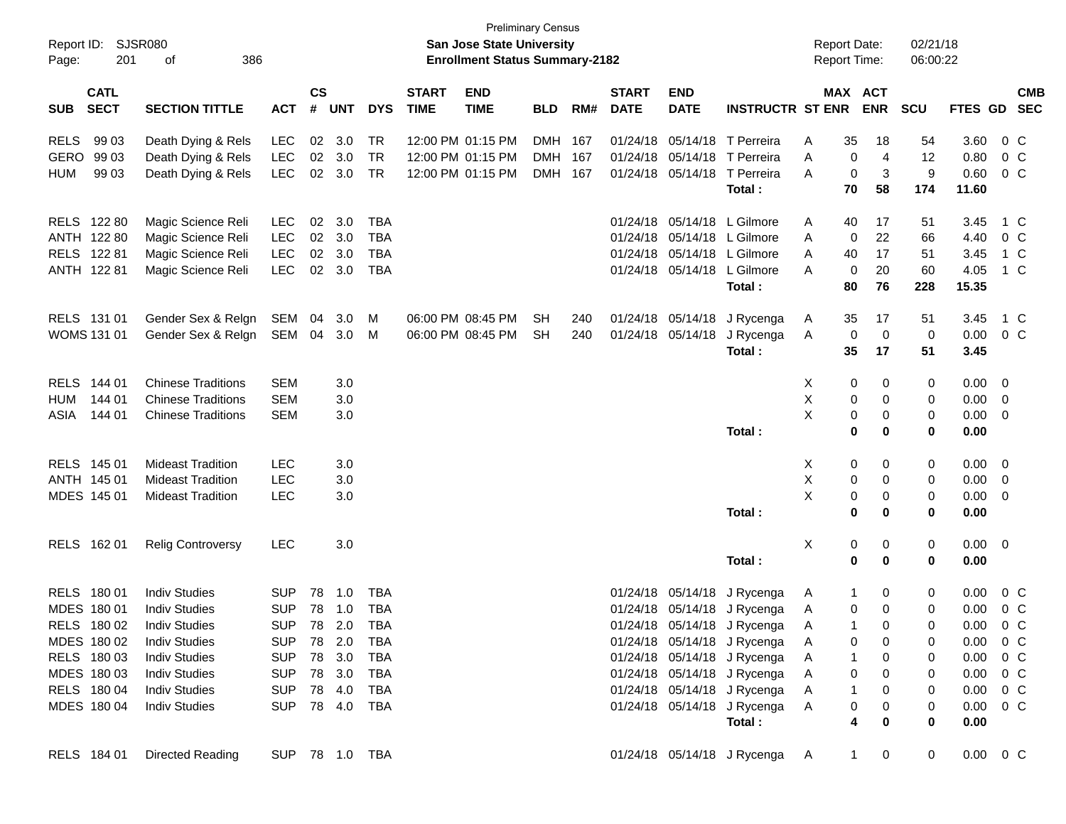Preliminary Census

**San Jose State University**
**Enrollment Status Summary-2182**

Report ID: SJSR080
Report Date: 02/21/18
Report Time: 06:00:22

| SUB | CATL SECT | SECTION TITTLE | ACT | CS # | UNT | DYS | START TIME | END TIME | BLD | RM# | START DATE | END DATE | INSTRUCTR | ST | MAX ENR | ACT ENR | SCU | FTES | GD | CMB SEC |
|---|---|---|---|---|---|---|---|---|---|---|---|---|---|---|---|---|---|---|---|---|
| RELS | 99 03 | Death Dying & Rels | LEC | 02 | 3.0 | TR | 12:00 PM | 01:15 PM | DMH | 167 | 01/24/18 | 05/14/18 | T Perreira | A | 35 | 18 | 54 | 3.60 | 0 | C |
| GERO | 99 03 | Death Dying & Rels | LEC | 02 | 3.0 | TR | 12:00 PM | 01:15 PM | DMH | 167 | 01/24/18 | 05/14/18 | T Perreira | A | 0 | 4 | 12 | 0.80 | 0 | C |
| HUM | 99 03 | Death Dying & Rels | LEC | 02 | 3.0 | TR | 12:00 PM | 01:15 PM | DMH | 167 | 01/24/18 | 05/14/18 | T Perreira | A | 0 | 3 | 9 | 0.60 | 0 | C |
| | | | | | | | | | | | | | **Total :** | | **70** | **58** | **174** | **11.60** | | |
| RELS | 122 80 | Magic Science Reli | LEC | 02 | 3.0 | TBA | | | | | 01/24/18 | 05/14/18 | L Gilmore | A | 40 | 17 | 51 | 3.45 | 1 | C |
| ANTH | 122 80 | Magic Science Reli | LEC | 02 | 3.0 | TBA | | | | | 01/24/18 | 05/14/18 | L Gilmore | A | 0 | 22 | 66 | 4.40 | 0 | C |
| RELS | 122 81 | Magic Science Reli | LEC | 02 | 3.0 | TBA | | | | | 01/24/18 | 05/14/18 | L Gilmore | A | 40 | 17 | 51 | 3.45 | 1 | C |
| ANTH | 122 81 | Magic Science Reli | LEC | 02 | 3.0 | TBA | | | | | 01/24/18 | 05/14/18 | L Gilmore | A | 0 | 20 | 60 | 4.05 | 1 | C |
| | | | | | | | | | | | | | **Total :** | | **80** | **76** | **228** | **15.35** | | |
| RELS | 131 01 | Gender Sex & Relgn | SEM | 04 | 3.0 | M | 06:00 PM | 08:45 PM | SH | 240 | 01/24/18 | 05/14/18 | J Rycenga | A | 35 | 17 | 51 | 3.45 | 1 | C |
| WOMS | 131 01 | Gender Sex & Relgn | SEM | 04 | 3.0 | M | 06:00 PM | 08:45 PM | SH | 240 | 01/24/18 | 05/14/18 | J Rycenga | A | 0 | 0 | 0 | 0.00 | 0 | C |
| | | | | | | | | | | | | | **Total :** | | **35** | **17** | **51** | **3.45** | | |
| RELS | 144 01 | Chinese Traditions | SEM | | 3.0 | | | | | | | | | X | 0 | 0 | 0 | 0.00 | 0 | |
| HUM | 144 01 | Chinese Traditions | SEM | | 3.0 | | | | | | | | | X | 0 | 0 | 0 | 0.00 | 0 | |
| ASIA | 144 01 | Chinese Traditions | SEM | | 3.0 | | | | | | | | | X | 0 | 0 | 0 | 0.00 | 0 | |
| | | | | | | | | | | | | | **Total :** | | **0** | **0** | **0** | **0.00** | | |
| RELS | 145 01 | Mideast Tradition | LEC | | 3.0 | | | | | | | | | X | 0 | 0 | 0 | 0.00 | 0 | |
| ANTH | 145 01 | Mideast Tradition | LEC | | 3.0 | | | | | | | | | X | 0 | 0 | 0 | 0.00 | 0 | |
| MDES | 145 01 | Mideast Tradition | LEC | | 3.0 | | | | | | | | | X | 0 | 0 | 0 | 0.00 | 0 | |
| | | | | | | | | | | | | | **Total :** | | **0** | **0** | **0** | **0.00** | | |
| RELS | 162 01 | Relig Controversy | LEC | | 3.0 | | | | | | | | | X | 0 | 0 | 0 | 0.00 | 0 | |
| | | | | | | | | | | | | | **Total :** | | **0** | **0** | **0** | **0.00** | | |
| RELS | 180 01 | Indiv Studies | SUP | 78 | 1.0 | TBA | | | | | 01/24/18 | 05/14/18 | J Rycenga | A | 1 | 0 | 0 | 0.00 | 0 | C |
| MDES | 180 01 | Indiv Studies | SUP | 78 | 1.0 | TBA | | | | | 01/24/18 | 05/14/18 | J Rycenga | A | 0 | 0 | 0 | 0.00 | 0 | C |
| RELS | 180 02 | Indiv Studies | SUP | 78 | 2.0 | TBA | | | | | 01/24/18 | 05/14/18 | J Rycenga | A | 1 | 0 | 0 | 0.00 | 0 | C |
| MDES | 180 02 | Indiv Studies | SUP | 78 | 2.0 | TBA | | | | | 01/24/18 | 05/14/18 | J Rycenga | A | 0 | 0 | 0 | 0.00 | 0 | C |
| RELS | 180 03 | Indiv Studies | SUP | 78 | 3.0 | TBA | | | | | 01/24/18 | 05/14/18 | J Rycenga | A | 1 | 0 | 0 | 0.00 | 0 | C |
| MDES | 180 03 | Indiv Studies | SUP | 78 | 3.0 | TBA | | | | | 01/24/18 | 05/14/18 | J Rycenga | A | 0 | 0 | 0 | 0.00 | 0 | C |
| RELS | 180 04 | Indiv Studies | SUP | 78 | 4.0 | TBA | | | | | 01/24/18 | 05/14/18 | J Rycenga | A | 1 | 0 | 0 | 0.00 | 0 | C |
| MDES | 180 04 | Indiv Studies | SUP | 78 | 4.0 | TBA | | | | | 01/24/18 | 05/14/18 | J Rycenga | A | 0 | 0 | 0 | 0.00 | 0 | C |
| | | | | | | | | | | | | | **Total :** | | **4** | **0** | **0** | **0.00** | | |
| RELS | 184 01 | Directed Reading | SUP | 78 | 1.0 | TBA | | | | | 01/24/18 | 05/14/18 | J Rycenga | A | 1 | 0 | 0 | 0.00 | 0 | C |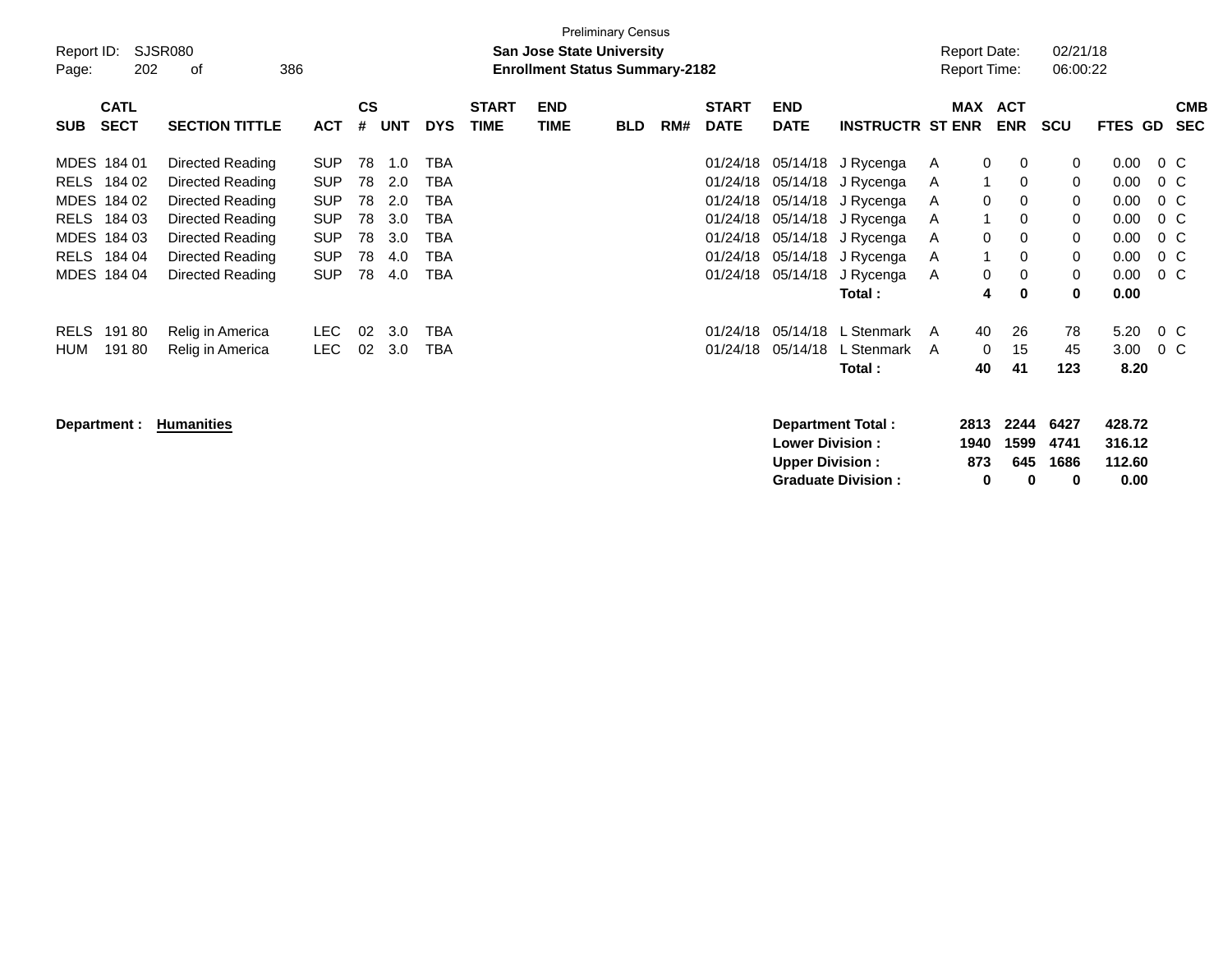Preliminary Census

Report ID: SJSR080

**San Jose State University**

**Enrollment Status Summary-2182**

Report Date: 02/21/18

Report Time: 06:00:22

| SUB | CATL SECT | SECTION TITTLE | ACT | CS # | UNT | DYS | START TIME | END TIME | BLD | RM# | START DATE | END DATE | INSTRUCTR | ST | MAX ENR | ACT ENR | SCU | FTES | GD | CMB SEC |
|---|---|---|---|---|---|---|---|---|---|---|---|---|---|---|---|---|---|---|---|---|
| MDES | 184 01 | Directed Reading | SUP | 78 | 1.0 | TBA | | | | | 01/24/18 | 05/14/18 | J Rycenga | A | 0 | 0 | 0 | 0.00 | 0 | C |
| RELS | 184 02 | Directed Reading | SUP | 78 | 2.0 | TBA | | | | | 01/24/18 | 05/14/18 | J Rycenga | A | 1 | 0 | 0 | 0.00 | 0 | C |
| MDES | 184 02 | Directed Reading | SUP | 78 | 2.0 | TBA | | | | | 01/24/18 | 05/14/18 | J Rycenga | A | 0 | 0 | 0 | 0.00 | 0 | C |
| RELS | 184 03 | Directed Reading | SUP | 78 | 3.0 | TBA | | | | | 01/24/18 | 05/14/18 | J Rycenga | A | 1 | 0 | 0 | 0.00 | 0 | C |
| MDES | 184 03 | Directed Reading | SUP | 78 | 3.0 | TBA | | | | | 01/24/18 | 05/14/18 | J Rycenga | A | 0 | 0 | 0 | 0.00 | 0 | C |
| RELS | 184 04 | Directed Reading | SUP | 78 | 4.0 | TBA | | | | | 01/24/18 | 05/14/18 | J Rycenga | A | 1 | 0 | 0 | 0.00 | 0 | C |
| MDES | 184 04 | Directed Reading | SUP | 78 | 4.0 | TBA | | | | | 01/24/18 | 05/14/18 | J Rycenga | A | 0 | 0 | 0 | 0.00 | 0 | C |
| | | | | | | | | | | | | | **Total :** | | **4** | **0** | **0** | **0.00** | | |
| RELS | 191 80 | Relig in America | LEC | 02 | 3.0 | TBA | | | | | 01/24/18 | 05/14/18 | L Stenmark | A | 40 | 26 | 78 | 5.20 | 0 | C |
| HUM | 191 80 | Relig in America | LEC | 02 | 3.0 | TBA | | | | | 01/24/18 | 05/14/18 | L Stenmark | A | 0 | 15 | 45 | 3.00 | 0 | C |
| | | | | | | | | | | | | | **Total :** | | **40** | **41** | **123** | **8.20** | | |

**Department : Humanities**

| | MAX ENR | ACT ENR | SCU | FTES |
|---|---|---|---|---|
| **Department Total :** | **2813** | **2244** | **6427** | **428.72** |
| **Lower Division :** | **1940** | **1599** | **4741** | **316.12** |
| **Upper Division :** | **873** | **645** | **1686** | **112.60** |
| **Graduate Division :** | **0** | **0** | **0** | **0.00** |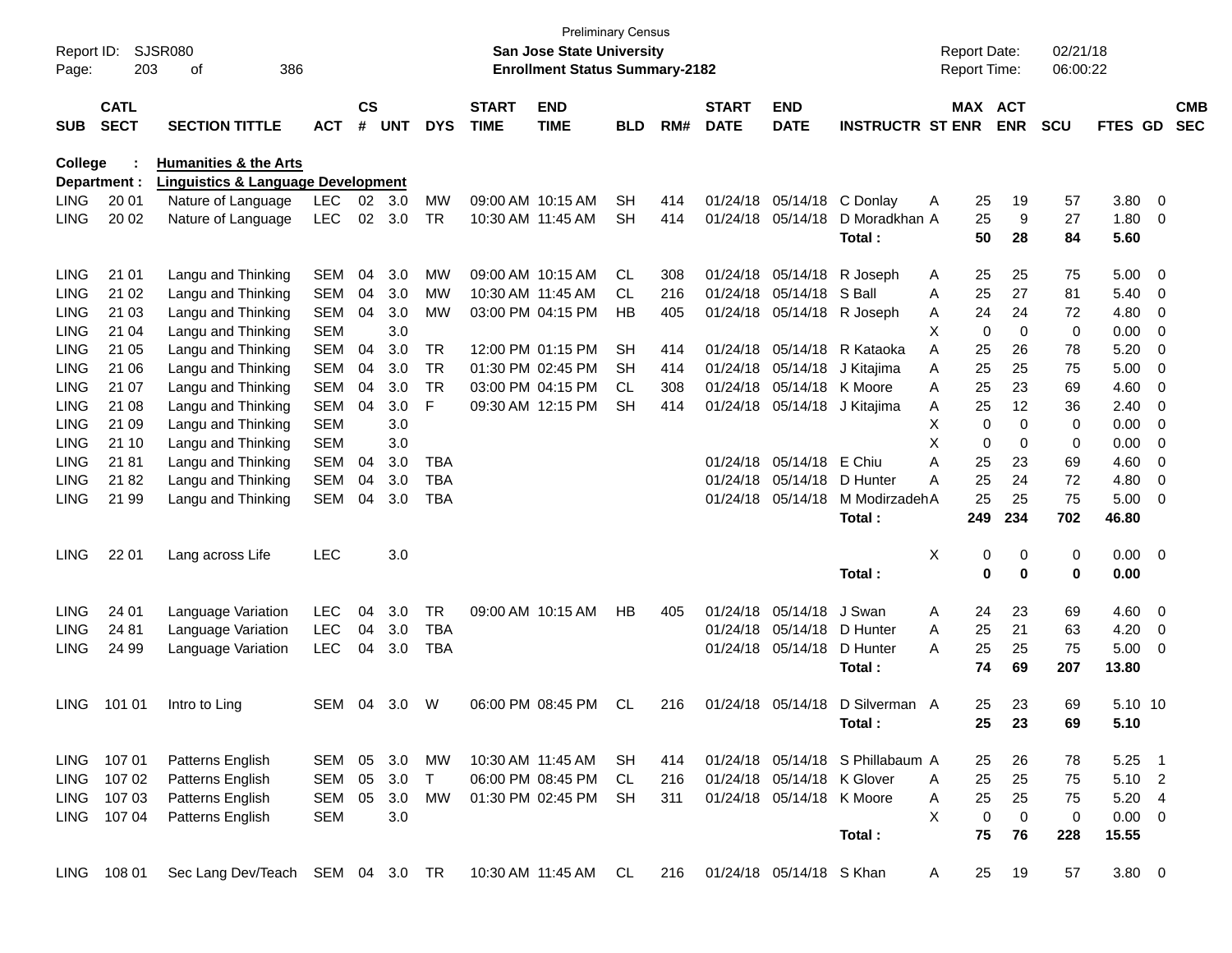Preliminary Census
**San Jose State University**
**Enrollment Status Summary-2182**

Report ID: SJSR080
Report Date: 02/21/18
Report Time: 06:00:22

**College : Humanities & the Arts**
**Department : Linguistics & Language Development**

| SUB | CATL SECT | SECTION TITTLE | ACT | CS # | UNT | DYS | START TIME | END TIME | BLD | RM# | START DATE | END DATE | INSTRUCTR | ST | MAX ENR | ACT ENR | SCU | FTES | GD | CMB SEC |
|---|---|---|---|---|---|---|---|---|---|---|---|---|---|---|---|---|---|---|---|---|
| LING | 20 01 | Nature of Language | LEC | 02 | 3.0 | MW | 09:00 AM | 10:15 AM | SH | 414 | 01/24/18 | 05/14/18 | C Donlay | A | 25 | 19 | 57 | 3.80 | 0 | |
| LING | 20 02 | Nature of Language | LEC | 02 | 3.0 | TR | 10:30 AM | 11:45 AM | SH | 414 | 01/24/18 | 05/14/18 | D Moradkhan | A | 25 | 9 | 27 | 1.80 | 0 | |
| | | | | | | | | | | | | | **Total :** | | **50** | **28** | **84** | **5.60** | | |
| LING | 21 01 | Langu and Thinking | SEM | 04 | 3.0 | MW | 09:00 AM | 10:15 AM | CL | 308 | 01/24/18 | 05/14/18 | R Joseph | A | 25 | 25 | 75 | 5.00 | 0 | |
| LING | 21 02 | Langu and Thinking | SEM | 04 | 3.0 | MW | 10:30 AM | 11:45 AM | CL | 216 | 01/24/18 | 05/14/18 | S Ball | A | 25 | 27 | 81 | 5.40 | 0 | |
| LING | 21 03 | Langu and Thinking | SEM | 04 | 3.0 | MW | 03:00 PM | 04:15 PM | HB | 405 | 01/24/18 | 05/14/18 | R Joseph | A | 24 | 24 | 72 | 4.80 | 0 | |
| LING | 21 04 | Langu and Thinking | SEM | | 3.0 | | | | | | | | | X | 0 | 0 | 0 | 0.00 | 0 | |
| LING | 21 05 | Langu and Thinking | SEM | 04 | 3.0 | TR | 12:00 PM | 01:15 PM | SH | 414 | 01/24/18 | 05/14/18 | R Kataoka | A | 25 | 26 | 78 | 5.20 | 0 | |
| LING | 21 06 | Langu and Thinking | SEM | 04 | 3.0 | TR | 01:30 PM | 02:45 PM | SH | 414 | 01/24/18 | 05/14/18 | J Kitajima | A | 25 | 25 | 75 | 5.00 | 0 | |
| LING | 21 07 | Langu and Thinking | SEM | 04 | 3.0 | TR | 03:00 PM | 04:15 PM | CL | 308 | 01/24/18 | 05/14/18 | K Moore | A | 25 | 23 | 69 | 4.60 | 0 | |
| LING | 21 08 | Langu and Thinking | SEM | 04 | 3.0 | F | 09:30 AM | 12:15 PM | SH | 414 | 01/24/18 | 05/14/18 | J Kitajima | A | 25 | 12 | 36 | 2.40 | 0 | |
| LING | 21 09 | Langu and Thinking | SEM | | 3.0 | | | | | | | | | X | 0 | 0 | 0 | 0.00 | 0 | |
| LING | 21 10 | Langu and Thinking | SEM | | 3.0 | | | | | | | | | X | 0 | 0 | 0 | 0.00 | 0 | |
| LING | 21 81 | Langu and Thinking | SEM | 04 | 3.0 | TBA | | | | | 01/24/18 | 05/14/18 | E Chiu | A | 25 | 23 | 69 | 4.60 | 0 | |
| LING | 21 82 | Langu and Thinking | SEM | 04 | 3.0 | TBA | | | | | 01/24/18 | 05/14/18 | D Hunter | A | 25 | 24 | 72 | 4.80 | 0 | |
| LING | 21 99 | Langu and Thinking | SEM | 04 | 3.0 | TBA | | | | | 01/24/18 | 05/14/18 | M Modirzadeh | A | 25 | 25 | 75 | 5.00 | 0 | |
| | | | | | | | | | | | | | **Total :** | | **249** | **234** | **702** | **46.80** | | |
| LING | 22 01 | Lang across Life | LEC | | 3.0 | | | | | | | | | X | 0 | 0 | 0 | 0.00 | 0 | |
| | | | | | | | | | | | | | **Total :** | | **0** | **0** | **0** | **0.00** | | |
| LING | 24 01 | Language Variation | LEC | 04 | 3.0 | TR | 09:00 AM | 10:15 AM | HB | 405 | 01/24/18 | 05/14/18 | J Swan | A | 24 | 23 | 69 | 4.60 | 0 | |
| LING | 24 81 | Language Variation | LEC | 04 | 3.0 | TBA | | | | | 01/24/18 | 05/14/18 | D Hunter | A | 25 | 21 | 63 | 4.20 | 0 | |
| LING | 24 99 | Language Variation | LEC | 04 | 3.0 | TBA | | | | | 01/24/18 | 05/14/18 | D Hunter | A | 25 | 25 | 75 | 5.00 | 0 | |
| | | | | | | | | | | | | | **Total :** | | **74** | **69** | **207** | **13.80** | | |
| LING | 101 01 | Intro to Ling | SEM | 04 | 3.0 | W | 06:00 PM | 08:45 PM | CL | 216 | 01/24/18 | 05/14/18 | D Silverman | A | 25 | 23 | 69 | 5.10 | 10 | |
| | | | | | | | | | | | | | **Total :** | | **25** | **23** | **69** | **5.10** | | |
| LING | 107 01 | Patterns English | SEM | 05 | 3.0 | MW | 10:30 AM | 11:45 AM | SH | 414 | 01/24/18 | 05/14/18 | S Phillabaum | A | 25 | 26 | 78 | 5.25 | 1 | |
| LING | 107 02 | Patterns English | SEM | 05 | 3.0 | T | 06:00 PM | 08:45 PM | CL | 216 | 01/24/18 | 05/14/18 | K Glover | A | 25 | 25 | 75 | 5.10 | 2 | |
| LING | 107 03 | Patterns English | SEM | 05 | 3.0 | MW | 01:30 PM | 02:45 PM | SH | 311 | 01/24/18 | 05/14/18 | K Moore | A | 25 | 25 | 75 | 5.20 | 4 | |
| LING | 107 04 | Patterns English | SEM | | 3.0 | | | | | | | | | X | 0 | 0 | 0 | 0.00 | 0 | |
| | | | | | | | | | | | | | **Total :** | | **75** | **76** | **228** | **15.55** | | |
| LING | 108 01 | Sec Lang Dev/Teach | SEM | 04 | 3.0 | TR | 10:30 AM | 11:45 AM | CL | 216 | 01/24/18 | 05/14/18 | S Khan | A | 25 | 19 | 57 | 3.80 | 0 | |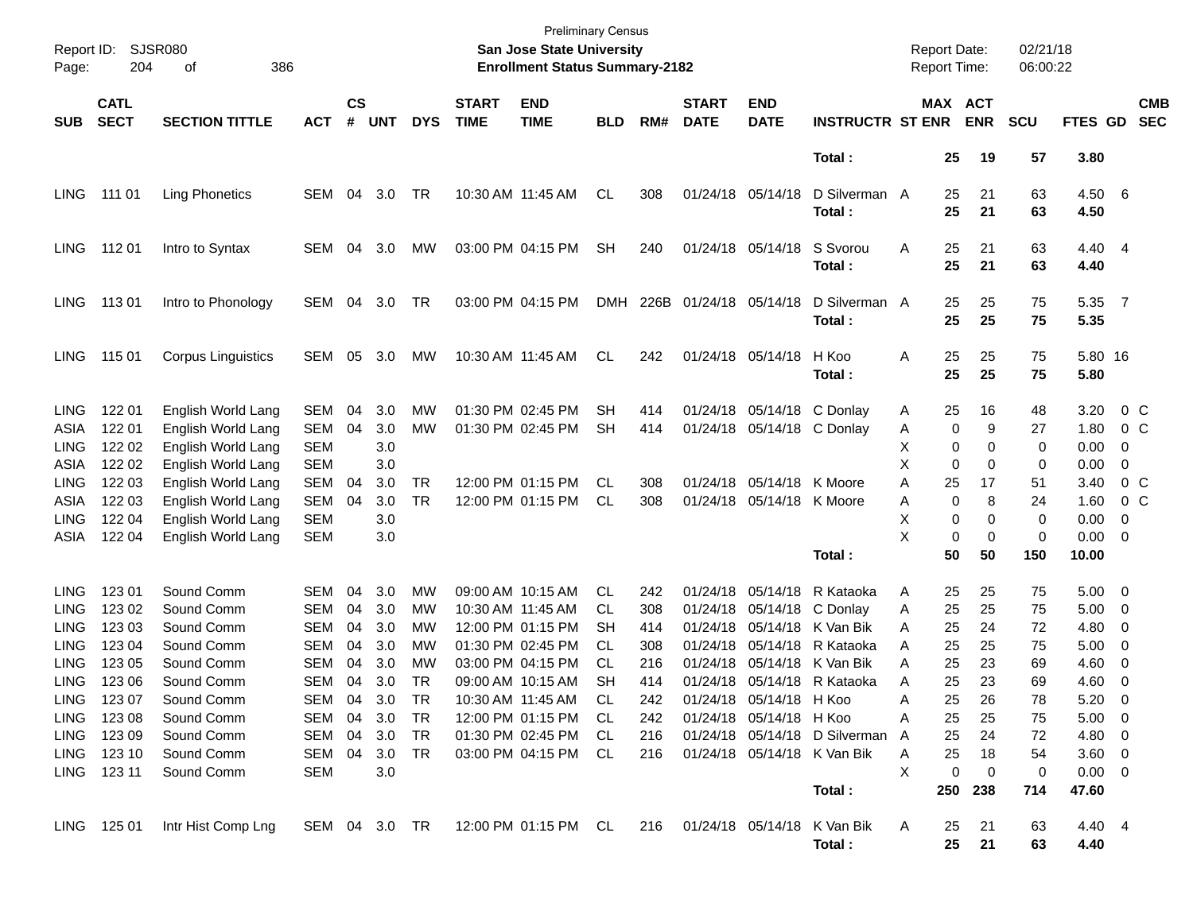Preliminary Census
**San Jose State University**
**Enrollment Status Summary-2182**

| SUB | CATL SECT | SECTION TITTLE | ACT | CS # | UNT | DYS | START TIME | END TIME | BLD | RM# | START DATE | END DATE | INSTRUCTR | ST | MAX ENR | ACT ENR | SCU | FTES | GD | CMB SEC |
|---|---|---|---|---|---|---|---|---|---|---|---|---|---|---|---|---|---|---|---|---|
| | | | | | | | | | | | | | **Total :** | | **25** | **19** | **57** | **3.80** | | |
| LING | 111 01 | Ling Phonetics | SEM | 04 | 3.0 | TR | 10:30 AM | 11:45 AM | CL | 308 | 01/24/18 | 05/14/18 | D Silverman | A | 25 | 21 | 63 | 4.50 | 6 | |
| | | | | | | | | | | | | | **Total :** | | **25** | **21** | **63** | **4.50** | | |
| LING | 112 01 | Intro to Syntax | SEM | 04 | 3.0 | MW | 03:00 PM | 04:15 PM | SH | 240 | 01/24/18 | 05/14/18 | S Svorou | A | 25 | 21 | 63 | 4.40 | 4 | |
| | | | | | | | | | | | | | **Total :** | | **25** | **21** | **63** | **4.40** | | |
| LING | 113 01 | Intro to Phonology | SEM | 04 | 3.0 | TR | 03:00 PM | 04:15 PM | DMH | 226B | 01/24/18 | 05/14/18 | D Silverman | A | 25 | 25 | 75 | 5.35 | 7 | |
| | | | | | | | | | | | | | **Total :** | | **25** | **25** | **75** | **5.35** | | |
| LING | 115 01 | Corpus Linguistics | SEM | 05 | 3.0 | MW | 10:30 AM | 11:45 AM | CL | 242 | 01/24/18 | 05/14/18 | H Koo | A | 25 | 25 | 75 | 5.80 | 16 | |
| | | | | | | | | | | | | | **Total :** | | **25** | **25** | **75** | **5.80** | | |
| LING | 122 01 | English World Lang | SEM | 04 | 3.0 | MW | 01:30 PM | 02:45 PM | SH | 414 | 01/24/18 | 05/14/18 | C Donlay | A | 25 | 16 | 48 | 3.20 | 0 | C |
| ASIA | 122 01 | English World Lang | SEM | 04 | 3.0 | MW | 01:30 PM | 02:45 PM | SH | 414 | 01/24/18 | 05/14/18 | C Donlay | A | 0 | 9 | 27 | 1.80 | 0 | C |
| LING | 122 02 | English World Lang | SEM | | 3.0 | | | | | | | | | X | 0 | 0 | 0 | 0.00 | 0 | |
| ASIA | 122 02 | English World Lang | SEM | | 3.0 | | | | | | | | | X | 0 | 0 | 0 | 0.00 | 0 | |
| LING | 122 03 | English World Lang | SEM | 04 | 3.0 | TR | 12:00 PM | 01:15 PM | CL | 308 | 01/24/18 | 05/14/18 | K Moore | A | 25 | 17 | 51 | 3.40 | 0 | C |
| ASIA | 122 03 | English World Lang | SEM | 04 | 3.0 | TR | 12:00 PM | 01:15 PM | CL | 308 | 01/24/18 | 05/14/18 | K Moore | A | 0 | 8 | 24 | 1.60 | 0 | C |
| LING | 122 04 | English World Lang | SEM | | 3.0 | | | | | | | | | X | 0 | 0 | 0 | 0.00 | 0 | |
| ASIA | 122 04 | English World Lang | SEM | | 3.0 | | | | | | | | | X | 0 | 0 | 0 | 0.00 | 0 | |
| | | | | | | | | | | | | | **Total :** | | **50** | **50** | **150** | **10.00** | | |
| LING | 123 01 | Sound Comm | SEM | 04 | 3.0 | MW | 09:00 AM | 10:15 AM | CL | 242 | 01/24/18 | 05/14/18 | R Kataoka | A | 25 | 25 | 75 | 5.00 | 0 | |
| LING | 123 02 | Sound Comm | SEM | 04 | 3.0 | MW | 10:30 AM | 11:45 AM | CL | 308 | 01/24/18 | 05/14/18 | C Donlay | A | 25 | 25 | 75 | 5.00 | 0 | |
| LING | 123 03 | Sound Comm | SEM | 04 | 3.0 | MW | 12:00 PM | 01:15 PM | SH | 414 | 01/24/18 | 05/14/18 | K Van Bik | A | 25 | 24 | 72 | 4.80 | 0 | |
| LING | 123 04 | Sound Comm | SEM | 04 | 3.0 | MW | 01:30 PM | 02:45 PM | CL | 308 | 01/24/18 | 05/14/18 | R Kataoka | A | 25 | 25 | 75 | 5.00 | 0 | |
| LING | 123 05 | Sound Comm | SEM | 04 | 3.0 | MW | 03:00 PM | 04:15 PM | CL | 216 | 01/24/18 | 05/14/18 | K Van Bik | A | 25 | 23 | 69 | 4.60 | 0 | |
| LING | 123 06 | Sound Comm | SEM | 04 | 3.0 | TR | 09:00 AM | 10:15 AM | SH | 414 | 01/24/18 | 05/14/18 | R Kataoka | A | 25 | 23 | 69 | 4.60 | 0 | |
| LING | 123 07 | Sound Comm | SEM | 04 | 3.0 | TR | 10:30 AM | 11:45 AM | CL | 242 | 01/24/18 | 05/14/18 | H Koo | A | 25 | 26 | 78 | 5.20 | 0 | |
| LING | 123 08 | Sound Comm | SEM | 04 | 3.0 | TR | 12:00 PM | 01:15 PM | CL | 242 | 01/24/18 | 05/14/18 | H Koo | A | 25 | 25 | 75 | 5.00 | 0 | |
| LING | 123 09 | Sound Comm | SEM | 04 | 3.0 | TR | 01:30 PM | 02:45 PM | CL | 216 | 01/24/18 | 05/14/18 | D Silverman | A | 25 | 24 | 72 | 4.80 | 0 | |
| LING | 123 10 | Sound Comm | SEM | 04 | 3.0 | TR | 03:00 PM | 04:15 PM | CL | 216 | 01/24/18 | 05/14/18 | K Van Bik | A | 25 | 18 | 54 | 3.60 | 0 | |
| LING | 123 11 | Sound Comm | SEM | | 3.0 | | | | | | | | | X | 0 | 0 | 0 | 0.00 | 0 | |
| | | | | | | | | | | | | | **Total :** | | **250** | **238** | **714** | **47.60** | | |
| LING | 125 01 | Intr Hist Comp Lng | SEM | 04 | 3.0 | TR | 12:00 PM | 01:15 PM | CL | 216 | 01/24/18 | 05/14/18 | K Van Bik | A | 25 | 21 | 63 | 4.40 | 4 | |
| | | | | | | | | | | | | | **Total :** | | **25** | **21** | **63** | **4.40** | | |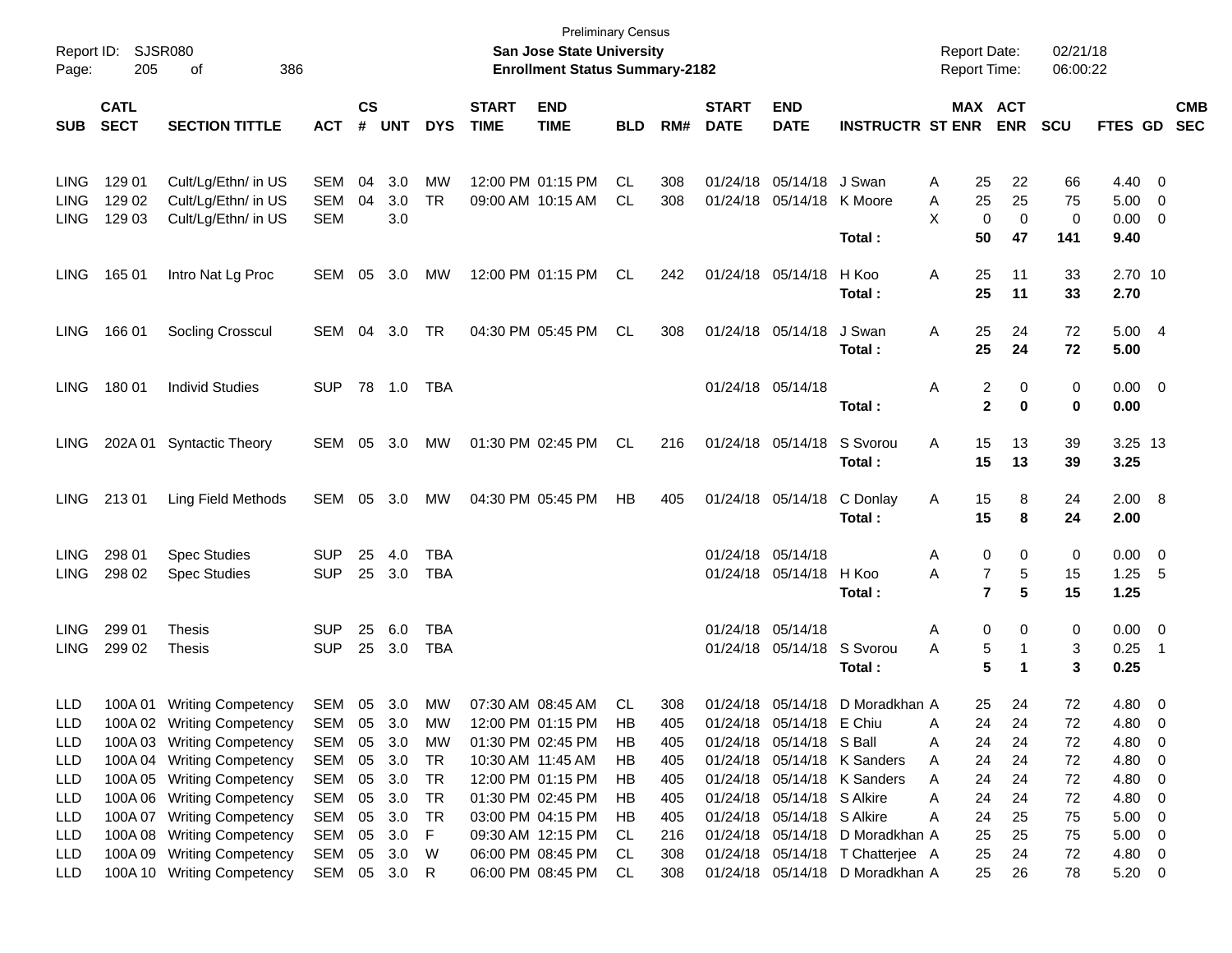Preliminary Census

**San Jose State University**

**Enrollment Status Summary-2182**

Report ID: SJSR080

Report Date: 02/21/18

Report Time: 06:00:22

| SUB | CATL SECT | SECTION TITTLE | ACT | CS # | UNT | DYS | START TIME | END TIME | BLD | RM# | START DATE | END DATE | INSTRUCTR | ST | MAX ENR | ACT ENR | SCU | FTES | GD | CMB SEC |
|---|---|---|---|---|---|---|---|---|---|---|---|---|---|---|---|---|---|---|---|---|
| LING | 129 01 | Cult/Lg/Ethn/ in US | SEM | 04 | 3.0 | MW | 12:00 PM | 01:15 PM | CL | 308 | 01/24/18 | 05/14/18 | J Swan | A | 25 | 22 | 66 | 4.40 | 0 | |
| LING | 129 02 | Cult/Lg/Ethn/ in US | SEM | 04 | 3.0 | TR | 09:00 AM | 10:15 AM | CL | 308 | 01/24/18 | 05/14/18 | K Moore | A | 25 | 25 | 75 | 5.00 | 0 | |
| LING | 129 03 | Cult/Lg/Ethn/ in US | SEM | | 3.0 | | | | | | | | | X | 0 | 0 | 0 | 0.00 | 0 | |
| | | | | | | | | | | | | | **Total :** | | **50** | **47** | **141** | **9.40** | | |
| LING | 165 01 | Intro Nat Lg Proc | SEM | 05 | 3.0 | MW | 12:00 PM | 01:15 PM | CL | 242 | 01/24/18 | 05/14/18 | H Koo | A | 25 | 11 | 33 | 2.70 | 10 | |
| | | | | | | | | | | | | | **Total :** | | **25** | **11** | **33** | **2.70** | | |
| LING | 166 01 | Socling Crosscul | SEM | 04 | 3.0 | TR | 04:30 PM | 05:45 PM | CL | 308 | 01/24/18 | 05/14/18 | J Swan | A | 25 | 24 | 72 | 5.00 | 4 | |
| | | | | | | | | | | | | | **Total :** | | **25** | **24** | **72** | **5.00** | | |
| LING | 180 01 | Individ Studies | SUP | 78 | 1.0 | TBA | | | | | 01/24/18 | 05/14/18 | | A | 2 | 0 | 0 | 0.00 | 0 | |
| | | | | | | | | | | | | | **Total :** | | **2** | **0** | **0** | **0.00** | | |
| LING | 202A 01 | Syntactic Theory | SEM | 05 | 3.0 | MW | 01:30 PM | 02:45 PM | CL | 216 | 01/24/18 | 05/14/18 | S Svorou | A | 15 | 13 | 39 | 3.25 | 13 | |
| | | | | | | | | | | | | | **Total :** | | **15** | **13** | **39** | **3.25** | | |
| LING | 213 01 | Ling Field Methods | SEM | 05 | 3.0 | MW | 04:30 PM | 05:45 PM | HB | 405 | 01/24/18 | 05/14/18 | C Donlay | A | 15 | 8 | 24 | 2.00 | 8 | |
| | | | | | | | | | | | | | **Total :** | | **15** | **8** | **24** | **2.00** | | |
| LING | 298 01 | Spec Studies | SUP | 25 | 4.0 | TBA | | | | | 01/24/18 | 05/14/18 | | A | 0 | 0 | 0 | 0.00 | 0 | |
| LING | 298 02 | Spec Studies | SUP | 25 | 3.0 | TBA | | | | | 01/24/18 | 05/14/18 | H Koo | A | 7 | 5 | 15 | 1.25 | 5 | |
| | | | | | | | | | | | | | **Total :** | | **7** | **5** | **15** | **1.25** | | |
| LING | 299 01 | Thesis | SUP | 25 | 6.0 | TBA | | | | | 01/24/18 | 05/14/18 | | A | 0 | 0 | 0 | 0.00 | 0 | |
| LING | 299 02 | Thesis | SUP | 25 | 3.0 | TBA | | | | | 01/24/18 | 05/14/18 | S Svorou | A | 5 | 1 | 3 | 0.25 | 1 | |
| | | | | | | | | | | | | | **Total :** | | **5** | **1** | **3** | **0.25** | | |
| LLD | 100A 01 | Writing Competency | SEM | 05 | 3.0 | MW | 07:30 AM | 08:45 AM | CL | 308 | 01/24/18 | 05/14/18 | D Moradkhan | A | 25 | 24 | 72 | 4.80 | 0 | |
| LLD | 100A 02 | Writing Competency | SEM | 05 | 3.0 | MW | 12:00 PM | 01:15 PM | HB | 405 | 01/24/18 | 05/14/18 | E Chiu | A | 24 | 24 | 72 | 4.80 | 0 | |
| LLD | 100A 03 | Writing Competency | SEM | 05 | 3.0 | MW | 01:30 PM | 02:45 PM | HB | 405 | 01/24/18 | 05/14/18 | S Ball | A | 24 | 24 | 72 | 4.80 | 0 | |
| LLD | 100A 04 | Writing Competency | SEM | 05 | 3.0 | TR | 10:30 AM | 11:45 AM | HB | 405 | 01/24/18 | 05/14/18 | K Sanders | A | 24 | 24 | 72 | 4.80 | 0 | |
| LLD | 100A 05 | Writing Competency | SEM | 05 | 3.0 | TR | 12:00 PM | 01:15 PM | HB | 405 | 01/24/18 | 05/14/18 | K Sanders | A | 24 | 24 | 72 | 4.80 | 0 | |
| LLD | 100A 06 | Writing Competency | SEM | 05 | 3.0 | TR | 01:30 PM | 02:45 PM | HB | 405 | 01/24/18 | 05/14/18 | S Alkire | A | 24 | 24 | 72 | 4.80 | 0 | |
| LLD | 100A 07 | Writing Competency | SEM | 05 | 3.0 | TR | 03:00 PM | 04:15 PM | HB | 405 | 01/24/18 | 05/14/18 | S Alkire | A | 24 | 25 | 75 | 5.00 | 0 | |
| LLD | 100A 08 | Writing Competency | SEM | 05 | 3.0 | F | 09:30 AM | 12:15 PM | CL | 216 | 01/24/18 | 05/14/18 | D Moradkhan | A | 25 | 25 | 75 | 5.00 | 0 | |
| LLD | 100A 09 | Writing Competency | SEM | 05 | 3.0 | W | 06:00 PM | 08:45 PM | CL | 308 | 01/24/18 | 05/14/18 | T Chatterjee | A | 25 | 24 | 72 | 4.80 | 0 | |
| LLD | 100A 10 | Writing Competency | SEM | 05 | 3.0 | R | 06:00 PM | 08:45 PM | CL | 308 | 01/24/18 | 05/14/18 | D Moradkhan | A | 25 | 26 | 78 | 5.20 | 0 | |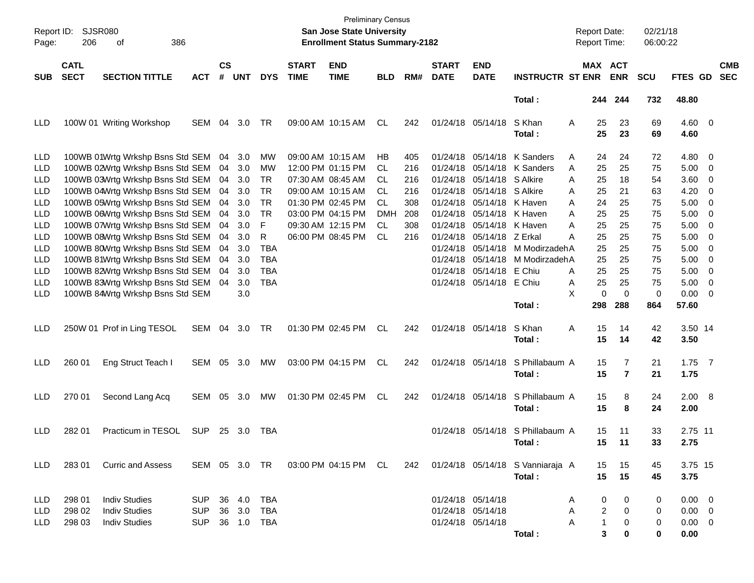Preliminary Census
**San Jose State University**
**Enrollment Status Summary-2182**

Report ID: SJSR080
Report Date: 02/21/18
Report Time: 06:00:22

| SUB | CATL SECT | SECTION TITTLE | ACT | CS # | UNT | DYS | START TIME | END TIME | BLD | RM# | START DATE | END DATE | INSTRUCTR | ST | MAX ENR | ACT ENR | SCU | FTES | GD | CMB SEC |
|---|---|---|---|---|---|---|---|---|---|---|---|---|---|---|---|---|---|---|---|---|
| | | | | | | | | | | | | | **Total :** | | **244** | **244** | **732** | **48.80** | | |
| LLD | 100W 01 | Writing Workshop | SEM | 04 | 3.0 | TR | 09:00 AM | 10:15 AM | CL | 242 | 01/24/18 | 05/14/18 | S Khan | A | 25 | 23 | 69 | 4.60 | 0 | |
| | | | | | | | | | | | | | **Total :** | | **25** | **23** | **69** | **4.60** | | |
| LLD | 100WB 01 | Wrtg Wrkshp Bsns Std | SEM | 04 | 3.0 | MW | 09:00 AM | 10:15 AM | HB | 405 | 01/24/18 | 05/14/18 | K Sanders | A | 24 | 24 | 72 | 4.80 | 0 | |
| LLD | 100WB 02 | Wrtg Wrkshp Bsns Std | SEM | 04 | 3.0 | MW | 12:00 PM | 01:15 PM | CL | 216 | 01/24/18 | 05/14/18 | K Sanders | A | 25 | 25 | 75 | 5.00 | 0 | |
| LLD | 100WB 03 | Wrtg Wrkshp Bsns Std | SEM | 04 | 3.0 | TR | 07:30 AM | 08:45 AM | CL | 216 | 01/24/18 | 05/14/18 | S Alkire | A | 25 | 18 | 54 | 3.60 | 0 | |
| LLD | 100WB 04 | Wrtg Wrkshp Bsns Std | SEM | 04 | 3.0 | TR | 09:00 AM | 10:15 AM | CL | 216 | 01/24/18 | 05/14/18 | S Alkire | A | 25 | 21 | 63 | 4.20 | 0 | |
| LLD | 100WB 05 | Wrtg Wrkshp Bsns Std | SEM | 04 | 3.0 | TR | 01:30 PM | 02:45 PM | CL | 308 | 01/24/18 | 05/14/18 | K Haven | A | 24 | 25 | 75 | 5.00 | 0 | |
| LLD | 100WB 06 | Wrtg Wrkshp Bsns Std | SEM | 04 | 3.0 | TR | 03:00 PM | 04:15 PM | DMH | 208 | 01/24/18 | 05/14/18 | K Haven | A | 25 | 25 | 75 | 5.00 | 0 | |
| LLD | 100WB 07 | Wrtg Wrkshp Bsns Std | SEM | 04 | 3.0 | F | 09:30 AM | 12:15 PM | CL | 308 | 01/24/18 | 05/14/18 | K Haven | A | 25 | 25 | 75 | 5.00 | 0 | |
| LLD | 100WB 08 | Wrtg Wrkshp Bsns Std | SEM | 04 | 3.0 | R | 06:00 PM | 08:45 PM | CL | 216 | 01/24/18 | 05/14/18 | Z Erkal | A | 25 | 25 | 75 | 5.00 | 0 | |
| LLD | 100WB 80 | Wrtg Wrkshp Bsns Std | SEM | 04 | 3.0 | TBA | | | | | 01/24/18 | 05/14/18 | M Modirzadeh | A | 25 | 25 | 75 | 5.00 | 0 | |
| LLD | 100WB 81 | Wrtg Wrkshp Bsns Std | SEM | 04 | 3.0 | TBA | | | | | 01/24/18 | 05/14/18 | M Modirzadeh | A | 25 | 25 | 75 | 5.00 | 0 | |
| LLD | 100WB 82 | Wrtg Wrkshp Bsns Std | SEM | 04 | 3.0 | TBA | | | | | 01/24/18 | 05/14/18 | E Chiu | A | 25 | 25 | 75 | 5.00 | 0 | |
| LLD | 100WB 83 | Wrtg Wrkshp Bsns Std | SEM | 04 | 3.0 | TBA | | | | | 01/24/18 | 05/14/18 | E Chiu | A | 25 | 25 | 75 | 5.00 | 0 | |
| LLD | 100WB 84 | Wrtg Wrkshp Bsns Std | SEM | | 3.0 | | | | | | | | | X | 0 | 0 | 0 | 0.00 | 0 | |
| | | | | | | | | | | | | | **Total :** | | **298** | **288** | **864** | **57.60** | | |
| LLD | 250W 01 | Prof in Ling TESOL | SEM | 04 | 3.0 | TR | 01:30 PM | 02:45 PM | CL | 242 | 01/24/18 | 05/14/18 | S Khan | A | 15 | 14 | 42 | 3.50 | 14 | |
| | | | | | | | | | | | | | **Total :** | | **15** | **14** | **42** | **3.50** | | |
| LLD | 260 01 | Eng Struct Teach I | SEM | 05 | 3.0 | MW | 03:00 PM | 04:15 PM | CL | 242 | 01/24/18 | 05/14/18 | S Phillabaum | A | 15 | 7 | 21 | 1.75 | 7 | |
| | | | | | | | | | | | | | **Total :** | | **15** | **7** | **21** | **1.75** | | |
| LLD | 270 01 | Second Lang Acq | SEM | 05 | 3.0 | MW | 01:30 PM | 02:45 PM | CL | 242 | 01/24/18 | 05/14/18 | S Phillabaum | A | 15 | 8 | 24 | 2.00 | 8 | |
| | | | | | | | | | | | | | **Total :** | | **15** | **8** | **24** | **2.00** | | |
| LLD | 282 01 | Practicum in TESOL | SUP | 25 | 3.0 | TBA | | | | | 01/24/18 | 05/14/18 | S Phillabaum | A | 15 | 11 | 33 | 2.75 | 11 | |
| | | | | | | | | | | | | | **Total :** | | **15** | **11** | **33** | **2.75** | | |
| LLD | 283 01 | Curric and Assess | SEM | 05 | 3.0 | TR | 03:00 PM | 04:15 PM | CL | 242 | 01/24/18 | 05/14/18 | S Vanniaraja | A | 15 | 15 | 45 | 3.75 | 15 | |
| | | | | | | | | | | | | | **Total :** | | **15** | **15** | **45** | **3.75** | | |
| LLD | 298 01 | Indiv Studies | SUP | 36 | 4.0 | TBA | | | | | 01/24/18 | 05/14/18 | | A | 0 | 0 | 0 | 0.00 | 0 | |
| LLD | 298 02 | Indiv Studies | SUP | 36 | 3.0 | TBA | | | | | 01/24/18 | 05/14/18 | | A | 2 | 0 | 0 | 0.00 | 0 | |
| LLD | 298 03 | Indiv Studies | SUP | 36 | 1.0 | TBA | | | | | 01/24/18 | 05/14/18 | | A | 1 | 0 | 0 | 0.00 | 0 | |
| | | | | | | | | | | | | | **Total :** | | **3** | **0** | **0** | **0.00** | | |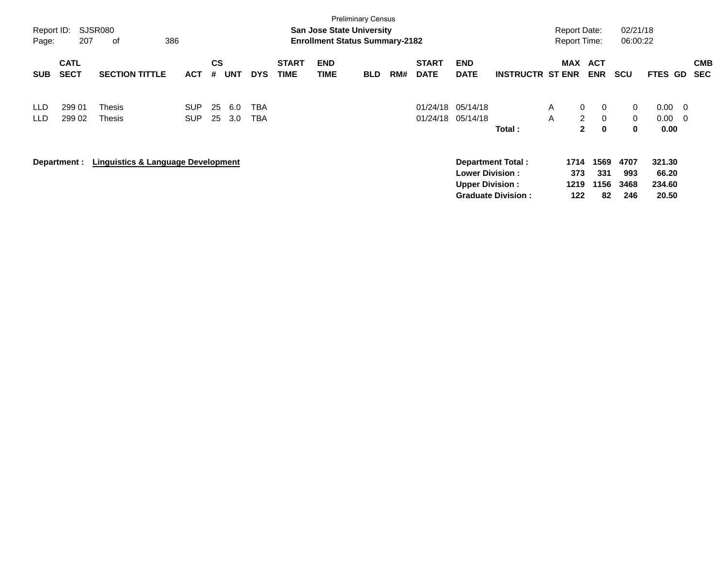Preliminary Census

**San Jose State University**
**Enrollment Status Summary-2182**

Report ID: SJSR080
Report Date: 02/21/18
Report Time: 06:00:22

| SUB | CATL SECT | SECTION TITTLE | ACT | CS # | UNT | DYS | START TIME | END TIME | BLD | RM# | START DATE | END DATE | INSTRUCTR | ST | MAX ENR | ACT ENR | SCU | FTES | GD | CMB SEC |
|---|---|---|---|---|---|---|---|---|---|---|---|---|---|---|---|---|---|---|---|---|
| LLD | 299 01 | Thesis | SUP | 25 | 6.0 | TBA | | | | | 01/24/18 | 05/14/18 | | A | 0 | 0 | 0 | 0.00 | 0 | |
| LLD | 299 02 | Thesis | SUP | 25 | 3.0 | TBA | | | | | 01/24/18 | 05/14/18 | | A | 2 | 0 | 0 | 0.00 | 0 | |
| | | | | | | | | | | | | | **Total :** | | **2** | **0** | **0** | **0.00** | | |

**Department : Linguistics & Language Development**

| | MAX ENR | ACT ENR | SCU | FTES |
|---|---|---|---|---|
| **Department Total :** | **1714** | **1569** | **4707** | **321.30** |
| **Lower Division :** | **373** | **331** | **993** | **66.20** |
| **Upper Division :** | **1219** | **1156** | **3468** | **234.60** |
| **Graduate Division :** | **122** | **82** | **246** | **20.50** |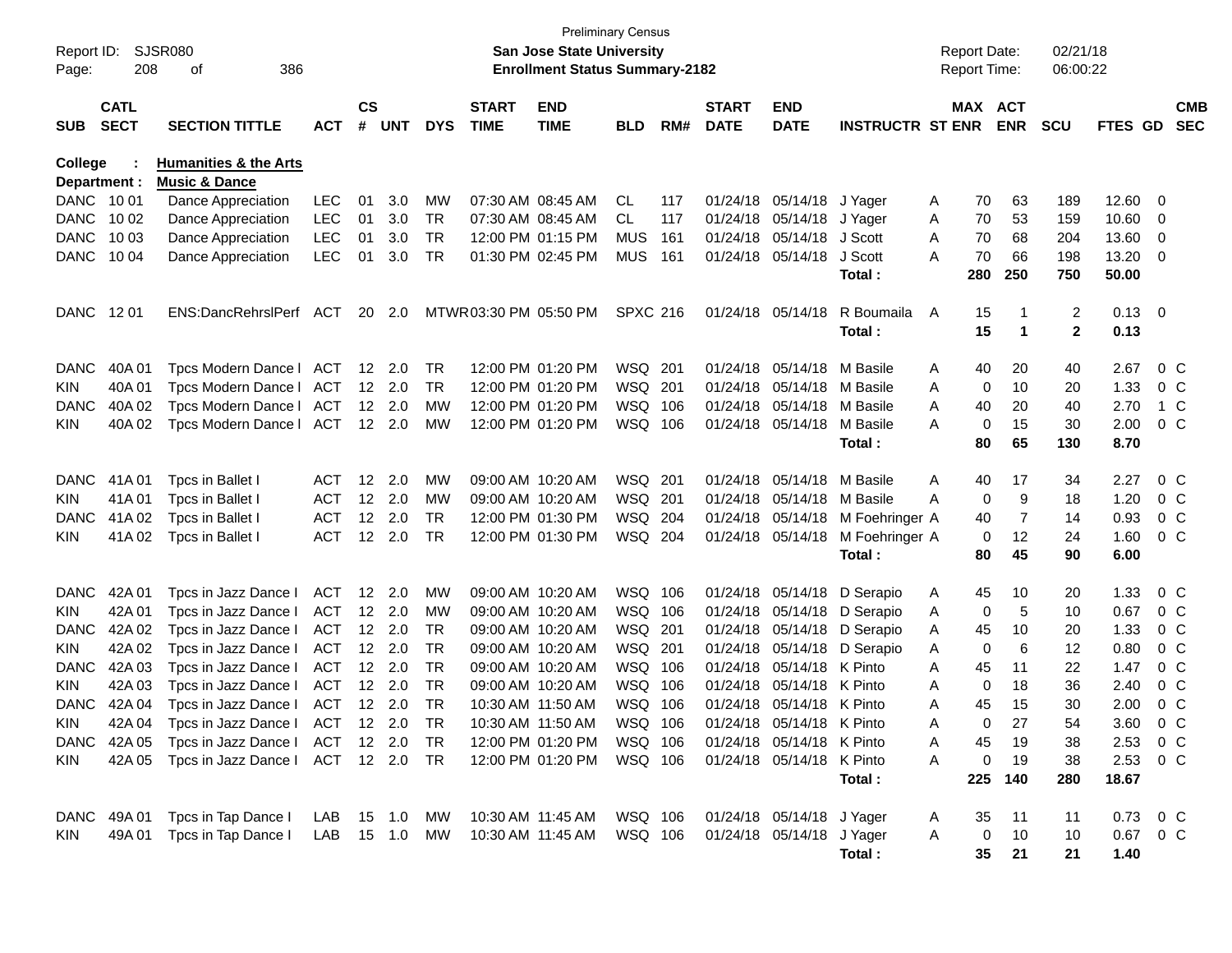Preliminary Census

**San Jose State University**

**Enrollment Status Summary-2182**

Report ID: SJSR080 Report Date: 02/21/18 Report Time: 06:00:22

**College : Humanities & the Arts**
**Department : Music & Dance**

| SUB | CATL SECT | SECTION TITTLE | ACT | CS # | UNT | DYS | START TIME | END TIME | BLD | RM# | START DATE | END DATE | INSTRUCTR | ST | MAX ENR | ACT ENR | SCU | FTES | GD | CMB SEC |
|---|---|---|---|---|---|---|---|---|---|---|---|---|---|---|---|---|---|---|---|---|
| DANC | 10 01 | Dance Appreciation | LEC | 01 | 3.0 | MW | 07:30 AM | 08:45 AM | CL | 117 | 01/24/18 | 05/14/18 | J Yager | A | 70 | 63 | 189 | 12.60 | 0 | |
| DANC | 10 02 | Dance Appreciation | LEC | 01 | 3.0 | TR | 07:30 AM | 08:45 AM | CL | 117 | 01/24/18 | 05/14/18 | J Yager | A | 70 | 53 | 159 | 10.60 | 0 | |
| DANC | 10 03 | Dance Appreciation | LEC | 01 | 3.0 | TR | 12:00 PM | 01:15 PM | MUS | 161 | 01/24/18 | 05/14/18 | J Scott | A | 70 | 68 | 204 | 13.60 | 0 | |
| DANC | 10 04 | Dance Appreciation | LEC | 01 | 3.0 | TR | 01:30 PM | 02:45 PM | MUS | 161 | 01/24/18 | 05/14/18 | J Scott | A | 70 | 66 | 198 | 13.20 | 0 | |
| | | | | | | | | | | | | | **Total :** | | **280** | **250** | **750** | **50.00** | | |
| DANC | 12 01 | ENS:DancRehrslPerf | ACT | 20 | 2.0 | MTWR | 03:30 PM | 05:50 PM | SPXC | 216 | 01/24/18 | 05/14/18 | R Boumaila | A | 15 | 1 | 2 | 0.13 | 0 | |
| | | | | | | | | | | | | | **Total :** | | **15** | **1** | **2** | **0.13** | | |
| DANC | 40A 01 | Tpcs Modern Dance I | ACT | 12 | 2.0 | TR | 12:00 PM | 01:20 PM | WSQ | 201 | 01/24/18 | 05/14/18 | M Basile | A | 40 | 20 | 40 | 2.67 | 0 | C |
| KIN | 40A 01 | Tpcs Modern Dance I | ACT | 12 | 2.0 | TR | 12:00 PM | 01:20 PM | WSQ | 201 | 01/24/18 | 05/14/18 | M Basile | A | 0 | 10 | 20 | 1.33 | 0 | C |
| DANC | 40A 02 | Tpcs Modern Dance I | ACT | 12 | 2.0 | MW | 12:00 PM | 01:20 PM | WSQ | 106 | 01/24/18 | 05/14/18 | M Basile | A | 40 | 20 | 40 | 2.70 | 1 | C |
| KIN | 40A 02 | Tpcs Modern Dance I | ACT | 12 | 2.0 | MW | 12:00 PM | 01:20 PM | WSQ | 106 | 01/24/18 | 05/14/18 | M Basile | A | 0 | 15 | 30 | 2.00 | 0 | C |
| | | | | | | | | | | | | | **Total :** | | **80** | **65** | **130** | **8.70** | | |
| DANC | 41A 01 | Tpcs in Ballet I | ACT | 12 | 2.0 | MW | 09:00 AM | 10:20 AM | WSQ | 201 | 01/24/18 | 05/14/18 | M Basile | A | 40 | 17 | 34 | 2.27 | 0 | C |
| KIN | 41A 01 | Tpcs in Ballet I | ACT | 12 | 2.0 | MW | 09:00 AM | 10:20 AM | WSQ | 201 | 01/24/18 | 05/14/18 | M Basile | A | 0 | 9 | 18 | 1.20 | 0 | C |
| DANC | 41A 02 | Tpcs in Ballet I | ACT | 12 | 2.0 | TR | 12:00 PM | 01:30 PM | WSQ | 204 | 01/24/18 | 05/14/18 | M Foehringer | A | 40 | 7 | 14 | 0.93 | 0 | C |
| KIN | 41A 02 | Tpcs in Ballet I | ACT | 12 | 2.0 | TR | 12:00 PM | 01:30 PM | WSQ | 204 | 01/24/18 | 05/14/18 | M Foehringer | A | 0 | 12 | 24 | 1.60 | 0 | C |
| | | | | | | | | | | | | | **Total :** | | **80** | **45** | **90** | **6.00** | | |
| DANC | 42A 01 | Tpcs in Jazz Dance I | ACT | 12 | 2.0 | MW | 09:00 AM | 10:20 AM | WSQ | 106 | 01/24/18 | 05/14/18 | D Serapio | A | 45 | 10 | 20 | 1.33 | 0 | C |
| KIN | 42A 01 | Tpcs in Jazz Dance I | ACT | 12 | 2.0 | MW | 09:00 AM | 10:20 AM | WSQ | 106 | 01/24/18 | 05/14/18 | D Serapio | A | 0 | 5 | 10 | 0.67 | 0 | C |
| DANC | 42A 02 | Tpcs in Jazz Dance I | ACT | 12 | 2.0 | TR | 09:00 AM | 10:20 AM | WSQ | 201 | 01/24/18 | 05/14/18 | D Serapio | A | 45 | 10 | 20 | 1.33 | 0 | C |
| KIN | 42A 02 | Tpcs in Jazz Dance I | ACT | 12 | 2.0 | TR | 09:00 AM | 10:20 AM | WSQ | 201 | 01/24/18 | 05/14/18 | D Serapio | A | 0 | 6 | 12 | 0.80 | 0 | C |
| DANC | 42A 03 | Tpcs in Jazz Dance I | ACT | 12 | 2.0 | TR | 09:00 AM | 10:20 AM | WSQ | 106 | 01/24/18 | 05/14/18 | K Pinto | A | 45 | 11 | 22 | 1.47 | 0 | C |
| KIN | 42A 03 | Tpcs in Jazz Dance I | ACT | 12 | 2.0 | TR | 09:00 AM | 10:20 AM | WSQ | 106 | 01/24/18 | 05/14/18 | K Pinto | A | 0 | 18 | 36 | 2.40 | 0 | C |
| DANC | 42A 04 | Tpcs in Jazz Dance I | ACT | 12 | 2.0 | TR | 10:30 AM | 11:50 AM | WSQ | 106 | 01/24/18 | 05/14/18 | K Pinto | A | 45 | 15 | 30 | 2.00 | 0 | C |
| KIN | 42A 04 | Tpcs in Jazz Dance I | ACT | 12 | 2.0 | TR | 10:30 AM | 11:50 AM | WSQ | 106 | 01/24/18 | 05/14/18 | K Pinto | A | 0 | 27 | 54 | 3.60 | 0 | C |
| DANC | 42A 05 | Tpcs in Jazz Dance I | ACT | 12 | 2.0 | TR | 12:00 PM | 01:20 PM | WSQ | 106 | 01/24/18 | 05/14/18 | K Pinto | A | 45 | 19 | 38 | 2.53 | 0 | C |
| KIN | 42A 05 | Tpcs in Jazz Dance I | ACT | 12 | 2.0 | TR | 12:00 PM | 01:20 PM | WSQ | 106 | 01/24/18 | 05/14/18 | K Pinto | A | 0 | 19 | 38 | 2.53 | 0 | C |
| | | | | | | | | | | | | | **Total :** | | **225** | **140** | **280** | **18.67** | | |
| DANC | 49A 01 | Tpcs in Tap Dance I | LAB | 15 | 1.0 | MW | 10:30 AM | 11:45 AM | WSQ | 106 | 01/24/18 | 05/14/18 | J Yager | A | 35 | 11 | 11 | 0.73 | 0 | C |
| KIN | 49A 01 | Tpcs in Tap Dance I | LAB | 15 | 1.0 | MW | 10:30 AM | 11:45 AM | WSQ | 106 | 01/24/18 | 05/14/18 | J Yager | A | 0 | 10 | 10 | 0.67 | 0 | C |
| | | | | | | | | | | | | | **Total :** | | **35** | **21** | **21** | **1.40** | | |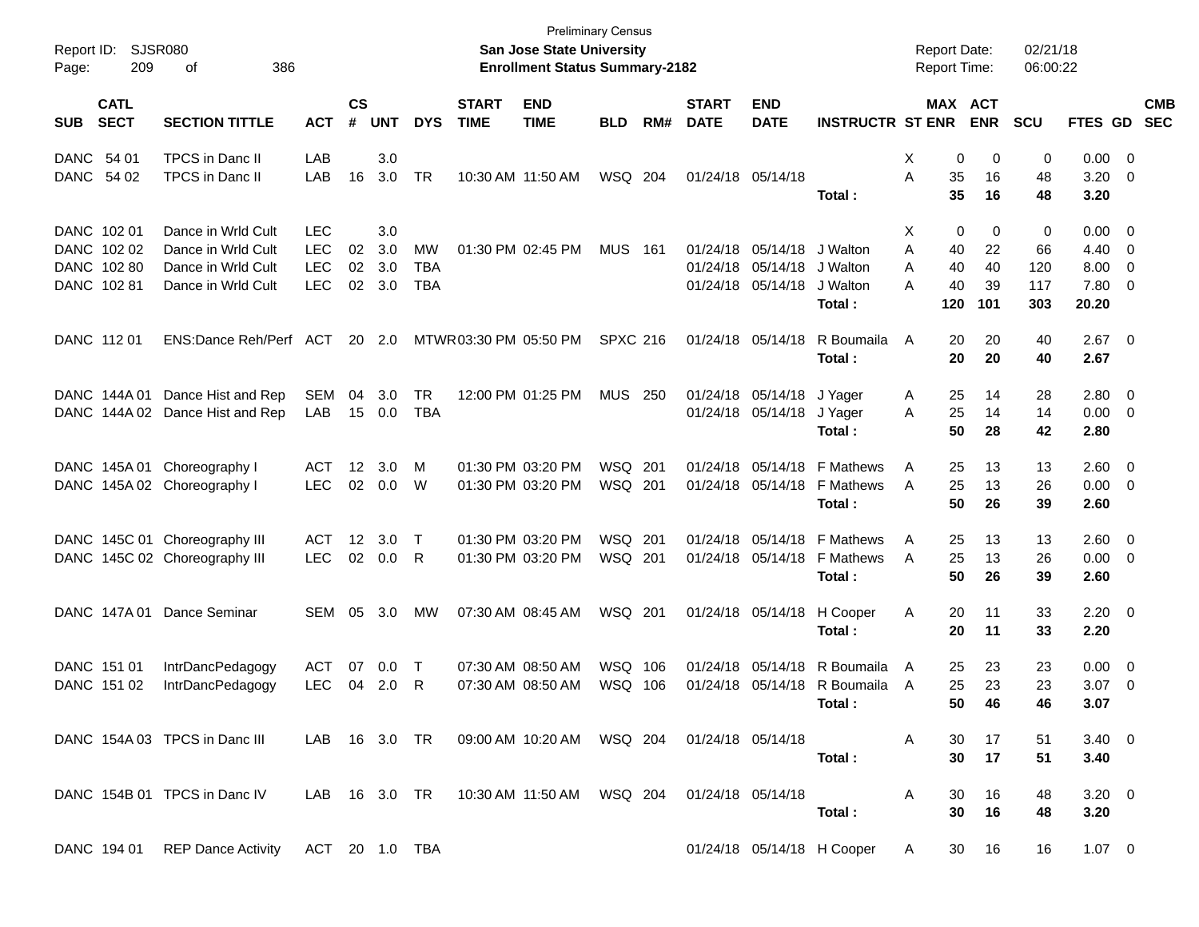Preliminary Census

Report ID: SJSR080

**San Jose State University**

**Enrollment Status Summary-2182**

Report Date: 02/21/18
Report Time: 06:00:22

| SUB | CATL SECT | SECTION TITTLE | ACT | CS # | UNT | DYS | START TIME | END TIME | BLD | RM# | START DATE | END DATE | INSTRUCTR | ST | MAX ENR | ACT ENR | SCU | FTES | GD | CMB SEC |
|---|---|---|---|---|---|---|---|---|---|---|---|---|---|---|---|---|---|---|---|---|
| DANC | 54 01 | TPCS in Danc II | LAB | | 3.0 | | | | | | | | | X | 0 | 0 | 0 | 0.00 | 0 | |
| DANC | 54 02 | TPCS in Danc II | LAB | 16 | 3.0 | TR | 10:30 AM | 11:50 AM | WSQ | 204 | 01/24/18 | 05/14/18 | | A | 35 | 16 | 48 | 3.20 | 0 | |
| | | | | | | | | | | | | | **Total :** | | **35** | **16** | **48** | **3.20** | | |
| DANC | 102 01 | Dance in Wrld Cult | LEC | | 3.0 | | | | | | | | | X | 0 | 0 | 0 | 0.00 | 0 | |
| DANC | 102 02 | Dance in Wrld Cult | LEC | 02 | 3.0 | MW | 01:30 PM | 02:45 PM | MUS | 161 | 01/24/18 | 05/14/18 | J Walton | A | 40 | 22 | 66 | 4.40 | 0 | |
| DANC | 102 80 | Dance in Wrld Cult | LEC | 02 | 3.0 | TBA | | | | | 01/24/18 | 05/14/18 | J Walton | A | 40 | 40 | 120 | 8.00 | 0 | |
| DANC | 102 81 | Dance in Wrld Cult | LEC | 02 | 3.0 | TBA | | | | | 01/24/18 | 05/14/18 | J Walton | A | 40 | 39 | 117 | 7.80 | 0 | |
| | | | | | | | | | | | | | **Total :** | | **120** | **101** | **303** | **20.20** | | |
| DANC | 112 01 | ENS:Dance Reh/Perf | ACT | 20 | 2.0 | MTWR | 03:30 PM | 05:50 PM | SPXC | 216 | 01/24/18 | 05/14/18 | R Boumaila | A | 20 | 20 | 40 | 2.67 | 0 | |
| | | | | | | | | | | | | | **Total :** | | **20** | **20** | **40** | **2.67** | | |
| DANC | 144A 01 | Dance Hist and Rep | SEM | 04 | 3.0 | TR | 12:00 PM | 01:25 PM | MUS | 250 | 01/24/18 | 05/14/18 | J Yager | A | 25 | 14 | 28 | 2.80 | 0 | |
| DANC | 144A 02 | Dance Hist and Rep | LAB | 15 | 0.0 | TBA | | | | | 01/24/18 | 05/14/18 | J Yager | A | 25 | 14 | 14 | 0.00 | 0 | |
| | | | | | | | | | | | | | **Total :** | | **50** | **28** | **42** | **2.80** | | |
| DANC | 145A 01 | Choreography I | ACT | 12 | 3.0 | M | 01:30 PM | 03:20 PM | WSQ | 201 | 01/24/18 | 05/14/18 | F Mathews | A | 25 | 13 | 13 | 2.60 | 0 | |
| DANC | 145A 02 | Choreography I | LEC | 02 | 0.0 | W | 01:30 PM | 03:20 PM | WSQ | 201 | 01/24/18 | 05/14/18 | F Mathews | A | 25 | 13 | 26 | 0.00 | 0 | |
| | | | | | | | | | | | | | **Total :** | | **50** | **26** | **39** | **2.60** | | |
| DANC | 145C 01 | Choreography III | ACT | 12 | 3.0 | T | 01:30 PM | 03:20 PM | WSQ | 201 | 01/24/18 | 05/14/18 | F Mathews | A | 25 | 13 | 13 | 2.60 | 0 | |
| DANC | 145C 02 | Choreography III | LEC | 02 | 0.0 | R | 01:30 PM | 03:20 PM | WSQ | 201 | 01/24/18 | 05/14/18 | F Mathews | A | 25 | 13 | 26 | 0.00 | 0 | |
| | | | | | | | | | | | | | **Total :** | | **50** | **26** | **39** | **2.60** | | |
| DANC | 147A 01 | Dance Seminar | SEM | 05 | 3.0 | MW | 07:30 AM | 08:45 AM | WSQ | 201 | 01/24/18 | 05/14/18 | H Cooper | A | 20 | 11 | 33 | 2.20 | 0 | |
| | | | | | | | | | | | | | **Total :** | | **20** | **11** | **33** | **2.20** | | |
| DANC | 151 01 | IntrDancPedagogy | ACT | 07 | 0.0 | T | 07:30 AM | 08:50 AM | WSQ | 106 | 01/24/18 | 05/14/18 | R Boumaila | A | 25 | 23 | 23 | 0.00 | 0 | |
| DANC | 151 02 | IntrDancPedagogy | LEC | 04 | 2.0 | R | 07:30 AM | 08:50 AM | WSQ | 106 | 01/24/18 | 05/14/18 | R Boumaila | A | 25 | 23 | 23 | 3.07 | 0 | |
| | | | | | | | | | | | | | **Total :** | | **50** | **46** | **46** | **3.07** | | |
| DANC | 154A 03 | TPCS in Danc III | LAB | 16 | 3.0 | TR | 09:00 AM | 10:20 AM | WSQ | 204 | 01/24/18 | 05/14/18 | | A | 30 | 17 | 51 | 3.40 | 0 | |
| | | | | | | | | | | | | | **Total :** | | **30** | **17** | **51** | **3.40** | | |
| DANC | 154B 01 | TPCS in Danc IV | LAB | 16 | 3.0 | TR | 10:30 AM | 11:50 AM | WSQ | 204 | 01/24/18 | 05/14/18 | | A | 30 | 16 | 48 | 3.20 | 0 | |
| | | | | | | | | | | | | | **Total :** | | **30** | **16** | **48** | **3.20** | | |
| DANC | 194 01 | REP Dance Activity | ACT | 20 | 1.0 | TBA | | | | | 01/24/18 | 05/14/18 | H Cooper | A | 30 | 16 | 16 | 1.07 | 0 | |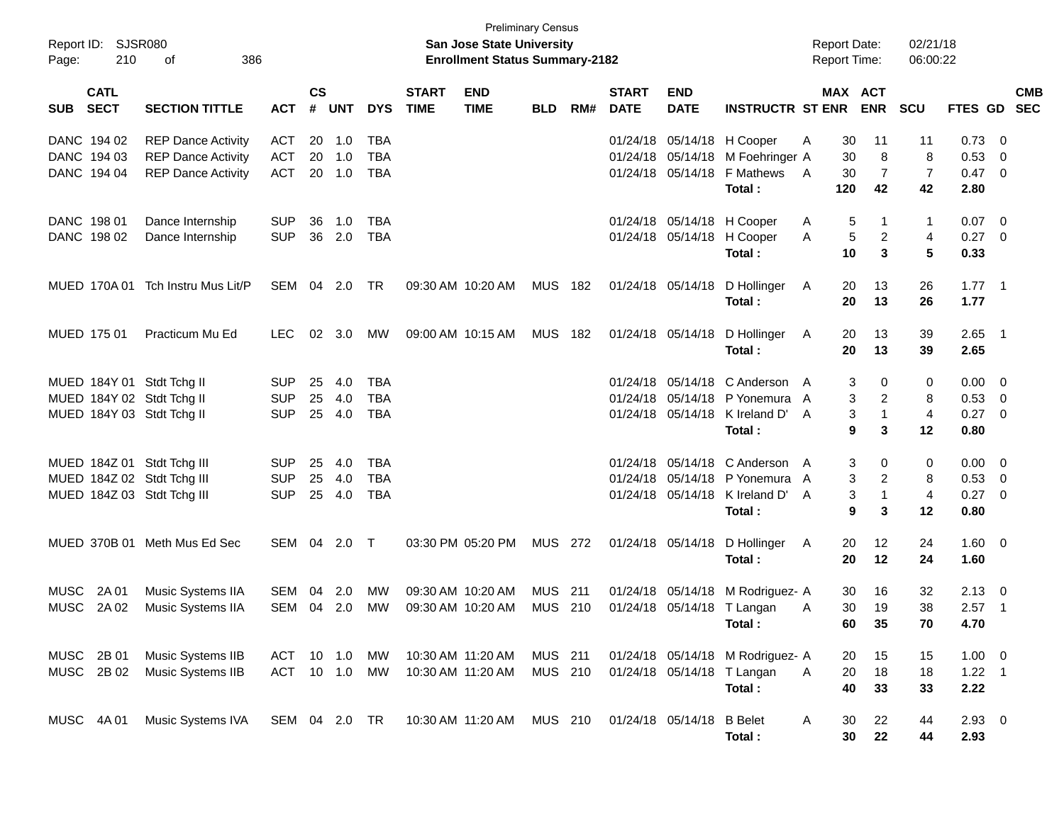Preliminary Census

Report ID: SJSR080

**San Jose State University**

**Enrollment Status Summary-2182**

Report Date: 02/21/18

Report Time: 06:00:22

| SUB | CATL SECT | SECTION TITTLE | ACT | CS # | UNT | DYS | START TIME | END TIME | BLD | RM# | START DATE | END DATE | INSTRUCTR | ST | MAX ENR | ACT ENR | SCU | FTES | GD | CMB SEC |
|---|---|---|---|---|---|---|---|---|---|---|---|---|---|---|---|---|---|---|---|---|
| DANC | 194 02 | REP Dance Activity | ACT | 20 | 1.0 | TBA | | | | | 01/24/18 | 05/14/18 | H Cooper | A | 30 | 11 | 11 | 0.73 | 0 | |
| DANC | 194 03 | REP Dance Activity | ACT | 20 | 1.0 | TBA | | | | | 01/24/18 | 05/14/18 | M Foehringer | A | 30 | 8 | 8 | 0.53 | 0 | |
| DANC | 194 04 | REP Dance Activity | ACT | 20 | 1.0 | TBA | | | | | 01/24/18 | 05/14/18 | F Mathews | A | 30 | 7 | 7 | 0.47 | 0 | |
| | | | | | | | | | | | | | **Total :** | | **120** | **42** | **42** | **2.80** | | |
| DANC | 198 01 | Dance Internship | SUP | 36 | 1.0 | TBA | | | | | 01/24/18 | 05/14/18 | H Cooper | A | 5 | 1 | 1 | 0.07 | 0 | |
| DANC | 198 02 | Dance Internship | SUP | 36 | 2.0 | TBA | | | | | 01/24/18 | 05/14/18 | H Cooper | A | 5 | 2 | 4 | 0.27 | 0 | |
| | | | | | | | | | | | | | **Total :** | | **10** | **3** | **5** | **0.33** | | |
| MUED | 170A 01 | Tch Instru Mus Lit/P | SEM | 04 | 2.0 | TR | 09:30 AM | 10:20 AM | MUS | 182 | 01/24/18 | 05/14/18 | D Hollinger | A | 20 | 13 | 26 | 1.77 | 1 | |
| | | | | | | | | | | | | | **Total :** | | **20** | **13** | **26** | **1.77** | | |
| MUED | 175 01 | Practicum Mu Ed | LEC | 02 | 3.0 | MW | 09:00 AM | 10:15 AM | MUS | 182 | 01/24/18 | 05/14/18 | D Hollinger | A | 20 | 13 | 39 | 2.65 | 1 | |
| | | | | | | | | | | | | | **Total :** | | **20** | **13** | **39** | **2.65** | | |
| MUED | 184Y 01 | Stdt Tchg II | SUP | 25 | 4.0 | TBA | | | | | 01/24/18 | 05/14/18 | C Anderson | A | 3 | 0 | 0 | 0.00 | 0 | |
| MUED | 184Y 02 | Stdt Tchg II | SUP | 25 | 4.0 | TBA | | | | | 01/24/18 | 05/14/18 | P Yonemura | A | 3 | 2 | 8 | 0.53 | 0 | |
| MUED | 184Y 03 | Stdt Tchg II | SUP | 25 | 4.0 | TBA | | | | | 01/24/18 | 05/14/18 | K Ireland D' | A | 3 | 1 | 4 | 0.27 | 0 | |
| | | | | | | | | | | | | | **Total :** | | **9** | **3** | **12** | **0.80** | | |
| MUED | 184Z 01 | Stdt Tchg III | SUP | 25 | 4.0 | TBA | | | | | 01/24/18 | 05/14/18 | C Anderson | A | 3 | 0 | 0 | 0.00 | 0 | |
| MUED | 184Z 02 | Stdt Tchg III | SUP | 25 | 4.0 | TBA | | | | | 01/24/18 | 05/14/18 | P Yonemura | A | 3 | 2 | 8 | 0.53 | 0 | |
| MUED | 184Z 03 | Stdt Tchg III | SUP | 25 | 4.0 | TBA | | | | | 01/24/18 | 05/14/18 | K Ireland D' | A | 3 | 1 | 4 | 0.27 | 0 | |
| | | | | | | | | | | | | | **Total :** | | **9** | **3** | **12** | **0.80** | | |
| MUED | 370B 01 | Meth Mus Ed Sec | SEM | 04 | 2.0 | T | 03:30 PM | 05:20 PM | MUS | 272 | 01/24/18 | 05/14/18 | D Hollinger | A | 20 | 12 | 24 | 1.60 | 0 | |
| | | | | | | | | | | | | | **Total :** | | **20** | **12** | **24** | **1.60** | | |
| MUSC | 2A 01 | Music Systems IIA | SEM | 04 | 2.0 | MW | 09:30 AM | 10:20 AM | MUS | 211 | 01/24/18 | 05/14/18 | M Rodriguez- | A | 30 | 16 | 32 | 2.13 | 0 | |
| MUSC | 2A 02 | Music Systems IIA | SEM | 04 | 2.0 | MW | 09:30 AM | 10:20 AM | MUS | 210 | 01/24/18 | 05/14/18 | T Langan | A | 30 | 19 | 38 | 2.57 | 1 | |
| | | | | | | | | | | | | | **Total :** | | **60** | **35** | **70** | **4.70** | | |
| MUSC | 2B 01 | Music Systems IIB | ACT | 10 | 1.0 | MW | 10:30 AM | 11:20 AM | MUS | 211 | 01/24/18 | 05/14/18 | M Rodriguez- | A | 20 | 15 | 15 | 1.00 | 0 | |
| MUSC | 2B 02 | Music Systems IIB | ACT | 10 | 1.0 | MW | 10:30 AM | 11:20 AM | MUS | 210 | 01/24/18 | 05/14/18 | T Langan | A | 20 | 18 | 18 | 1.22 | 1 | |
| | | | | | | | | | | | | | **Total :** | | **40** | **33** | **33** | **2.22** | | |
| MUSC | 4A 01 | Music Systems IVA | SEM | 04 | 2.0 | TR | 10:30 AM | 11:20 AM | MUS | 210 | 01/24/18 | 05/14/18 | B Belet | A | 30 | 22 | 44 | 2.93 | 0 | |
| | | | | | | | | | | | | | **Total :** | | **30** | **22** | **44** | **2.93** | | |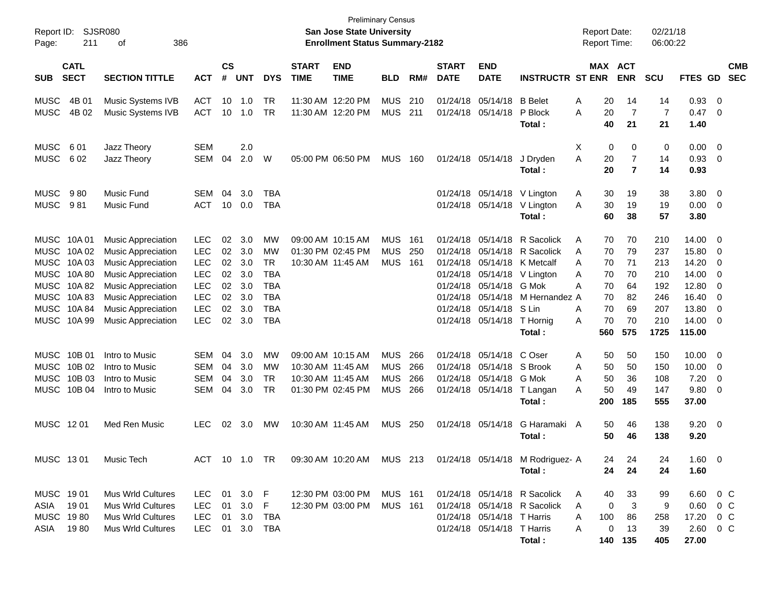Preliminary Census

Report ID: SJSR080

**San Jose State University**

**Enrollment Status Summary-2182**

Report Date: 02/21/18

Report Time: 06:00:22

| SUB | CATL SECT | SECTION TITTLE | ACT | CS # | UNT | DYS | START TIME | END TIME | BLD | RM# | START DATE | END DATE | INSTRUCTR | ST | MAX ENR | ACT ENR | SCU | FTES | GD | CMB SEC |
|---|---|---|---|---|---|---|---|---|---|---|---|---|---|---|---|---|---|---|---|---|
| MUSC | 4B 01 | Music Systems IVB | ACT | 10 | 1.0 | TR | 11:30 AM | 12:20 PM | MUS | 210 | 01/24/18 | 05/14/18 | B Belet | A | 20 | 14 | 14 | 0.93 | 0 | |
| MUSC | 4B 02 | Music Systems IVB | ACT | 10 | 1.0 | TR | 11:30 AM | 12:20 PM | MUS | 211 | 01/24/18 | 05/14/18 | P Block | A | 20 | 7 | 7 | 0.47 | 0 | |
| | | | | | | | | | | | | | **Total :** | | **40** | **21** | **21** | **1.40** | | |
| MUSC | 6 01 | Jazz Theory | SEM | | 2.0 | | | | | | | | | X | 0 | 0 | 0 | 0.00 | 0 | |
| MUSC | 6 02 | Jazz Theory | SEM | 04 | 2.0 | W | 05:00 PM | 06:50 PM | MUS | 160 | 01/24/18 | 05/14/18 | J Dryden | A | 20 | 7 | 14 | 0.93 | 0 | |
| | | | | | | | | | | | | | **Total :** | | **20** | **7** | **14** | **0.93** | | |
| MUSC | 9 80 | Music Fund | SEM | 04 | 3.0 | TBA | | | | | 01/24/18 | 05/14/18 | V Lington | A | 30 | 19 | 38 | 3.80 | 0 | |
| MUSC | 9 81 | Music Fund | ACT | 10 | 0.0 | TBA | | | | | 01/24/18 | 05/14/18 | V Lington | A | 30 | 19 | 19 | 0.00 | 0 | |
| | | | | | | | | | | | | | **Total :** | | **60** | **38** | **57** | **3.80** | | |
| MUSC | 10A 01 | Music Appreciation | LEC | 02 | 3.0 | MW | 09:00 AM | 10:15 AM | MUS | 161 | 01/24/18 | 05/14/18 | R Sacolick | A | 70 | 70 | 210 | 14.00 | 0 | |
| MUSC | 10A 02 | Music Appreciation | LEC | 02 | 3.0 | MW | 01:30 PM | 02:45 PM | MUS | 250 | 01/24/18 | 05/14/18 | R Sacolick | A | 70 | 79 | 237 | 15.80 | 0 | |
| MUSC | 10A 03 | Music Appreciation | LEC | 02 | 3.0 | TR | 10:30 AM | 11:45 AM | MUS | 161 | 01/24/18 | 05/14/18 | K Metcalf | A | 70 | 71 | 213 | 14.20 | 0 | |
| MUSC | 10A 80 | Music Appreciation | LEC | 02 | 3.0 | TBA | | | | | 01/24/18 | 05/14/18 | V Lington | A | 70 | 70 | 210 | 14.00 | 0 | |
| MUSC | 10A 82 | Music Appreciation | LEC | 02 | 3.0 | TBA | | | | | 01/24/18 | 05/14/18 | G Mok | A | 70 | 64 | 192 | 12.80 | 0 | |
| MUSC | 10A 83 | Music Appreciation | LEC | 02 | 3.0 | TBA | | | | | 01/24/18 | 05/14/18 | M Hernandez | A | 70 | 82 | 246 | 16.40 | 0 | |
| MUSC | 10A 84 | Music Appreciation | LEC | 02 | 3.0 | TBA | | | | | 01/24/18 | 05/14/18 | S Lin | A | 70 | 69 | 207 | 13.80 | 0 | |
| MUSC | 10A 99 | Music Appreciation | LEC | 02 | 3.0 | TBA | | | | | 01/24/18 | 05/14/18 | T Hornig | A | 70 | 70 | 210 | 14.00 | 0 | |
| | | | | | | | | | | | | | **Total :** | | **560** | **575** | **1725** | **115.00** | | |
| MUSC | 10B 01 | Intro to Music | SEM | 04 | 3.0 | MW | 09:00 AM | 10:15 AM | MUS | 266 | 01/24/18 | 05/14/18 | C Oser | A | 50 | 50 | 150 | 10.00 | 0 | |
| MUSC | 10B 02 | Intro to Music | SEM | 04 | 3.0 | MW | 10:30 AM | 11:45 AM | MUS | 266 | 01/24/18 | 05/14/18 | S Brook | A | 50 | 50 | 150 | 10.00 | 0 | |
| MUSC | 10B 03 | Intro to Music | SEM | 04 | 3.0 | TR | 10:30 AM | 11:45 AM | MUS | 266 | 01/24/18 | 05/14/18 | G Mok | A | 50 | 36 | 108 | 7.20 | 0 | |
| MUSC | 10B 04 | Intro to Music | SEM | 04 | 3.0 | TR | 01:30 PM | 02:45 PM | MUS | 266 | 01/24/18 | 05/14/18 | T Langan | A | 50 | 49 | 147 | 9.80 | 0 | |
| | | | | | | | | | | | | | **Total :** | | **200** | **185** | **555** | **37.00** | | |
| MUSC | 12 01 | Med Ren Music | LEC | 02 | 3.0 | MW | 10:30 AM | 11:45 AM | MUS | 250 | 01/24/18 | 05/14/18 | G Haramaki | A | 50 | 46 | 138 | 9.20 | 0 | |
| | | | | | | | | | | | | | **Total :** | | **50** | **46** | **138** | **9.20** | | |
| MUSC | 13 01 | Music Tech | ACT | 10 | 1.0 | TR | 09:30 AM | 10:20 AM | MUS | 213 | 01/24/18 | 05/14/18 | M Rodriguez- | A | 24 | 24 | 24 | 1.60 | 0 | |
| | | | | | | | | | | | | | **Total :** | | **24** | **24** | **24** | **1.60** | | |
| MUSC | 19 01 | Mus Wrld Cultures | LEC | 01 | 3.0 | F | 12:30 PM | 03:00 PM | MUS | 161 | 01/24/18 | 05/14/18 | R Sacolick | A | 40 | 33 | 99 | 6.60 | 0 | C |
| ASIA | 19 01 | Mus Wrld Cultures | LEC | 01 | 3.0 | F | 12:30 PM | 03:00 PM | MUS | 161 | 01/24/18 | 05/14/18 | R Sacolick | A | 0 | 3 | 9 | 0.60 | 0 | C |
| MUSC | 19 80 | Mus Wrld Cultures | LEC | 01 | 3.0 | TBA | | | | | 01/24/18 | 05/14/18 | T Harris | A | 100 | 86 | 258 | 17.20 | 0 | C |
| ASIA | 19 80 | Mus Wrld Cultures | LEC | 01 | 3.0 | TBA | | | | | 01/24/18 | 05/14/18 | T Harris | A | 0 | 13 | 39 | 2.60 | 0 | C |
| | | | | | | | | | | | | | **Total :** | | **140** | **135** | **405** | **27.00** | | |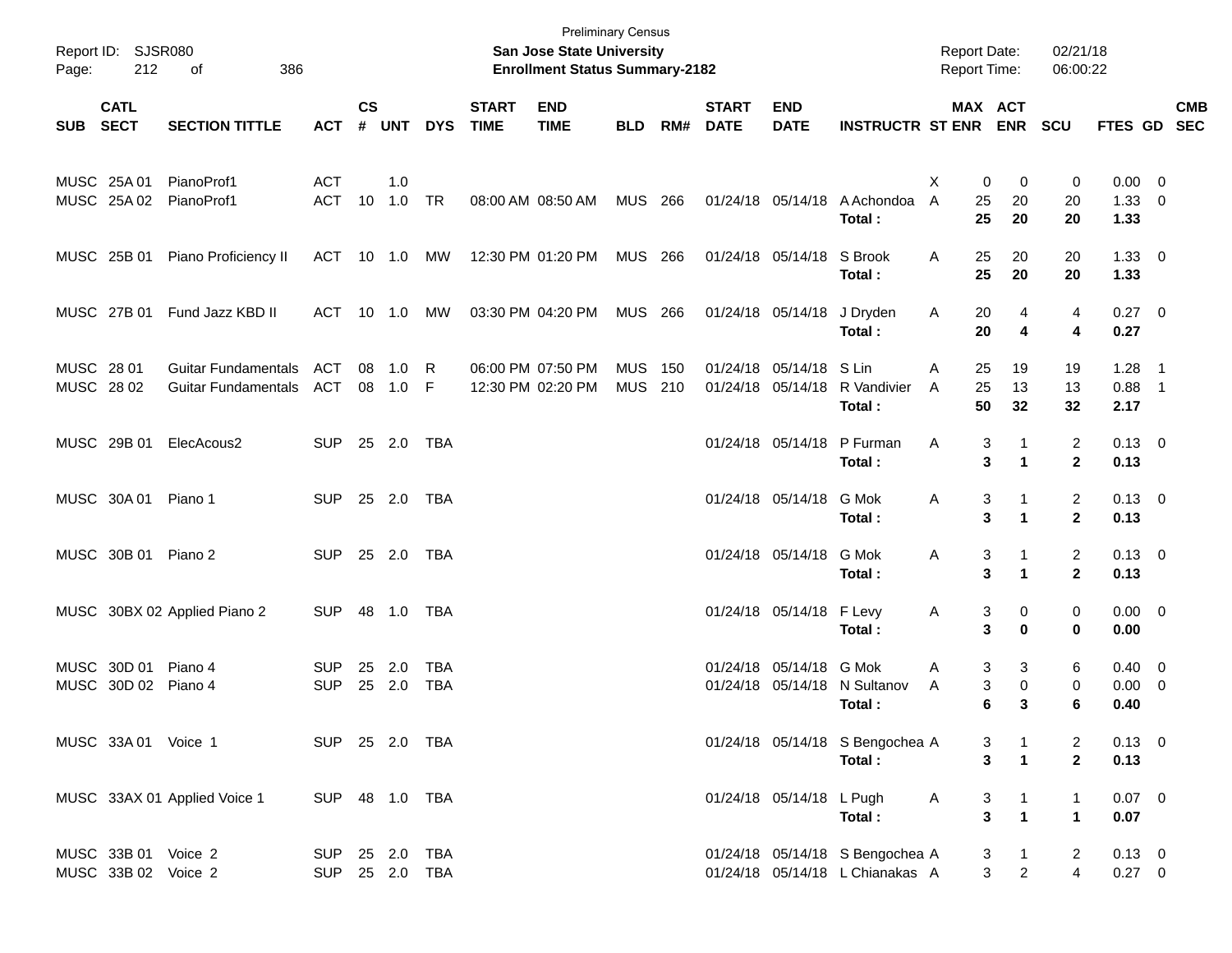Preliminary Census

**San Jose State University**

**Enrollment Status Summary-2182**

Report ID: SJSR080

Report Date: 02/21/18

Report Time: 06:00:22

| SUB | CATL SECT | SECTION TITTLE | ACT | CS # | UNT | DYS | START TIME | END TIME | BLD | RM# | START DATE | END DATE | INSTRUCTR | ST | MAX ENR | ACT ENR | SCU | FTES | GD | CMB SEC |
|---|---|---|---|---|---|---|---|---|---|---|---|---|---|---|---|---|---|---|---|---|
| MUSC | 25A 01 | PianoProf1 | ACT | | 1.0 | | | | | | | | | X | 0 | 0 | 0 | 0.00 | 0 | |
| MUSC | 25A 02 | PianoProf1 | ACT | 10 | 1.0 | TR | 08:00 AM | 08:50 AM | MUS | 266 | 01/24/18 | 05/14/18 | A Achondoa | A | 25 | 20 | 20 | 1.33 | 0 | |
| | | | | | | | | | | | | | **Total :** | | **25** | **20** | **20** | **1.33** | | |
| MUSC | 25B 01 | Piano Proficiency II | ACT | 10 | 1.0 | MW | 12:30 PM | 01:20 PM | MUS | 266 | 01/24/18 | 05/14/18 | S Brook | A | 25 | 20 | 20 | 1.33 | 0 | |
| | | | | | | | | | | | | | **Total :** | | **25** | **20** | **20** | **1.33** | | |
| MUSC | 27B 01 | Fund Jazz KBD II | ACT | 10 | 1.0 | MW | 03:30 PM | 04:20 PM | MUS | 266 | 01/24/18 | 05/14/18 | J Dryden | A | 20 | 4 | 4 | 0.27 | 0 | |
| | | | | | | | | | | | | | **Total :** | | **20** | **4** | **4** | **0.27** | | |
| MUSC | 28 01 | Guitar Fundamentals | ACT | 08 | 1.0 | R | 06:00 PM | 07:50 PM | MUS | 150 | 01/24/18 | 05/14/18 | S Lin | A | 25 | 19 | 19 | 1.28 | 1 | |
| MUSC | 28 02 | Guitar Fundamentals | ACT | 08 | 1.0 | F | 12:30 PM | 02:20 PM | MUS | 210 | 01/24/18 | 05/14/18 | R Vandivier | A | 25 | 13 | 13 | 0.88 | 1 | |
| | | | | | | | | | | | | | **Total :** | | **50** | **32** | **32** | **2.17** | | |
| MUSC | 29B 01 | ElecAcous2 | SUP | 25 | 2.0 | TBA | | | | | 01/24/18 | 05/14/18 | P Furman | A | 3 | 1 | 2 | 0.13 | 0 | |
| | | | | | | | | | | | | | **Total :** | | **3** | **1** | **2** | **0.13** | | |
| MUSC | 30A 01 | Piano 1 | SUP | 25 | 2.0 | TBA | | | | | 01/24/18 | 05/14/18 | G Mok | A | 3 | 1 | 2 | 0.13 | 0 | |
| | | | | | | | | | | | | | **Total :** | | **3** | **1** | **2** | **0.13** | | |
| MUSC | 30B 01 | Piano 2 | SUP | 25 | 2.0 | TBA | | | | | 01/24/18 | 05/14/18 | G Mok | A | 3 | 1 | 2 | 0.13 | 0 | |
| | | | | | | | | | | | | | **Total :** | | **3** | **1** | **2** | **0.13** | | |
| MUSC | 30BX 02 | Applied Piano 2 | SUP | 48 | 1.0 | TBA | | | | | 01/24/18 | 05/14/18 | F Levy | A | 3 | 0 | 0 | 0.00 | 0 | |
| | | | | | | | | | | | | | **Total :** | | **3** | **0** | **0** | **0.00** | | |
| MUSC | 30D 01 | Piano 4 | SUP | 25 | 2.0 | TBA | | | | | 01/24/18 | 05/14/18 | G Mok | A | 3 | 3 | 6 | 0.40 | 0 | |
| MUSC | 30D 02 | Piano 4 | SUP | 25 | 2.0 | TBA | | | | | 01/24/18 | 05/14/18 | N Sultanov | A | 3 | 0 | 0 | 0.00 | 0 | |
| | | | | | | | | | | | | | **Total :** | | **6** | **3** | **6** | **0.40** | | |
| MUSC | 33A 01 | Voice 1 | SUP | 25 | 2.0 | TBA | | | | | 01/24/18 | 05/14/18 | S Bengochea | A | 3 | 1 | 2 | 0.13 | 0 | |
| | | | | | | | | | | | | | **Total :** | | **3** | **1** | **2** | **0.13** | | |
| MUSC | 33AX 01 | Applied Voice 1 | SUP | 48 | 1.0 | TBA | | | | | 01/24/18 | 05/14/18 | L Pugh | A | 3 | 1 | 1 | 0.07 | 0 | |
| | | | | | | | | | | | | | **Total :** | | **3** | **1** | **1** | **0.07** | | |
| MUSC | 33B 01 | Voice 2 | SUP | 25 | 2.0 | TBA | | | | | 01/24/18 | 05/14/18 | S Bengochea | A | 3 | 1 | 2 | 0.13 | 0 | |
| MUSC | 33B 02 | Voice 2 | SUP | 25 | 2.0 | TBA | | | | | 01/24/18 | 05/14/18 | L Chianakas | A | 3 | 2 | 4 | 0.27 | 0 | |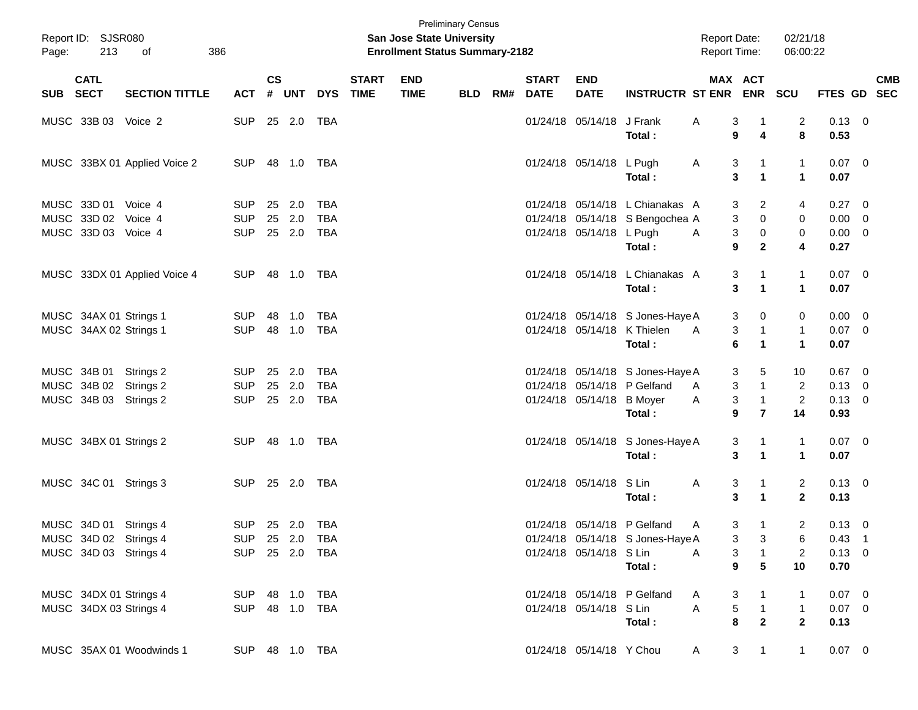| SUB | CATL SECT | SECTION TITTLE | ACT | CS # | UNT | DYS | START TIME | END TIME | BLD | RM# | START DATE | END DATE | INSTRUCTR | ST | MAX ENR | ACT ENR | SCU | FTES | GD | CMB SEC |
|---|---|---|---|---|---|---|---|---|---|---|---|---|---|---|---|---|---|---|---|---|
| MUSC | 33B 03 | Voice 2 | SUP | 25 | 2.0 | TBA | | | | | 01/24/18 | 05/14/18 | J Frank | A | 3 | 1 | 2 | 0.13 | 0 | |
| | | | | | | | | | | | | | **Total :** | | **9** | **4** | **8** | **0.53** | | |
| MUSC | 33BX 01 | Applied Voice 2 | SUP | 48 | 1.0 | TBA | | | | | 01/24/18 | 05/14/18 | L Pugh | A | 3 | 1 | 1 | 0.07 | 0 | |
| | | | | | | | | | | | | | **Total :** | | **3** | **1** | **1** | **0.07** | | |
| MUSC | 33D 01 | Voice 4 | SUP | 25 | 2.0 | TBA | | | | | 01/24/18 | 05/14/18 | L Chianakas | A | 3 | 2 | 4 | 0.27 | 0 | |
| MUSC | 33D 02 | Voice 4 | SUP | 25 | 2.0 | TBA | | | | | 01/24/18 | 05/14/18 | S Bengochea | A | 3 | 0 | 0 | 0.00 | 0 | |
| MUSC | 33D 03 | Voice 4 | SUP | 25 | 2.0 | TBA | | | | | 01/24/18 | 05/14/18 | L Pugh | A | 3 | 0 | 0 | 0.00 | 0 | |
| | | | | | | | | | | | | | **Total :** | | **9** | **2** | **4** | **0.27** | | |
| MUSC | 33DX 01 | Applied Voice 4 | SUP | 48 | 1.0 | TBA | | | | | 01/24/18 | 05/14/18 | L Chianakas | A | 3 | 1 | 1 | 0.07 | 0 | |
| | | | | | | | | | | | | | **Total :** | | **3** | **1** | **1** | **0.07** | | |
| MUSC | 34AX 01 | Strings 1 | SUP | 48 | 1.0 | TBA | | | | | 01/24/18 | 05/14/18 | S Jones-Haye | A | 3 | 0 | 0 | 0.00 | 0 | |
| MUSC | 34AX 02 | Strings 1 | SUP | 48 | 1.0 | TBA | | | | | 01/24/18 | 05/14/18 | K Thielen | A | 3 | 1 | 1 | 0.07 | 0 | |
| | | | | | | | | | | | | | **Total :** | | **6** | **1** | **1** | **0.07** | | |
| MUSC | 34B 01 | Strings 2 | SUP | 25 | 2.0 | TBA | | | | | 01/24/18 | 05/14/18 | S Jones-Haye | A | 3 | 5 | 10 | 0.67 | 0 | |
| MUSC | 34B 02 | Strings 2 | SUP | 25 | 2.0 | TBA | | | | | 01/24/18 | 05/14/18 | P Gelfand | A | 3 | 1 | 2 | 0.13 | 0 | |
| MUSC | 34B 03 | Strings 2 | SUP | 25 | 2.0 | TBA | | | | | 01/24/18 | 05/14/18 | B Moyer | A | 3 | 1 | 2 | 0.13 | 0 | |
| | | | | | | | | | | | | | **Total :** | | **9** | **7** | **14** | **0.93** | | |
| MUSC | 34BX 01 | Strings 2 | SUP | 48 | 1.0 | TBA | | | | | 01/24/18 | 05/14/18 | S Jones-Haye | A | 3 | 1 | 1 | 0.07 | 0 | |
| | | | | | | | | | | | | | **Total :** | | **3** | **1** | **1** | **0.07** | | |
| MUSC | 34C 01 | Strings 3 | SUP | 25 | 2.0 | TBA | | | | | 01/24/18 | 05/14/18 | S Lin | A | 3 | 1 | 2 | 0.13 | 0 | |
| | | | | | | | | | | | | | **Total :** | | **3** | **1** | **2** | **0.13** | | |
| MUSC | 34D 01 | Strings 4 | SUP | 25 | 2.0 | TBA | | | | | 01/24/18 | 05/14/18 | P Gelfand | A | 3 | 1 | 2 | 0.13 | 0 | |
| MUSC | 34D 02 | Strings 4 | SUP | 25 | 2.0 | TBA | | | | | 01/24/18 | 05/14/18 | S Jones-Haye | A | 3 | 3 | 6 | 0.43 | 1 | |
| MUSC | 34D 03 | Strings 4 | SUP | 25 | 2.0 | TBA | | | | | 01/24/18 | 05/14/18 | S Lin | A | 3 | 1 | 2 | 0.13 | 0 | |
| | | | | | | | | | | | | | **Total :** | | **9** | **5** | **10** | **0.70** | | |
| MUSC | 34DX 01 | Strings 4 | SUP | 48 | 1.0 | TBA | | | | | 01/24/18 | 05/14/18 | P Gelfand | A | 3 | 1 | 1 | 0.07 | 0 | |
| MUSC | 34DX 03 | Strings 4 | SUP | 48 | 1.0 | TBA | | | | | 01/24/18 | 05/14/18 | S Lin | A | 5 | 1 | 1 | 0.07 | 0 | |
| | | | | | | | | | | | | | **Total :** | | **8** | **2** | **2** | **0.13** | | |
| MUSC | 35AX 01 | Woodwinds 1 | SUP | 48 | 1.0 | TBA | | | | | 01/24/18 | 05/14/18 | Y Chou | A | 3 | 1 | 1 | 0.07 | 0 | |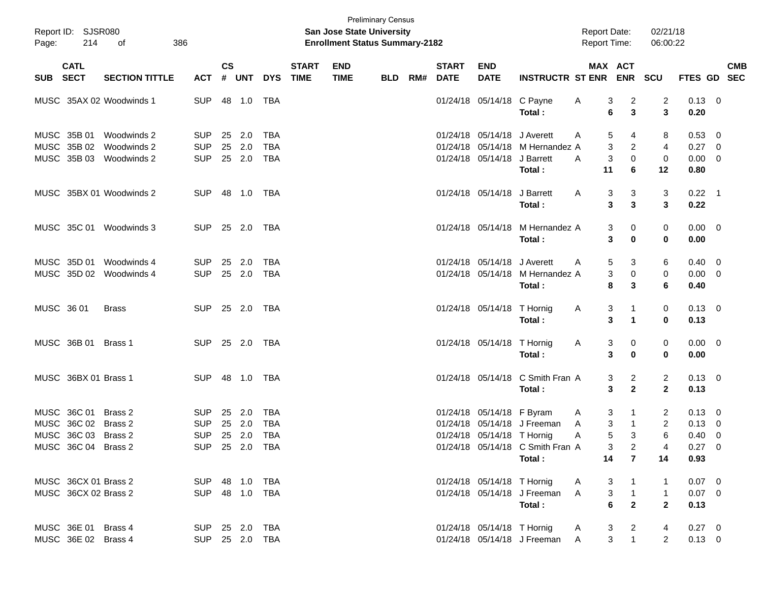Preliminary Census
**San Jose State University**
**Enrollment Status Summary-2182**

Report ID: SJSR080
Report Date: 02/21/18
Report Time: 06:00:22

| SUB | CATL SECT | SECTION TITTLE | ACT | CS # | UNT | DYS | START TIME | END TIME | BLD | RM# | START DATE | END DATE | INSTRUCTR | ST | MAX ENR | ACT ENR | SCU | FTES | GD | CMB SEC |
|---|---|---|---|---|---|---|---|---|---|---|---|---|---|---|---|---|---|---|---|---|
| MUSC | 35AX 02 | Woodwinds 1 | SUP | 48 | 1.0 | TBA | | | | | 01/24/18 | 05/14/18 | C Payne | A | 3 | 2 | 2 | 0.13 | 0 | |
| | | | | | | | | | | | | | **Total :** | | **6** | **3** | **3** | **0.20** | | |
| MUSC | 35B 01 | Woodwinds 2 | SUP | 25 | 2.0 | TBA | | | | | 01/24/18 | 05/14/18 | J Averett | A | 5 | 4 | 8 | 0.53 | 0 | |
| MUSC | 35B 02 | Woodwinds 2 | SUP | 25 | 2.0 | TBA | | | | | 01/24/18 | 05/14/18 | M Hernandez | A | 3 | 2 | 4 | 0.27 | 0 | |
| MUSC | 35B 03 | Woodwinds 2 | SUP | 25 | 2.0 | TBA | | | | | 01/24/18 | 05/14/18 | J Barrett | A | 3 | 0 | 0 | 0.00 | 0 | |
| | | | | | | | | | | | | | **Total :** | | **11** | **6** | **12** | **0.80** | | |
| MUSC | 35BX 01 | Woodwinds 2 | SUP | 48 | 1.0 | TBA | | | | | 01/24/18 | 05/14/18 | J Barrett | A | 3 | 3 | 3 | 0.22 | 1 | |
| | | | | | | | | | | | | | **Total :** | | **3** | **3** | **3** | **0.22** | | |
| MUSC | 35C 01 | Woodwinds 3 | SUP | 25 | 2.0 | TBA | | | | | 01/24/18 | 05/14/18 | M Hernandez | A | 3 | 0 | 0 | 0.00 | 0 | |
| | | | | | | | | | | | | | **Total :** | | **3** | **0** | **0** | **0.00** | | |
| MUSC | 35D 01 | Woodwinds 4 | SUP | 25 | 2.0 | TBA | | | | | 01/24/18 | 05/14/18 | J Averett | A | 5 | 3 | 6 | 0.40 | 0 | |
| MUSC | 35D 02 | Woodwinds 4 | SUP | 25 | 2.0 | TBA | | | | | 01/24/18 | 05/14/18 | M Hernandez | A | 3 | 0 | 0 | 0.00 | 0 | |
| | | | | | | | | | | | | | **Total :** | | **8** | **3** | **6** | **0.40** | | |
| MUSC | 36 01 | Brass | SUP | 25 | 2.0 | TBA | | | | | 01/24/18 | 05/14/18 | T Hornig | A | 3 | 1 | 0 | 0.13 | 0 | |
| | | | | | | | | | | | | | **Total :** | | **3** | **1** | **0** | **0.13** | | |
| MUSC | 36B 01 | Brass 1 | SUP | 25 | 2.0 | TBA | | | | | 01/24/18 | 05/14/18 | T Hornig | A | 3 | 0 | 0 | 0.00 | 0 | |
| | | | | | | | | | | | | | **Total :** | | **3** | **0** | **0** | **0.00** | | |
| MUSC | 36BX 01 | Brass 1 | SUP | 48 | 1.0 | TBA | | | | | 01/24/18 | 05/14/18 | C Smith Fran | A | 3 | 2 | 2 | 0.13 | 0 | |
| | | | | | | | | | | | | | **Total :** | | **3** | **2** | **2** | **0.13** | | |
| MUSC | 36C 01 | Brass 2 | SUP | 25 | 2.0 | TBA | | | | | 01/24/18 | 05/14/18 | F Byram | A | 3 | 1 | 2 | 0.13 | 0 | |
| MUSC | 36C 02 | Brass 2 | SUP | 25 | 2.0 | TBA | | | | | 01/24/18 | 05/14/18 | J Freeman | A | 3 | 1 | 2 | 0.13 | 0 | |
| MUSC | 36C 03 | Brass 2 | SUP | 25 | 2.0 | TBA | | | | | 01/24/18 | 05/14/18 | T Hornig | A | 5 | 3 | 6 | 0.40 | 0 | |
| MUSC | 36C 04 | Brass 2 | SUP | 25 | 2.0 | TBA | | | | | 01/24/18 | 05/14/18 | C Smith Fran | A | 3 | 2 | 4 | 0.27 | 0 | |
| | | | | | | | | | | | | | **Total :** | | **14** | **7** | **14** | **0.93** | | |
| MUSC | 36CX 01 | Brass 2 | SUP | 48 | 1.0 | TBA | | | | | 01/24/18 | 05/14/18 | T Hornig | A | 3 | 1 | 1 | 0.07 | 0 | |
| MUSC | 36CX 02 | Brass 2 | SUP | 48 | 1.0 | TBA | | | | | 01/24/18 | 05/14/18 | J Freeman | A | 3 | 1 | 1 | 0.07 | 0 | |
| | | | | | | | | | | | | | **Total :** | | **6** | **2** | **2** | **0.13** | | |
| MUSC | 36E 01 | Brass 4 | SUP | 25 | 2.0 | TBA | | | | | 01/24/18 | 05/14/18 | T Hornig | A | 3 | 2 | 4 | 0.27 | 0 | |
| MUSC | 36E 02 | Brass 4 | SUP | 25 | 2.0 | TBA | | | | | 01/24/18 | 05/14/18 | J Freeman | A | 3 | 1 | 2 | 0.13 | 0 | |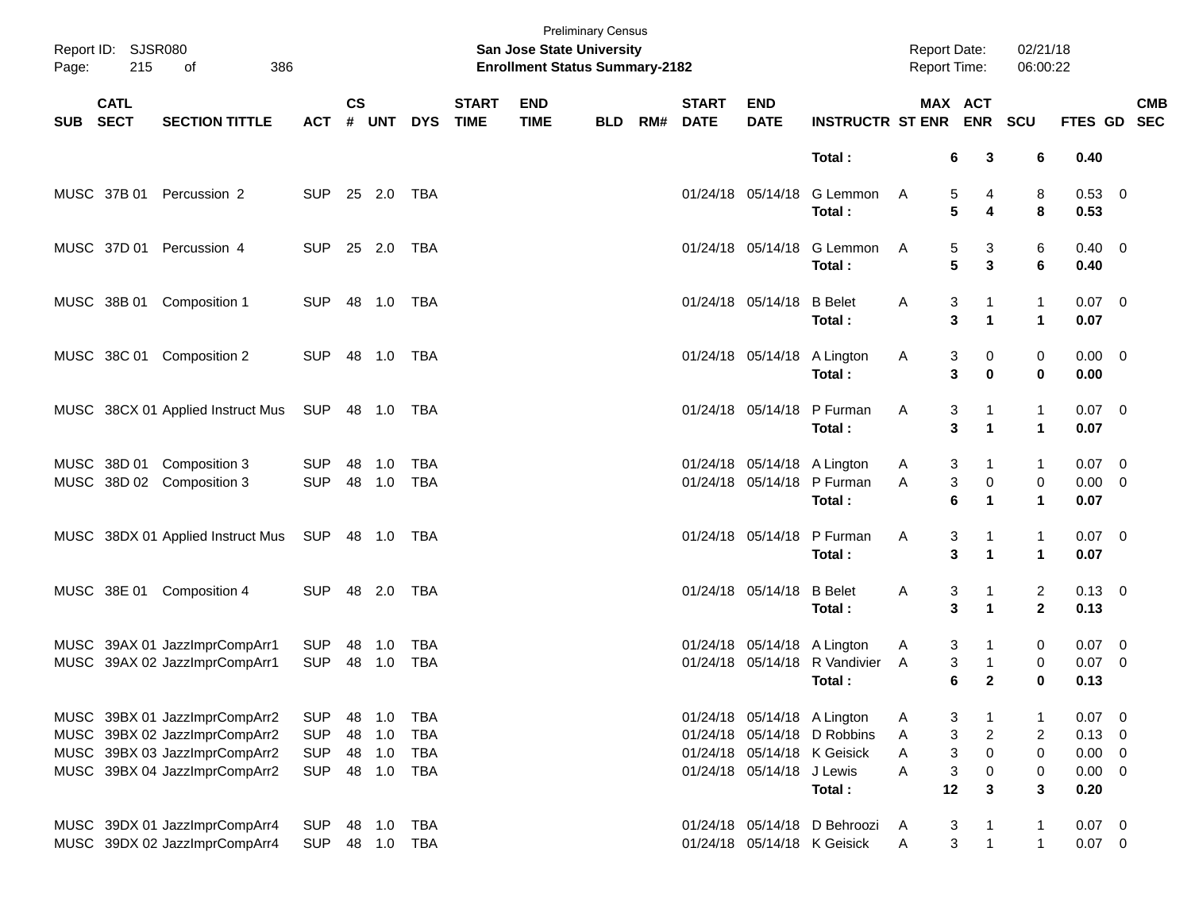| SUB | CATL SECT | SECTION TITTLE | ACT | CS # | UNT | DYS | START TIME | END TIME | BLD | RM# | START DATE | END DATE | INSTRUCTR | ST | MAX ENR | ACT ENR | SCU | FTES | GD | CMB SEC |
|---|---|---|---|---|---|---|---|---|---|---|---|---|---|---|---|---|---|---|---|---|
| | | | | | | | | | | | | | **Total :** | | **6** | **3** | **6** | **0.40** | | |
| MUSC | 37B 01 | Percussion 2 | SUP | 25 | 2.0 | TBA | | | | | 01/24/18 | 05/14/18 | G Lemmon | A | 5 | 4 | 8 | 0.53 | 0 | |
| | | | | | | | | | | | | | **Total :** | | **5** | **4** | **8** | **0.53** | | |
| MUSC | 37D 01 | Percussion 4 | SUP | 25 | 2.0 | TBA | | | | | 01/24/18 | 05/14/18 | G Lemmon | A | 5 | 3 | 6 | 0.40 | 0 | |
| | | | | | | | | | | | | | **Total :** | | **5** | **3** | **6** | **0.40** | | |
| MUSC | 38B 01 | Composition 1 | SUP | 48 | 1.0 | TBA | | | | | 01/24/18 | 05/14/18 | B Belet | A | 3 | 1 | 1 | 0.07 | 0 | |
| | | | | | | | | | | | | | **Total :** | | **3** | **1** | **1** | **0.07** | | |
| MUSC | 38C 01 | Composition 2 | SUP | 48 | 1.0 | TBA | | | | | 01/24/18 | 05/14/18 | A Lington | A | 3 | 0 | 0 | 0.00 | 0 | |
| | | | | | | | | | | | | | **Total :** | | **3** | **0** | **0** | **0.00** | | |
| MUSC | 38CX 01 | Applied Instruct Mus | SUP | 48 | 1.0 | TBA | | | | | 01/24/18 | 05/14/18 | P Furman | A | 3 | 1 | 1 | 0.07 | 0 | |
| | | | | | | | | | | | | | **Total :** | | **3** | **1** | **1** | **0.07** | | |
| MUSC | 38D 01 | Composition 3 | SUP | 48 | 1.0 | TBA | | | | | 01/24/18 | 05/14/18 | A Lington | A | 3 | 1 | 1 | 0.07 | 0 | |
| MUSC | 38D 02 | Composition 3 | SUP | 48 | 1.0 | TBA | | | | | 01/24/18 | 05/14/18 | P Furman | A | 3 | 0 | 0 | 0.00 | 0 | |
| | | | | | | | | | | | | | **Total :** | | **6** | **1** | **1** | **0.07** | | |
| MUSC | 38DX 01 | Applied Instruct Mus | SUP | 48 | 1.0 | TBA | | | | | 01/24/18 | 05/14/18 | P Furman | A | 3 | 1 | 1 | 0.07 | 0 | |
| | | | | | | | | | | | | | **Total :** | | **3** | **1** | **1** | **0.07** | | |
| MUSC | 38E 01 | Composition 4 | SUP | 48 | 2.0 | TBA | | | | | 01/24/18 | 05/14/18 | B Belet | A | 3 | 1 | 2 | 0.13 | 0 | |
| | | | | | | | | | | | | | **Total :** | | **3** | **1** | **2** | **0.13** | | |
| MUSC | 39AX 01 | JazzImprCompArr1 | SUP | 48 | 1.0 | TBA | | | | | 01/24/18 | 05/14/18 | A Lington | A | 3 | 1 | 0 | 0.07 | 0 | |
| MUSC | 39AX 02 | JazzImprCompArr1 | SUP | 48 | 1.0 | TBA | | | | | 01/24/18 | 05/14/18 | R Vandivier | A | 3 | 1 | 0 | 0.07 | 0 | |
| | | | | | | | | | | | | | **Total :** | | **6** | **2** | **0** | **0.13** | | |
| MUSC | 39BX 01 | JazzImprCompArr2 | SUP | 48 | 1.0 | TBA | | | | | 01/24/18 | 05/14/18 | A Lington | A | 3 | 1 | 1 | 0.07 | 0 | |
| MUSC | 39BX 02 | JazzImprCompArr2 | SUP | 48 | 1.0 | TBA | | | | | 01/24/18 | 05/14/18 | D Robbins | A | 3 | 2 | 2 | 0.13 | 0 | |
| MUSC | 39BX 03 | JazzImprCompArr2 | SUP | 48 | 1.0 | TBA | | | | | 01/24/18 | 05/14/18 | K Geisick | A | 3 | 0 | 0 | 0.00 | 0 | |
| MUSC | 39BX 04 | JazzImprCompArr2 | SUP | 48 | 1.0 | TBA | | | | | 01/24/18 | 05/14/18 | J Lewis | A | 3 | 0 | 0 | 0.00 | 0 | |
| | | | | | | | | | | | | | **Total :** | | **12** | **3** | **3** | **0.20** | | |
| MUSC | 39DX 01 | JazzImprCompArr4 | SUP | 48 | 1.0 | TBA | | | | | 01/24/18 | 05/14/18 | D Behroozi | A | 3 | 1 | 1 | 0.07 | 0 | |
| MUSC | 39DX 02 | JazzImprCompArr4 | SUP | 48 | 1.0 | TBA | | | | | 01/24/18 | 05/14/18 | K Geisick | A | 3 | 1 | 1 | 0.07 | 0 | |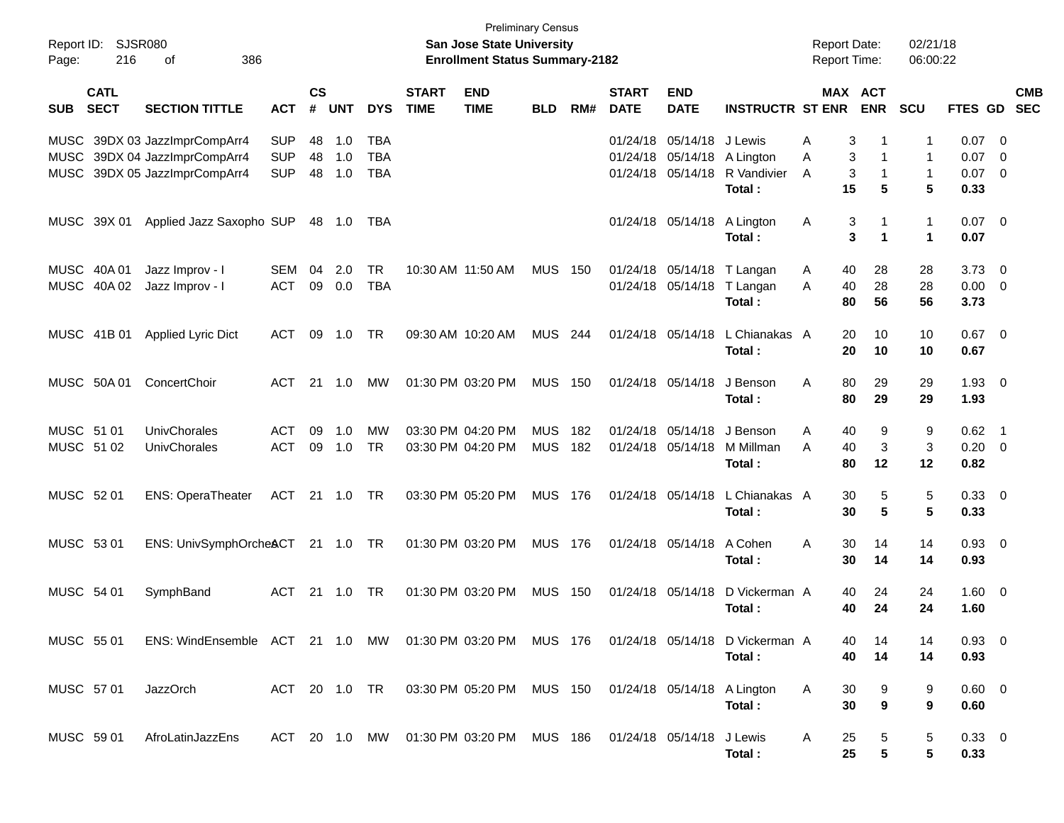Preliminary Census

Report ID: SJSR080 | **San Jose State University** | Report Date: 02/21/18

Page: 216 of 386 | **Enrollment Status Summary-2182** | Report Time: 06:00:22

| SUB | CATL SECT | SECTION TITTLE | ACT | CS # | UNT | DYS | START TIME | END TIME | BLD | RM# | START DATE | END DATE | INSTRUCTR | ST | MAX ENR | ACT ENR | SCU | FTES | GD | CMB SEC |
|---|---|---|---|---|---|---|---|---|---|---|---|---|---|---|---|---|---|---|---|---|
| MUSC | 39DX 03 | JazzImprCompArr4 | SUP | 48 | 1.0 | TBA | | | | | 01/24/18 | 05/14/18 | J Lewis | A | 3 | 1 | 1 | 0.07 | 0 | |
| MUSC | 39DX 04 | JazzImprCompArr4 | SUP | 48 | 1.0 | TBA | | | | | 01/24/18 | 05/14/18 | A Lington | A | 3 | 1 | 1 | 0.07 | 0 | |
| MUSC | 39DX 05 | JazzImprCompArr4 | SUP | 48 | 1.0 | TBA | | | | | 01/24/18 | 05/14/18 | R Vandivier | A | 3 | 1 | 1 | 0.07 | 0 | |
| | | | | | | | | | | | | | **Total :** | | **15** | **5** | **5** | **0.33** | | |
| MUSC | 39X 01 | Applied Jazz Saxopho | SUP | 48 | 1.0 | TBA | | | | | 01/24/18 | 05/14/18 | A Lington | A | 3 | 1 | 1 | 0.07 | 0 | |
| | | | | | | | | | | | | | **Total :** | | **3** | **1** | **1** | **0.07** | | |
| MUSC | 40A 01 | Jazz Improv - I | SEM | 04 | 2.0 | TR | 10:30 AM | 11:50 AM | MUS | 150 | 01/24/18 | 05/14/18 | T Langan | A | 40 | 28 | 28 | 3.73 | 0 | |
| MUSC | 40A 02 | Jazz Improv - I | ACT | 09 | 0.0 | TBA | | | | | 01/24/18 | 05/14/18 | T Langan | A | 40 | 28 | 28 | 0.00 | 0 | |
| | | | | | | | | | | | | | **Total :** | | **80** | **56** | **56** | **3.73** | | |
| MUSC | 41B 01 | Applied Lyric Dict | ACT | 09 | 1.0 | TR | 09:30 AM | 10:20 AM | MUS | 244 | 01/24/18 | 05/14/18 | L Chianakas | A | 20 | 10 | 10 | 0.67 | 0 | |
| | | | | | | | | | | | | | **Total :** | | **20** | **10** | **10** | **0.67** | | |
| MUSC | 50A 01 | ConcertChoir | ACT | 21 | 1.0 | MW | 01:30 PM | 03:20 PM | MUS | 150 | 01/24/18 | 05/14/18 | J Benson | A | 80 | 29 | 29 | 1.93 | 0 | |
| | | | | | | | | | | | | | **Total :** | | **80** | **29** | **29** | **1.93** | | |
| MUSC | 51 01 | UnivChorales | ACT | 09 | 1.0 | MW | 03:30 PM | 04:20 PM | MUS | 182 | 01/24/18 | 05/14/18 | J Benson | A | 40 | 9 | 9 | 0.62 | 1 | |
| MUSC | 51 02 | UnivChorales | ACT | 09 | 1.0 | TR | 03:30 PM | 04:20 PM | MUS | 182 | 01/24/18 | 05/14/18 | M Millman | A | 40 | 3 | 3 | 0.20 | 0 | |
| | | | | | | | | | | | | | **Total :** | | **80** | **12** | **12** | **0.82** | | |
| MUSC | 52 01 | ENS: OperaTheater | ACT | 21 | 1.0 | TR | 03:30 PM | 05:20 PM | MUS | 176 | 01/24/18 | 05/14/18 | L Chianakas | A | 30 | 5 | 5 | 0.33 | 0 | |
| | | | | | | | | | | | | | **Total :** | | **30** | **5** | **5** | **0.33** | | |
| MUSC | 53 01 | ENS: UnivSymphOrches | ACT | 21 | 1.0 | TR | 01:30 PM | 03:20 PM | MUS | 176 | 01/24/18 | 05/14/18 | A Cohen | A | 30 | 14 | 14 | 0.93 | 0 | |
| | | | | | | | | | | | | | **Total :** | | **30** | **14** | **14** | **0.93** | | |
| MUSC | 54 01 | SymphBand | ACT | 21 | 1.0 | TR | 01:30 PM | 03:20 PM | MUS | 150 | 01/24/18 | 05/14/18 | D Vickerman | A | 40 | 24 | 24 | 1.60 | 0 | |
| | | | | | | | | | | | | | **Total :** | | **40** | **24** | **24** | **1.60** | | |
| MUSC | 55 01 | ENS: WindEnsemble | ACT | 21 | 1.0 | MW | 01:30 PM | 03:20 PM | MUS | 176 | 01/24/18 | 05/14/18 | D Vickerman | A | 40 | 14 | 14 | 0.93 | 0 | |
| | | | | | | | | | | | | | **Total :** | | **40** | **14** | **14** | **0.93** | | |
| MUSC | 57 01 | JazzOrch | ACT | 20 | 1.0 | TR | 03:30 PM | 05:20 PM | MUS | 150 | 01/24/18 | 05/14/18 | A Lington | A | 30 | 9 | 9 | 0.60 | 0 | |
| | | | | | | | | | | | | | **Total :** | | **30** | **9** | **9** | **0.60** | | |
| MUSC | 59 01 | AfroLatinJazzEns | ACT | 20 | 1.0 | MW | 01:30 PM | 03:20 PM | MUS | 186 | 01/24/18 | 05/14/18 | J Lewis | A | 25 | 5 | 5 | 0.33 | 0 | |
| | | | | | | | | | | | | | **Total :** | | **25** | **5** | **5** | **0.33** | | |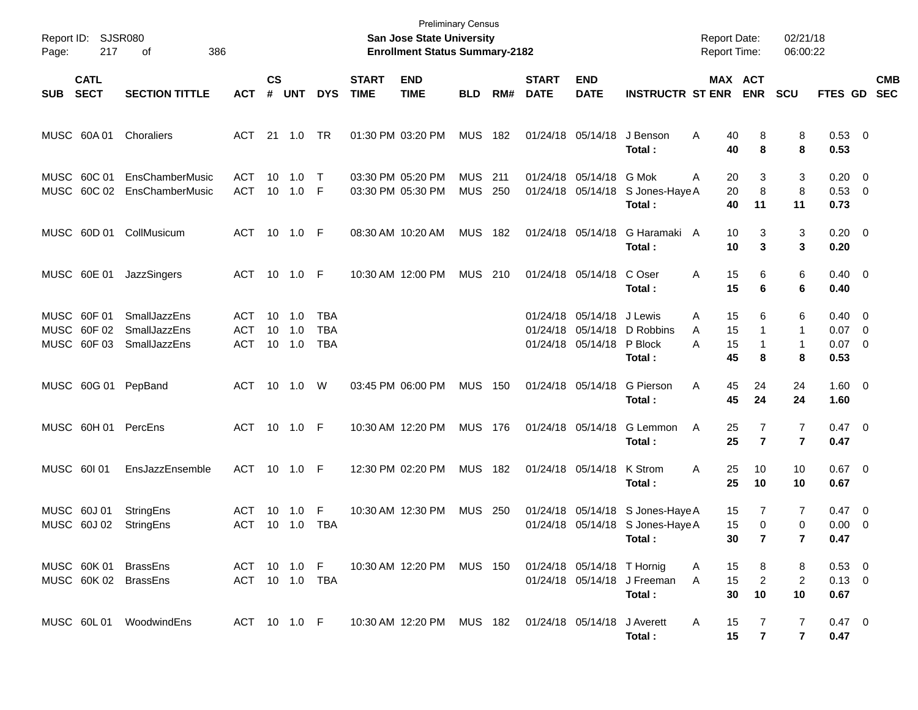Preliminary Census

**San Jose State University**

**Enrollment Status Summary-2182**

Report ID: SJSR080

Report Date: 02/21/18

Report Time: 06:00:22

| SUB | CATL SECT | SECTION TITTLE | ACT | CS # | UNT | DYS | START TIME | END TIME | BLD | RM# | START DATE | END DATE | INSTRUCTR | ST | MAX ENR | ACT ENR | SCU | FTES | GD | CMB SEC |
|---|---|---|---|---|---|---|---|---|---|---|---|---|---|---|---|---|---|---|---|---|
| MUSC | 60A 01 | Choraliers | ACT | 21 | 1.0 | TR | 01:30 PM | 03:20 PM | MUS | 182 | 01/24/18 | 05/14/18 | J Benson | A | 40 | 8 | 8 | 0.53 | 0 | |
| | | | | | | | | | | | | | **Total :** | | **40** | **8** | **8** | **0.53** | | |
| MUSC | 60C 01 | EnsChamberMusic | ACT | 10 | 1.0 | T | 03:30 PM | 05:20 PM | MUS | 211 | 01/24/18 | 05/14/18 | G Mok | A | 20 | 3 | 3 | 0.20 | 0 | |
| MUSC | 60C 02 | EnsChamberMusic | ACT | 10 | 1.0 | F | 03:30 PM | 05:30 PM | MUS | 250 | 01/24/18 | 05/14/18 | S Jones-Haye | A | 20 | 8 | 8 | 0.53 | 0 | |
| | | | | | | | | | | | | | **Total :** | | **40** | **11** | **11** | **0.73** | | |
| MUSC | 60D 01 | CollMusicum | ACT | 10 | 1.0 | F | 08:30 AM | 10:20 AM | MUS | 182 | 01/24/18 | 05/14/18 | G Haramaki | A | 10 | 3 | 3 | 0.20 | 0 | |
| | | | | | | | | | | | | | **Total :** | | **10** | **3** | **3** | **0.20** | | |
| MUSC | 60E 01 | JazzSingers | ACT | 10 | 1.0 | F | 10:30 AM | 12:00 PM | MUS | 210 | 01/24/18 | 05/14/18 | C Oser | A | 15 | 6 | 6 | 0.40 | 0 | |
| | | | | | | | | | | | | | **Total :** | | **15** | **6** | **6** | **0.40** | | |
| MUSC | 60F 01 | SmallJazzEns | ACT | 10 | 1.0 | TBA | | | | | 01/24/18 | 05/14/18 | J Lewis | A | 15 | 6 | 6 | 0.40 | 0 | |
| MUSC | 60F 02 | SmallJazzEns | ACT | 10 | 1.0 | TBA | | | | | 01/24/18 | 05/14/18 | D Robbins | A | 15 | 1 | 1 | 0.07 | 0 | |
| MUSC | 60F 03 | SmallJazzEns | ACT | 10 | 1.0 | TBA | | | | | 01/24/18 | 05/14/18 | P Block | A | 15 | 1 | 1 | 0.07 | 0 | |
| | | | | | | | | | | | | | **Total :** | | **45** | **8** | **8** | **0.53** | | |
| MUSC | 60G 01 | PepBand | ACT | 10 | 1.0 | W | 03:45 PM | 06:00 PM | MUS | 150 | 01/24/18 | 05/14/18 | G Pierson | A | 45 | 24 | 24 | 1.60 | 0 | |
| | | | | | | | | | | | | | **Total :** | | **45** | **24** | **24** | **1.60** | | |
| MUSC | 60H 01 | PercEns | ACT | 10 | 1.0 | F | 10:30 AM | 12:20 PM | MUS | 176 | 01/24/18 | 05/14/18 | G Lemmon | A | 25 | 7 | 7 | 0.47 | 0 | |
| | | | | | | | | | | | | | **Total :** | | **25** | **7** | **7** | **0.47** | | |
| MUSC | 60I 01 | EnsJazzEnsemble | ACT | 10 | 1.0 | F | 12:30 PM | 02:20 PM | MUS | 182 | 01/24/18 | 05/14/18 | K Strom | A | 25 | 10 | 10 | 0.67 | 0 | |
| | | | | | | | | | | | | | **Total :** | | **25** | **10** | **10** | **0.67** | | |
| MUSC | 60J 01 | StringEns | ACT | 10 | 1.0 | F | 10:30 AM | 12:30 PM | MUS | 250 | 01/24/18 | 05/14/18 | S Jones-Haye | A | 15 | 7 | 7 | 0.47 | 0 | |
| MUSC | 60J 02 | StringEns | ACT | 10 | 1.0 | TBA | | | | | 01/24/18 | 05/14/18 | S Jones-Haye | A | 15 | 0 | 0 | 0.00 | 0 | |
| | | | | | | | | | | | | | **Total :** | | **30** | **7** | **7** | **0.47** | | |
| MUSC | 60K 01 | BrassEns | ACT | 10 | 1.0 | F | 10:30 AM | 12:20 PM | MUS | 150 | 01/24/18 | 05/14/18 | T Hornig | A | 15 | 8 | 8 | 0.53 | 0 | |
| MUSC | 60K 02 | BrassEns | ACT | 10 | 1.0 | TBA | | | | | 01/24/18 | 05/14/18 | J Freeman | A | 15 | 2 | 2 | 0.13 | 0 | |
| | | | | | | | | | | | | | **Total :** | | **30** | **10** | **10** | **0.67** | | |
| MUSC | 60L 01 | WoodwindEns | ACT | 10 | 1.0 | F | 10:30 AM | 12:20 PM | MUS | 182 | 01/24/18 | 05/14/18 | J Averett | A | 15 | 7 | 7 | 0.47 | 0 | |
| | | | | | | | | | | | | | **Total :** | | **15** | **7** | **7** | **0.47** | | |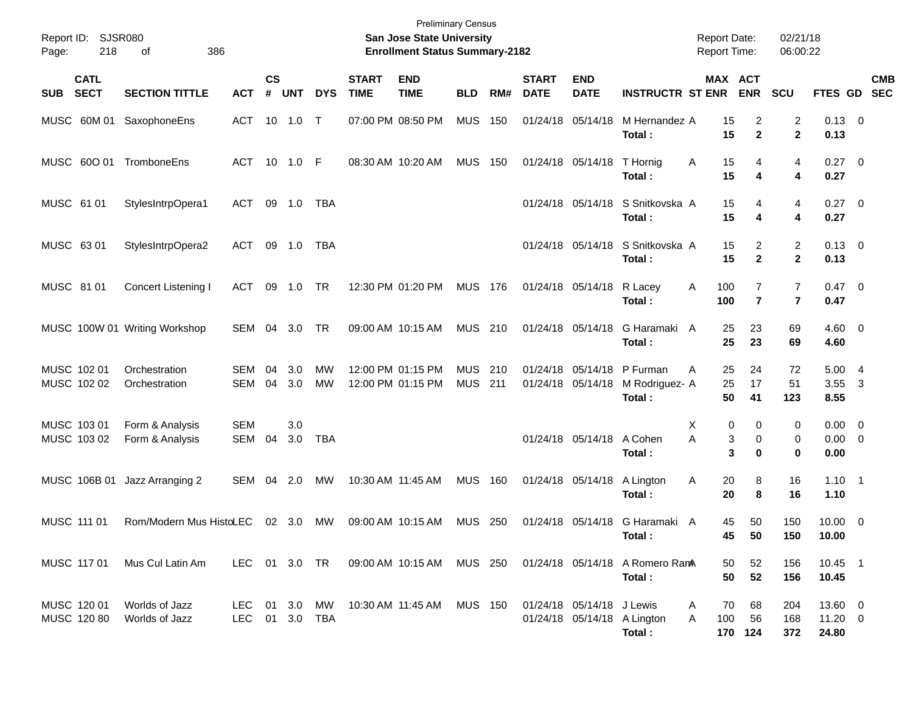Preliminary Census

**San Jose State University**

**Enrollment Status Summary-2182**

Report ID: SJSR080

Report Date: 02/21/18

Report Time: 06:00:22

| SUB | CATL SECT | SECTION TITTLE | ACT | CS # | UNT | DYS | START TIME | END TIME | BLD | RM# | START DATE | END DATE | INSTRUCTR | ST | MAX ENR | ACT ENR | SCU | FTES | GD | CMB SEC |
|---|---|---|---|---|---|---|---|---|---|---|---|---|---|---|---|---|---|---|---|---|
| MUSC | 60M 01 | SaxophoneEns | ACT | 10 | 1.0 | T | 07:00 PM | 08:50 PM | MUS | 150 | 01/24/18 | 05/14/18 | M Hernandez | A | 15 | 2 | 2 | 0.13 | 0 | |
| | | | | | | | | | | | | | **Total :** | | **15** | **2** | **2** | **0.13** | | |
| MUSC | 60O 01 | TromboneEns | ACT | 10 | 1.0 | F | 08:30 AM | 10:20 AM | MUS | 150 | 01/24/18 | 05/14/18 | T Hornig | A | 15 | 4 | 4 | 0.27 | 0 | |
| | | | | | | | | | | | | | **Total :** | | **15** | **4** | **4** | **0.27** | | |
| MUSC | 61 01 | StylesIntrpOpera1 | ACT | 09 | 1.0 | TBA | | | | | 01/24/18 | 05/14/18 | S Snitkovska | A | 15 | 4 | 4 | 0.27 | 0 | |
| | | | | | | | | | | | | | **Total :** | | **15** | **4** | **4** | **0.27** | | |
| MUSC | 63 01 | StylesIntrpOpera2 | ACT | 09 | 1.0 | TBA | | | | | 01/24/18 | 05/14/18 | S Snitkovska | A | 15 | 2 | 2 | 0.13 | 0 | |
| | | | | | | | | | | | | | **Total :** | | **15** | **2** | **2** | **0.13** | | |
| MUSC | 81 01 | Concert Listening I | ACT | 09 | 1.0 | TR | 12:30 PM | 01:20 PM | MUS | 176 | 01/24/18 | 05/14/18 | R Lacey | A | 100 | 7 | 7 | 0.47 | 0 | |
| | | | | | | | | | | | | | **Total :** | | **100** | **7** | **7** | **0.47** | | |
| MUSC | 100W 01 | Writing Workshop | SEM | 04 | 3.0 | TR | 09:00 AM | 10:15 AM | MUS | 210 | 01/24/18 | 05/14/18 | G Haramaki | A | 25 | 23 | 69 | 4.60 | 0 | |
| | | | | | | | | | | | | | **Total :** | | **25** | **23** | **69** | **4.60** | | |
| MUSC | 102 01 | Orchestration | SEM | 04 | 3.0 | MW | 12:00 PM | 01:15 PM | MUS | 210 | 01/24/18 | 05/14/18 | P Furman | A | 25 | 24 | 72 | 5.00 | 4 | |
| MUSC | 102 02 | Orchestration | SEM | 04 | 3.0 | MW | 12:00 PM | 01:15 PM | MUS | 211 | 01/24/18 | 05/14/18 | M Rodriguez- | A | 25 | 17 | 51 | 3.55 | 3 | |
| | | | | | | | | | | | | | **Total :** | | **50** | **41** | **123** | **8.55** | | |
| MUSC | 103 01 | Form & Analysis | SEM | | 3.0 | | | | | | | | | X | 0 | 0 | 0 | 0.00 | 0 | |
| MUSC | 103 02 | Form & Analysis | SEM | 04 | 3.0 | TBA | | | | | 01/24/18 | 05/14/18 | A Cohen | A | 3 | 0 | 0 | 0.00 | 0 | |
| | | | | | | | | | | | | | **Total :** | | **3** | **0** | **0** | **0.00** | | |
| MUSC | 106B 01 | Jazz Arranging 2 | SEM | 04 | 2.0 | MW | 10:30 AM | 11:45 AM | MUS | 160 | 01/24/18 | 05/14/18 | A Lington | A | 20 | 8 | 16 | 1.10 | 1 | |
| | | | | | | | | | | | | | **Total :** | | **20** | **8** | **16** | **1.10** | | |
| MUSC | 111 01 | Rom/Modern Mus Histo | LEC | 02 | 3.0 | MW | 09:00 AM | 10:15 AM | MUS | 250 | 01/24/18 | 05/14/18 | G Haramaki | A | 45 | 50 | 150 | 10.00 | 0 | |
| | | | | | | | | | | | | | **Total :** | | **45** | **50** | **150** | **10.00** | | |
| MUSC | 117 01 | Mus Cul Latin Am | LEC | 01 | 3.0 | TR | 09:00 AM | 10:15 AM | MUS | 250 | 01/24/18 | 05/14/18 | A Romero Ram | A | 50 | 52 | 156 | 10.45 | 1 | |
| | | | | | | | | | | | | | **Total :** | | **50** | **52** | **156** | **10.45** | | |
| MUSC | 120 01 | Worlds of Jazz | LEC | 01 | 3.0 | MW | 10:30 AM | 11:45 AM | MUS | 150 | 01/24/18 | 05/14/18 | J Lewis | A | 70 | 68 | 204 | 13.60 | 0 | |
| MUSC | 120 80 | Worlds of Jazz | LEC | 01 | 3.0 | TBA | | | | | 01/24/18 | 05/14/18 | A Lington | A | 100 | 56 | 168 | 11.20 | 0 | |
| | | | | | | | | | | | | | **Total :** | | **170** | **124** | **372** | **24.80** | | |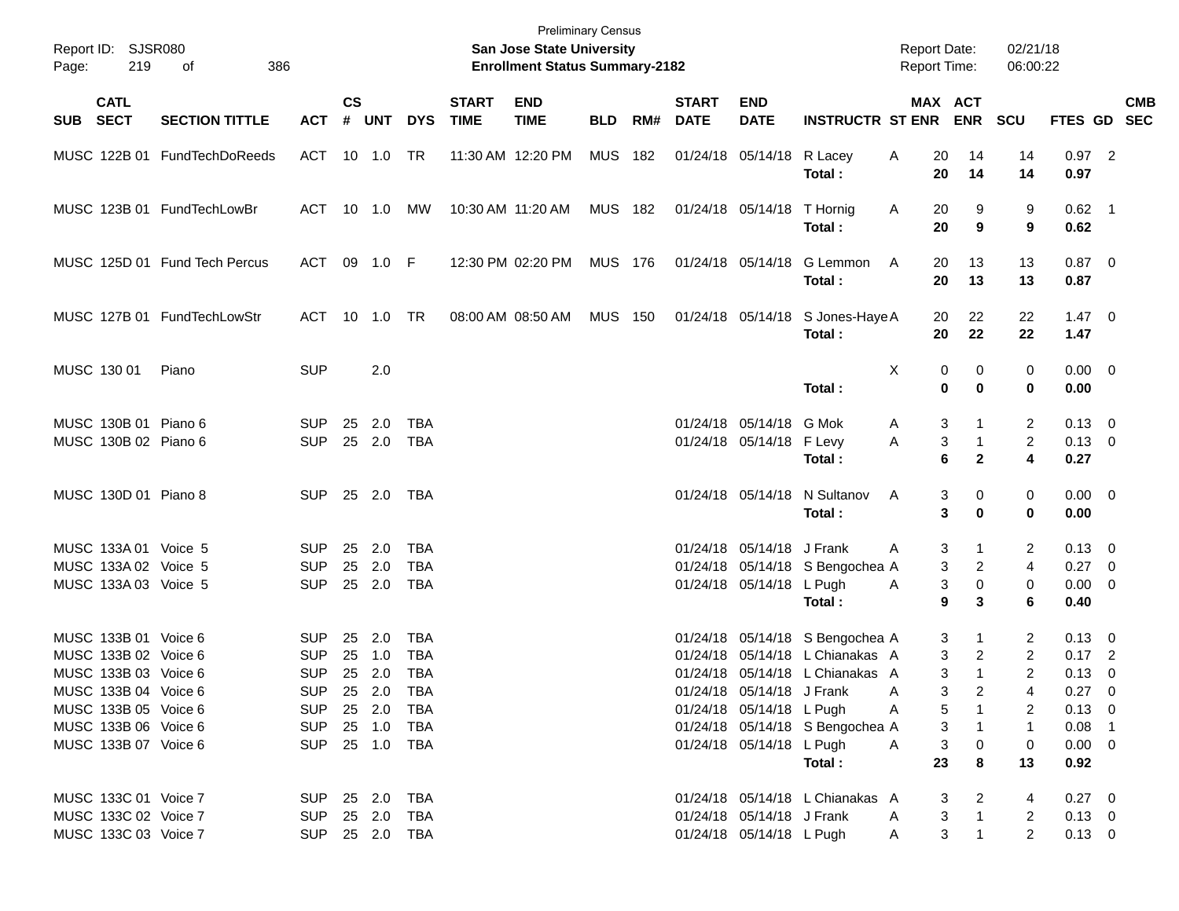Preliminary Census

**San Jose State University**

**Enrollment Status Summary-2182**

Report ID: SJSR080

Report Date: 02/21/18

Report Time: 06:00:22

| SUB | CATL SECT | SECTION TITTLE | ACT | CS # | UNT | DYS | START TIME | END TIME | BLD | RM# | START DATE | END DATE | INSTRUCTR | ST | MAX ENR | ACT ENR | SCU | FTES | GD | CMB SEC |
|---|---|---|---|---|---|---|---|---|---|---|---|---|---|---|---|---|---|---|---|---|
| MUSC | 122B 01 | FundTechDoReeds | ACT | 10 | 1.0 | TR | 11:30 AM | 12:20 PM | MUS | 182 | 01/24/18 | 05/14/18 | R Lacey | A | 20 | 14 | 14 | 0.97 | 2 | |
| | | | | | | | | | | | | | **Total :** | | **20** | **14** | **14** | **0.97** | | |
| MUSC | 123B 01 | FundTechLowBr | ACT | 10 | 1.0 | MW | 10:30 AM | 11:20 AM | MUS | 182 | 01/24/18 | 05/14/18 | T Hornig | A | 20 | 9 | 9 | 0.62 | 1 | |
| | | | | | | | | | | | | | **Total :** | | **20** | **9** | **9** | **0.62** | | |
| MUSC | 125D 01 | Fund Tech Percus | ACT | 09 | 1.0 | F | 12:30 PM | 02:20 PM | MUS | 176 | 01/24/18 | 05/14/18 | G Lemmon | A | 20 | 13 | 13 | 0.87 | 0 | |
| | | | | | | | | | | | | | **Total :** | | **20** | **13** | **13** | **0.87** | | |
| MUSC | 127B 01 | FundTechLowStr | ACT | 10 | 1.0 | TR | 08:00 AM | 08:50 AM | MUS | 150 | 01/24/18 | 05/14/18 | S Jones-Haye | A | 20 | 22 | 22 | 1.47 | 0 | |
| | | | | | | | | | | | | | **Total :** | | **20** | **22** | **22** | **1.47** | | |
| MUSC | 130 01 | Piano | SUP | | 2.0 | | | | | | | | | X | 0 | 0 | 0 | 0.00 | 0 | |
| | | | | | | | | | | | | | **Total :** | | **0** | **0** | **0** | **0.00** | | |
| MUSC | 130B 01 | Piano 6 | SUP | 25 | 2.0 | TBA | | | | | 01/24/18 | 05/14/18 | G Mok | A | 3 | 1 | 2 | 0.13 | 0 | |
| MUSC | 130B 02 | Piano 6 | SUP | 25 | 2.0 | TBA | | | | | 01/24/18 | 05/14/18 | F Levy | A | 3 | 1 | 2 | 0.13 | 0 | |
| | | | | | | | | | | | | | **Total :** | | **6** | **2** | **4** | **0.27** | | |
| MUSC | 130D 01 | Piano 8 | SUP | 25 | 2.0 | TBA | | | | | 01/24/18 | 05/14/18 | N Sultanov | A | 3 | 0 | 0 | 0.00 | 0 | |
| | | | | | | | | | | | | | **Total :** | | **3** | **0** | **0** | **0.00** | | |
| MUSC | 133A 01 | Voice 5 | SUP | 25 | 2.0 | TBA | | | | | 01/24/18 | 05/14/18 | J Frank | A | 3 | 1 | 2 | 0.13 | 0 | |
| MUSC | 133A 02 | Voice 5 | SUP | 25 | 2.0 | TBA | | | | | 01/24/18 | 05/14/18 | S Bengochea | A | 3 | 2 | 4 | 0.27 | 0 | |
| MUSC | 133A 03 | Voice 5 | SUP | 25 | 2.0 | TBA | | | | | 01/24/18 | 05/14/18 | L Pugh | A | 3 | 0 | 0 | 0.00 | 0 | |
| | | | | | | | | | | | | | **Total :** | | **9** | **3** | **6** | **0.40** | | |
| MUSC | 133B 01 | Voice 6 | SUP | 25 | 2.0 | TBA | | | | | 01/24/18 | 05/14/18 | S Bengochea | A | 3 | 1 | 2 | 0.13 | 0 | |
| MUSC | 133B 02 | Voice 6 | SUP | 25 | 1.0 | TBA | | | | | 01/24/18 | 05/14/18 | L Chianakas | A | 3 | 2 | 2 | 0.17 | 2 | |
| MUSC | 133B 03 | Voice 6 | SUP | 25 | 2.0 | TBA | | | | | 01/24/18 | 05/14/18 | L Chianakas | A | 3 | 1 | 2 | 0.13 | 0 | |
| MUSC | 133B 04 | Voice 6 | SUP | 25 | 2.0 | TBA | | | | | 01/24/18 | 05/14/18 | J Frank | A | 3 | 2 | 4 | 0.27 | 0 | |
| MUSC | 133B 05 | Voice 6 | SUP | 25 | 2.0 | TBA | | | | | 01/24/18 | 05/14/18 | L Pugh | A | 5 | 1 | 2 | 0.13 | 0 | |
| MUSC | 133B 06 | Voice 6 | SUP | 25 | 1.0 | TBA | | | | | 01/24/18 | 05/14/18 | S Bengochea | A | 3 | 1 | 1 | 0.08 | 1 | |
| MUSC | 133B 07 | Voice 6 | SUP | 25 | 1.0 | TBA | | | | | 01/24/18 | 05/14/18 | L Pugh | A | 3 | 0 | 0 | 0.00 | 0 | |
| | | | | | | | | | | | | | **Total :** | | **23** | **8** | **13** | **0.92** | | |
| MUSC | 133C 01 | Voice 7 | SUP | 25 | 2.0 | TBA | | | | | 01/24/18 | 05/14/18 | L Chianakas | A | 3 | 2 | 4 | 0.27 | 0 | |
| MUSC | 133C 02 | Voice 7 | SUP | 25 | 2.0 | TBA | | | | | 01/24/18 | 05/14/18 | J Frank | A | 3 | 1 | 2 | 0.13 | 0 | |
| MUSC | 133C 03 | Voice 7 | SUP | 25 | 2.0 | TBA | | | | | 01/24/18 | 05/14/18 | L Pugh | A | 3 | 1 | 2 | 0.13 | 0 | |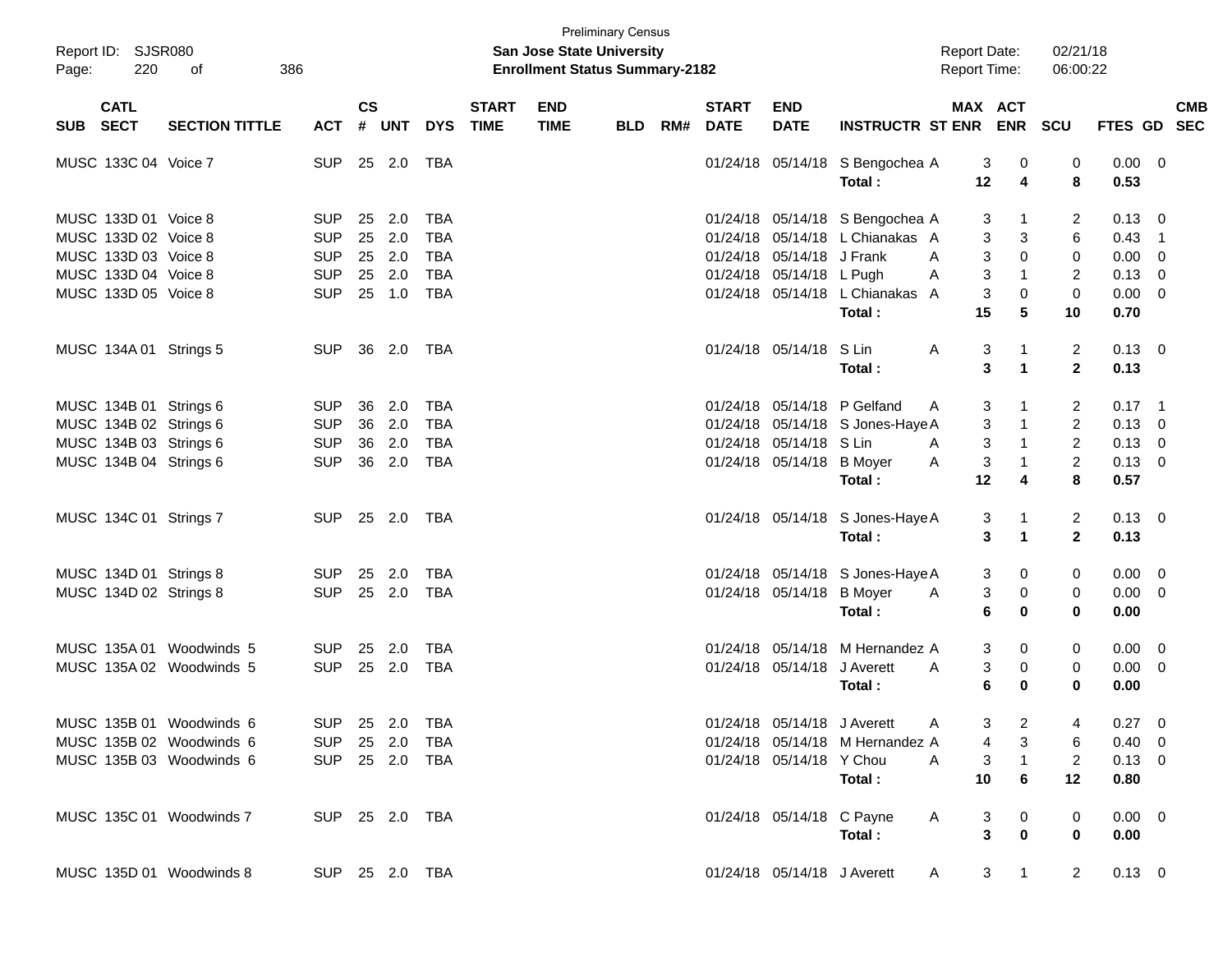Preliminary Census

**San Jose State University**
**Enrollment Status Summary-2182**

Report ID: SJSR080
Report Date: 02/21/18
Report Time: 06:00:22

| SUB | CATL SECT | SECTION TITTLE | ACT | CS # | UNT | DYS | START TIME | END TIME | BLD | RM# | START DATE | END DATE | INSTRUCTR | ST | MAX ENR | ACT ENR | SCU | FTES | GD | CMB SEC |
|---|---|---|---|---|---|---|---|---|---|---|---|---|---|---|---|---|---|---|---|---|
| MUSC | 133C 04 | Voice 7 | SUP | 25 | 2.0 | TBA | | | | | 01/24/18 | 05/14/18 | S Bengochea | A | 3 | 0 | 0 | 0.00 | 0 | |
| | | | | | | | | | | | | | **Total :** | | **12** | **4** | **8** | **0.53** | | |
| MUSC | 133D 01 | Voice 8 | SUP | 25 | 2.0 | TBA | | | | | 01/24/18 | 05/14/18 | S Bengochea | A | 3 | 1 | 2 | 0.13 | 0 | |
| MUSC | 133D 02 | Voice 8 | SUP | 25 | 2.0 | TBA | | | | | 01/24/18 | 05/14/18 | L Chianakas | A | 3 | 3 | 6 | 0.43 | 1 | |
| MUSC | 133D 03 | Voice 8 | SUP | 25 | 2.0 | TBA | | | | | 01/24/18 | 05/14/18 | J Frank | A | 3 | 0 | 0 | 0.00 | 0 | |
| MUSC | 133D 04 | Voice 8 | SUP | 25 | 2.0 | TBA | | | | | 01/24/18 | 05/14/18 | L Pugh | A | 3 | 1 | 2 | 0.13 | 0 | |
| MUSC | 133D 05 | Voice 8 | SUP | 25 | 1.0 | TBA | | | | | 01/24/18 | 05/14/18 | L Chianakas | A | 3 | 0 | 0 | 0.00 | 0 | |
| | | | | | | | | | | | | | **Total :** | | **15** | **5** | **10** | **0.70** | | |
| MUSC | 134A 01 | Strings 5 | SUP | 36 | 2.0 | TBA | | | | | 01/24/18 | 05/14/18 | S Lin | A | 3 | 1 | 2 | 0.13 | 0 | |
| | | | | | | | | | | | | | **Total :** | | **3** | **1** | **2** | **0.13** | | |
| MUSC | 134B 01 | Strings 6 | SUP | 36 | 2.0 | TBA | | | | | 01/24/18 | 05/14/18 | P Gelfand | A | 3 | 1 | 2 | 0.17 | 1 | |
| MUSC | 134B 02 | Strings 6 | SUP | 36 | 2.0 | TBA | | | | | 01/24/18 | 05/14/18 | S Jones-Haye | A | 3 | 1 | 2 | 0.13 | 0 | |
| MUSC | 134B 03 | Strings 6 | SUP | 36 | 2.0 | TBA | | | | | 01/24/18 | 05/14/18 | S Lin | A | 3 | 1 | 2 | 0.13 | 0 | |
| MUSC | 134B 04 | Strings 6 | SUP | 36 | 2.0 | TBA | | | | | 01/24/18 | 05/14/18 | B Moyer | A | 3 | 1 | 2 | 0.13 | 0 | |
| | | | | | | | | | | | | | **Total :** | | **12** | **4** | **8** | **0.57** | | |
| MUSC | 134C 01 | Strings 7 | SUP | 25 | 2.0 | TBA | | | | | 01/24/18 | 05/14/18 | S Jones-Haye | A | 3 | 1 | 2 | 0.13 | 0 | |
| | | | | | | | | | | | | | **Total :** | | **3** | **1** | **2** | **0.13** | | |
| MUSC | 134D 01 | Strings 8 | SUP | 25 | 2.0 | TBA | | | | | 01/24/18 | 05/14/18 | S Jones-Haye | A | 3 | 0 | 0 | 0.00 | 0 | |
| MUSC | 134D 02 | Strings 8 | SUP | 25 | 2.0 | TBA | | | | | 01/24/18 | 05/14/18 | B Moyer | A | 3 | 0 | 0 | 0.00 | 0 | |
| | | | | | | | | | | | | | **Total :** | | **6** | **0** | **0** | **0.00** | | |
| MUSC | 135A 01 | Woodwinds 5 | SUP | 25 | 2.0 | TBA | | | | | 01/24/18 | 05/14/18 | M Hernandez | A | 3 | 0 | 0 | 0.00 | 0 | |
| MUSC | 135A 02 | Woodwinds 5 | SUP | 25 | 2.0 | TBA | | | | | 01/24/18 | 05/14/18 | J Averett | A | 3 | 0 | 0 | 0.00 | 0 | |
| | | | | | | | | | | | | | **Total :** | | **6** | **0** | **0** | **0.00** | | |
| MUSC | 135B 01 | Woodwinds 6 | SUP | 25 | 2.0 | TBA | | | | | 01/24/18 | 05/14/18 | J Averett | A | 3 | 2 | 4 | 0.27 | 0 | |
| MUSC | 135B 02 | Woodwinds 6 | SUP | 25 | 2.0 | TBA | | | | | 01/24/18 | 05/14/18 | M Hernandez | A | 4 | 3 | 6 | 0.40 | 0 | |
| MUSC | 135B 03 | Woodwinds 6 | SUP | 25 | 2.0 | TBA | | | | | 01/24/18 | 05/14/18 | Y Chou | A | 3 | 1 | 2 | 0.13 | 0 | |
| | | | | | | | | | | | | | **Total :** | | **10** | **6** | **12** | **0.80** | | |
| MUSC | 135C 01 | Woodwinds 7 | SUP | 25 | 2.0 | TBA | | | | | 01/24/18 | 05/14/18 | C Payne | A | 3 | 0 | 0 | 0.00 | 0 | |
| | | | | | | | | | | | | | **Total :** | | **3** | **0** | **0** | **0.00** | | |
| MUSC | 135D 01 | Woodwinds 8 | SUP | 25 | 2.0 | TBA | | | | | 01/24/18 | 05/14/18 | J Averett | A | 3 | 1 | 2 | 0.13 | 0 | |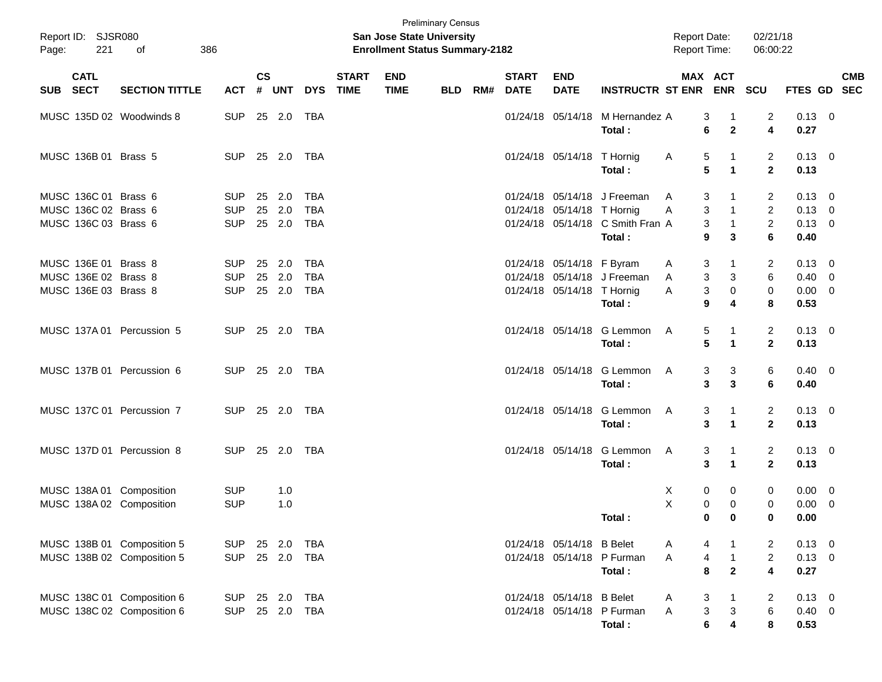Preliminary Census

Report ID: SJSR080

**San Jose State University**

**Enrollment Status Summary-2182**

Report Date: 02/21/18
Report Time: 06:00:22

| SUB | CATL SECT | SECTION TITTLE | ACT | CS # | UNT | DYS | START TIME | END TIME | BLD | RM# | START DATE | END DATE | INSTRUCTR | ST | MAX ENR | ACT ENR | SCU | FTES | GD | CMB SEC |
|---|---|---|---|---|---|---|---|---|---|---|---|---|---|---|---|---|---|---|---|---|
| MUSC | 135D 02 | Woodwinds 8 | SUP | 25 | 2.0 | TBA | | | | | 01/24/18 | 05/14/18 | M Hernandez | A | 3 | 1 | 2 | 0.13 | 0 | |
| | | | | | | | | | | | | | **Total :** | | **6** | **2** | **4** | **0.27** | | |
| MUSC | 136B 01 | Brass 5 | SUP | 25 | 2.0 | TBA | | | | | 01/24/18 | 05/14/18 | T Hornig | A | 5 | 1 | 2 | 0.13 | 0 | |
| | | | | | | | | | | | | | **Total :** | | **5** | **1** | **2** | **0.13** | | |
| MUSC | 136C 01 | Brass 6 | SUP | 25 | 2.0 | TBA | | | | | 01/24/18 | 05/14/18 | J Freeman | A | 3 | 1 | 2 | 0.13 | 0 | |
| MUSC | 136C 02 | Brass 6 | SUP | 25 | 2.0 | TBA | | | | | 01/24/18 | 05/14/18 | T Hornig | A | 3 | 1 | 2 | 0.13 | 0 | |
| MUSC | 136C 03 | Brass 6 | SUP | 25 | 2.0 | TBA | | | | | 01/24/18 | 05/14/18 | C Smith Fran | A | 3 | 1 | 2 | 0.13 | 0 | |
| | | | | | | | | | | | | | **Total :** | | **9** | **3** | **6** | **0.40** | | |
| MUSC | 136E 01 | Brass 8 | SUP | 25 | 2.0 | TBA | | | | | 01/24/18 | 05/14/18 | F Byram | A | 3 | 1 | 2 | 0.13 | 0 | |
| MUSC | 136E 02 | Brass 8 | SUP | 25 | 2.0 | TBA | | | | | 01/24/18 | 05/14/18 | J Freeman | A | 3 | 3 | 6 | 0.40 | 0 | |
| MUSC | 136E 03 | Brass 8 | SUP | 25 | 2.0 | TBA | | | | | 01/24/18 | 05/14/18 | T Hornig | A | 3 | 0 | 0 | 0.00 | 0 | |
| | | | | | | | | | | | | | **Total :** | | **9** | **4** | **8** | **0.53** | | |
| MUSC | 137A 01 | Percussion 5 | SUP | 25 | 2.0 | TBA | | | | | 01/24/18 | 05/14/18 | G Lemmon | A | 5 | 1 | 2 | 0.13 | 0 | |
| | | | | | | | | | | | | | **Total :** | | **5** | **1** | **2** | **0.13** | | |
| MUSC | 137B 01 | Percussion 6 | SUP | 25 | 2.0 | TBA | | | | | 01/24/18 | 05/14/18 | G Lemmon | A | 3 | 3 | 6 | 0.40 | 0 | |
| | | | | | | | | | | | | | **Total :** | | **3** | **3** | **6** | **0.40** | | |
| MUSC | 137C 01 | Percussion 7 | SUP | 25 | 2.0 | TBA | | | | | 01/24/18 | 05/14/18 | G Lemmon | A | 3 | 1 | 2 | 0.13 | 0 | |
| | | | | | | | | | | | | | **Total :** | | **3** | **1** | **2** | **0.13** | | |
| MUSC | 137D 01 | Percussion 8 | SUP | 25 | 2.0 | TBA | | | | | 01/24/18 | 05/14/18 | G Lemmon | A | 3 | 1 | 2 | 0.13 | 0 | |
| | | | | | | | | | | | | | **Total :** | | **3** | **1** | **2** | **0.13** | | |
| MUSC | 138A 01 | Composition | SUP | | 1.0 | | | | | | | | | X | 0 | 0 | 0 | 0.00 | 0 | |
| MUSC | 138A 02 | Composition | SUP | | 1.0 | | | | | | | | | X | 0 | 0 | 0 | 0.00 | 0 | |
| | | | | | | | | | | | | | **Total :** | | **0** | **0** | **0** | **0.00** | | |
| MUSC | 138B 01 | Composition 5 | SUP | 25 | 2.0 | TBA | | | | | 01/24/18 | 05/14/18 | B Belet | A | 4 | 1 | 2 | 0.13 | 0 | |
| MUSC | 138B 02 | Composition 5 | SUP | 25 | 2.0 | TBA | | | | | 01/24/18 | 05/14/18 | P Furman | A | 4 | 1 | 2 | 0.13 | 0 | |
| | | | | | | | | | | | | | **Total :** | | **8** | **2** | **4** | **0.27** | | |
| MUSC | 138C 01 | Composition 6 | SUP | 25 | 2.0 | TBA | | | | | 01/24/18 | 05/14/18 | B Belet | A | 3 | 1 | 2 | 0.13 | 0 | |
| MUSC | 138C 02 | Composition 6 | SUP | 25 | 2.0 | TBA | | | | | 01/24/18 | 05/14/18 | P Furman | A | 3 | 3 | 6 | 0.40 | 0 | |
| | | | | | | | | | | | | | **Total :** | | **6** | **4** | **8** | **0.53** | | |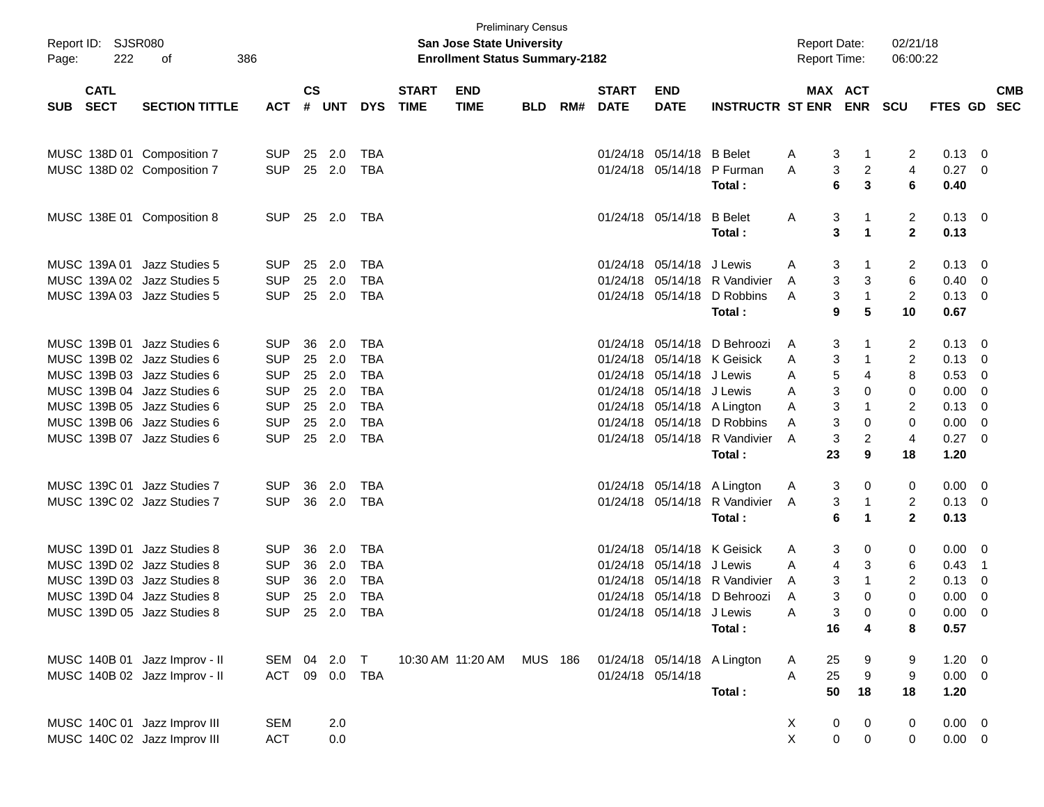| SUB | CATL SECT | SECTION TITTLE | ACT | CS # | UNT | DYS | START TIME | END TIME | BLD | RM# | START DATE | END DATE | INSTRUCTR | ST | MAX ENR | ACT ENR | SCU | FTES | GD | CMB SEC |
|---|---|---|---|---|---|---|---|---|---|---|---|---|---|---|---|---|---|---|---|---|
| MUSC | 138D 01 | Composition 7 | SUP | 25 | 2.0 | TBA | | | | | 01/24/18 | 05/14/18 | B Belet | A | 3 | 1 | 2 | 0.13 | 0 | |
| MUSC | 138D 02 | Composition 7 | SUP | 25 | 2.0 | TBA | | | | | 01/24/18 | 05/14/18 | P Furman | A | 3 | 2 | 4 | 0.27 | 0 | |
| | | | | | | | | | | | | | **Total :** | | **6** | **3** | **6** | **0.40** | | |
| MUSC | 138E 01 | Composition 8 | SUP | 25 | 2.0 | TBA | | | | | 01/24/18 | 05/14/18 | B Belet | A | 3 | 1 | 2 | 0.13 | 0 | |
| | | | | | | | | | | | | | **Total :** | | **3** | **1** | **2** | **0.13** | | |
| MUSC | 139A 01 | Jazz Studies 5 | SUP | 25 | 2.0 | TBA | | | | | 01/24/18 | 05/14/18 | J Lewis | A | 3 | 1 | 2 | 0.13 | 0 | |
| MUSC | 139A 02 | Jazz Studies 5 | SUP | 25 | 2.0 | TBA | | | | | 01/24/18 | 05/14/18 | R Vandivier | A | 3 | 3 | 6 | 0.40 | 0 | |
| MUSC | 139A 03 | Jazz Studies 5 | SUP | 25 | 2.0 | TBA | | | | | 01/24/18 | 05/14/18 | D Robbins | A | 3 | 1 | 2 | 0.13 | 0 | |
| | | | | | | | | | | | | | **Total :** | | **9** | **5** | **10** | **0.67** | | |
| MUSC | 139B 01 | Jazz Studies 6 | SUP | 36 | 2.0 | TBA | | | | | 01/24/18 | 05/14/18 | D Behroozi | A | 3 | 1 | 2 | 0.13 | 0 | |
| MUSC | 139B 02 | Jazz Studies 6 | SUP | 25 | 2.0 | TBA | | | | | 01/24/18 | 05/14/18 | K Geisick | A | 3 | 1 | 2 | 0.13 | 0 | |
| MUSC | 139B 03 | Jazz Studies 6 | SUP | 25 | 2.0 | TBA | | | | | 01/24/18 | 05/14/18 | J Lewis | A | 5 | 4 | 8 | 0.53 | 0 | |
| MUSC | 139B 04 | Jazz Studies 6 | SUP | 25 | 2.0 | TBA | | | | | 01/24/18 | 05/14/18 | J Lewis | A | 3 | 0 | 0 | 0.00 | 0 | |
| MUSC | 139B 05 | Jazz Studies 6 | SUP | 25 | 2.0 | TBA | | | | | 01/24/18 | 05/14/18 | A Lington | A | 3 | 1 | 2 | 0.13 | 0 | |
| MUSC | 139B 06 | Jazz Studies 6 | SUP | 25 | 2.0 | TBA | | | | | 01/24/18 | 05/14/18 | D Robbins | A | 3 | 0 | 0 | 0.00 | 0 | |
| MUSC | 139B 07 | Jazz Studies 6 | SUP | 25 | 2.0 | TBA | | | | | 01/24/18 | 05/14/18 | R Vandivier | A | 3 | 2 | 4 | 0.27 | 0 | |
| | | | | | | | | | | | | | **Total :** | | **23** | **9** | **18** | **1.20** | | |
| MUSC | 139C 01 | Jazz Studies 7 | SUP | 36 | 2.0 | TBA | | | | | 01/24/18 | 05/14/18 | A Lington | A | 3 | 0 | 0 | 0.00 | 0 | |
| MUSC | 139C 02 | Jazz Studies 7 | SUP | 36 | 2.0 | TBA | | | | | 01/24/18 | 05/14/18 | R Vandivier | A | 3 | 1 | 2 | 0.13 | 0 | |
| | | | | | | | | | | | | | **Total :** | | **6** | **1** | **2** | **0.13** | | |
| MUSC | 139D 01 | Jazz Studies 8 | SUP | 36 | 2.0 | TBA | | | | | 01/24/18 | 05/14/18 | K Geisick | A | 3 | 0 | 0 | 0.00 | 0 | |
| MUSC | 139D 02 | Jazz Studies 8 | SUP | 36 | 2.0 | TBA | | | | | 01/24/18 | 05/14/18 | J Lewis | A | 4 | 3 | 6 | 0.43 | 1 | |
| MUSC | 139D 03 | Jazz Studies 8 | SUP | 36 | 2.0 | TBA | | | | | 01/24/18 | 05/14/18 | R Vandivier | A | 3 | 1 | 2 | 0.13 | 0 | |
| MUSC | 139D 04 | Jazz Studies 8 | SUP | 25 | 2.0 | TBA | | | | | 01/24/18 | 05/14/18 | D Behroozi | A | 3 | 0 | 0 | 0.00 | 0 | |
| MUSC | 139D 05 | Jazz Studies 8 | SUP | 25 | 2.0 | TBA | | | | | 01/24/18 | 05/14/18 | J Lewis | A | 3 | 0 | 0 | 0.00 | 0 | |
| | | | | | | | | | | | | | **Total :** | | **16** | **4** | **8** | **0.57** | | |
| MUSC | 140B 01 | Jazz Improv - II | SEM | 04 | 2.0 | T | 10:30 AM | 11:20 AM | MUS | 186 | 01/24/18 | 05/14/18 | A Lington | A | 25 | 9 | 9 | 1.20 | 0 | |
| MUSC | 140B 02 | Jazz Improv - II | ACT | 09 | 0.0 | TBA | | | | | 01/24/18 | 05/14/18 | | A | 25 | 9 | 9 | 0.00 | 0 | |
| | | | | | | | | | | | | | **Total :** | | **50** | **18** | **18** | **1.20** | | |
| MUSC | 140C 01 | Jazz Improv III | SEM | | 2.0 | | | | | | | | | X | 0 | 0 | 0 | 0.00 | 0 | |
| MUSC | 140C 02 | Jazz Improv III | ACT | | 0.0 | | | | | | | | | X | 0 | 0 | 0 | 0.00 | 0 | |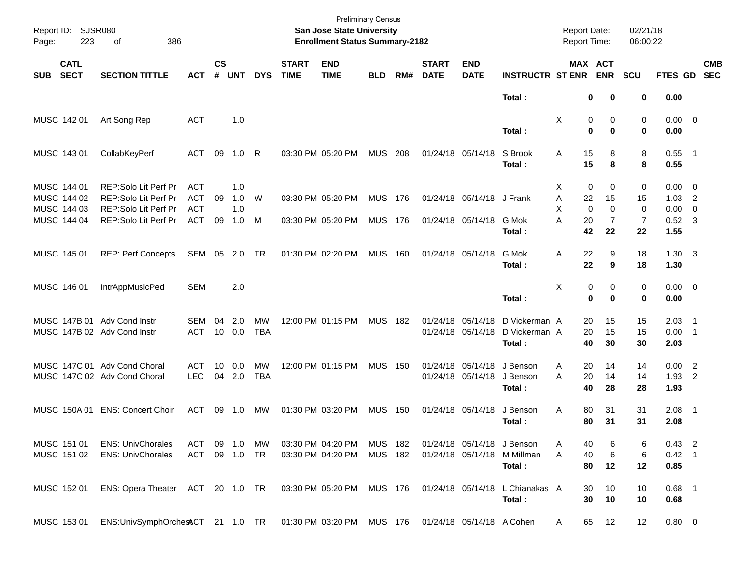Preliminary Census

**San Jose State University**

**Enrollment Status Summary-2182**

Report ID: SJSR080
Report Date: 02/21/18
Report Time: 06:00:22

| SUB | CATL SECT | SECTION TITTLE | ACT | CS # | UNT | DYS | START TIME | END TIME | BLD | RM# | START DATE | END DATE | INSTRUCTR | ST | MAX ENR | ACT ENR | SCU | FTES | GD | CMB SEC |
|---|---|---|---|---|---|---|---|---|---|---|---|---|---|---|---|---|---|---|---|---|
| | | | | | | | | | | | | | **Total :** | | **0** | **0** | **0** | **0.00** | | |
| MUSC | 142 01 | Art Song Rep | ACT | | 1.0 | | | | | | | | | X | 0 | 0 | 0 | 0.00 | 0 | |
| | | | | | | | | | | | | | **Total :** | | **0** | **0** | **0** | **0.00** | | |
| MUSC | 143 01 | CollabKeyPerf | ACT | 09 | 1.0 | R | 03:30 PM | 05:20 PM | MUS | 208 | 01/24/18 | 05/14/18 | S Brook | A | 15 | 8 | 8 | 0.55 | 1 | |
| | | | | | | | | | | | | | **Total :** | | **15** | **8** | **8** | **0.55** | | |
| MUSC | 144 01 | REP:Solo Lit Perf Pr | ACT | | 1.0 | | | | | | | | | X | 0 | 0 | 0 | 0.00 | 0 | |
| MUSC | 144 02 | REP:Solo Lit Perf Pr | ACT | 09 | 1.0 | W | 03:30 PM | 05:20 PM | MUS | 176 | 01/24/18 | 05/14/18 | J Frank | A | 22 | 15 | 15 | 1.03 | 2 | |
| MUSC | 144 03 | REP:Solo Lit Perf Pr | ACT | | 1.0 | | | | | | | | | X | 0 | 0 | 0 | 0.00 | 0 | |
| MUSC | 144 04 | REP:Solo Lit Perf Pr | ACT | 09 | 1.0 | M | 03:30 PM | 05:20 PM | MUS | 176 | 01/24/18 | 05/14/18 | G Mok | A | 20 | 7 | 7 | 0.52 | 3 | |
| | | | | | | | | | | | | | **Total :** | | **42** | **22** | **22** | **1.55** | | |
| MUSC | 145 01 | REP: Perf Concepts | SEM | 05 | 2.0 | TR | 01:30 PM | 02:20 PM | MUS | 160 | 01/24/18 | 05/14/18 | G Mok | A | 22 | 9 | 18 | 1.30 | 3 | |
| | | | | | | | | | | | | | **Total :** | | **22** | **9** | **18** | **1.30** | | |
| MUSC | 146 01 | IntrAppMusicPed | SEM | | 2.0 | | | | | | | | | X | 0 | 0 | 0 | 0.00 | 0 | |
| | | | | | | | | | | | | | **Total :** | | **0** | **0** | **0** | **0.00** | | |
| MUSC | 147B 01 | Adv Cond Instr | SEM | 04 | 2.0 | MW | 12:00 PM | 01:15 PM | MUS | 182 | 01/24/18 | 05/14/18 | D Vickerman | A | 20 | 15 | 15 | 2.03 | 1 | |
| MUSC | 147B 02 | Adv Cond Instr | ACT | 10 | 0.0 | TBA | | | | | 01/24/18 | 05/14/18 | D Vickerman | A | 20 | 15 | 15 | 0.00 | 1 | |
| | | | | | | | | | | | | | **Total :** | | **40** | **30** | **30** | **2.03** | | |
| MUSC | 147C 01 | Adv Cond Choral | ACT | 10 | 0.0 | MW | 12:00 PM | 01:15 PM | MUS | 150 | 01/24/18 | 05/14/18 | J Benson | A | 20 | 14 | 14 | 0.00 | 2 | |
| MUSC | 147C 02 | Adv Cond Choral | LEC | 04 | 2.0 | TBA | | | | | 01/24/18 | 05/14/18 | J Benson | A | 20 | 14 | 14 | 1.93 | 2 | |
| | | | | | | | | | | | | | **Total :** | | **40** | **28** | **28** | **1.93** | | |
| MUSC | 150A 01 | ENS: Concert Choir | ACT | 09 | 1.0 | MW | 01:30 PM | 03:20 PM | MUS | 150 | 01/24/18 | 05/14/18 | J Benson | A | 80 | 31 | 31 | 2.08 | 1 | |
| | | | | | | | | | | | | | **Total :** | | **80** | **31** | **31** | **2.08** | | |
| MUSC | 151 01 | ENS: UnivChorales | ACT | 09 | 1.0 | MW | 03:30 PM | 04:20 PM | MUS | 182 | 01/24/18 | 05/14/18 | J Benson | A | 40 | 6 | 6 | 0.43 | 2 | |
| MUSC | 151 02 | ENS: UnivChorales | ACT | 09 | 1.0 | TR | 03:30 PM | 04:20 PM | MUS | 182 | 01/24/18 | 05/14/18 | M Millman | A | 40 | 6 | 6 | 0.42 | 1 | |
| | | | | | | | | | | | | | **Total :** | | **80** | **12** | **12** | **0.85** | | |
| MUSC | 152 01 | ENS: Opera Theater | ACT | 20 | 1.0 | TR | 03:30 PM | 05:20 PM | MUS | 176 | 01/24/18 | 05/14/18 | L Chianakas | A | 30 | 10 | 10 | 0.68 | 1 | |
| | | | | | | | | | | | | | **Total :** | | **30** | **10** | **10** | **0.68** | | |
| MUSC | 153 01 | ENS:UnivSymphOrchest | ACT | 21 | 1.0 | TR | 01:30 PM | 03:20 PM | MUS | 176 | 01/24/18 | 05/14/18 | A Cohen | A | 65 | 12 | 12 | 0.80 | 0 | |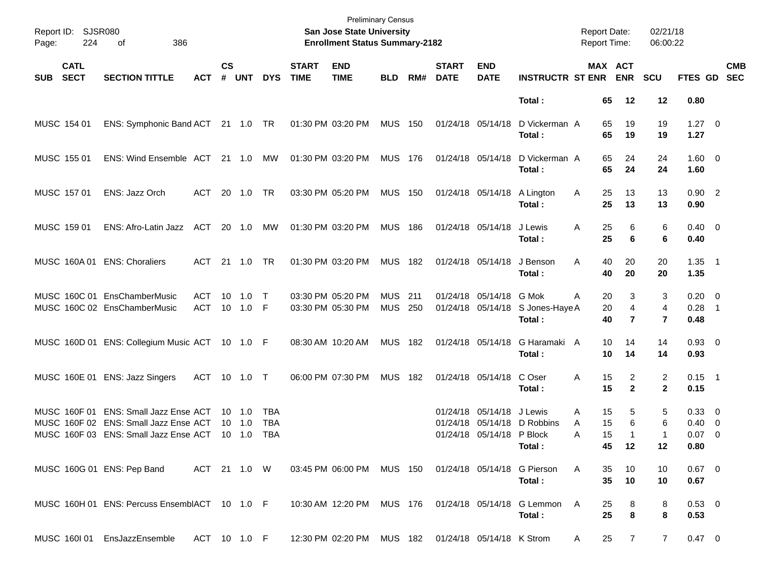Preliminary Census

**San Jose State University**
**Enrollment Status Summary-2182**

Report ID: SJSR080
Report Date: 02/21/18
Report Time: 06:00:22

| SUB | CATL SECT | SECTION TITTLE | ACT | CS # | UNT | DYS | START TIME | END TIME | BLD | RM# | START DATE | END DATE | INSTRUCTR | ST | MAX ENR | ACT ENR | SCU | FTES | GD | CMB SEC |
|---|---|---|---|---|---|---|---|---|---|---|---|---|---|---|---|---|---|---|---|---|
| | | | | | | | | | | | | | **Total :** | | **65** | **12** | **12** | **0.80** | | |
| MUSC | 154 01 | ENS: Symphonic Band | ACT | 21 | 1.0 | TR | 01:30 PM | 03:20 PM | MUS | 150 | 01/24/18 | 05/14/18 | D Vickerman | A | 65 | 19 | 19 | 1.27 | 0 | |
| | | | | | | | | | | | | | **Total :** | | **65** | **19** | **19** | **1.27** | | |
| MUSC | 155 01 | ENS: Wind Ensemble | ACT | 21 | 1.0 | MW | 01:30 PM | 03:20 PM | MUS | 176 | 01/24/18 | 05/14/18 | D Vickerman | A | 65 | 24 | 24 | 1.60 | 0 | |
| | | | | | | | | | | | | | **Total :** | | **65** | **24** | **24** | **1.60** | | |
| MUSC | 157 01 | ENS: Jazz Orch | ACT | 20 | 1.0 | TR | 03:30 PM | 05:20 PM | MUS | 150 | 01/24/18 | 05/14/18 | A Lington | A | 25 | 13 | 13 | 0.90 | 2 | |
| | | | | | | | | | | | | | **Total :** | | **25** | **13** | **13** | **0.90** | | |
| MUSC | 159 01 | ENS: Afro-Latin Jazz | ACT | 20 | 1.0 | MW | 01:30 PM | 03:20 PM | MUS | 186 | 01/24/18 | 05/14/18 | J Lewis | A | 25 | 6 | 6 | 0.40 | 0 | |
| | | | | | | | | | | | | | **Total :** | | **25** | **6** | **6** | **0.40** | | |
| MUSC | 160A 01 | ENS: Choraliers | ACT | 21 | 1.0 | TR | 01:30 PM | 03:20 PM | MUS | 182 | 01/24/18 | 05/14/18 | J Benson | A | 40 | 20 | 20 | 1.35 | 1 | |
| | | | | | | | | | | | | | **Total :** | | **40** | **20** | **20** | **1.35** | | |
| MUSC | 160C 01 | EnsChamberMusic | ACT | 10 | 1.0 | T | 03:30 PM | 05:20 PM | MUS | 211 | 01/24/18 | 05/14/18 | G Mok | A | 20 | 3 | 3 | 0.20 | 0 | |
| MUSC | 160C 02 | EnsChamberMusic | ACT | 10 | 1.0 | F | 03:30 PM | 05:30 PM | MUS | 250 | 01/24/18 | 05/14/18 | S Jones-Haye | A | 20 | 4 | 4 | 0.28 | 1 | |
| | | | | | | | | | | | | | **Total :** | | **40** | **7** | **7** | **0.48** | | |
| MUSC | 160D 01 | ENS: Collegium Music | ACT | 10 | 1.0 | F | 08:30 AM | 10:20 AM | MUS | 182 | 01/24/18 | 05/14/18 | G Haramaki | A | 10 | 14 | 14 | 0.93 | 0 | |
| | | | | | | | | | | | | | **Total :** | | **10** | **14** | **14** | **0.93** | | |
| MUSC | 160E 01 | ENS: Jazz Singers | ACT | 10 | 1.0 | T | 06:00 PM | 07:30 PM | MUS | 182 | 01/24/18 | 05/14/18 | C Oser | A | 15 | 2 | 2 | 0.15 | 1 | |
| | | | | | | | | | | | | | **Total :** | | **15** | **2** | **2** | **0.15** | | |
| MUSC | 160F 01 | ENS: Small Jazz Ense | ACT | 10 | 1.0 | TBA | | | | | 01/24/18 | 05/14/18 | J Lewis | A | 15 | 5 | 5 | 0.33 | 0 | |
| MUSC | 160F 02 | ENS: Small Jazz Ense | ACT | 10 | 1.0 | TBA | | | | | 01/24/18 | 05/14/18 | D Robbins | A | 15 | 6 | 6 | 0.40 | 0 | |
| MUSC | 160F 03 | ENS: Small Jazz Ense | ACT | 10 | 1.0 | TBA | | | | | 01/24/18 | 05/14/18 | P Block | A | 15 | 1 | 1 | 0.07 | 0 | |
| | | | | | | | | | | | | | **Total :** | | **45** | **12** | **12** | **0.80** | | |
| MUSC | 160G 01 | ENS: Pep Band | ACT | 21 | 1.0 | W | 03:45 PM | 06:00 PM | MUS | 150 | 01/24/18 | 05/14/18 | G Pierson | A | 35 | 10 | 10 | 0.67 | 0 | |
| | | | | | | | | | | | | | **Total :** | | **35** | **10** | **10** | **0.67** | | |
| MUSC | 160H 01 | ENS: Percuss Ensembl | ACT | 10 | 1.0 | F | 10:30 AM | 12:20 PM | MUS | 176 | 01/24/18 | 05/14/18 | G Lemmon | A | 25 | 8 | 8 | 0.53 | 0 | |
| | | | | | | | | | | | | | **Total :** | | **25** | **8** | **8** | **0.53** | | |
| MUSC | 160I 01 | EnsJazzEnsemble | ACT | 10 | 1.0 | F | 12:30 PM | 02:20 PM | MUS | 182 | 01/24/18 | 05/14/18 | K Strom | A | 25 | 7 | 7 | 0.47 | 0 | |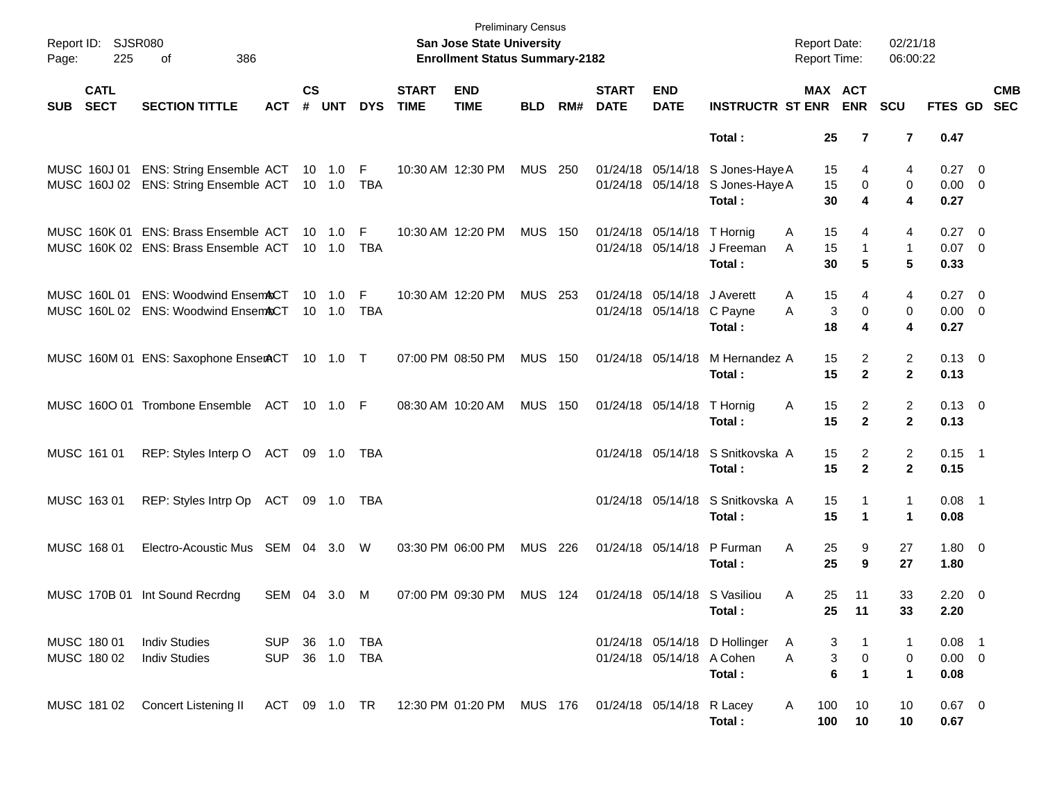Preliminary Census

**San Jose State University**

**Enrollment Status Summary-2182**

Report ID: SJSR080

Report Date: 02/21/18

Report Time: 06:00:22

| SUB | CATL SECT | SECTION TITTLE | ACT | CS # | UNT | DYS | START TIME | END TIME | BLD | RM# | START DATE | END DATE | INSTRUCTR | ST | MAX ENR | ACT ENR | SCU | FTES | GD | CMB SEC |
|---|---|---|---|---|---|---|---|---|---|---|---|---|---|---|---|---|---|---|---|---|
| | | | | | | | | | | | | | **Total :** | | **25** | **7** | **7** | **0.47** | | |
| MUSC | 160J 01 | ENS: String Ensemble | ACT | 10 | 1.0 | F | 10:30 AM | 12:30 PM | MUS | 250 | 01/24/18 | 05/14/18 | S Jones-Haye | A | 15 | 4 | 4 | 0.27 | 0 | |
| MUSC | 160J 02 | ENS: String Ensemble | ACT | 10 | 1.0 | TBA | | | | | 01/24/18 | 05/14/18 | S Jones-Haye | A | 15 | 0 | 0 | 0.00 | 0 | |
| | | | | | | | | | | | | | **Total :** | | **30** | **4** | **4** | **0.27** | | |
| MUSC | 160K 01 | ENS: Brass Ensemble | ACT | 10 | 1.0 | F | 10:30 AM | 12:20 PM | MUS | 150 | 01/24/18 | 05/14/18 | T Hornig | A | 15 | 4 | 4 | 0.27 | 0 | |
| MUSC | 160K 02 | ENS: Brass Ensemble | ACT | 10 | 1.0 | TBA | | | | | 01/24/18 | 05/14/18 | J Freeman | A | 15 | 1 | 1 | 0.07 | 0 | |
| | | | | | | | | | | | | | **Total :** | | **30** | **5** | **5** | **0.33** | | |
| MUSC | 160L 01 | ENS: Woodwind Ensem | ACT | 10 | 1.0 | F | 10:30 AM | 12:20 PM | MUS | 253 | 01/24/18 | 05/14/18 | J Averett | A | 15 | 4 | 4 | 0.27 | 0 | |
| MUSC | 160L 02 | ENS: Woodwind Ensem | ACT | 10 | 1.0 | TBA | | | | | 01/24/18 | 05/14/18 | C Payne | A | 3 | 0 | 0 | 0.00 | 0 | |
| | | | | | | | | | | | | | **Total :** | | **18** | **4** | **4** | **0.27** | | |
| MUSC | 160M 01 | ENS: Saxophone Ensen | ACT | 10 | 1.0 | T | 07:00 PM | 08:50 PM | MUS | 150 | 01/24/18 | 05/14/18 | M Hernandez | A | 15 | 2 | 2 | 0.13 | 0 | |
| | | | | | | | | | | | | | **Total :** | | **15** | **2** | **2** | **0.13** | | |
| MUSC | 160O 01 | Trombone Ensemble | ACT | 10 | 1.0 | F | 08:30 AM | 10:20 AM | MUS | 150 | 01/24/18 | 05/14/18 | T Hornig | A | 15 | 2 | 2 | 0.13 | 0 | |
| | | | | | | | | | | | | | **Total :** | | **15** | **2** | **2** | **0.13** | | |
| MUSC | 161 01 | REP: Styles Interp O | ACT | 09 | 1.0 | TBA | | | | | 01/24/18 | 05/14/18 | S Snitkovska | A | 15 | 2 | 2 | 0.15 | 1 | |
| | | | | | | | | | | | | | **Total :** | | **15** | **2** | **2** | **0.15** | | |
| MUSC | 163 01 | REP: Styles Intrp Op | ACT | 09 | 1.0 | TBA | | | | | 01/24/18 | 05/14/18 | S Snitkovska | A | 15 | 1 | 1 | 0.08 | 1 | |
| | | | | | | | | | | | | | **Total :** | | **15** | **1** | **1** | **0.08** | | |
| MUSC | 168 01 | Electro-Acoustic Mus | SEM | 04 | 3.0 | W | 03:30 PM | 06:00 PM | MUS | 226 | 01/24/18 | 05/14/18 | P Furman | A | 25 | 9 | 27 | 1.80 | 0 | |
| | | | | | | | | | | | | | **Total :** | | **25** | **9** | **27** | **1.80** | | |
| MUSC | 170B 01 | Int Sound Recrdng | SEM | 04 | 3.0 | M | 07:00 PM | 09:30 PM | MUS | 124 | 01/24/18 | 05/14/18 | S Vasiliou | A | 25 | 11 | 33 | 2.20 | 0 | |
| | | | | | | | | | | | | | **Total :** | | **25** | **11** | **33** | **2.20** | | |
| MUSC | 180 01 | Indiv Studies | SUP | 36 | 1.0 | TBA | | | | | 01/24/18 | 05/14/18 | D Hollinger | A | 3 | 1 | 1 | 0.08 | 1 | |
| MUSC | 180 02 | Indiv Studies | SUP | 36 | 1.0 | TBA | | | | | 01/24/18 | 05/14/18 | A Cohen | A | 3 | 0 | 0 | 0.00 | 0 | |
| | | | | | | | | | | | | | **Total :** | | **6** | **1** | **1** | **0.08** | | |
| MUSC | 181 02 | Concert Listening II | ACT | 09 | 1.0 | TR | 12:30 PM | 01:20 PM | MUS | 176 | 01/24/18 | 05/14/18 | R Lacey | A | 100 | 10 | 10 | 0.67 | 0 | |
| | | | | | | | | | | | | | **Total :** | | **100** | **10** | **10** | **0.67** | | |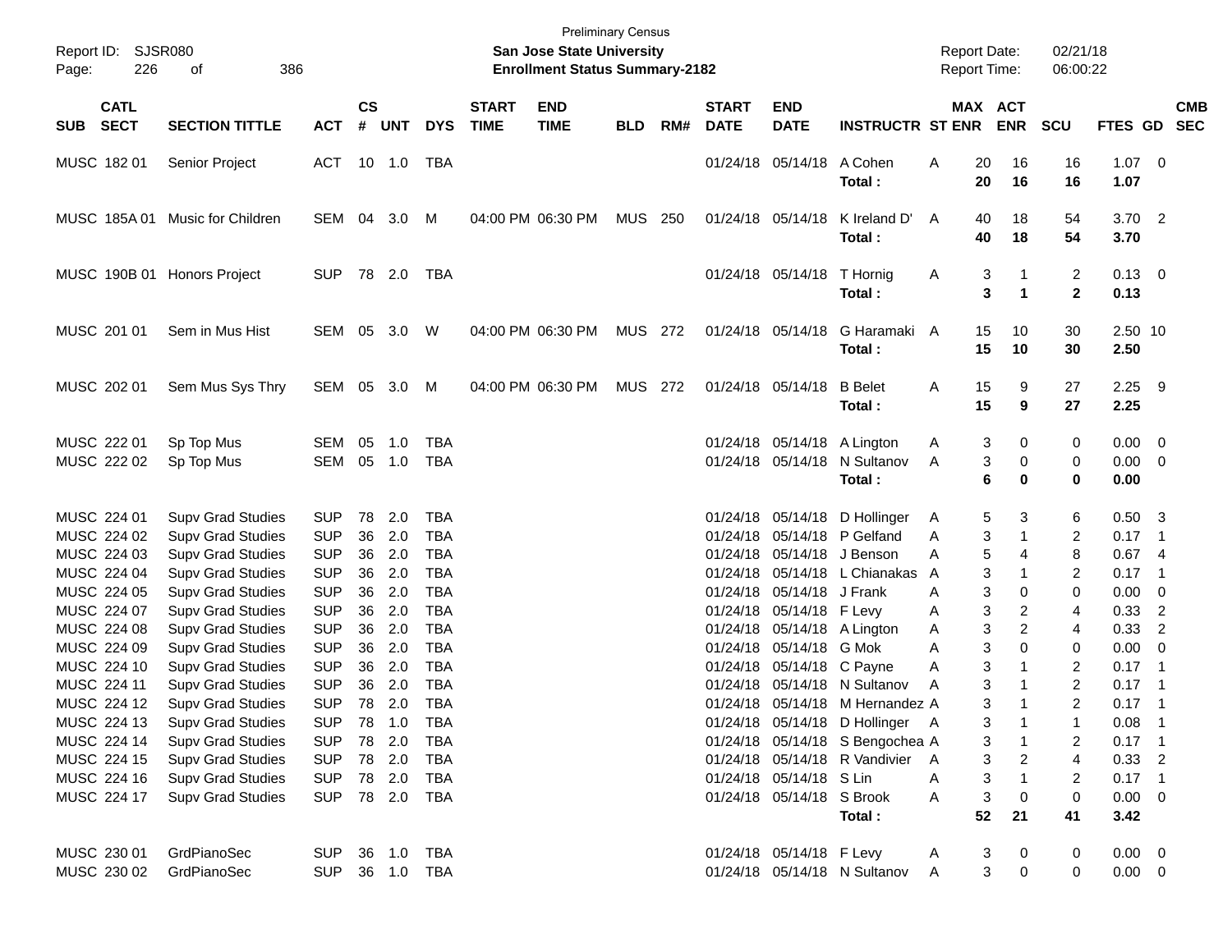Preliminary Census
**San Jose State University**
**Enrollment Status Summary-2182**

Report ID: SJSR080
Report Date: 02/21/18
Report Time: 06:00:22

| SUB | CATL SECT | SECTION TITTLE | ACT | CS # | UNT | DYS | START TIME | END TIME | BLD | RM# | START DATE | END DATE | INSTRUCTR | ST | MAX ENR | ACT ENR | SCU | FTES | GD | CMB SEC |
|---|---|---|---|---|---|---|---|---|---|---|---|---|---|---|---|---|---|---|---|---|
| MUSC | 182 01 | Senior Project | ACT | 10 | 1.0 | TBA | | | | | 01/24/18 | 05/14/18 | A Cohen | A | 20 | 16 | 16 | 1.07 | 0 | |
| | | | | | | | | | | | | | **Total :** | | **20** | **16** | **16** | **1.07** | | |
| MUSC | 185A 01 | Music for Children | SEM | 04 | 3.0 | M | 04:00 PM | 06:30 PM | MUS | 250 | 01/24/18 | 05/14/18 | K Ireland D' | A | 40 | 18 | 54 | 3.70 | 2 | |
| | | | | | | | | | | | | | **Total :** | | **40** | **18** | **54** | **3.70** | | |
| MUSC | 190B 01 | Honors Project | SUP | 78 | 2.0 | TBA | | | | | 01/24/18 | 05/14/18 | T Hornig | A | 3 | 1 | 2 | 0.13 | 0 | |
| | | | | | | | | | | | | | **Total :** | | **3** | **1** | **2** | **0.13** | | |
| MUSC | 201 01 | Sem in Mus Hist | SEM | 05 | 3.0 | W | 04:00 PM | 06:30 PM | MUS | 272 | 01/24/18 | 05/14/18 | G Haramaki | A | 15 | 10 | 30 | 2.50 | 10 | |
| | | | | | | | | | | | | | **Total :** | | **15** | **10** | **30** | **2.50** | | |
| MUSC | 202 01 | Sem Mus Sys Thry | SEM | 05 | 3.0 | M | 04:00 PM | 06:30 PM | MUS | 272 | 01/24/18 | 05/14/18 | B Belet | A | 15 | 9 | 27 | 2.25 | 9 | |
| | | | | | | | | | | | | | **Total :** | | **15** | **9** | **27** | **2.25** | | |
| MUSC | 222 01 | Sp Top Mus | SEM | 05 | 1.0 | TBA | | | | | 01/24/18 | 05/14/18 | A Lington | A | 3 | 0 | 0 | 0.00 | 0 | |
| MUSC | 222 02 | Sp Top Mus | SEM | 05 | 1.0 | TBA | | | | | 01/24/18 | 05/14/18 | N Sultanov | A | 3 | 0 | 0 | 0.00 | 0 | |
| | | | | | | | | | | | | | **Total :** | | **6** | **0** | **0** | **0.00** | | |
| MUSC | 224 01 | Supv Grad Studies | SUP | 78 | 2.0 | TBA | | | | | 01/24/18 | 05/14/18 | D Hollinger | A | 5 | 3 | 6 | 0.50 | 3 | |
| MUSC | 224 02 | Supv Grad Studies | SUP | 36 | 2.0 | TBA | | | | | 01/24/18 | 05/14/18 | P Gelfand | A | 3 | 1 | 2 | 0.17 | 1 | |
| MUSC | 224 03 | Supv Grad Studies | SUP | 36 | 2.0 | TBA | | | | | 01/24/18 | 05/14/18 | J Benson | A | 5 | 4 | 8 | 0.67 | 4 | |
| MUSC | 224 04 | Supv Grad Studies | SUP | 36 | 2.0 | TBA | | | | | 01/24/18 | 05/14/18 | L Chianakas | A | 3 | 1 | 2 | 0.17 | 1 | |
| MUSC | 224 05 | Supv Grad Studies | SUP | 36 | 2.0 | TBA | | | | | 01/24/18 | 05/14/18 | J Frank | A | 3 | 0 | 0 | 0.00 | 0 | |
| MUSC | 224 07 | Supv Grad Studies | SUP | 36 | 2.0 | TBA | | | | | 01/24/18 | 05/14/18 | F Levy | A | 3 | 2 | 4 | 0.33 | 2 | |
| MUSC | 224 08 | Supv Grad Studies | SUP | 36 | 2.0 | TBA | | | | | 01/24/18 | 05/14/18 | A Lington | A | 3 | 2 | 4 | 0.33 | 2 | |
| MUSC | 224 09 | Supv Grad Studies | SUP | 36 | 2.0 | TBA | | | | | 01/24/18 | 05/14/18 | G Mok | A | 3 | 0 | 0 | 0.00 | 0 | |
| MUSC | 224 10 | Supv Grad Studies | SUP | 36 | 2.0 | TBA | | | | | 01/24/18 | 05/14/18 | C Payne | A | 3 | 1 | 2 | 0.17 | 1 | |
| MUSC | 224 11 | Supv Grad Studies | SUP | 36 | 2.0 | TBA | | | | | 01/24/18 | 05/14/18 | N Sultanov | A | 3 | 1 | 2 | 0.17 | 1 | |
| MUSC | 224 12 | Supv Grad Studies | SUP | 78 | 2.0 | TBA | | | | | 01/24/18 | 05/14/18 | M Hernandez | A | 3 | 1 | 2 | 0.17 | 1 | |
| MUSC | 224 13 | Supv Grad Studies | SUP | 78 | 1.0 | TBA | | | | | 01/24/18 | 05/14/18 | D Hollinger | A | 3 | 1 | 1 | 0.08 | 1 | |
| MUSC | 224 14 | Supv Grad Studies | SUP | 78 | 2.0 | TBA | | | | | 01/24/18 | 05/14/18 | S Bengochea | A | 3 | 1 | 2 | 0.17 | 1 | |
| MUSC | 224 15 | Supv Grad Studies | SUP | 78 | 2.0 | TBA | | | | | 01/24/18 | 05/14/18 | R Vandivier | A | 3 | 2 | 4 | 0.33 | 2 | |
| MUSC | 224 16 | Supv Grad Studies | SUP | 78 | 2.0 | TBA | | | | | 01/24/18 | 05/14/18 | S Lin | A | 3 | 1 | 2 | 0.17 | 1 | |
| MUSC | 224 17 | Supv Grad Studies | SUP | 78 | 2.0 | TBA | | | | | 01/24/18 | 05/14/18 | S Brook | A | 3 | 0 | 0 | 0.00 | 0 | |
| | | | | | | | | | | | | | **Total :** | | **52** | **21** | **41** | **3.42** | | |
| MUSC | 230 01 | GrdPianoSec | SUP | 36 | 1.0 | TBA | | | | | 01/24/18 | 05/14/18 | F Levy | A | 3 | 0 | 0 | 0.00 | 0 | |
| MUSC | 230 02 | GrdPianoSec | SUP | 36 | 1.0 | TBA | | | | | 01/24/18 | 05/14/18 | N Sultanov | A | 3 | 0 | 0 | 0.00 | 0 | |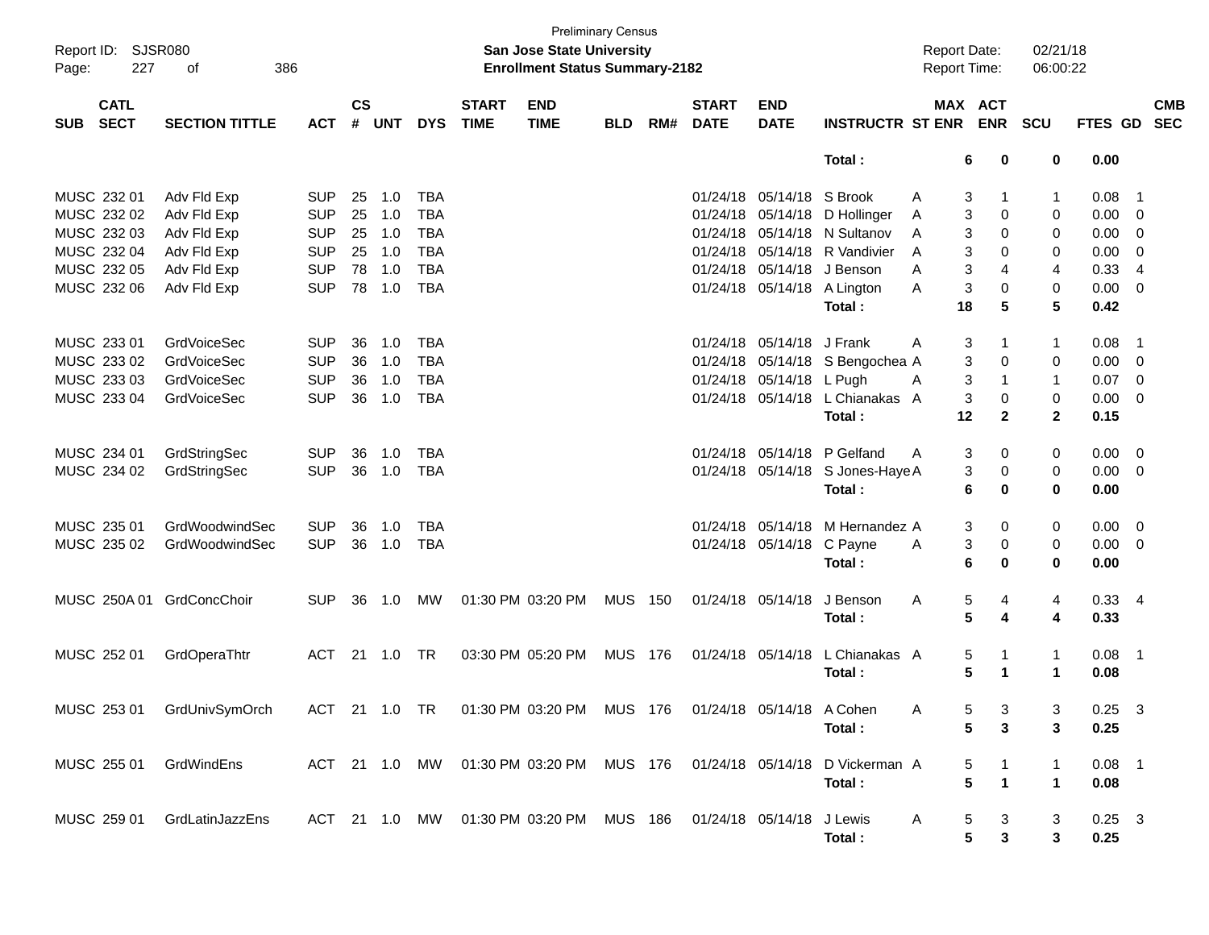Preliminary Census

**San Jose State University**

**Enrollment Status Summary-2182**

Report ID: SJSR080

Report Date: 02/21/18

Report Time: 06:00:22

| SUB | CATL SECT | SECTION TITTLE | ACT | CS # | UNT | DYS | START TIME | END TIME | BLD | RM# | START DATE | END DATE | INSTRUCTR | ST | MAX ENR | ACT ENR | SCU | FTES | GD | CMB SEC |
|---|---|---|---|---|---|---|---|---|---|---|---|---|---|---|---|---|---|---|---|---|
| | | | | | | | | | | | | | **Total :** | | **6** | **0** | **0** | **0.00** | | |
| MUSC | 232 01 | Adv Fld Exp | SUP | 25 | 1.0 | TBA | | | | | 01/24/18 | 05/14/18 | S Brook | A | 3 | 1 | 1 | 0.08 | 1 | |
| MUSC | 232 02 | Adv Fld Exp | SUP | 25 | 1.0 | TBA | | | | | 01/24/18 | 05/14/18 | D Hollinger | A | 3 | 0 | 0 | 0.00 | 0 | |
| MUSC | 232 03 | Adv Fld Exp | SUP | 25 | 1.0 | TBA | | | | | 01/24/18 | 05/14/18 | N Sultanov | A | 3 | 0 | 0 | 0.00 | 0 | |
| MUSC | 232 04 | Adv Fld Exp | SUP | 25 | 1.0 | TBA | | | | | 01/24/18 | 05/14/18 | R Vandivier | A | 3 | 0 | 0 | 0.00 | 0 | |
| MUSC | 232 05 | Adv Fld Exp | SUP | 78 | 1.0 | TBA | | | | | 01/24/18 | 05/14/18 | J Benson | A | 3 | 4 | 4 | 0.33 | 4 | |
| MUSC | 232 06 | Adv Fld Exp | SUP | 78 | 1.0 | TBA | | | | | 01/24/18 | 05/14/18 | A Lington | A | 3 | 0 | 0 | 0.00 | 0 | |
| | | | | | | | | | | | | | **Total :** | | **18** | **5** | **5** | **0.42** | | |
| MUSC | 233 01 | GrdVoiceSec | SUP | 36 | 1.0 | TBA | | | | | 01/24/18 | 05/14/18 | J Frank | A | 3 | 1 | 1 | 0.08 | 1 | |
| MUSC | 233 02 | GrdVoiceSec | SUP | 36 | 1.0 | TBA | | | | | 01/24/18 | 05/14/18 | S Bengochea | A | 3 | 0 | 0 | 0.00 | 0 | |
| MUSC | 233 03 | GrdVoiceSec | SUP | 36 | 1.0 | TBA | | | | | 01/24/18 | 05/14/18 | L Pugh | A | 3 | 1 | 1 | 0.07 | 0 | |
| MUSC | 233 04 | GrdVoiceSec | SUP | 36 | 1.0 | TBA | | | | | 01/24/18 | 05/14/18 | L Chianakas | A | 3 | 0 | 0 | 0.00 | 0 | |
| | | | | | | | | | | | | | **Total :** | | **12** | **2** | **2** | **0.15** | | |
| MUSC | 234 01 | GrdStringSec | SUP | 36 | 1.0 | TBA | | | | | 01/24/18 | 05/14/18 | P Gelfand | A | 3 | 0 | 0 | 0.00 | 0 | |
| MUSC | 234 02 | GrdStringSec | SUP | 36 | 1.0 | TBA | | | | | 01/24/18 | 05/14/18 | S Jones-Haye | A | 3 | 0 | 0 | 0.00 | 0 | |
| | | | | | | | | | | | | | **Total :** | | **6** | **0** | **0** | **0.00** | | |
| MUSC | 235 01 | GrdWoodwindSec | SUP | 36 | 1.0 | TBA | | | | | 01/24/18 | 05/14/18 | M Hernandez | A | 3 | 0 | 0 | 0.00 | 0 | |
| MUSC | 235 02 | GrdWoodwindSec | SUP | 36 | 1.0 | TBA | | | | | 01/24/18 | 05/14/18 | C Payne | A | 3 | 0 | 0 | 0.00 | 0 | |
| | | | | | | | | | | | | | **Total :** | | **6** | **0** | **0** | **0.00** | | |
| MUSC | 250A 01 | GrdConcChoir | SUP | 36 | 1.0 | MW | 01:30 PM | 03:20 PM | MUS | 150 | 01/24/18 | 05/14/18 | J Benson | A | 5 | 4 | 4 | 0.33 | 4 | |
| | | | | | | | | | | | | | **Total :** | | **5** | **4** | **4** | **0.33** | | |
| MUSC | 252 01 | GrdOperaThtr | ACT | 21 | 1.0 | TR | 03:30 PM | 05:20 PM | MUS | 176 | 01/24/18 | 05/14/18 | L Chianakas | A | 5 | 1 | 1 | 0.08 | 1 | |
| | | | | | | | | | | | | | **Total :** | | **5** | **1** | **1** | **0.08** | | |
| MUSC | 253 01 | GrdUnivSymOrch | ACT | 21 | 1.0 | TR | 01:30 PM | 03:20 PM | MUS | 176 | 01/24/18 | 05/14/18 | A Cohen | A | 5 | 3 | 3 | 0.25 | 3 | |
| | | | | | | | | | | | | | **Total :** | | **5** | **3** | **3** | **0.25** | | |
| MUSC | 255 01 | GrdWindEns | ACT | 21 | 1.0 | MW | 01:30 PM | 03:20 PM | MUS | 176 | 01/24/18 | 05/14/18 | D Vickerman | A | 5 | 1 | 1 | 0.08 | 1 | |
| | | | | | | | | | | | | | **Total :** | | **5** | **1** | **1** | **0.08** | | |
| MUSC | 259 01 | GrdLatinJazzEns | ACT | 21 | 1.0 | MW | 01:30 PM | 03:20 PM | MUS | 186 | 01/24/18 | 05/14/18 | J Lewis | A | 5 | 3 | 3 | 0.25 | 3 | |
| | | | | | | | | | | | | | **Total :** | | **5** | **3** | **3** | **0.25** | | |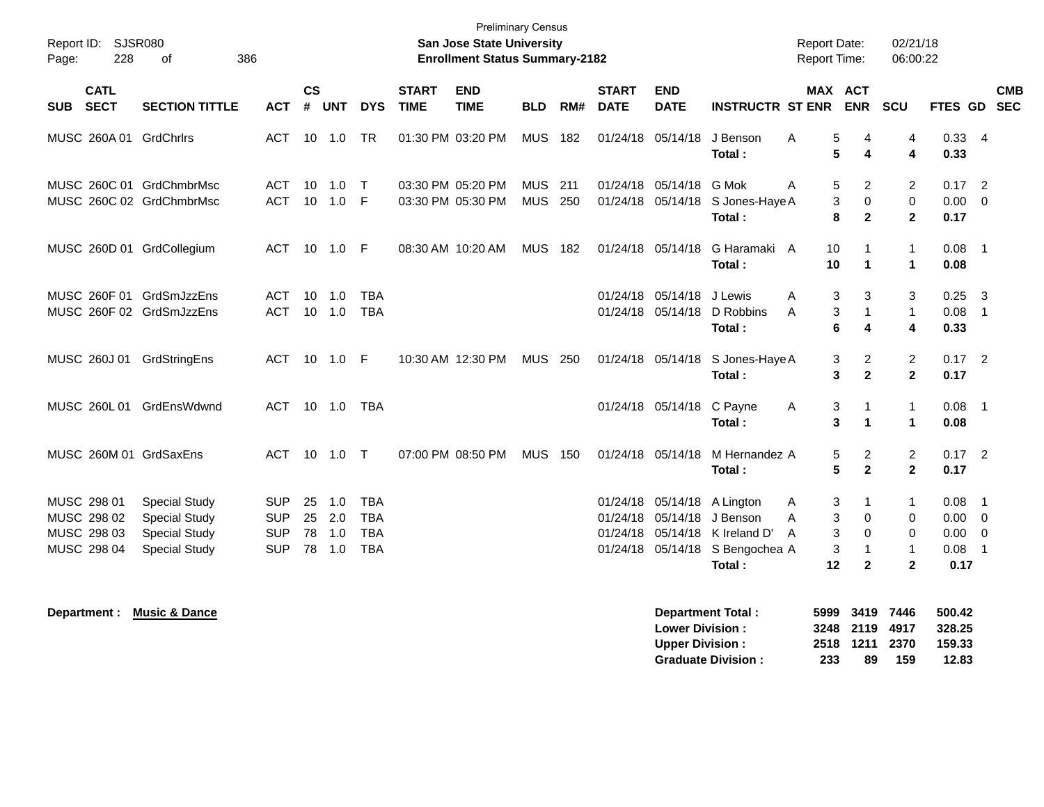Preliminary Census

Report ID: SJSR080

**San Jose State University**

**Enrollment Status Summary-2182**

Report Date: 02/21/18
Report Time: 06:00:22

| SUB | CATL SECT | SECTION TITTLE | ACT | CS # | UNT | DYS | START TIME | END TIME | BLD | RM# | START DATE | END DATE | INSTRUCTR | ST | MAX ENR | ACT ENR | SCU | FTES | GD | CMB SEC |
|---|---|---|---|---|---|---|---|---|---|---|---|---|---|---|---|---|---|---|---|---|
| MUSC | 260A 01 | GrdChrlrs | ACT | 10 | 1.0 | TR | 01:30 PM | 03:20 PM | MUS | 182 | 01/24/18 | 05/14/18 | J Benson | A | 5 | 4 | 4 | 0.33 | 4 | |
| | | | | | | | | | | | | | **Total :** | | **5** | **4** | **4** | **0.33** | | |
| MUSC | 260C 01 | GrdChmbrMsc | ACT | 10 | 1.0 | T | 03:30 PM | 05:20 PM | MUS | 211 | 01/24/18 | 05/14/18 | G Mok | A | 5 | 2 | 2 | 0.17 | 2 | |
| MUSC | 260C 02 | GrdChmbrMsc | ACT | 10 | 1.0 | F | 03:30 PM | 05:30 PM | MUS | 250 | 01/24/18 | 05/14/18 | S Jones-Haye | A | 3 | 0 | 0 | 0.00 | 0 | |
| | | | | | | | | | | | | | **Total :** | | **8** | **2** | **2** | **0.17** | | |
| MUSC | 260D 01 | GrdCollegium | ACT | 10 | 1.0 | F | 08:30 AM | 10:20 AM | MUS | 182 | 01/24/18 | 05/14/18 | G Haramaki | A | 10 | 1 | 1 | 0.08 | 1 | |
| | | | | | | | | | | | | | **Total :** | | **10** | **1** | **1** | **0.08** | | |
| MUSC | 260F 01 | GrdSmJzzEns | ACT | 10 | 1.0 | TBA | | | | | 01/24/18 | 05/14/18 | J Lewis | A | 3 | 3 | 3 | 0.25 | 3 | |
| MUSC | 260F 02 | GrdSmJzzEns | ACT | 10 | 1.0 | TBA | | | | | 01/24/18 | 05/14/18 | D Robbins | A | 3 | 1 | 1 | 0.08 | 1 | |
| | | | | | | | | | | | | | **Total :** | | **6** | **4** | **4** | **0.33** | | |
| MUSC | 260J 01 | GrdStringEns | ACT | 10 | 1.0 | F | 10:30 AM | 12:30 PM | MUS | 250 | 01/24/18 | 05/14/18 | S Jones-Haye | A | 3 | 2 | 2 | 0.17 | 2 | |
| | | | | | | | | | | | | | **Total :** | | **3** | **2** | **2** | **0.17** | | |
| MUSC | 260L 01 | GrdEnsWdwnd | ACT | 10 | 1.0 | TBA | | | | | 01/24/18 | 05/14/18 | C Payne | A | 3 | 1 | 1 | 0.08 | 1 | |
| | | | | | | | | | | | | | **Total :** | | **3** | **1** | **1** | **0.08** | | |
| MUSC | 260M 01 | GrdSaxEns | ACT | 10 | 1.0 | T | 07:00 PM | 08:50 PM | MUS | 150 | 01/24/18 | 05/14/18 | M Hernandez | A | 5 | 2 | 2 | 0.17 | 2 | |
| | | | | | | | | | | | | | **Total :** | | **5** | **2** | **2** | **0.17** | | |
| MUSC | 298 01 | Special Study | SUP | 25 | 1.0 | TBA | | | | | 01/24/18 | 05/14/18 | A Lington | A | 3 | 1 | 1 | 0.08 | 1 | |
| MUSC | 298 02 | Special Study | SUP | 25 | 2.0 | TBA | | | | | 01/24/18 | 05/14/18 | J Benson | A | 3 | 0 | 0 | 0.00 | 0 | |
| MUSC | 298 03 | Special Study | SUP | 78 | 1.0 | TBA | | | | | 01/24/18 | 05/14/18 | K Ireland D' | A | 3 | 0 | 0 | 0.00 | 0 | |
| MUSC | 298 04 | Special Study | SUP | 78 | 1.0 | TBA | | | | | 01/24/18 | 05/14/18 | S Bengochea | A | 3 | 1 | 1 | 0.08 | 1 | |
| | | | | | | | | | | | | | **Total :** | | **12** | **2** | **2** | **0.17** | | |

**Department : Music & Dance**

| | MAX ENR | ACT ENR | SCU | FTES |
|---|---|---|---|---|
| **Department Total :** | **5999** | **3419** | **7446** | **500.42** |
| **Lower Division :** | **3248** | **2119** | **4917** | **328.25** |
| **Upper Division :** | **2518** | **1211** | **2370** | **159.33** |
| **Graduate Division :** | **233** | **89** | **159** | **12.83** |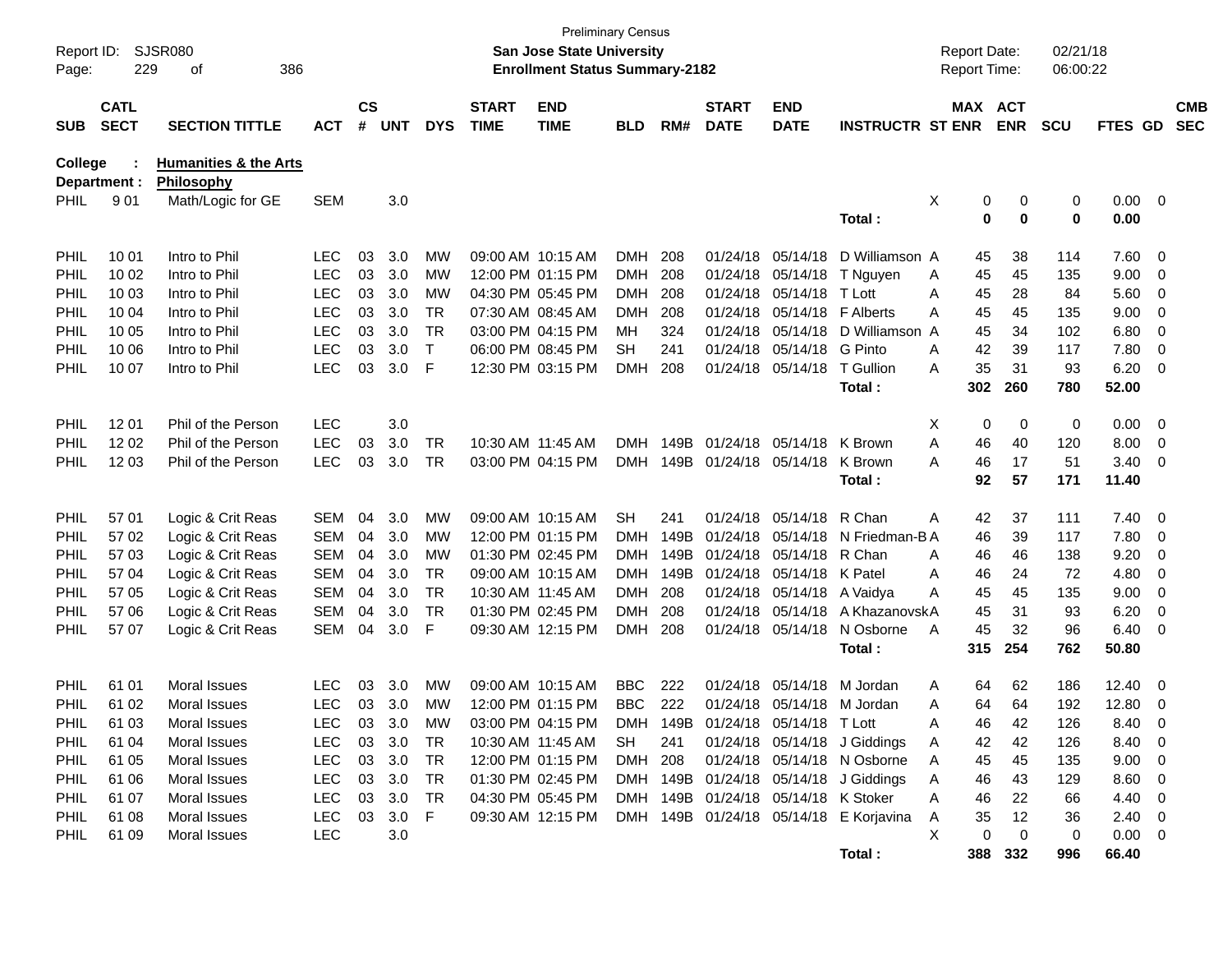Preliminary Census

**San Jose State University**

**Enrollment Status Summary-2182**

Report ID: SJSR080

Report Date: 02/21/18

Report Time: 06:00:22

**College : Humanities & the Arts**

**Department : Philosophy**

| SUB | CATL SECT | SECTION TITTLE | ACT | CS # | UNT | DYS | START TIME | END TIME | BLD | RM# | START DATE | END DATE | INSTRUCTR | ST | MAX ENR | ACT ENR | SCU | FTES | GD | CMB SEC |
|---|---|---|---|---|---|---|---|---|---|---|---|---|---|---|---|---|---|---|---|---|
| PHIL | 9 01 | Math/Logic for GE | SEM | | 3.0 | | | | | | | | | X | 0 | 0 | 0 | 0.00 | 0 | |
| | | | | | | | | | | | | | **Total :** | | **0** | **0** | **0** | **0.00** | | |
| PHIL | 10 01 | Intro to Phil | LEC | 03 | 3.0 | MW | 09:00 AM | 10:15 AM | DMH | 208 | 01/24/18 | 05/14/18 | D Williamson | A | 45 | 38 | 114 | 7.60 | 0 | |
| PHIL | 10 02 | Intro to Phil | LEC | 03 | 3.0 | MW | 12:00 PM | 01:15 PM | DMH | 208 | 01/24/18 | 05/14/18 | T Nguyen | A | 45 | 45 | 135 | 9.00 | 0 | |
| PHIL | 10 03 | Intro to Phil | LEC | 03 | 3.0 | MW | 04:30 PM | 05:45 PM | DMH | 208 | 01/24/18 | 05/14/18 | T Lott | A | 45 | 28 | 84 | 5.60 | 0 | |
| PHIL | 10 04 | Intro to Phil | LEC | 03 | 3.0 | TR | 07:30 AM | 08:45 AM | DMH | 208 | 01/24/18 | 05/14/18 | F Alberts | A | 45 | 45 | 135 | 9.00 | 0 | |
| PHIL | 10 05 | Intro to Phil | LEC | 03 | 3.0 | TR | 03:00 PM | 04:15 PM | MH | 324 | 01/24/18 | 05/14/18 | D Williamson | A | 45 | 34 | 102 | 6.80 | 0 | |
| PHIL | 10 06 | Intro to Phil | LEC | 03 | 3.0 | T | 06:00 PM | 08:45 PM | SH | 241 | 01/24/18 | 05/14/18 | G Pinto | A | 42 | 39 | 117 | 7.80 | 0 | |
| PHIL | 10 07 | Intro to Phil | LEC | 03 | 3.0 | F | 12:30 PM | 03:15 PM | DMH | 208 | 01/24/18 | 05/14/18 | T Gullion | A | 35 | 31 | 93 | 6.20 | 0 | |
| | | | | | | | | | | | | | **Total :** | | **302** | **260** | **780** | **52.00** | | |
| PHIL | 12 01 | Phil of the Person | LEC | | 3.0 | | | | | | | | | X | 0 | 0 | 0 | 0.00 | 0 | |
| PHIL | 12 02 | Phil of the Person | LEC | 03 | 3.0 | TR | 10:30 AM | 11:45 AM | DMH | 149B | 01/24/18 | 05/14/18 | K Brown | A | 46 | 40 | 120 | 8.00 | 0 | |
| PHIL | 12 03 | Phil of the Person | LEC | 03 | 3.0 | TR | 03:00 PM | 04:15 PM | DMH | 149B | 01/24/18 | 05/14/18 | K Brown | A | 46 | 17 | 51 | 3.40 | 0 | |
| | | | | | | | | | | | | | **Total :** | | **92** | **57** | **171** | **11.40** | | |
| PHIL | 57 01 | Logic & Crit Reas | SEM | 04 | 3.0 | MW | 09:00 AM | 10:15 AM | SH | 241 | 01/24/18 | 05/14/18 | R Chan | A | 42 | 37 | 111 | 7.40 | 0 | |
| PHIL | 57 02 | Logic & Crit Reas | SEM | 04 | 3.0 | MW | 12:00 PM | 01:15 PM | DMH | 149B | 01/24/18 | 05/14/18 | N Friedman-B | A | 46 | 39 | 117 | 7.80 | 0 | |
| PHIL | 57 03 | Logic & Crit Reas | SEM | 04 | 3.0 | MW | 01:30 PM | 02:45 PM | DMH | 149B | 01/24/18 | 05/14/18 | R Chan | A | 46 | 46 | 138 | 9.20 | 0 | |
| PHIL | 57 04 | Logic & Crit Reas | SEM | 04 | 3.0 | TR | 09:00 AM | 10:15 AM | DMH | 149B | 01/24/18 | 05/14/18 | K Patel | A | 46 | 24 | 72 | 4.80 | 0 | |
| PHIL | 57 05 | Logic & Crit Reas | SEM | 04 | 3.0 | TR | 10:30 AM | 11:45 AM | DMH | 208 | 01/24/18 | 05/14/18 | A Vaidya | A | 45 | 45 | 135 | 9.00 | 0 | |
| PHIL | 57 06 | Logic & Crit Reas | SEM | 04 | 3.0 | TR | 01:30 PM | 02:45 PM | DMH | 208 | 01/24/18 | 05/14/18 | A Khazanovsk | A | 45 | 31 | 93 | 6.20 | 0 | |
| PHIL | 57 07 | Logic & Crit Reas | SEM | 04 | 3.0 | F | 09:30 AM | 12:15 PM | DMH | 208 | 01/24/18 | 05/14/18 | N Osborne | A | 45 | 32 | 96 | 6.40 | 0 | |
| | | | | | | | | | | | | | **Total :** | | **315** | **254** | **762** | **50.80** | | |
| PHIL | 61 01 | Moral Issues | LEC | 03 | 3.0 | MW | 09:00 AM | 10:15 AM | BBC | 222 | 01/24/18 | 05/14/18 | M Jordan | A | 64 | 62 | 186 | 12.40 | 0 | |
| PHIL | 61 02 | Moral Issues | LEC | 03 | 3.0 | MW | 12:00 PM | 01:15 PM | BBC | 222 | 01/24/18 | 05/14/18 | M Jordan | A | 64 | 64 | 192 | 12.80 | 0 | |
| PHIL | 61 03 | Moral Issues | LEC | 03 | 3.0 | MW | 03:00 PM | 04:15 PM | DMH | 149B | 01/24/18 | 05/14/18 | T Lott | A | 46 | 42 | 126 | 8.40 | 0 | |
| PHIL | 61 04 | Moral Issues | LEC | 03 | 3.0 | TR | 10:30 AM | 11:45 AM | SH | 241 | 01/24/18 | 05/14/18 | J Giddings | A | 42 | 42 | 126 | 8.40 | 0 | |
| PHIL | 61 05 | Moral Issues | LEC | 03 | 3.0 | TR | 12:00 PM | 01:15 PM | DMH | 208 | 01/24/18 | 05/14/18 | N Osborne | A | 45 | 45 | 135 | 9.00 | 0 | |
| PHIL | 61 06 | Moral Issues | LEC | 03 | 3.0 | TR | 01:30 PM | 02:45 PM | DMH | 149B | 01/24/18 | 05/14/18 | J Giddings | A | 46 | 43 | 129 | 8.60 | 0 | |
| PHIL | 61 07 | Moral Issues | LEC | 03 | 3.0 | TR | 04:30 PM | 05:45 PM | DMH | 149B | 01/24/18 | 05/14/18 | K Stoker | A | 46 | 22 | 66 | 4.40 | 0 | |
| PHIL | 61 08 | Moral Issues | LEC | 03 | 3.0 | F | 09:30 AM | 12:15 PM | DMH | 149B | 01/24/18 | 05/14/18 | E Korjavina | A | 35 | 12 | 36 | 2.40 | 0 | |
| PHIL | 61 09 | Moral Issues | LEC | | 3.0 | | | | | | | | | X | 0 | 0 | 0 | 0.00 | 0 | |
| | | | | | | | | | | | | | **Total :** | | **388** | **332** | **996** | **66.40** | | |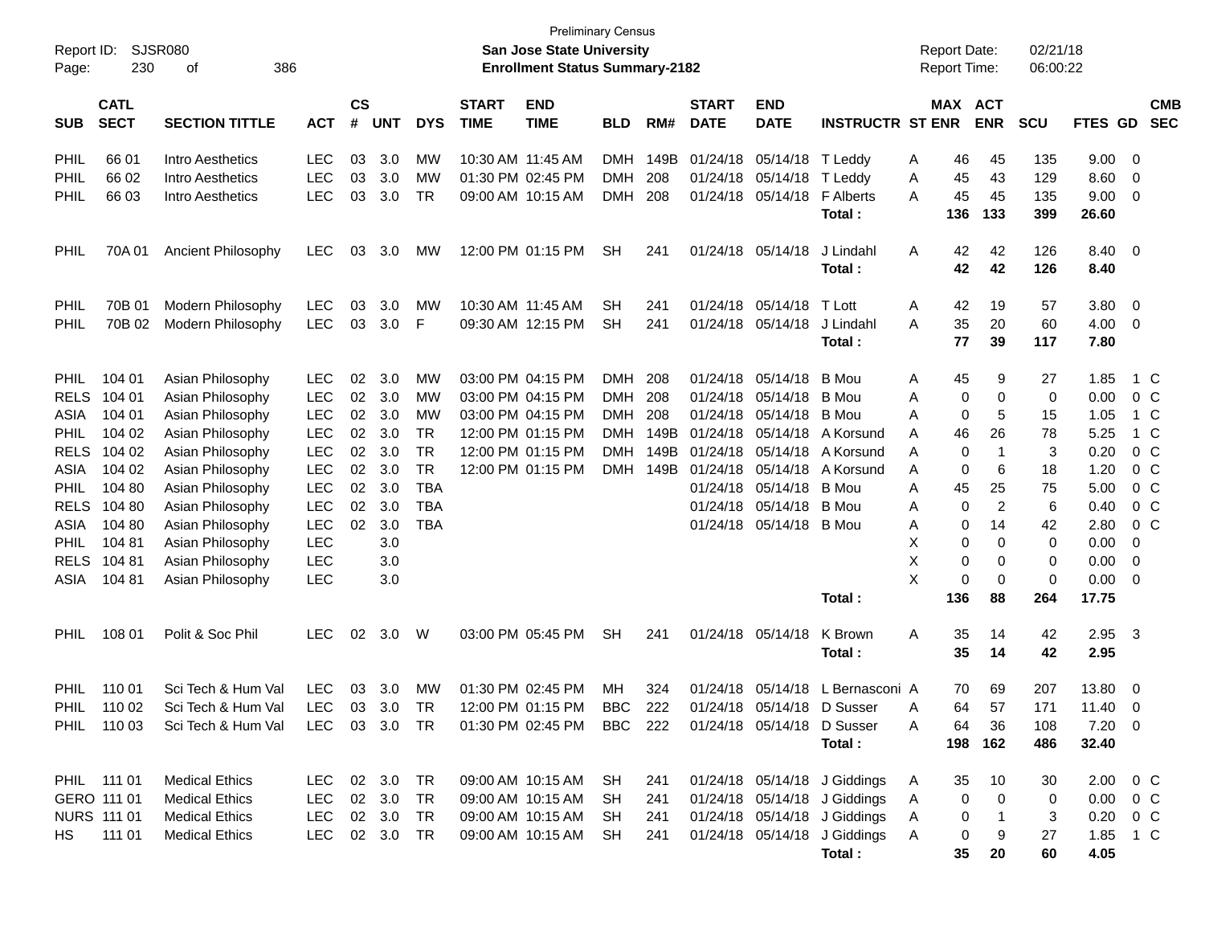Preliminary Census

Report ID: SJSR080
San Jose State University
Enrollment Status Summary-2182

Report Date: 02/21/18
Report Time: 06:00:22

| SUB | CATL SECT | SECTION TITTLE | ACT | CS # | UNT | DYS | START TIME | END TIME | BLD | RM# | START DATE | END DATE | INSTRUCTR | ST | MAX ENR | ACT ENR | SCU | FTES | GD | CMB SEC |
|---|---|---|---|---|---|---|---|---|---|---|---|---|---|---|---|---|---|---|---|---|
| PHIL | 66 01 | Intro Aesthetics | LEC | 03 | 3.0 | MW | 10:30 AM | 11:45 AM | DMH | 149B | 01/24/18 | 05/14/18 | T Leddy | A | 46 | 45 | 135 | 9.00 | 0 | |
| PHIL | 66 02 | Intro Aesthetics | LEC | 03 | 3.0 | MW | 01:30 PM | 02:45 PM | DMH | 208 | 01/24/18 | 05/14/18 | T Leddy | A | 45 | 43 | 129 | 8.60 | 0 | |
| PHIL | 66 03 | Intro Aesthetics | LEC | 03 | 3.0 | TR | 09:00 AM | 10:15 AM | DMH | 208 | 01/24/18 | 05/14/18 | F Alberts | A | 45 | 45 | 135 | 9.00 | 0 | |
| | | | | | | | | | | | | | **Total :** | | **136** | **133** | **399** | **26.60** | | |
| PHIL | 70A 01 | Ancient Philosophy | LEC | 03 | 3.0 | MW | 12:00 PM | 01:15 PM | SH | 241 | 01/24/18 | 05/14/18 | J Lindahl | A | 42 | 42 | 126 | 8.40 | 0 | |
| | | | | | | | | | | | | | **Total :** | | **42** | **42** | **126** | **8.40** | | |
| PHIL | 70B 01 | Modern Philosophy | LEC | 03 | 3.0 | MW | 10:30 AM | 11:45 AM | SH | 241 | 01/24/18 | 05/14/18 | T Lott | A | 42 | 19 | 57 | 3.80 | 0 | |
| PHIL | 70B 02 | Modern Philosophy | LEC | 03 | 3.0 | F | 09:30 AM | 12:15 PM | SH | 241 | 01/24/18 | 05/14/18 | J Lindahl | A | 35 | 20 | 60 | 4.00 | 0 | |
| | | | | | | | | | | | | | **Total :** | | **77** | **39** | **117** | **7.80** | | |
| PHIL | 104 01 | Asian Philosophy | LEC | 02 | 3.0 | MW | 03:00 PM | 04:15 PM | DMH | 208 | 01/24/18 | 05/14/18 | B Mou | A | 45 | 9 | 27 | 1.85 | 1 | C |
| RELS | 104 01 | Asian Philosophy | LEC | 02 | 3.0 | MW | 03:00 PM | 04:15 PM | DMH | 208 | 01/24/18 | 05/14/18 | B Mou | A | 0 | 0 | 0 | 0.00 | 0 | C |
| ASIA | 104 01 | Asian Philosophy | LEC | 02 | 3.0 | MW | 03:00 PM | 04:15 PM | DMH | 208 | 01/24/18 | 05/14/18 | B Mou | A | 0 | 5 | 15 | 1.05 | 1 | C |
| PHIL | 104 02 | Asian Philosophy | LEC | 02 | 3.0 | TR | 12:00 PM | 01:15 PM | DMH | 149B | 01/24/18 | 05/14/18 | A Korsund | A | 46 | 26 | 78 | 5.25 | 1 | C |
| RELS | 104 02 | Asian Philosophy | LEC | 02 | 3.0 | TR | 12:00 PM | 01:15 PM | DMH | 149B | 01/24/18 | 05/14/18 | A Korsund | A | 0 | 1 | 3 | 0.20 | 0 | C |
| ASIA | 104 02 | Asian Philosophy | LEC | 02 | 3.0 | TR | 12:00 PM | 01:15 PM | DMH | 149B | 01/24/18 | 05/14/18 | A Korsund | A | 0 | 6 | 18 | 1.20 | 0 | C |
| PHIL | 104 80 | Asian Philosophy | LEC | 02 | 3.0 | TBA | | | | | 01/24/18 | 05/14/18 | B Mou | A | 45 | 25 | 75 | 5.00 | 0 | C |
| RELS | 104 80 | Asian Philosophy | LEC | 02 | 3.0 | TBA | | | | | 01/24/18 | 05/14/18 | B Mou | A | 0 | 2 | 6 | 0.40 | 0 | C |
| ASIA | 104 80 | Asian Philosophy | LEC | 02 | 3.0 | TBA | | | | | 01/24/18 | 05/14/18 | B Mou | A | 0 | 14 | 42 | 2.80 | 0 | C |
| PHIL | 104 81 | Asian Philosophy | LEC | | 3.0 | | | | | | | | | X | 0 | 0 | 0 | 0.00 | 0 | |
| RELS | 104 81 | Asian Philosophy | LEC | | 3.0 | | | | | | | | | X | 0 | 0 | 0 | 0.00 | 0 | |
| ASIA | 104 81 | Asian Philosophy | LEC | | 3.0 | | | | | | | | | X | 0 | 0 | 0 | 0.00 | 0 | |
| | | | | | | | | | | | | | **Total :** | | **136** | **88** | **264** | **17.75** | | |
| PHIL | 108 01 | Polit & Soc Phil | LEC | 02 | 3.0 | W | 03:00 PM | 05:45 PM | SH | 241 | 01/24/18 | 05/14/18 | K Brown | A | 35 | 14 | 42 | 2.95 | 3 | |
| | | | | | | | | | | | | | **Total :** | | **35** | **14** | **42** | **2.95** | | |
| PHIL | 110 01 | Sci Tech & Hum Val | LEC | 03 | 3.0 | MW | 01:30 PM | 02:45 PM | MH | 324 | 01/24/18 | 05/14/18 | L Bernasconi | A | 70 | 69 | 207 | 13.80 | 0 | |
| PHIL | 110 02 | Sci Tech & Hum Val | LEC | 03 | 3.0 | TR | 12:00 PM | 01:15 PM | BBC | 222 | 01/24/18 | 05/14/18 | D Susser | A | 64 | 57 | 171 | 11.40 | 0 | |
| PHIL | 110 03 | Sci Tech & Hum Val | LEC | 03 | 3.0 | TR | 01:30 PM | 02:45 PM | BBC | 222 | 01/24/18 | 05/14/18 | D Susser | A | 64 | 36 | 108 | 7.20 | 0 | |
| | | | | | | | | | | | | | **Total :** | | **198** | **162** | **486** | **32.40** | | |
| PHIL | 111 01 | Medical Ethics | LEC | 02 | 3.0 | TR | 09:00 AM | 10:15 AM | SH | 241 | 01/24/18 | 05/14/18 | J Giddings | A | 35 | 10 | 30 | 2.00 | 0 | C |
| GERO | 111 01 | Medical Ethics | LEC | 02 | 3.0 | TR | 09:00 AM | 10:15 AM | SH | 241 | 01/24/18 | 05/14/18 | J Giddings | A | 0 | 0 | 0 | 0.00 | 0 | C |
| NURS | 111 01 | Medical Ethics | LEC | 02 | 3.0 | TR | 09:00 AM | 10:15 AM | SH | 241 | 01/24/18 | 05/14/18 | J Giddings | A | 0 | 1 | 3 | 0.20 | 0 | C |
| HS | 111 01 | Medical Ethics | LEC | 02 | 3.0 | TR | 09:00 AM | 10:15 AM | SH | 241 | 01/24/18 | 05/14/18 | J Giddings | A | 0 | 9 | 27 | 1.85 | 1 | C |
| | | | | | | | | | | | | | **Total :** | | **35** | **20** | **60** | **4.05** | | |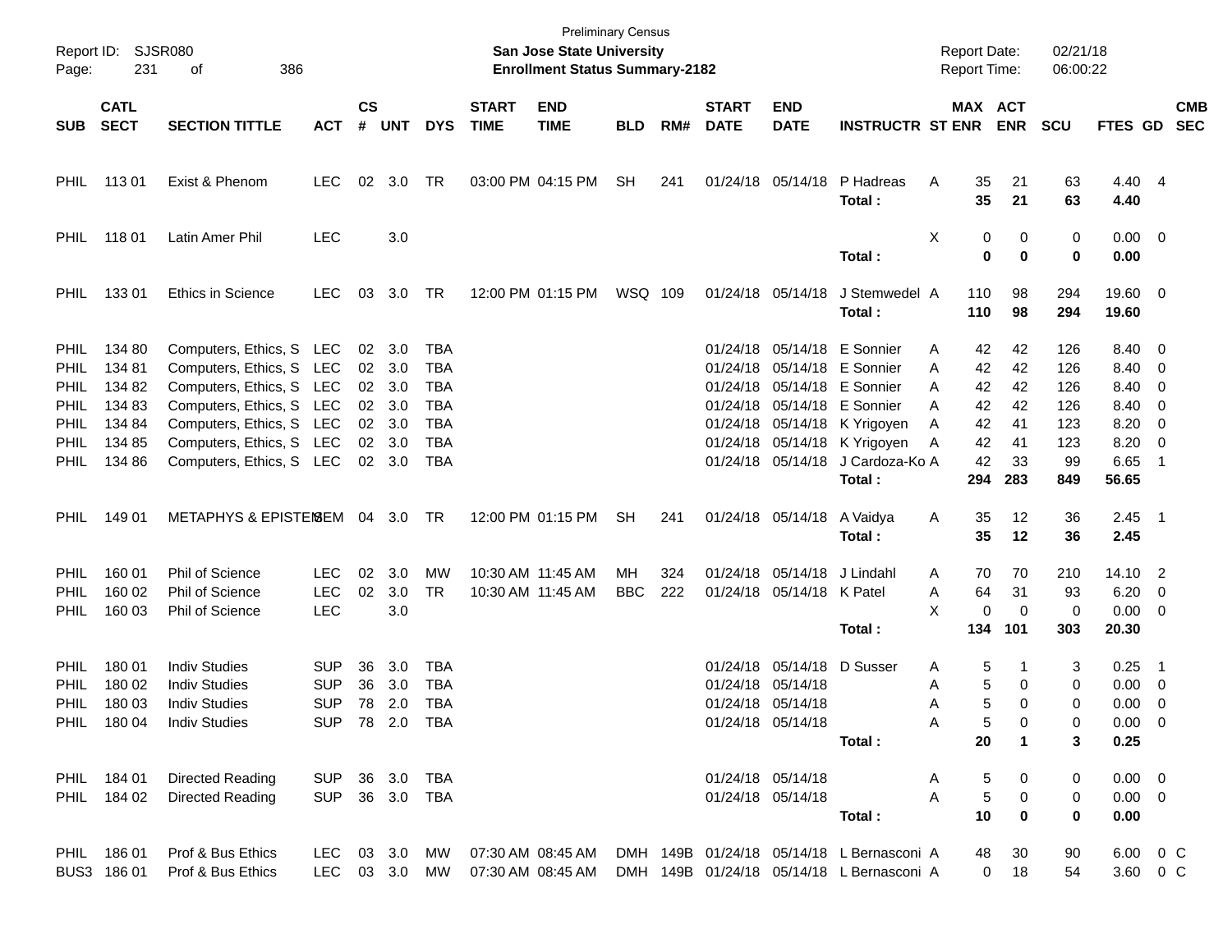Preliminary Census

Report ID: SJSR080

**San Jose State University**

**Enrollment Status Summary-2182**

Report Date: 02/21/18
Report Time: 06:00:22

| SUB | CATL SECT | SECTION TITTLE | ACT | CS # | UNT | DYS | START TIME | END TIME | BLD | RM# | START DATE | END DATE | INSTRUCTR | ST | MAX ENR | ACT ENR | SCU | FTES | GD | CMB SEC |
|---|---|---|---|---|---|---|---|---|---|---|---|---|---|---|---|---|---|---|---|---|
| PHIL | 113 01 | Exist & Phenom | LEC | 02 | 3.0 | TR | 03:00 PM | 04:15 PM | SH | 241 | 01/24/18 | 05/14/18 | P Hadreas | A | 35 | 21 | 63 | 4.40 | 4 | |
| | | | | | | | | | | | | | **Total :** | | **35** | **21** | **63** | **4.40** | | |
| PHIL | 118 01 | Latin Amer Phil | LEC | | 3.0 | | | | | | | | | X | 0 | 0 | 0 | 0.00 | 0 | |
| | | | | | | | | | | | | | **Total :** | | **0** | **0** | **0** | **0.00** | | |
| PHIL | 133 01 | Ethics in Science | LEC | 03 | 3.0 | TR | 12:00 PM | 01:15 PM | WSQ | 109 | 01/24/18 | 05/14/18 | J Stemwedel | A | 110 | 98 | 294 | 19.60 | 0 | |
| | | | | | | | | | | | | | **Total :** | | **110** | **98** | **294** | **19.60** | | |
| PHIL | 134 80 | Computers, Ethics, S | LEC | 02 | 3.0 | TBA | | | | | 01/24/18 | 05/14/18 | E Sonnier | A | 42 | 42 | 126 | 8.40 | 0 | |
| PHIL | 134 81 | Computers, Ethics, S | LEC | 02 | 3.0 | TBA | | | | | 01/24/18 | 05/14/18 | E Sonnier | A | 42 | 42 | 126 | 8.40 | 0 | |
| PHIL | 134 82 | Computers, Ethics, S | LEC | 02 | 3.0 | TBA | | | | | 01/24/18 | 05/14/18 | E Sonnier | A | 42 | 42 | 126 | 8.40 | 0 | |
| PHIL | 134 83 | Computers, Ethics, S | LEC | 02 | 3.0 | TBA | | | | | 01/24/18 | 05/14/18 | E Sonnier | A | 42 | 42 | 126 | 8.40 | 0 | |
| PHIL | 134 84 | Computers, Ethics, S | LEC | 02 | 3.0 | TBA | | | | | 01/24/18 | 05/14/18 | K Yrigoyen | A | 42 | 41 | 123 | 8.20 | 0 | |
| PHIL | 134 85 | Computers, Ethics, S | LEC | 02 | 3.0 | TBA | | | | | 01/24/18 | 05/14/18 | K Yrigoyen | A | 42 | 41 | 123 | 8.20 | 0 | |
| PHIL | 134 86 | Computers, Ethics, S | LEC | 02 | 3.0 | TBA | | | | | 01/24/18 | 05/14/18 | J Cardoza-Ko | A | 42 | 33 | 99 | 6.65 | 1 | |
| | | | | | | | | | | | | | **Total :** | | **294** | **283** | **849** | **56.65** | | |
| PHIL | 149 01 | METAPHYS & EPISTEM | SEM | 04 | 3.0 | TR | 12:00 PM | 01:15 PM | SH | 241 | 01/24/18 | 05/14/18 | A Vaidya | A | 35 | 12 | 36 | 2.45 | 1 | |
| | | | | | | | | | | | | | **Total :** | | **35** | **12** | **36** | **2.45** | | |
| PHIL | 160 01 | Phil of Science | LEC | 02 | 3.0 | MW | 10:30 AM | 11:45 AM | MH | 324 | 01/24/18 | 05/14/18 | J Lindahl | A | 70 | 70 | 210 | 14.10 | 2 | |
| PHIL | 160 02 | Phil of Science | LEC | 02 | 3.0 | TR | 10:30 AM | 11:45 AM | BBC | 222 | 01/24/18 | 05/14/18 | K Patel | A | 64 | 31 | 93 | 6.20 | 0 | |
| PHIL | 160 03 | Phil of Science | LEC | | 3.0 | | | | | | | | | X | 0 | 0 | 0 | 0.00 | 0 | |
| | | | | | | | | | | | | | **Total :** | | **134** | **101** | **303** | **20.30** | | |
| PHIL | 180 01 | Indiv Studies | SUP | 36 | 3.0 | TBA | | | | | 01/24/18 | 05/14/18 | D Susser | A | 5 | 1 | 3 | 0.25 | 1 | |
| PHIL | 180 02 | Indiv Studies | SUP | 36 | 3.0 | TBA | | | | | 01/24/18 | 05/14/18 | | A | 5 | 0 | 0 | 0.00 | 0 | |
| PHIL | 180 03 | Indiv Studies | SUP | 78 | 2.0 | TBA | | | | | 01/24/18 | 05/14/18 | | A | 5 | 0 | 0 | 0.00 | 0 | |
| PHIL | 180 04 | Indiv Studies | SUP | 78 | 2.0 | TBA | | | | | 01/24/18 | 05/14/18 | | A | 5 | 0 | 0 | 0.00 | 0 | |
| | | | | | | | | | | | | | **Total :** | | **20** | **1** | **3** | **0.25** | | |
| PHIL | 184 01 | Directed Reading | SUP | 36 | 3.0 | TBA | | | | | 01/24/18 | 05/14/18 | | A | 5 | 0 | 0 | 0.00 | 0 | |
| PHIL | 184 02 | Directed Reading | SUP | 36 | 3.0 | TBA | | | | | 01/24/18 | 05/14/18 | | A | 5 | 0 | 0 | 0.00 | 0 | |
| | | | | | | | | | | | | | **Total :** | | **10** | **0** | **0** | **0.00** | | |
| PHIL | 186 01 | Prof & Bus Ethics | LEC | 03 | 3.0 | MW | 07:30 AM | 08:45 AM | DMH | 149B | 01/24/18 | 05/14/18 | L Bernasconi | A | 48 | 30 | 90 | 6.00 | 0 | C |
| BUS3 | 186 01 | Prof & Bus Ethics | LEC | 03 | 3.0 | MW | 07:30 AM | 08:45 AM | DMH | 149B | 01/24/18 | 05/14/18 | L Bernasconi | A | 0 | 18 | 54 | 3.60 | 0 | C |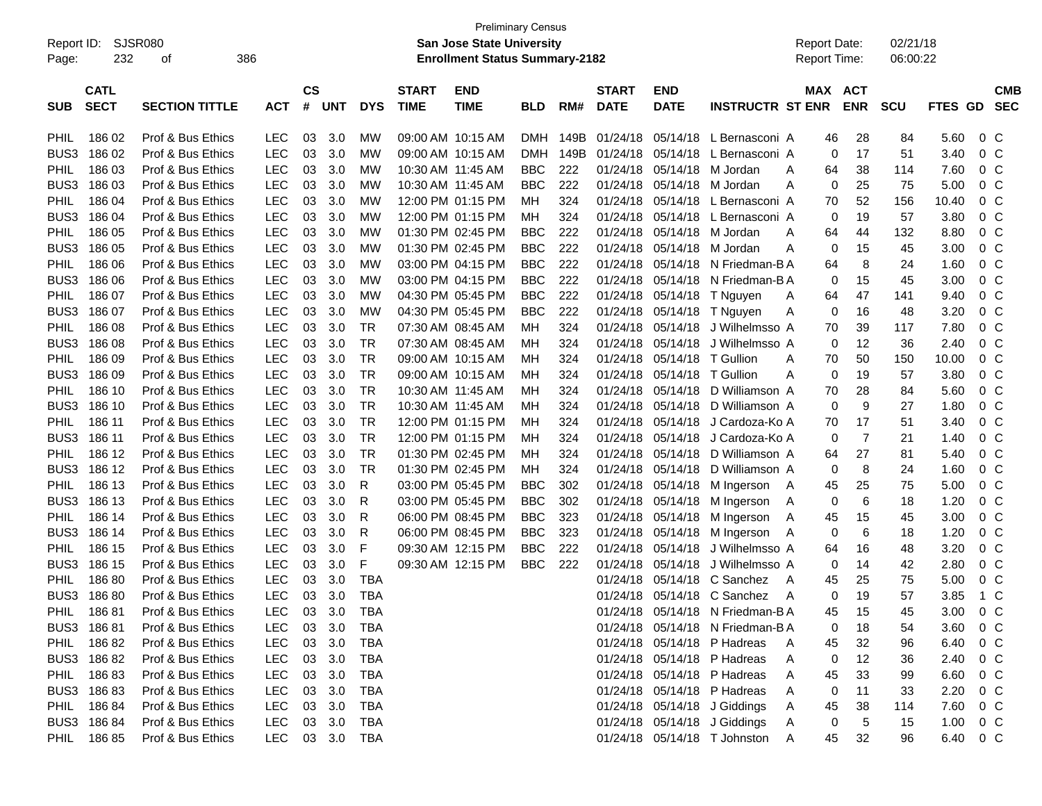Preliminary Census

Report ID: SJSR080 **San Jose State University** Report Date: 02/21/18

**Enrollment Status Summary-2182** Report Time: 06:00:22

| SUB | CATL SECT | SECTION TITTLE | ACT | CS # | UNT | DYS | START TIME | END TIME | BLD | RM# | START DATE | END DATE | INSTRUCTR | ST | MAX ENR | ACT ENR | SCU | FTES | GD | CMB SEC |
|---|---|---|---|---|---|---|---|---|---|---|---|---|---|---|---|---|---|---|---|---|
| PHIL | 186 02 | Prof & Bus Ethics | LEC | 03 | 3.0 | MW | 09:00 AM | 10:15 AM | DMH | 149B | 01/24/18 | 05/14/18 | L Bernasconi | A | 46 | 28 | 84 | 5.60 | 0 | C |
| BUS3 | 186 02 | Prof & Bus Ethics | LEC | 03 | 3.0 | MW | 09:00 AM | 10:15 AM | DMH | 149B | 01/24/18 | 05/14/18 | L Bernasconi | A | 0 | 17 | 51 | 3.40 | 0 | C |
| PHIL | 186 03 | Prof & Bus Ethics | LEC | 03 | 3.0 | MW | 10:30 AM | 11:45 AM | BBC | 222 | 01/24/18 | 05/14/18 | M Jordan | A | 64 | 38 | 114 | 7.60 | 0 | C |
| BUS3 | 186 03 | Prof & Bus Ethics | LEC | 03 | 3.0 | MW | 10:30 AM | 11:45 AM | BBC | 222 | 01/24/18 | 05/14/18 | M Jordan | A | 0 | 25 | 75 | 5.00 | 0 | C |
| PHIL | 186 04 | Prof & Bus Ethics | LEC | 03 | 3.0 | MW | 12:00 PM | 01:15 PM | MH | 324 | 01/24/18 | 05/14/18 | L Bernasconi | A | 70 | 52 | 156 | 10.40 | 0 | C |
| BUS3 | 186 04 | Prof & Bus Ethics | LEC | 03 | 3.0 | MW | 12:00 PM | 01:15 PM | MH | 324 | 01/24/18 | 05/14/18 | L Bernasconi | A | 0 | 19 | 57 | 3.80 | 0 | C |
| PHIL | 186 05 | Prof & Bus Ethics | LEC | 03 | 3.0 | MW | 01:30 PM | 02:45 PM | BBC | 222 | 01/24/18 | 05/14/18 | M Jordan | A | 64 | 44 | 132 | 8.80 | 0 | C |
| BUS3 | 186 05 | Prof & Bus Ethics | LEC | 03 | 3.0 | MW | 01:30 PM | 02:45 PM | BBC | 222 | 01/24/18 | 05/14/18 | M Jordan | A | 0 | 15 | 45 | 3.00 | 0 | C |
| PHIL | 186 06 | Prof & Bus Ethics | LEC | 03 | 3.0 | MW | 03:00 PM | 04:15 PM | BBC | 222 | 01/24/18 | 05/14/18 | N Friedman-B | A | 64 | 8 | 24 | 1.60 | 0 | C |
| BUS3 | 186 06 | Prof & Bus Ethics | LEC | 03 | 3.0 | MW | 03:00 PM | 04:15 PM | BBC | 222 | 01/24/18 | 05/14/18 | N Friedman-B | A | 0 | 15 | 45 | 3.00 | 0 | C |
| PHIL | 186 07 | Prof & Bus Ethics | LEC | 03 | 3.0 | MW | 04:30 PM | 05:45 PM | BBC | 222 | 01/24/18 | 05/14/18 | T Nguyen | A | 64 | 47 | 141 | 9.40 | 0 | C |
| BUS3 | 186 07 | Prof & Bus Ethics | LEC | 03 | 3.0 | MW | 04:30 PM | 05:45 PM | BBC | 222 | 01/24/18 | 05/14/18 | T Nguyen | A | 0 | 16 | 48 | 3.20 | 0 | C |
| PHIL | 186 08 | Prof & Bus Ethics | LEC | 03 | 3.0 | TR | 07:30 AM | 08:45 AM | MH | 324 | 01/24/18 | 05/14/18 | J Wilhelmsso | A | 70 | 39 | 117 | 7.80 | 0 | C |
| BUS3 | 186 08 | Prof & Bus Ethics | LEC | 03 | 3.0 | TR | 07:30 AM | 08:45 AM | MH | 324 | 01/24/18 | 05/14/18 | J Wilhelmsso | A | 0 | 12 | 36 | 2.40 | 0 | C |
| PHIL | 186 09 | Prof & Bus Ethics | LEC | 03 | 3.0 | TR | 09:00 AM | 10:15 AM | MH | 324 | 01/24/18 | 05/14/18 | T Gullion | A | 70 | 50 | 150 | 10.00 | 0 | C |
| BUS3 | 186 09 | Prof & Bus Ethics | LEC | 03 | 3.0 | TR | 09:00 AM | 10:15 AM | MH | 324 | 01/24/18 | 05/14/18 | T Gullion | A | 0 | 19 | 57 | 3.80 | 0 | C |
| PHIL | 186 10 | Prof & Bus Ethics | LEC | 03 | 3.0 | TR | 10:30 AM | 11:45 AM | MH | 324 | 01/24/18 | 05/14/18 | D Williamson | A | 70 | 28 | 84 | 5.60 | 0 | C |
| BUS3 | 186 10 | Prof & Bus Ethics | LEC | 03 | 3.0 | TR | 10:30 AM | 11:45 AM | MH | 324 | 01/24/18 | 05/14/18 | D Williamson | A | 0 | 9 | 27 | 1.80 | 0 | C |
| PHIL | 186 11 | Prof & Bus Ethics | LEC | 03 | 3.0 | TR | 12:00 PM | 01:15 PM | MH | 324 | 01/24/18 | 05/14/18 | J Cardoza-Ko | A | 70 | 17 | 51 | 3.40 | 0 | C |
| BUS3 | 186 11 | Prof & Bus Ethics | LEC | 03 | 3.0 | TR | 12:00 PM | 01:15 PM | MH | 324 | 01/24/18 | 05/14/18 | J Cardoza-Ko | A | 0 | 7 | 21 | 1.40 | 0 | C |
| PHIL | 186 12 | Prof & Bus Ethics | LEC | 03 | 3.0 | TR | 01:30 PM | 02:45 PM | MH | 324 | 01/24/18 | 05/14/18 | D Williamson | A | 64 | 27 | 81 | 5.40 | 0 | C |
| BUS3 | 186 12 | Prof & Bus Ethics | LEC | 03 | 3.0 | TR | 01:30 PM | 02:45 PM | MH | 324 | 01/24/18 | 05/14/18 | D Williamson | A | 0 | 8 | 24 | 1.60 | 0 | C |
| PHIL | 186 13 | Prof & Bus Ethics | LEC | 03 | 3.0 | R | 03:00 PM | 05:45 PM | BBC | 302 | 01/24/18 | 05/14/18 | M Ingerson | A | 45 | 25 | 75 | 5.00 | 0 | C |
| BUS3 | 186 13 | Prof & Bus Ethics | LEC | 03 | 3.0 | R | 03:00 PM | 05:45 PM | BBC | 302 | 01/24/18 | 05/14/18 | M Ingerson | A | 0 | 6 | 18 | 1.20 | 0 | C |
| PHIL | 186 14 | Prof & Bus Ethics | LEC | 03 | 3.0 | R | 06:00 PM | 08:45 PM | BBC | 323 | 01/24/18 | 05/14/18 | M Ingerson | A | 45 | 15 | 45 | 3.00 | 0 | C |
| BUS3 | 186 14 | Prof & Bus Ethics | LEC | 03 | 3.0 | R | 06:00 PM | 08:45 PM | BBC | 323 | 01/24/18 | 05/14/18 | M Ingerson | A | 0 | 6 | 18 | 1.20 | 0 | C |
| PHIL | 186 15 | Prof & Bus Ethics | LEC | 03 | 3.0 | F | 09:30 AM | 12:15 PM | BBC | 222 | 01/24/18 | 05/14/18 | J Wilhelmsso | A | 64 | 16 | 48 | 3.20 | 0 | C |
| BUS3 | 186 15 | Prof & Bus Ethics | LEC | 03 | 3.0 | F | 09:30 AM | 12:15 PM | BBC | 222 | 01/24/18 | 05/14/18 | J Wilhelmsso | A | 0 | 14 | 42 | 2.80 | 0 | C |
| PHIL | 186 80 | Prof & Bus Ethics | LEC | 03 | 3.0 | TBA | | | | | 01/24/18 | 05/14/18 | C Sanchez | A | 45 | 25 | 75 | 5.00 | 0 | C |
| BUS3 | 186 80 | Prof & Bus Ethics | LEC | 03 | 3.0 | TBA | | | | | 01/24/18 | 05/14/18 | C Sanchez | A | 0 | 19 | 57 | 3.85 | 1 | C |
| PHIL | 186 81 | Prof & Bus Ethics | LEC | 03 | 3.0 | TBA | | | | | 01/24/18 | 05/14/18 | N Friedman-B | A | 45 | 15 | 45 | 3.00 | 0 | C |
| BUS3 | 186 81 | Prof & Bus Ethics | LEC | 03 | 3.0 | TBA | | | | | 01/24/18 | 05/14/18 | N Friedman-B | A | 0 | 18 | 54 | 3.60 | 0 | C |
| PHIL | 186 82 | Prof & Bus Ethics | LEC | 03 | 3.0 | TBA | | | | | 01/24/18 | 05/14/18 | P Hadreas | A | 45 | 32 | 96 | 6.40 | 0 | C |
| BUS3 | 186 82 | Prof & Bus Ethics | LEC | 03 | 3.0 | TBA | | | | | 01/24/18 | 05/14/18 | P Hadreas | A | 0 | 12 | 36 | 2.40 | 0 | C |
| PHIL | 186 83 | Prof & Bus Ethics | LEC | 03 | 3.0 | TBA | | | | | 01/24/18 | 05/14/18 | P Hadreas | A | 45 | 33 | 99 | 6.60 | 0 | C |
| BUS3 | 186 83 | Prof & Bus Ethics | LEC | 03 | 3.0 | TBA | | | | | 01/24/18 | 05/14/18 | P Hadreas | A | 0 | 11 | 33 | 2.20 | 0 | C |
| PHIL | 186 84 | Prof & Bus Ethics | LEC | 03 | 3.0 | TBA | | | | | 01/24/18 | 05/14/18 | J Giddings | A | 45 | 38 | 114 | 7.60 | 0 | C |
| BUS3 | 186 84 | Prof & Bus Ethics | LEC | 03 | 3.0 | TBA | | | | | 01/24/18 | 05/14/18 | J Giddings | A | 0 | 5 | 15 | 1.00 | 0 | C |
| PHIL | 186 85 | Prof & Bus Ethics | LEC | 03 | 3.0 | TBA | | | | | 01/24/18 | 05/14/18 | T Johnston | A | 45 | 32 | 96 | 6.40 | 0 | C |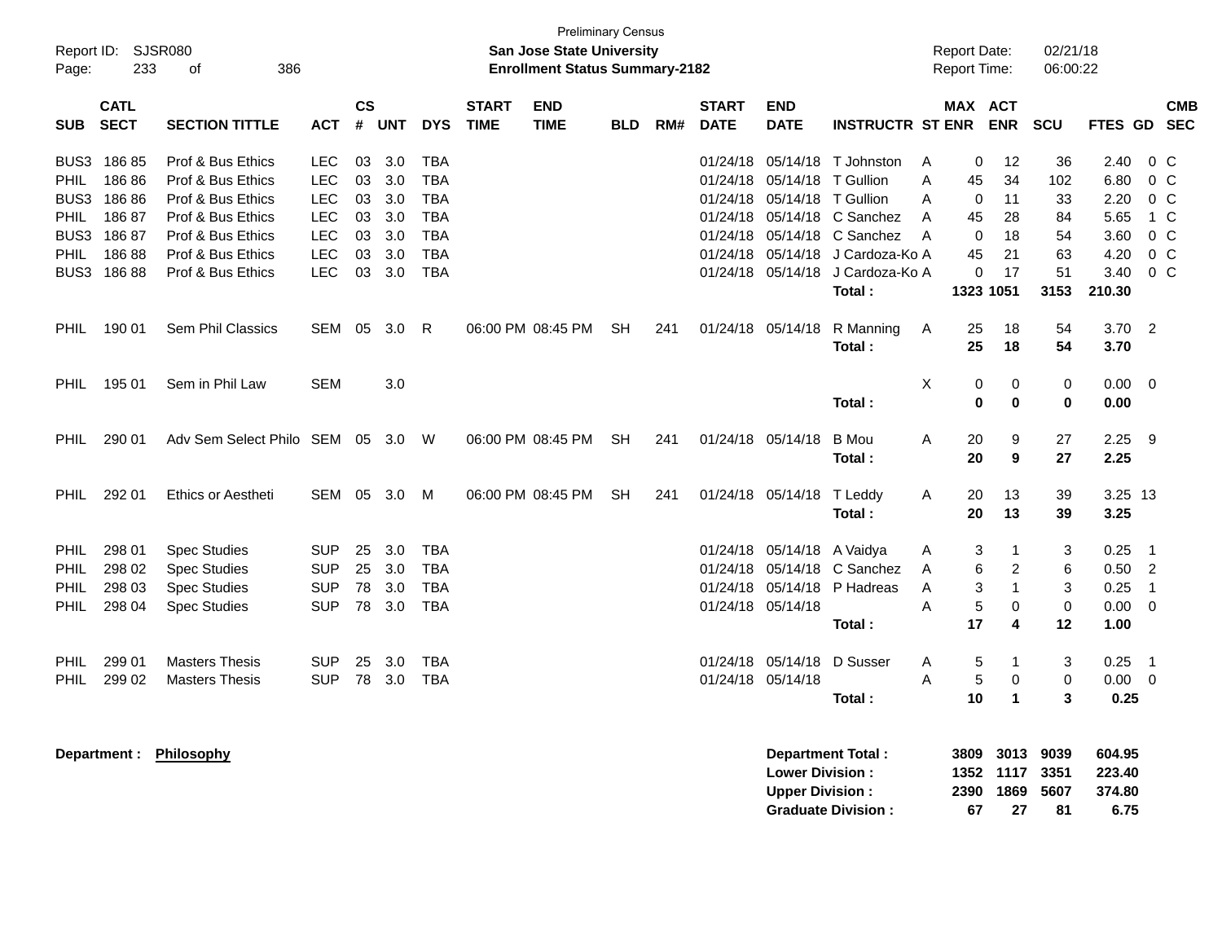Preliminary Census

**San Jose State University**
**Enrollment Status Summary-2182**

Report ID: SJSR080
Report Date: 02/21/18
Report Time: 06:00:22

| SUB | CATL SECT | SECTION TITTLE | ACT | CS # | UNT | DYS | START TIME | END TIME | BLD | RM# | START DATE | END DATE | INSTRUCTR | ST | MAX ENR | ACT ENR | SCU | FTES | GD | CMB SEC |
|---|---|---|---|---|---|---|---|---|---|---|---|---|---|---|---|---|---|---|---|---|
| BUS3 | 186 85 | Prof & Bus Ethics | LEC | 03 | 3.0 | TBA | | | | | 01/24/18 | 05/14/18 | T Johnston | A | 0 | 12 | 36 | 2.40 | 0 | C |
| PHIL | 186 86 | Prof & Bus Ethics | LEC | 03 | 3.0 | TBA | | | | | 01/24/18 | 05/14/18 | T Gullion | A | 45 | 34 | 102 | 6.80 | 0 | C |
| BUS3 | 186 86 | Prof & Bus Ethics | LEC | 03 | 3.0 | TBA | | | | | 01/24/18 | 05/14/18 | T Gullion | A | 0 | 11 | 33 | 2.20 | 0 | C |
| PHIL | 186 87 | Prof & Bus Ethics | LEC | 03 | 3.0 | TBA | | | | | 01/24/18 | 05/14/18 | C Sanchez | A | 45 | 28 | 84 | 5.65 | 1 | C |
| BUS3 | 186 87 | Prof & Bus Ethics | LEC | 03 | 3.0 | TBA | | | | | 01/24/18 | 05/14/18 | C Sanchez | A | 0 | 18 | 54 | 3.60 | 0 | C |
| PHIL | 186 88 | Prof & Bus Ethics | LEC | 03 | 3.0 | TBA | | | | | 01/24/18 | 05/14/18 | J Cardoza-Ko | A | 45 | 21 | 63 | 4.20 | 0 | C |
| BUS3 | 186 88 | Prof & Bus Ethics | LEC | 03 | 3.0 | TBA | | | | | 01/24/18 | 05/14/18 | J Cardoza-Ko | A | 0 | 17 | 51 | 3.40 | 0 | C |
| | | | | | | | | | | | | | **Total :** | | **1323** | **1051** | **3153** | **210.30** | | |
| PHIL | 190 01 | Sem Phil Classics | SEM | 05 | 3.0 | R | 06:00 PM | 08:45 PM | SH | 241 | 01/24/18 | 05/14/18 | R Manning | A | 25 | 18 | 54 | 3.70 | 2 | |
| | | | | | | | | | | | | | **Total :** | | **25** | **18** | **54** | **3.70** | | |
| PHIL | 195 01 | Sem in Phil Law | SEM | | 3.0 | | | | | | | | | X | 0 | 0 | 0 | 0.00 | 0 | |
| | | | | | | | | | | | | | **Total :** | | **0** | **0** | **0** | **0.00** | | |
| PHIL | 290 01 | Adv Sem Select Philo | SEM | 05 | 3.0 | W | 06:00 PM | 08:45 PM | SH | 241 | 01/24/18 | 05/14/18 | B Mou | A | 20 | 9 | 27 | 2.25 | 9 | |
| | | | | | | | | | | | | | **Total :** | | **20** | **9** | **27** | **2.25** | | |
| PHIL | 292 01 | Ethics or Aestheti | SEM | 05 | 3.0 | M | 06:00 PM | 08:45 PM | SH | 241 | 01/24/18 | 05/14/18 | T Leddy | A | 20 | 13 | 39 | 3.25 | 13 | |
| | | | | | | | | | | | | | **Total :** | | **20** | **13** | **39** | **3.25** | | |
| PHIL | 298 01 | Spec Studies | SUP | 25 | 3.0 | TBA | | | | | 01/24/18 | 05/14/18 | A Vaidya | A | 3 | 1 | 3 | 0.25 | 1 | |
| PHIL | 298 02 | Spec Studies | SUP | 25 | 3.0 | TBA | | | | | 01/24/18 | 05/14/18 | C Sanchez | A | 6 | 2 | 6 | 0.50 | 2 | |
| PHIL | 298 03 | Spec Studies | SUP | 78 | 3.0 | TBA | | | | | 01/24/18 | 05/14/18 | P Hadreas | A | 3 | 1 | 3 | 0.25 | 1 | |
| PHIL | 298 04 | Spec Studies | SUP | 78 | 3.0 | TBA | | | | | 01/24/18 | 05/14/18 | | A | 5 | 0 | 0 | 0.00 | 0 | |
| | | | | | | | | | | | | | **Total :** | | **17** | **4** | **12** | **1.00** | | |
| PHIL | 299 01 | Masters Thesis | SUP | 25 | 3.0 | TBA | | | | | 01/24/18 | 05/14/18 | D Susser | A | 5 | 1 | 3 | 0.25 | 1 | |
| PHIL | 299 02 | Masters Thesis | SUP | 78 | 3.0 | TBA | | | | | 01/24/18 | 05/14/18 | | A | 5 | 0 | 0 | 0.00 | 0 | |
| | | | | | | | | | | | | | **Total :** | | **10** | **1** | **3** | **0.25** | | |

**Department : Philosophy**

| | MAX ENR | ACT ENR | SCU | FTES |
|---|---|---|---|---|
| **Department Total :** | **3809** | **3013** | **9039** | **604.95** |
| **Lower Division :** | **1352** | **1117** | **3351** | **223.40** |
| **Upper Division :** | **2390** | **1869** | **5607** | **374.80** |
| **Graduate Division :** | **67** | **27** | **81** | **6.75** |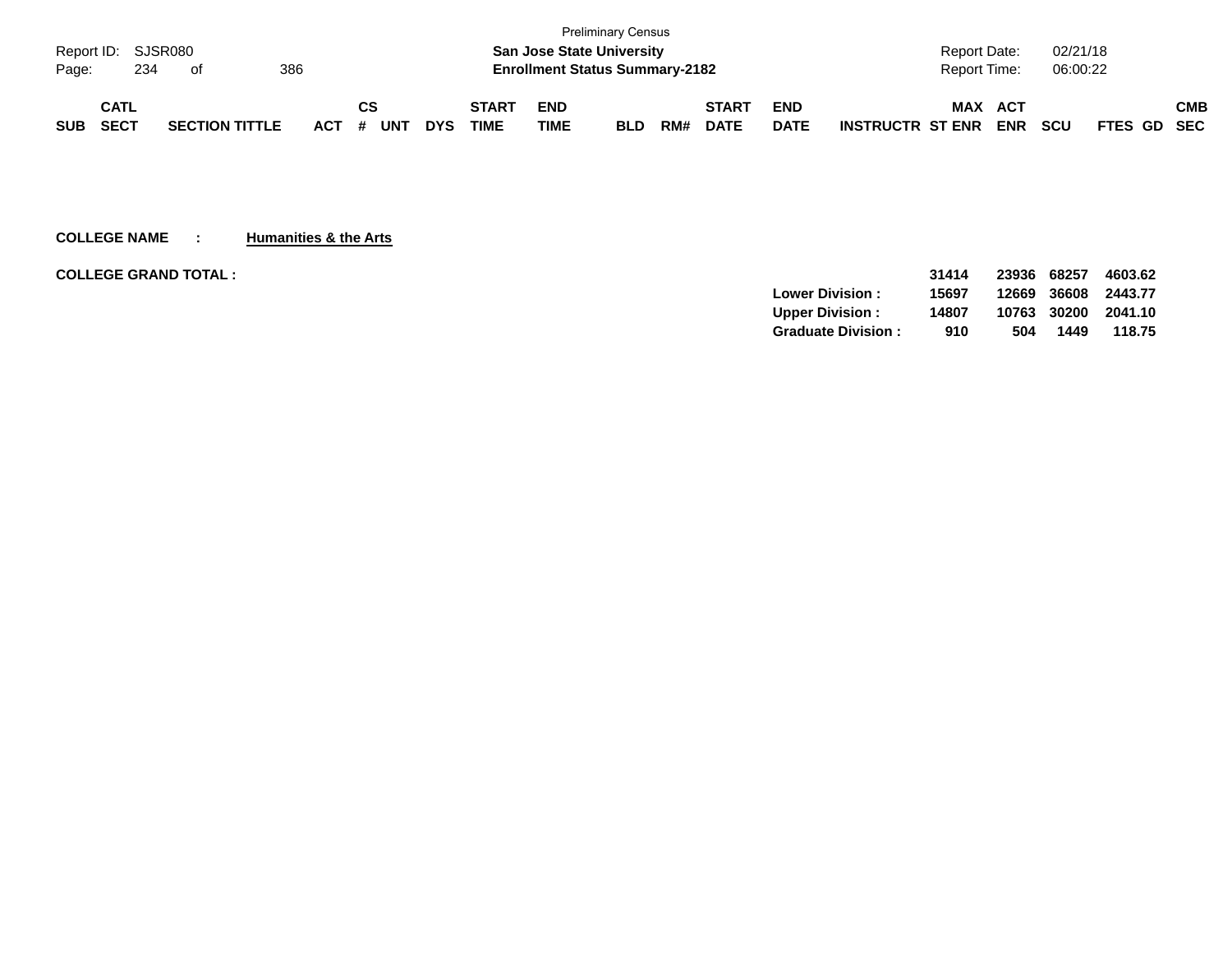Preliminary Census

**San Jose State University**

**Enrollment Status Summary-2182**

Report ID: SJSR080

Report Date: 02/21/18

Report Time: 06:00:22

| SUB | CATL SECT | SECTION TITTLE | ACT | CS # | UNT | DYS | START TIME | END TIME | BLD | RM# | START DATE | END DATE | INSTRUCTR | MAX ST ENR | ACT ENR | SCU | FTES | GD | CMB SEC |
|---|---|---|---|---|---|---|---|---|---|---|---|---|---|---|---|---|---|---|---|

**COLLEGE NAME : <u>Humanities & the Arts</u>**

**COLLEGE GRAND TOTAL :**

| | MAX ST ENR | ACT ENR | SCU | FTES |
|---|---|---|---|---|
| | **31414** | **23936** | **68257** | **4603.62** |
| **Lower Division :** | **15697** | **12669** | **36608** | **2443.77** |
| **Upper Division :** | **14807** | **10763** | **30200** | **2041.10** |
| **Graduate Division :** | **910** | **504** | **1449** | **118.75** |